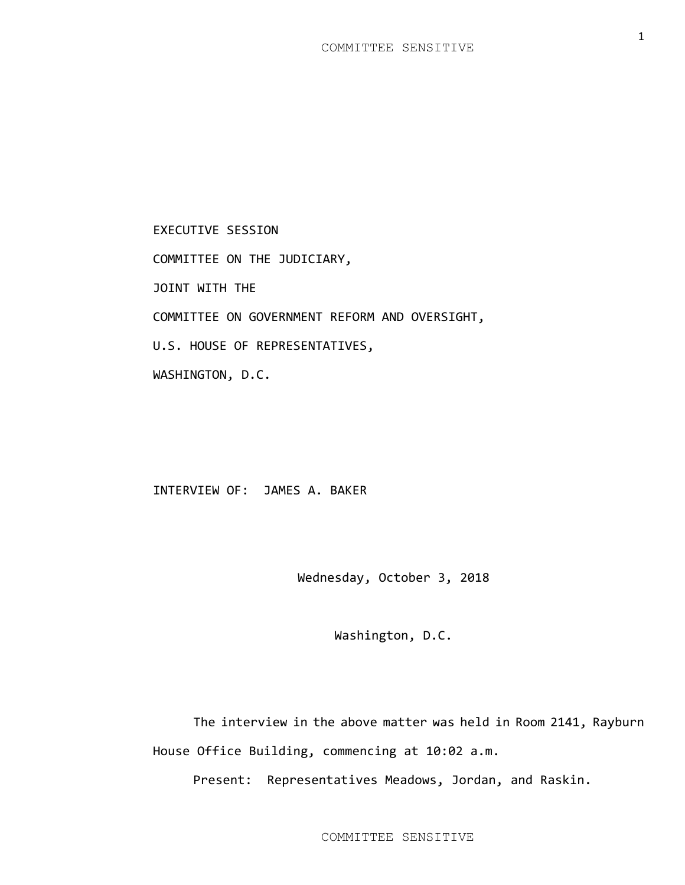EXECUTIVE SESSION

COMMITTEE ON THE JUDICIARY,

JOINT WITH THE

COMMITTEE ON GOVERNMENT REFORM AND OVERSIGHT,

U.S. HOUSE OF REPRESENTATIVES,

WASHINGTON, D.C.

INTERVIEW OF: JAMES A. BAKER

Wednesday, October 3, 2018

Washington, D.C.

The interview in the above matter was held in Room 2141, Rayburn House Office Building, commencing at 10:02 a.m.

Present: Representatives Meadows, Jordan, and Raskin.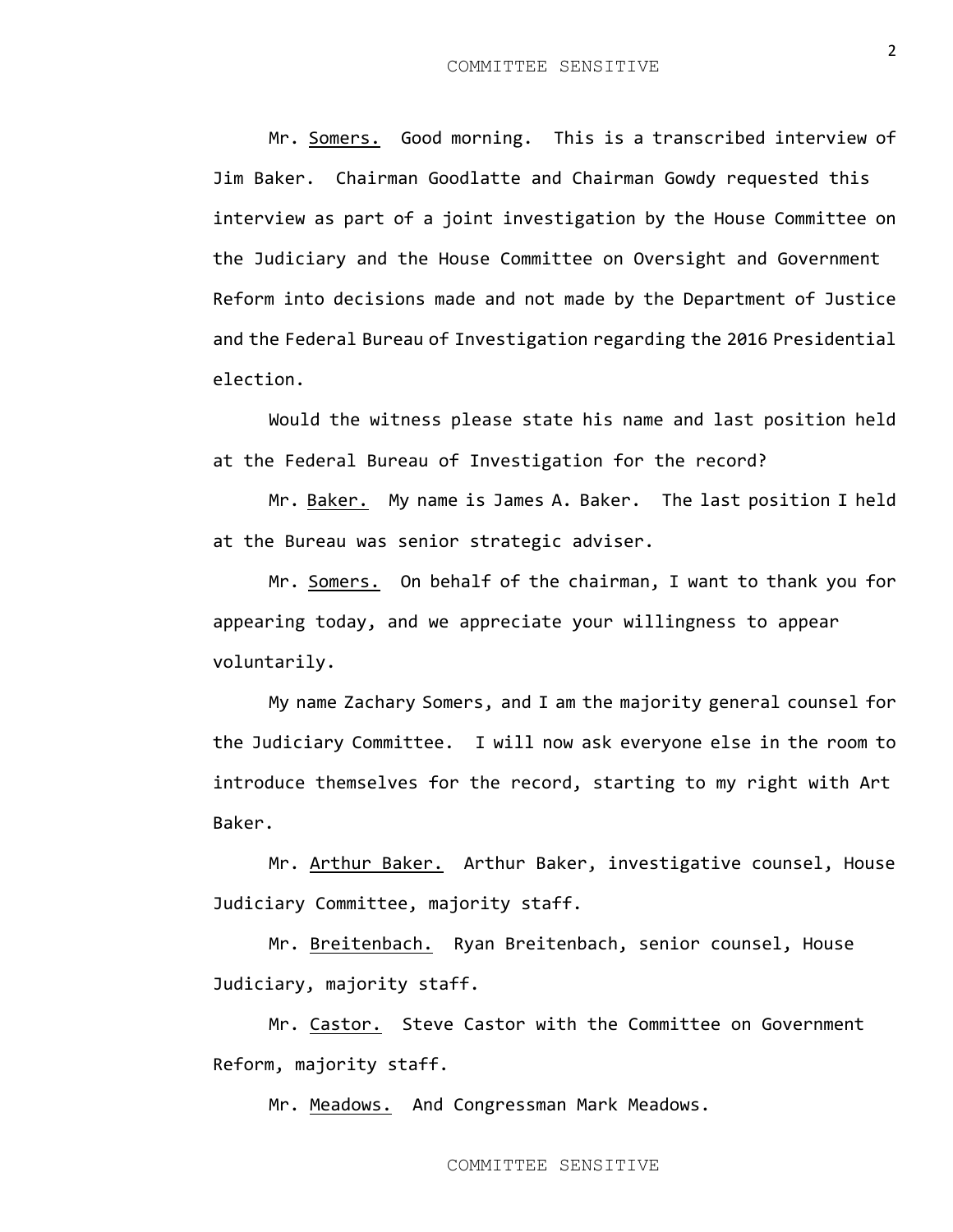Mr. Somers. Good morning. This is a transcribed interview of Jim Baker. Chairman Goodlatte and Chairman Gowdy requested this interview as part of a joint investigation by the House Committee on the Judiciary and the House Committee on Oversight and Government Reform into decisions made and not made by the Department of Justice and the Federal Bureau of Investigation regarding the 2016 Presidential election.

Would the witness please state his name and last position held at the Federal Bureau of Investigation for the record?

Mr. Baker. My name is James A. Baker. The last position I held at the Bureau was senior strategic adviser.

Mr. Somers. On behalf of the chairman, I want to thank you for appearing today, and we appreciate your willingness to appear voluntarily.

My name Zachary Somers, and I am the majority general counsel for the Judiciary Committee. I will now ask everyone else in the room to introduce themselves for the record, starting to my right with Art Baker.

Mr. Arthur Baker. Arthur Baker, investigative counsel, House Judiciary Committee, majority staff.

Mr. Breitenbach. Ryan Breitenbach, senior counsel, House Judiciary, majority staff.

Mr. Castor. Steve Castor with the Committee on Government Reform, majority staff.

Mr. Meadows. And Congressman Mark Meadows.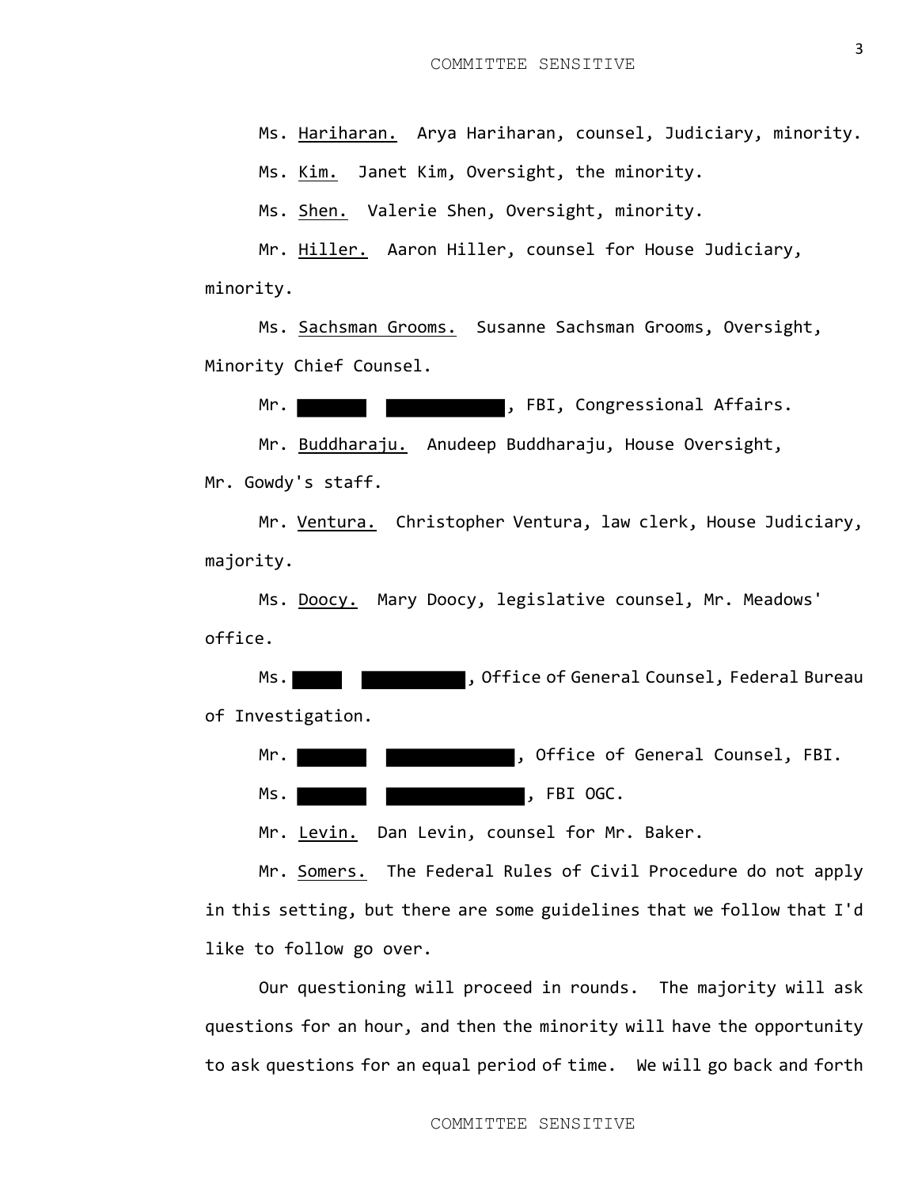Ms. Hariharan. Arya Hariharan, counsel, Judiciary, minority.

Ms. Kim. Janet Kim, Oversight, the minority.

Ms. Shen. Valerie Shen, Oversight, minority.

Mr. Hiller. Aaron Hiller, counsel for House Judiciary, minority.

Ms. Sachsman Grooms. Susanne Sachsman Grooms, Oversight, Minority Chief Counsel.

Mr. [REDACTED] [REDACTED], FBI, Congressional Affairs.

Mr. Buddharaju. Anudeep Buddharaju, House Oversight, Mr. Gowdy's staff.

Mr. Ventura. Christopher Ventura, law clerk, House Judiciary, majority.

Ms. Doocy. Mary Doocy, legislative counsel, Mr. Meadows' office.

Ms. [REDACTED] [REDACTED], Office of General Counsel, Federal Bureau of Investigation.

Mr. [REDACTED] [REDACTED], Office of General Counsel, FBI.

Ms. [REDACTED] [REDACTED], FBI OGC.

Mr. Levin. Dan Levin, counsel for Mr. Baker.

Mr. Somers. The Federal Rules of Civil Procedure do not apply in this setting, but there are some guidelines that we follow that I'd like to follow go over.

Our questioning will proceed in rounds. The majority will ask questions for an hour, and then the minority will have the opportunity to ask questions for an equal period of time. We will go back and forth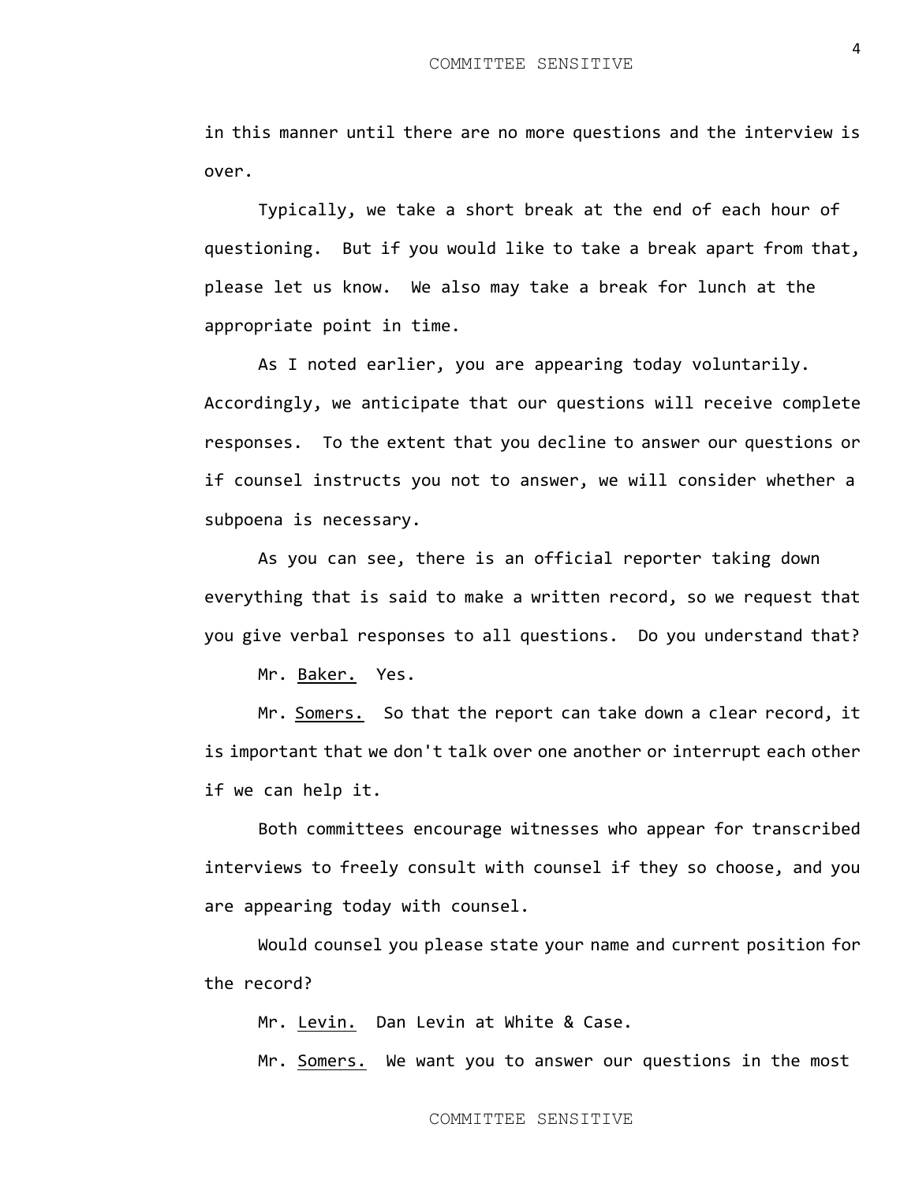in this manner until there are no more questions and the interview is over.

Typically, we take a short break at the end of each hour of questioning. But if you would like to take a break apart from that, please let us know. We also may take a break for lunch at the appropriate point in time.

As I noted earlier, you are appearing today voluntarily. Accordingly, we anticipate that our questions will receive complete responses. To the extent that you decline to answer our questions or if counsel instructs you not to answer, we will consider whether a subpoena is necessary.

As you can see, there is an official reporter taking down everything that is said to make a written record, so we request that you give verbal responses to all questions. Do you understand that?

Mr. Baker. Yes.

Mr. Somers. So that the report can take down a clear record, it is important that we don't talk over one another or interrupt each other if we can help it.

Both committees encourage witnesses who appear for transcribed interviews to freely consult with counsel if they so choose, and you are appearing today with counsel.

Would counsel you please state your name and current position for the record?

Mr. Levin. Dan Levin at White & Case.

Mr. Somers. We want you to answer our questions in the most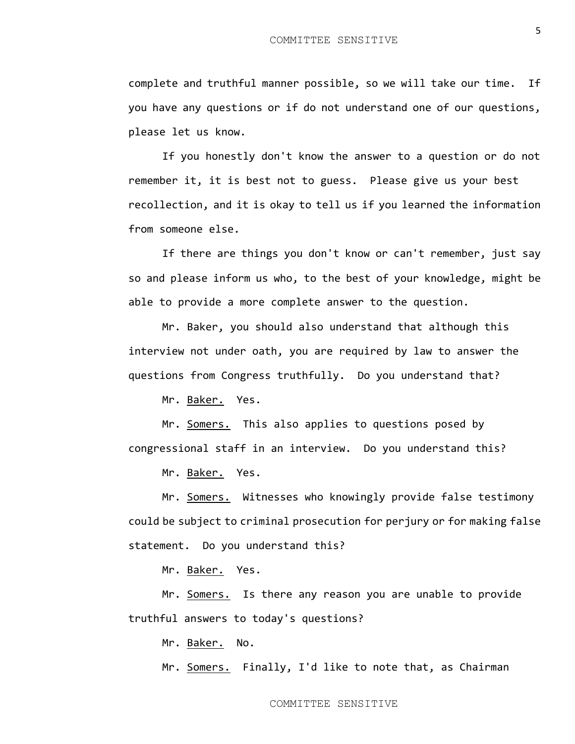complete and truthful manner possible, so we will take our time. If you have any questions or if do not understand one of our questions, please let us know.

If you honestly don't know the answer to a question or do not remember it, it is best not to guess. Please give us your best recollection, and it is okay to tell us if you learned the information from someone else.

If there are things you don't know or can't remember, just say so and please inform us who, to the best of your knowledge, might be able to provide a more complete answer to the question.

Mr. Baker, you should also understand that although this interview not under oath, you are required by law to answer the questions from Congress truthfully. Do you understand that?

Mr. Baker. Yes.

Mr. Somers. This also applies to questions posed by congressional staff in an interview. Do you understand this?

Mr. Baker. Yes.

Mr. Somers. Witnesses who knowingly provide false testimony could be subject to criminal prosecution for perjury or for making false statement. Do you understand this?

Mr. Baker. Yes.

Mr. Somers. Is there any reason you are unable to provide truthful answers to today's questions?

Mr. Baker. No.

Mr. Somers. Finally, I'd like to note that, as Chairman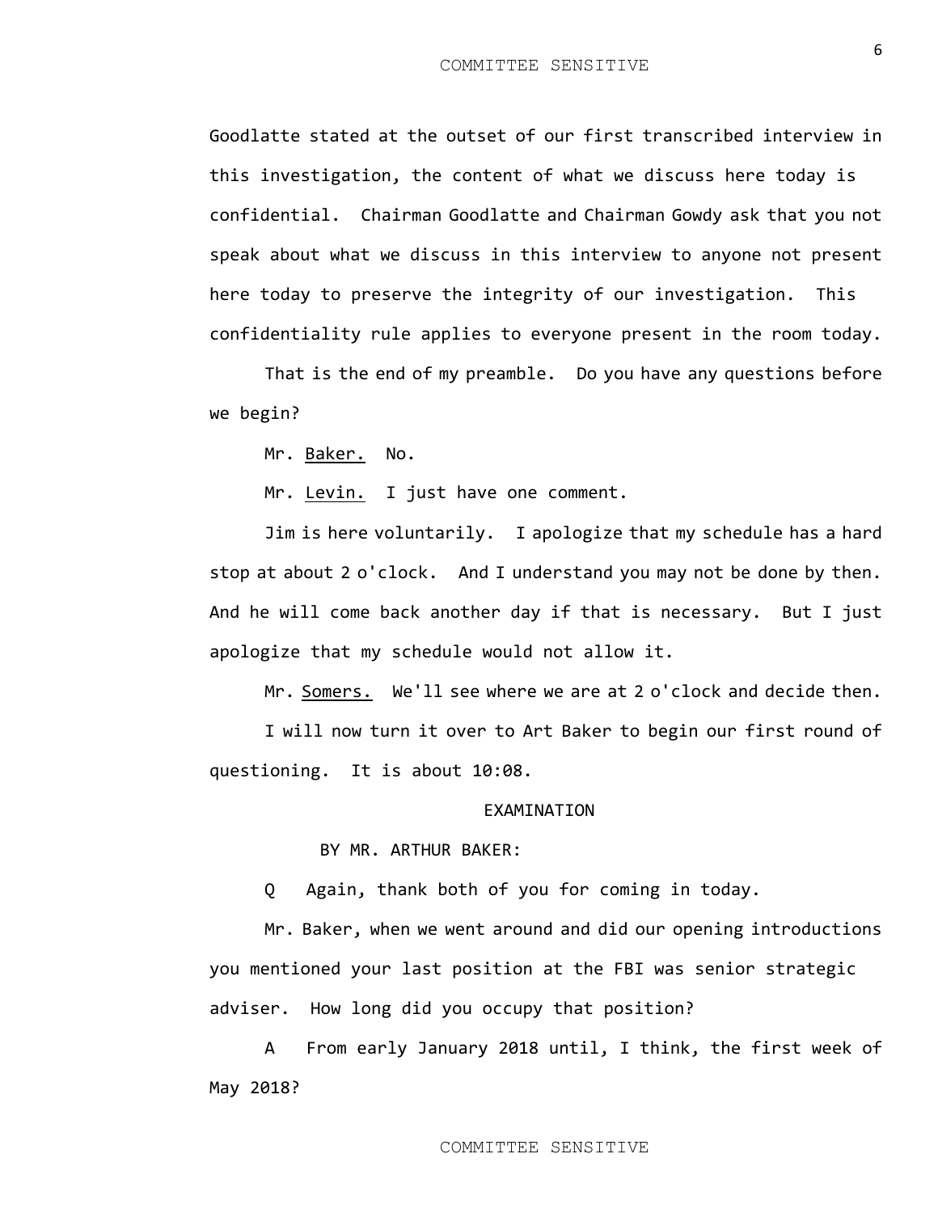Goodlatte stated at the outset of our first transcribed interview in this investigation, the content of what we discuss here today is confidential. Chairman Goodlatte and Chairman Gowdy ask that you not speak about what we discuss in this interview to anyone not present here today to preserve the integrity of our investigation. This confidentiality rule applies to everyone present in the room today.

That is the end of my preamble. Do you have any questions before we begin?

Mr. Baker. No.

Mr. Levin. I just have one comment.

Jim is here voluntarily. I apologize that my schedule has a hard stop at about 2 o'clock. And I understand you may not be done by then. And he will come back another day if that is necessary. But I just apologize that my schedule would not allow it.

Mr. Somers. We'll see where we are at 2 o'clock and decide then.

I will now turn it over to Art Baker to begin our first round of questioning. It is about 10:08.

EXAMINATION

BY MR. ARTHUR BAKER:

Q Again, thank both of you for coming in today.

Mr. Baker, when we went around and did our opening introductions you mentioned your last position at the FBI was senior strategic adviser. How long did you occupy that position?

A From early January 2018 until, I think, the first week of May 2018?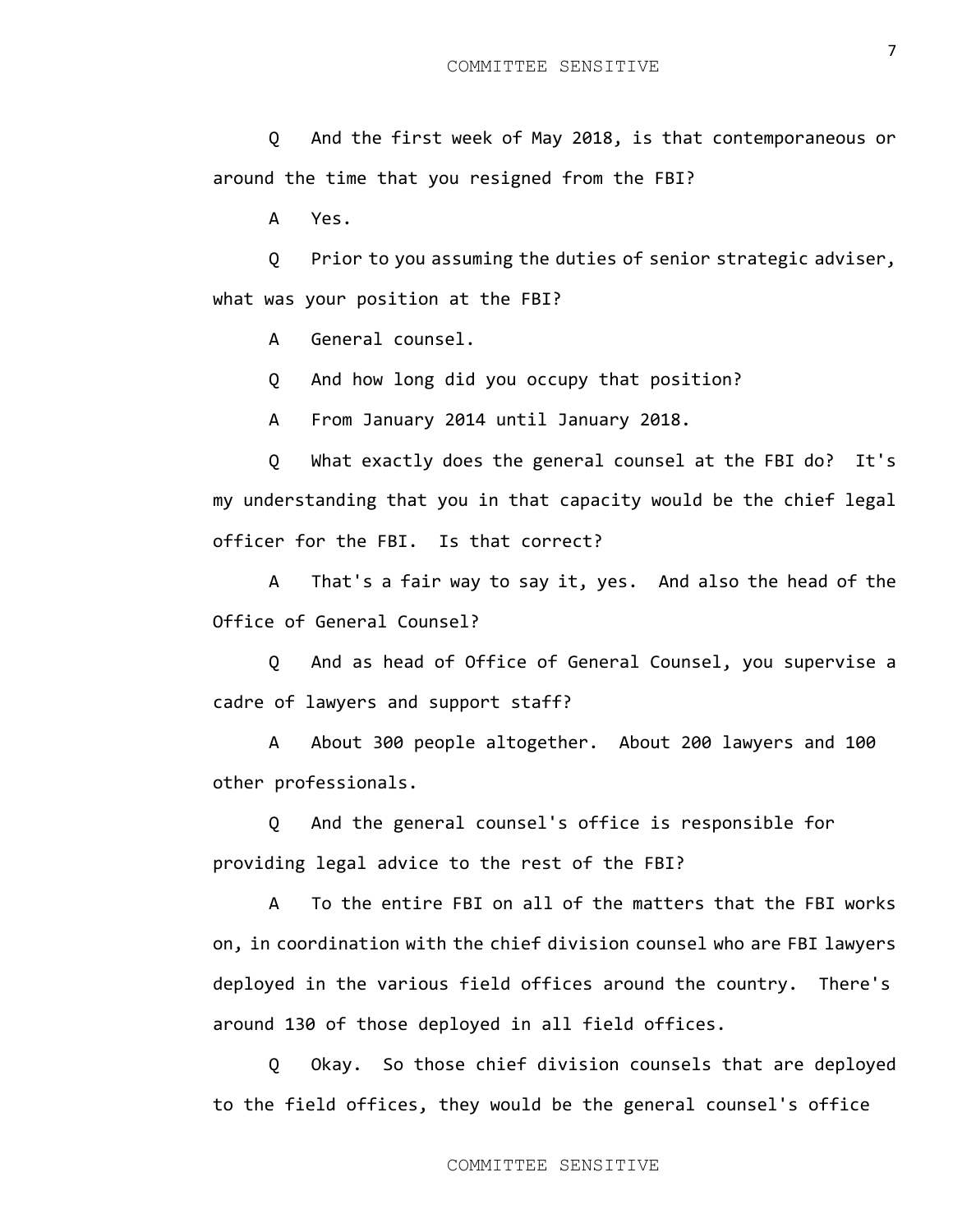Q And the first week of May 2018, is that contemporaneous or around the time that you resigned from the FBI?

A Yes.

Q Prior to you assuming the duties of senior strategic adviser, what was your position at the FBI?

A General counsel.

Q And how long did you occupy that position?

A From January 2014 until January 2018.

Q What exactly does the general counsel at the FBI do? It's my understanding that you in that capacity would be the chief legal officer for the FBI. Is that correct?

A That's a fair way to say it, yes. And also the head of the Office of General Counsel?

Q And as head of Office of General Counsel, you supervise a cadre of lawyers and support staff?

A About 300 people altogether. About 200 lawyers and 100 other professionals.

Q And the general counsel's office is responsible for providing legal advice to the rest of the FBI?

A To the entire FBI on all of the matters that the FBI works on, in coordination with the chief division counsel who are FBI lawyers deployed in the various field offices around the country. There's around 130 of those deployed in all field offices.

Q Okay. So those chief division counsels that are deployed to the field offices, they would be the general counsel's office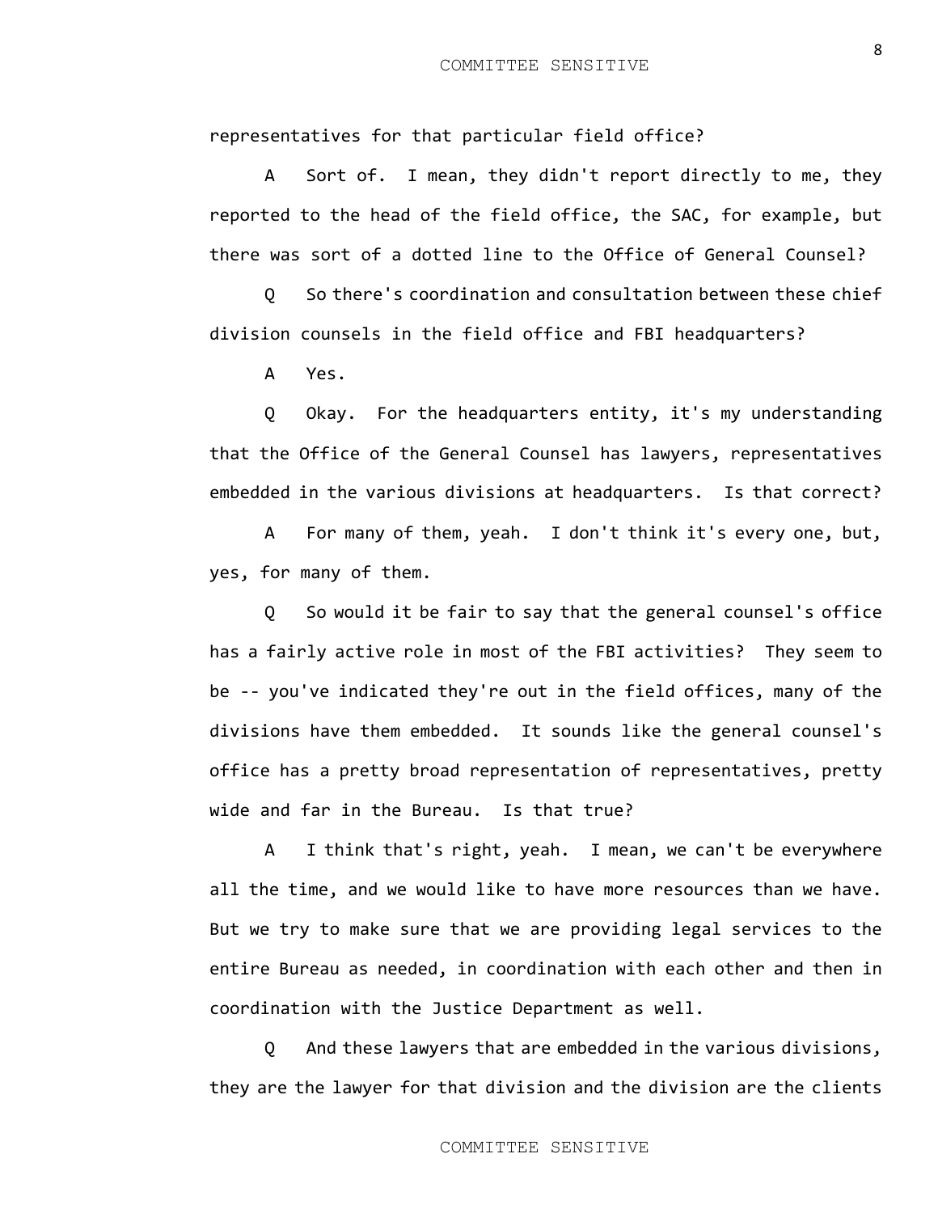representatives for that particular field office?

A Sort of. I mean, they didn't report directly to me, they reported to the head of the field office, the SAC, for example, but there was sort of a dotted line to the Office of General Counsel?

Q So there's coordination and consultation between these chief division counsels in the field office and FBI headquarters?

A Yes.

Q Okay. For the headquarters entity, it's my understanding that the Office of the General Counsel has lawyers, representatives embedded in the various divisions at headquarters. Is that correct?

A For many of them, yeah. I don't think it's every one, but, yes, for many of them.

Q So would it be fair to say that the general counsel's office has a fairly active role in most of the FBI activities? They seem to be -- you've indicated they're out in the field offices, many of the divisions have them embedded. It sounds like the general counsel's office has a pretty broad representation of representatives, pretty wide and far in the Bureau. Is that true?

A I think that's right, yeah. I mean, we can't be everywhere all the time, and we would like to have more resources than we have. But we try to make sure that we are providing legal services to the entire Bureau as needed, in coordination with each other and then in coordination with the Justice Department as well.

Q And these lawyers that are embedded in the various divisions, they are the lawyer for that division and the division are the clients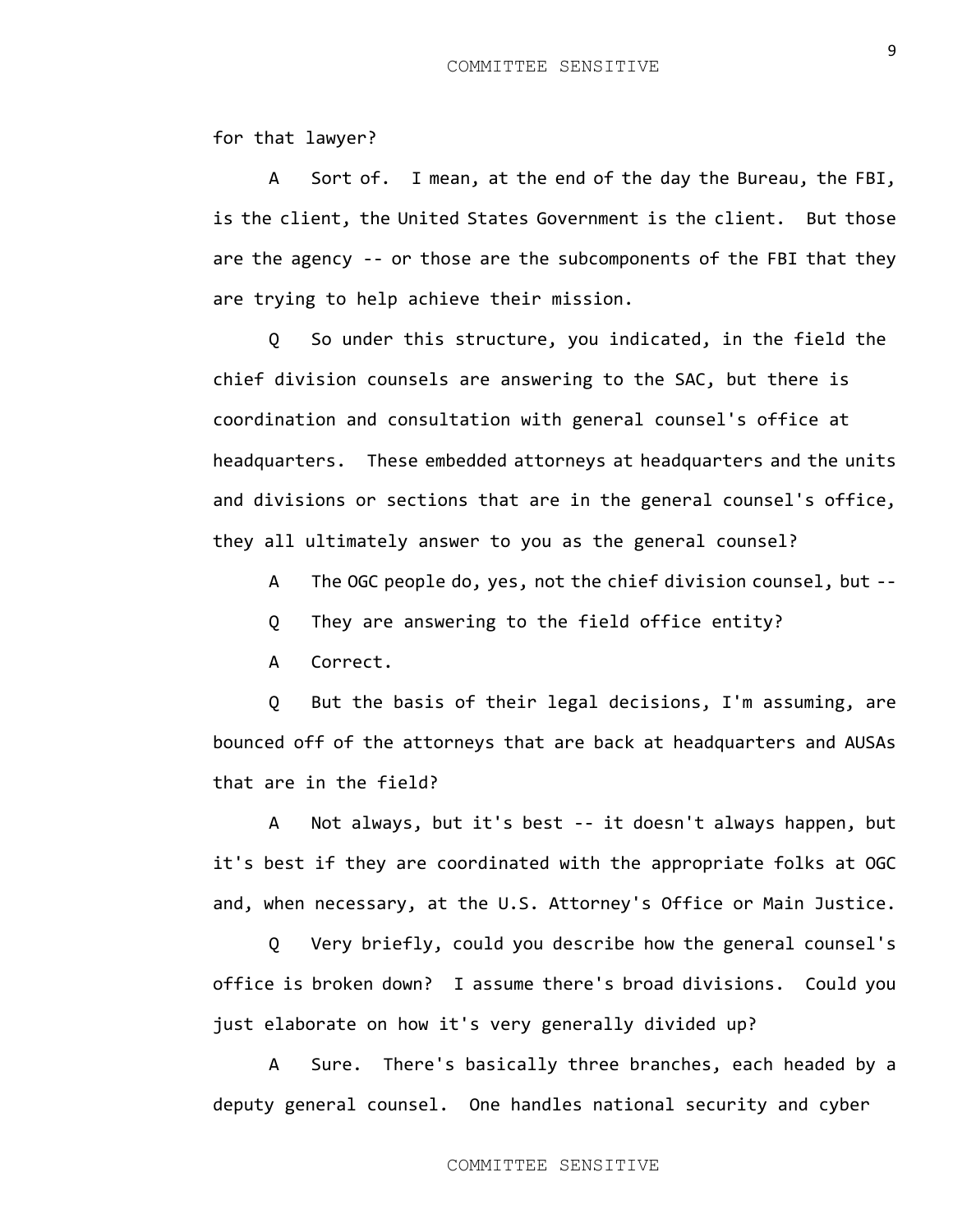for that lawyer?

A Sort of. I mean, at the end of the day the Bureau, the FBI, is the client, the United States Government is the client. But those are the agency -- or those are the subcomponents of the FBI that they are trying to help achieve their mission.

Q So under this structure, you indicated, in the field the chief division counsels are answering to the SAC, but there is coordination and consultation with general counsel's office at headquarters. These embedded attorneys at headquarters and the units and divisions or sections that are in the general counsel's office, they all ultimately answer to you as the general counsel?

A The OGC people do, yes, not the chief division counsel, but --

Q They are answering to the field office entity?

A Correct.

Q But the basis of their legal decisions, I'm assuming, are bounced off of the attorneys that are back at headquarters and AUSAs that are in the field?

A Not always, but it's best -- it doesn't always happen, but it's best if they are coordinated with the appropriate folks at OGC and, when necessary, at the U.S. Attorney's Office or Main Justice.

Q Very briefly, could you describe how the general counsel's office is broken down? I assume there's broad divisions. Could you just elaborate on how it's very generally divided up?

A Sure. There's basically three branches, each headed by a deputy general counsel. One handles national security and cyber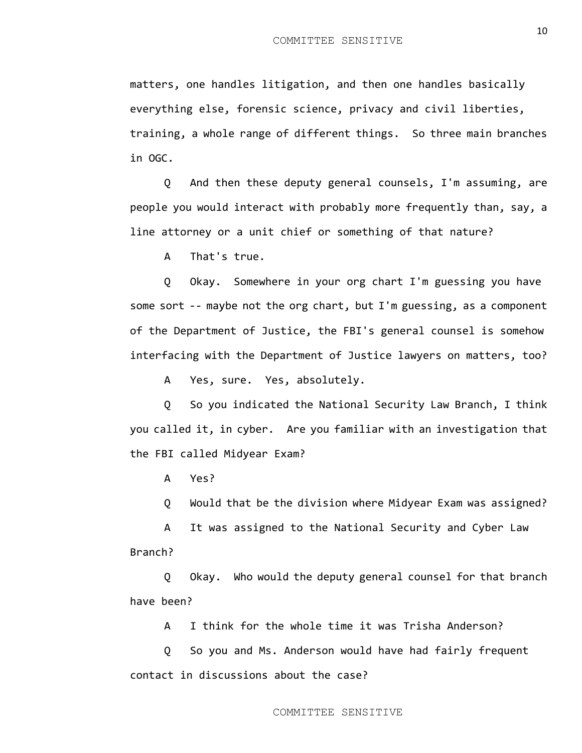matters, one handles litigation, and then one handles basically everything else, forensic science, privacy and civil liberties, training, a whole range of different things. So three main branches in OGC.

Q And then these deputy general counsels, I'm assuming, are people you would interact with probably more frequently than, say, a line attorney or a unit chief or something of that nature?

A That's true.

Q Okay. Somewhere in your org chart I'm guessing you have some sort -- maybe not the org chart, but I'm guessing, as a component of the Department of Justice, the FBI's general counsel is somehow interfacing with the Department of Justice lawyers on matters, too?

A Yes, sure. Yes, absolutely.

Q So you indicated the National Security Law Branch, I think you called it, in cyber. Are you familiar with an investigation that the FBI called Midyear Exam?

A Yes?

Q Would that be the division where Midyear Exam was assigned?

A It was assigned to the National Security and Cyber Law Branch?

Q Okay. Who would the deputy general counsel for that branch have been?

A I think for the whole time it was Trisha Anderson?

Q So you and Ms. Anderson would have had fairly frequent contact in discussions about the case?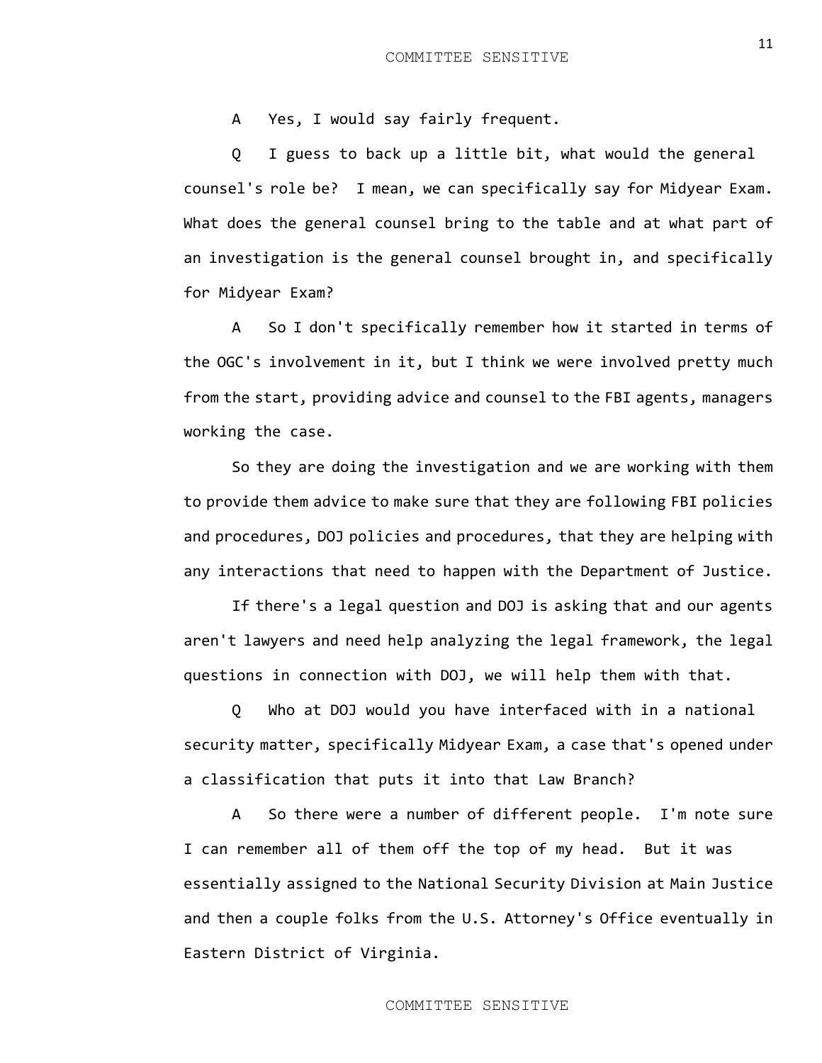A Yes, I would say fairly frequent.

Q I guess to back up a little bit, what would the general counsel's role be? I mean, we can specifically say for Midyear Exam. What does the general counsel bring to the table and at what part of an investigation is the general counsel brought in, and specifically for Midyear Exam?

A So I don't specifically remember how it started in terms of the OGC's involvement in it, but I think we were involved pretty much from the start, providing advice and counsel to the FBI agents, managers working the case.

So they are doing the investigation and we are working with them to provide them advice to make sure that they are following FBI policies and procedures, DOJ policies and procedures, that they are helping with any interactions that need to happen with the Department of Justice.

If there's a legal question and DOJ is asking that and our agents aren't lawyers and need help analyzing the legal framework, the legal questions in connection with DOJ, we will help them with that.

Q Who at DOJ would you have interfaced with in a national security matter, specifically Midyear Exam, a case that's opened under a classification that puts it into that Law Branch?

A So there were a number of different people. I'm note sure I can remember all of them off the top of my head. But it was essentially assigned to the National Security Division at Main Justice and then a couple folks from the U.S. Attorney's Office eventually in Eastern District of Virginia.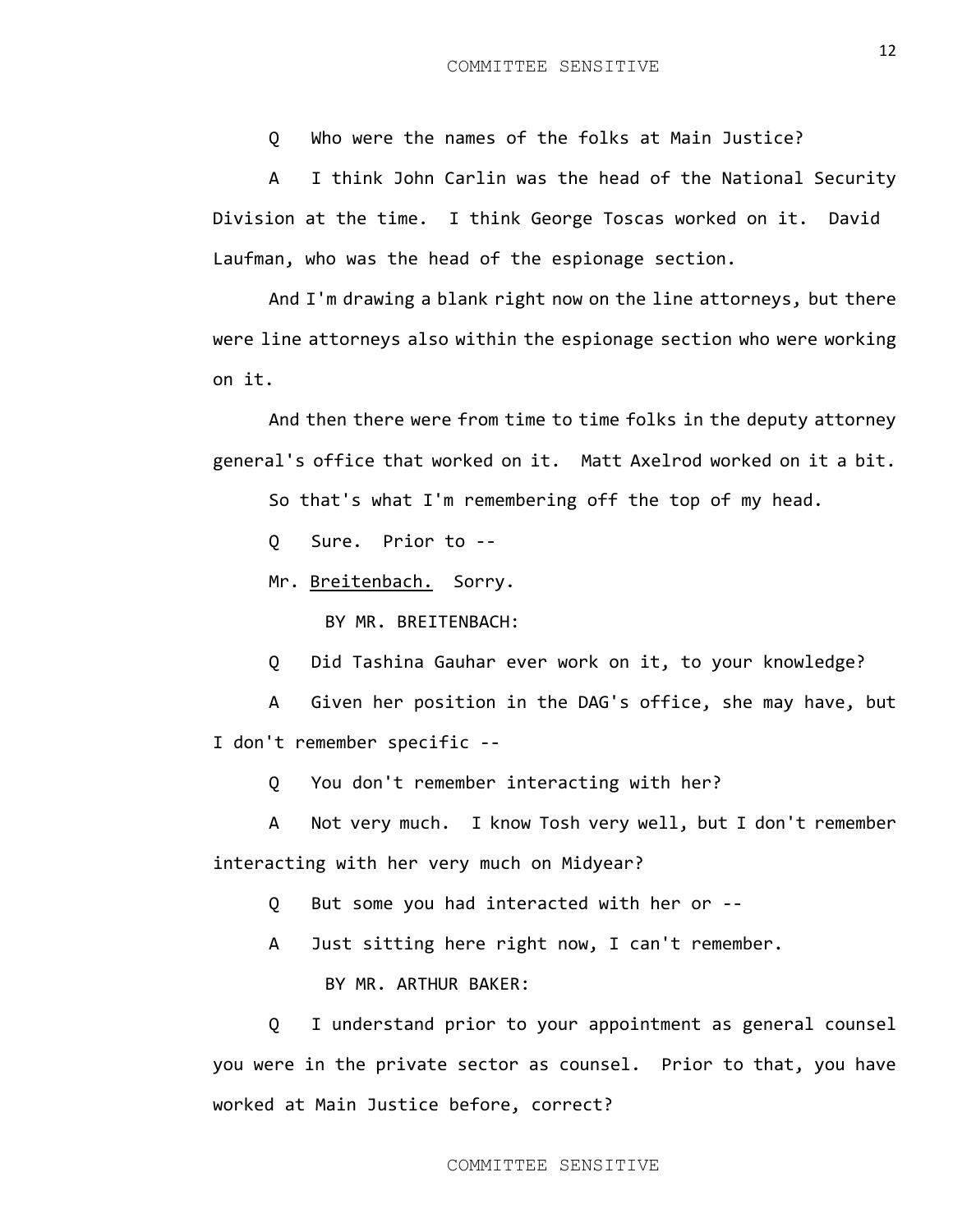Q Who were the names of the folks at Main Justice?

A I think John Carlin was the head of the National Security Division at the time. I think George Toscas worked on it. David Laufman, who was the head of the espionage section.

And I'm drawing a blank right now on the line attorneys, but there were line attorneys also within the espionage section who were working on it.

And then there were from time to time folks in the deputy attorney general's office that worked on it. Matt Axelrod worked on it a bit.

So that's what I'm remembering off the top of my head.

Q Sure. Prior to --

Mr. Breitenbach. Sorry.

BY MR. BREITENBACH:

Q Did Tashina Gauhar ever work on it, to your knowledge?

A Given her position in the DAG's office, she may have, but I don't remember specific --

Q You don't remember interacting with her?

A Not very much. I know Tosh very well, but I don't remember interacting with her very much on Midyear?

Q But some you had interacted with her or --

A Just sitting here right now, I can't remember.

BY MR. ARTHUR BAKER:

Q I understand prior to your appointment as general counsel you were in the private sector as counsel. Prior to that, you have worked at Main Justice before, correct?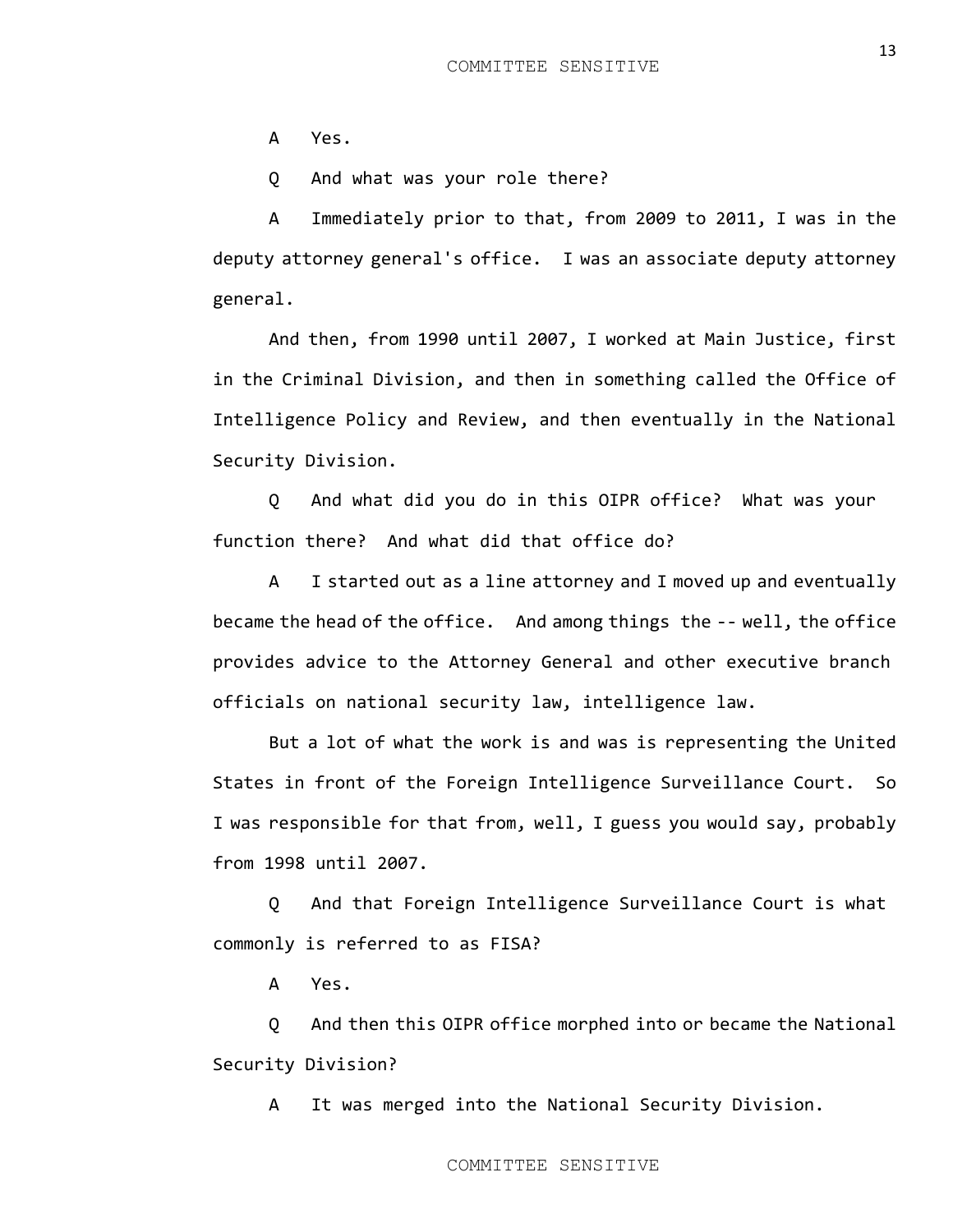A Yes.

Q And what was your role there?

A Immediately prior to that, from 2009 to 2011, I was in the deputy attorney general's office. I was an associate deputy attorney general.

And then, from 1990 until 2007, I worked at Main Justice, first in the Criminal Division, and then in something called the Office of Intelligence Policy and Review, and then eventually in the National Security Division.

Q And what did you do in this OIPR office? What was your function there? And what did that office do?

A I started out as a line attorney and I moved up and eventually became the head of the office. And among things the -- well, the office provides advice to the Attorney General and other executive branch officials on national security law, intelligence law.

But a lot of what the work is and was is representing the United States in front of the Foreign Intelligence Surveillance Court. So I was responsible for that from, well, I guess you would say, probably from 1998 until 2007.

Q And that Foreign Intelligence Surveillance Court is what commonly is referred to as FISA?

A Yes.

Q And then this OIPR office morphed into or became the National Security Division?

A It was merged into the National Security Division.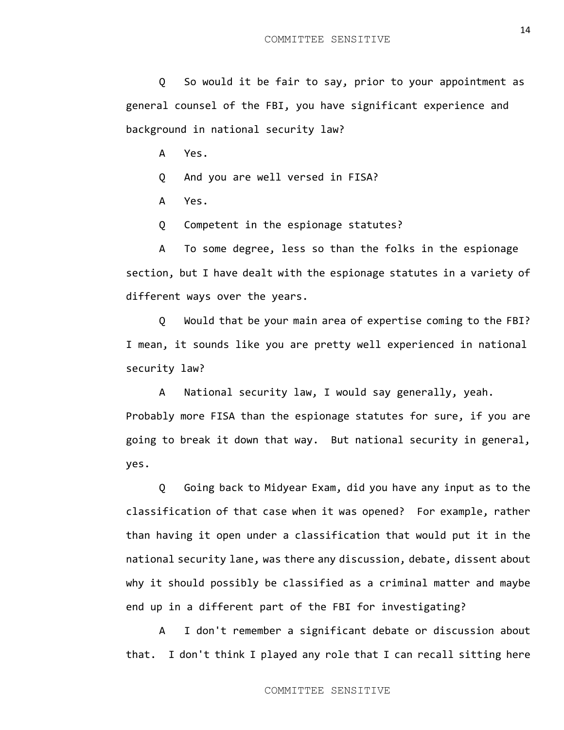Q So would it be fair to say, prior to your appointment as general counsel of the FBI, you have significant experience and background in national security law?

A Yes.

Q And you are well versed in FISA?

A Yes.

Q Competent in the espionage statutes?

A To some degree, less so than the folks in the espionage section, but I have dealt with the espionage statutes in a variety of different ways over the years.

Q Would that be your main area of expertise coming to the FBI? I mean, it sounds like you are pretty well experienced in national security law?

A National security law, I would say generally, yeah. Probably more FISA than the espionage statutes for sure, if you are going to break it down that way. But national security in general, yes.

Q Going back to Midyear Exam, did you have any input as to the classification of that case when it was opened? For example, rather than having it open under a classification that would put it in the national security lane, was there any discussion, debate, dissent about why it should possibly be classified as a criminal matter and maybe end up in a different part of the FBI for investigating?

A I don't remember a significant debate or discussion about that. I don't think I played any role that I can recall sitting here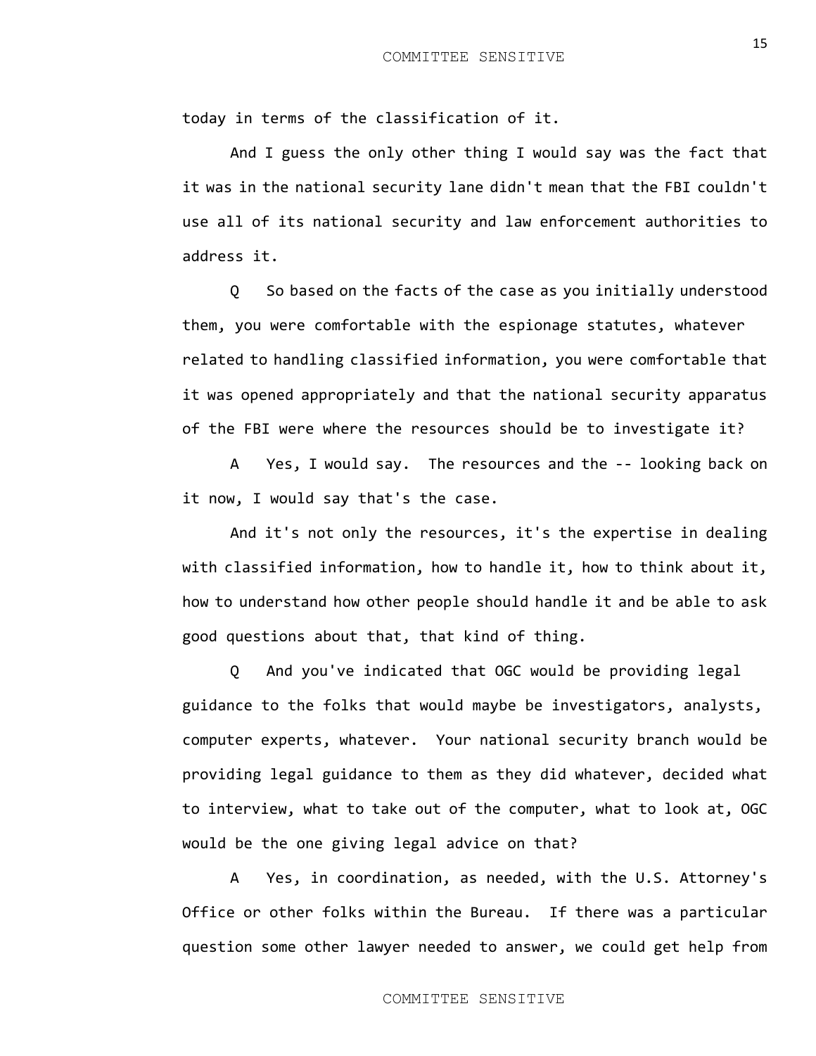today in terms of the classification of it.

And I guess the only other thing I would say was the fact that it was in the national security lane didn't mean that the FBI couldn't use all of its national security and law enforcement authorities to address it.

Q So based on the facts of the case as you initially understood them, you were comfortable with the espionage statutes, whatever related to handling classified information, you were comfortable that it was opened appropriately and that the national security apparatus of the FBI were where the resources should be to investigate it?

A Yes, I would say. The resources and the -- looking back on it now, I would say that's the case.

And it's not only the resources, it's the expertise in dealing with classified information, how to handle it, how to think about it, how to understand how other people should handle it and be able to ask good questions about that, that kind of thing.

Q And you've indicated that OGC would be providing legal guidance to the folks that would maybe be investigators, analysts, computer experts, whatever. Your national security branch would be providing legal guidance to them as they did whatever, decided what to interview, what to take out of the computer, what to look at, OGC would be the one giving legal advice on that?

A Yes, in coordination, as needed, with the U.S. Attorney's Office or other folks within the Bureau. If there was a particular question some other lawyer needed to answer, we could get help from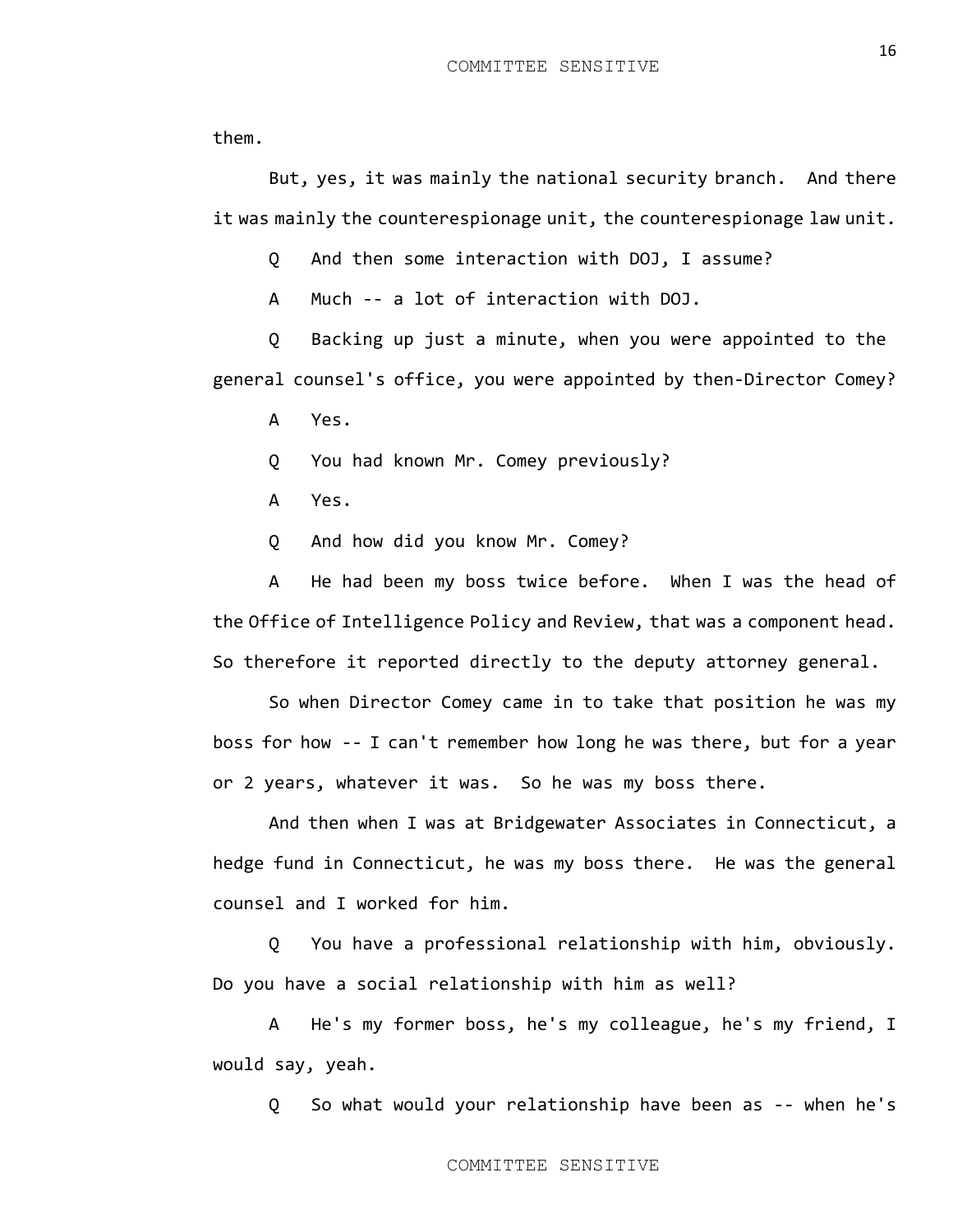them.

But, yes, it was mainly the national security branch. And there it was mainly the counterespionage unit, the counterespionage law unit.

Q And then some interaction with DOJ, I assume?

A Much -- a lot of interaction with DOJ.

Q Backing up just a minute, when you were appointed to the general counsel's office, you were appointed by then-Director Comey?

A Yes.

Q You had known Mr. Comey previously?

A Yes.

Q And how did you know Mr. Comey?

A He had been my boss twice before. When I was the head of the Office of Intelligence Policy and Review, that was a component head. So therefore it reported directly to the deputy attorney general.

So when Director Comey came in to take that position he was my boss for how -- I can't remember how long he was there, but for a year or 2 years, whatever it was. So he was my boss there.

And then when I was at Bridgewater Associates in Connecticut, a hedge fund in Connecticut, he was my boss there. He was the general counsel and I worked for him.

Q You have a professional relationship with him, obviously. Do you have a social relationship with him as well?

A He's my former boss, he's my colleague, he's my friend, I would say, yeah.

Q So what would your relationship have been as -- when he's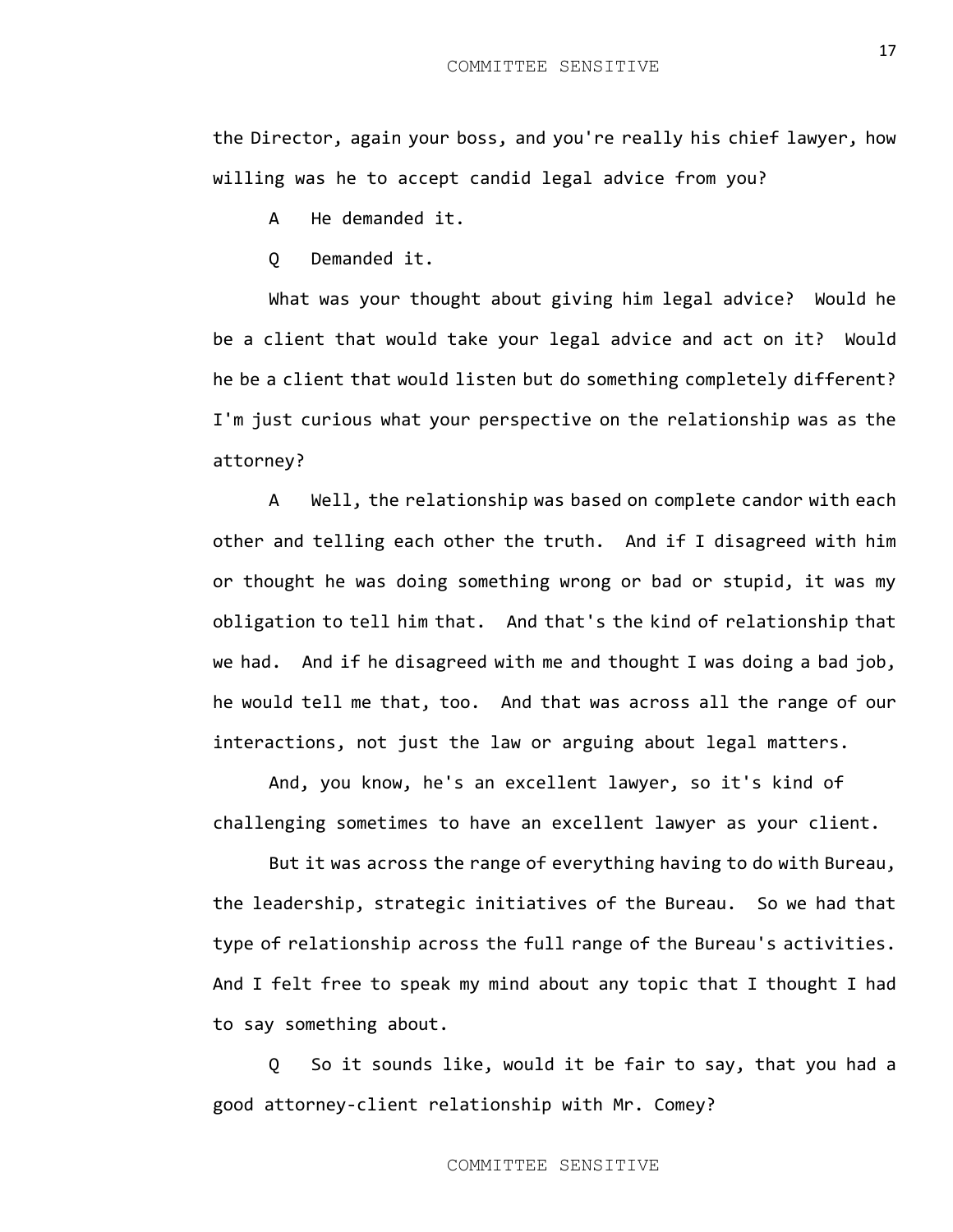the Director, again your boss, and you're really his chief lawyer, how willing was he to accept candid legal advice from you?

A He demanded it.

Q Demanded it.

What was your thought about giving him legal advice? Would he be a client that would take your legal advice and act on it? Would he be a client that would listen but do something completely different? I'm just curious what your perspective on the relationship was as the attorney?

A Well, the relationship was based on complete candor with each other and telling each other the truth. And if I disagreed with him or thought he was doing something wrong or bad or stupid, it was my obligation to tell him that. And that's the kind of relationship that we had. And if he disagreed with me and thought I was doing a bad job, he would tell me that, too. And that was across all the range of our interactions, not just the law or arguing about legal matters.

And, you know, he's an excellent lawyer, so it's kind of challenging sometimes to have an excellent lawyer as your client.

But it was across the range of everything having to do with Bureau, the leadership, strategic initiatives of the Bureau. So we had that type of relationship across the full range of the Bureau's activities. And I felt free to speak my mind about any topic that I thought I had to say something about.

Q So it sounds like, would it be fair to say, that you had a good attorney-client relationship with Mr. Comey?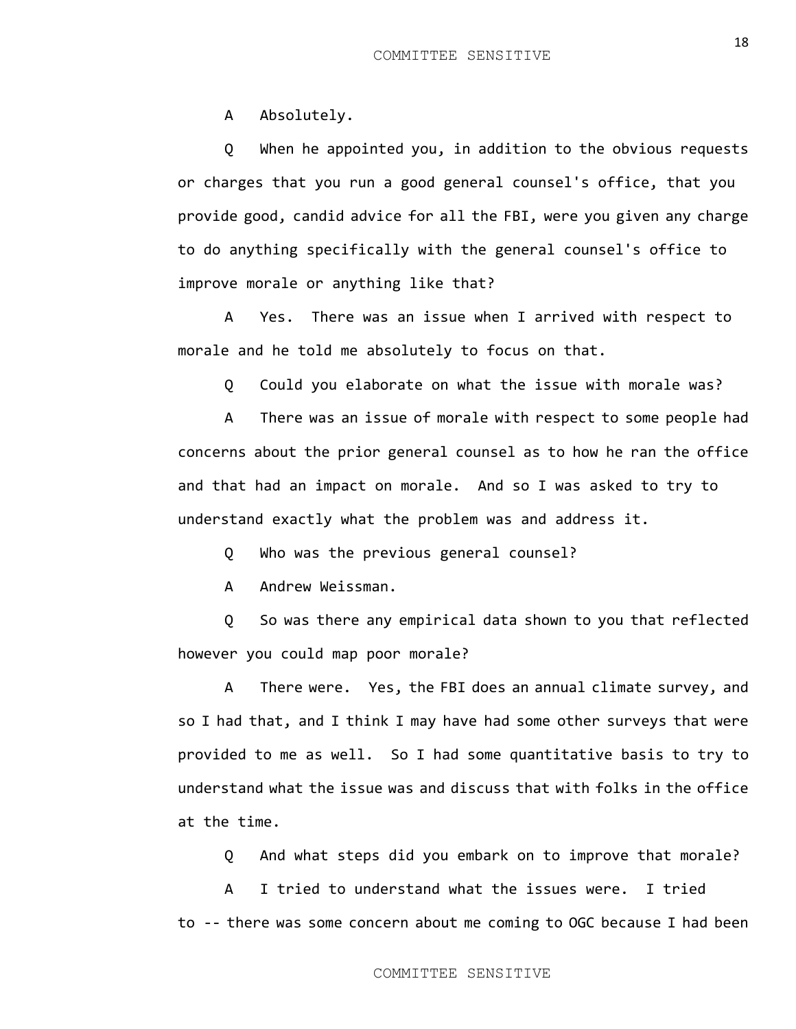A Absolutely.

Q When he appointed you, in addition to the obvious requests or charges that you run a good general counsel's office, that you provide good, candid advice for all the FBI, were you given any charge to do anything specifically with the general counsel's office to improve morale or anything like that?

A Yes. There was an issue when I arrived with respect to morale and he told me absolutely to focus on that.

Q Could you elaborate on what the issue with morale was?

A There was an issue of morale with respect to some people had concerns about the prior general counsel as to how he ran the office and that had an impact on morale. And so I was asked to try to understand exactly what the problem was and address it.

Q Who was the previous general counsel?

A Andrew Weissman.

Q So was there any empirical data shown to you that reflected however you could map poor morale?

A There were. Yes, the FBI does an annual climate survey, and so I had that, and I think I may have had some other surveys that were provided to me as well. So I had some quantitative basis to try to understand what the issue was and discuss that with folks in the office at the time.

Q And what steps did you embark on to improve that morale?

A I tried to understand what the issues were. I tried to -- there was some concern about me coming to OGC because I had been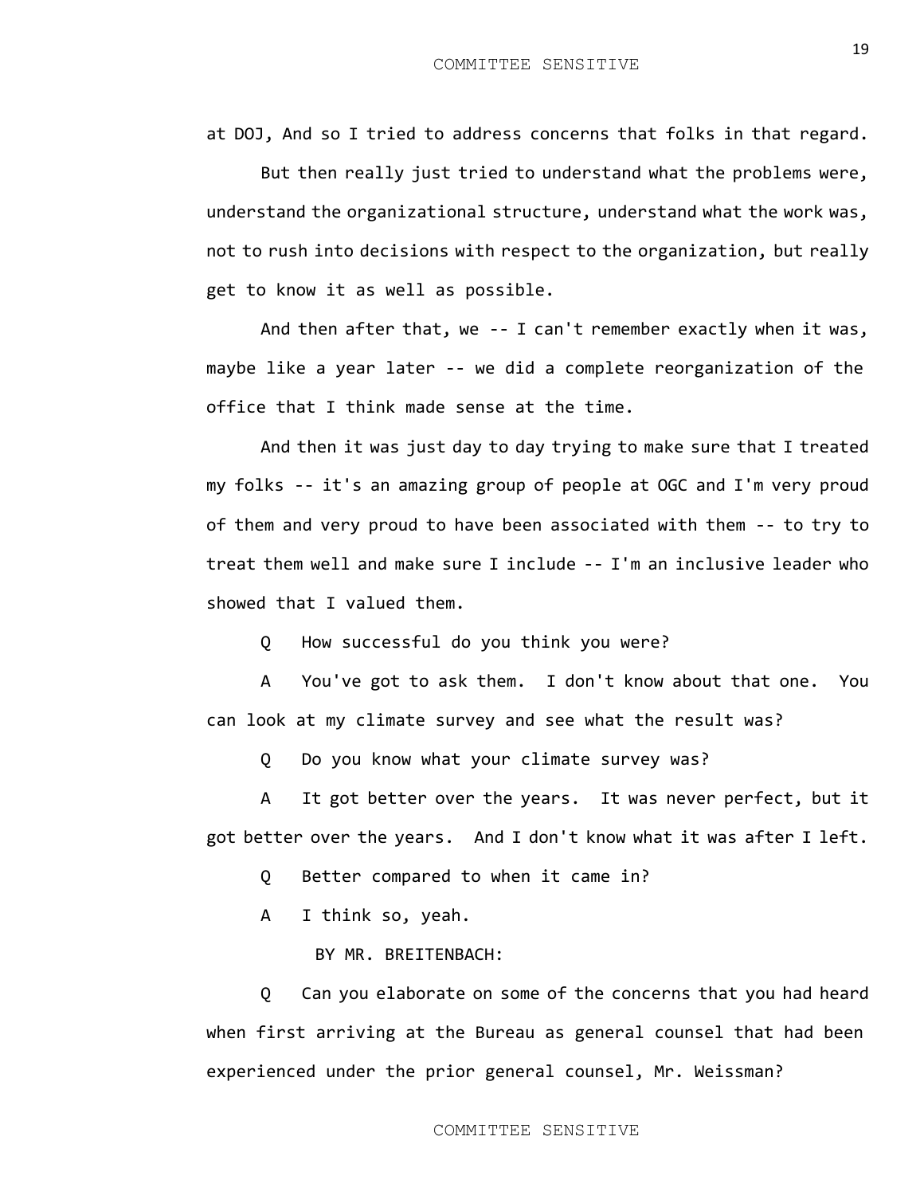at DOJ, And so I tried to address concerns that folks in that regard.

But then really just tried to understand what the problems were, understand the organizational structure, understand what the work was, not to rush into decisions with respect to the organization, but really get to know it as well as possible.

And then after that, we -- I can't remember exactly when it was, maybe like a year later -- we did a complete reorganization of the office that I think made sense at the time.

And then it was just day to day trying to make sure that I treated my folks -- it's an amazing group of people at OGC and I'm very proud of them and very proud to have been associated with them -- to try to treat them well and make sure I include -- I'm an inclusive leader who showed that I valued them.

Q How successful do you think you were?

A You've got to ask them. I don't know about that one. You can look at my climate survey and see what the result was?

Q Do you know what your climate survey was?

A It got better over the years. It was never perfect, but it got better over the years. And I don't know what it was after I left.

Q Better compared to when it came in?

A I think so, yeah.

BY MR. BREITENBACH:

Q Can you elaborate on some of the concerns that you had heard when first arriving at the Bureau as general counsel that had been experienced under the prior general counsel, Mr. Weissman?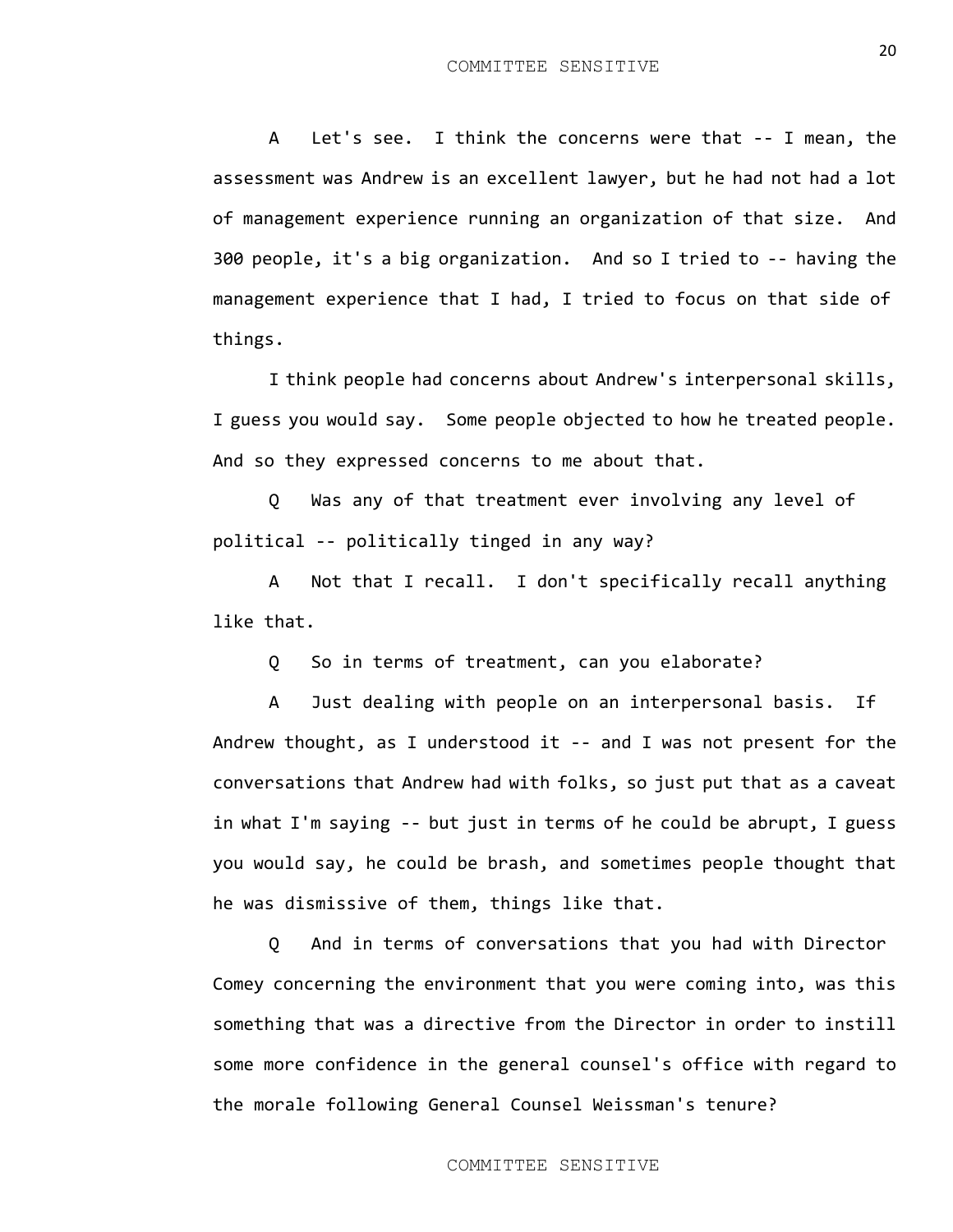A Let's see. I think the concerns were that -- I mean, the assessment was Andrew is an excellent lawyer, but he had not had a lot of management experience running an organization of that size. And 300 people, it's a big organization. And so I tried to -- having the management experience that I had, I tried to focus on that side of things.

I think people had concerns about Andrew's interpersonal skills, I guess you would say. Some people objected to how he treated people. And so they expressed concerns to me about that.

Q Was any of that treatment ever involving any level of political -- politically tinged in any way?

A Not that I recall. I don't specifically recall anything like that.

Q So in terms of treatment, can you elaborate?

A Just dealing with people on an interpersonal basis. If Andrew thought, as I understood it -- and I was not present for the conversations that Andrew had with folks, so just put that as a caveat in what I'm saying -- but just in terms of he could be abrupt, I guess you would say, he could be brash, and sometimes people thought that he was dismissive of them, things like that.

Q And in terms of conversations that you had with Director Comey concerning the environment that you were coming into, was this something that was a directive from the Director in order to instill some more confidence in the general counsel's office with regard to the morale following General Counsel Weissman's tenure?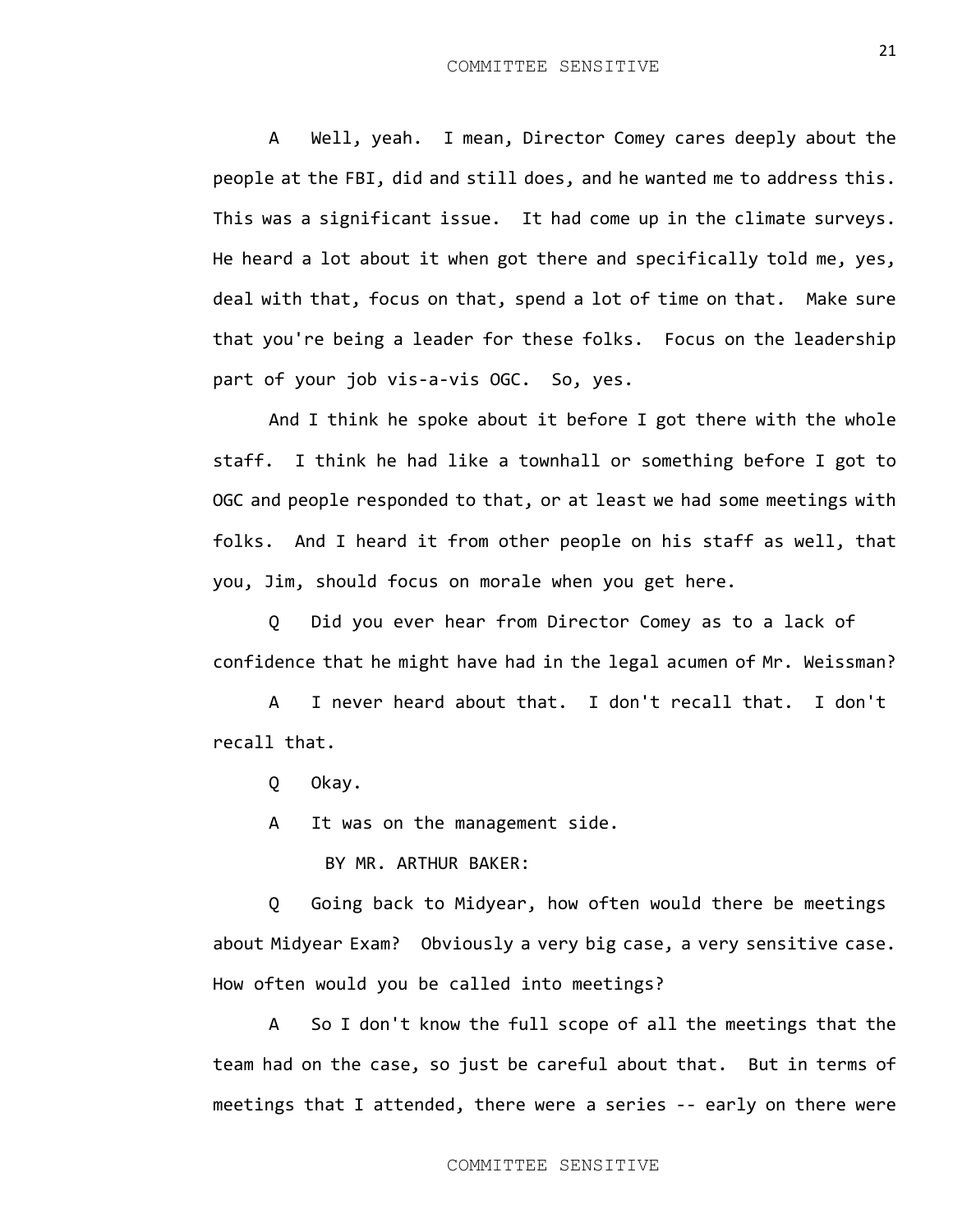A Well, yeah. I mean, Director Comey cares deeply about the people at the FBI, did and still does, and he wanted me to address this. This was a significant issue. It had come up in the climate surveys. He heard a lot about it when got there and specifically told me, yes, deal with that, focus on that, spend a lot of time on that. Make sure that you're being a leader for these folks. Focus on the leadership part of your job vis-a-vis OGC. So, yes.

And I think he spoke about it before I got there with the whole staff. I think he had like a townhall or something before I got to OGC and people responded to that, or at least we had some meetings with folks. And I heard it from other people on his staff as well, that you, Jim, should focus on morale when you get here.

Q Did you ever hear from Director Comey as to a lack of confidence that he might have had in the legal acumen of Mr. Weissman?

A I never heard about that. I don't recall that. I don't recall that.

Q Okay.

A It was on the management side.

BY MR. ARTHUR BAKER:

Q Going back to Midyear, how often would there be meetings about Midyear Exam? Obviously a very big case, a very sensitive case. How often would you be called into meetings?

A So I don't know the full scope of all the meetings that the team had on the case, so just be careful about that. But in terms of meetings that I attended, there were a series -- early on there were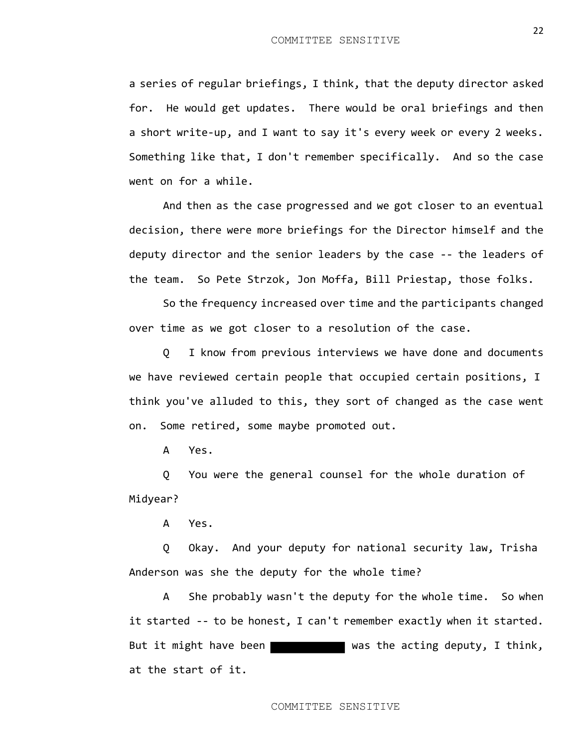a series of regular briefings, I think, that the deputy director asked for. He would get updates. There would be oral briefings and then a short write-up, and I want to say it's every week or every 2 weeks. Something like that, I don't remember specifically. And so the case went on for a while.

And then as the case progressed and we got closer to an eventual decision, there were more briefings for the Director himself and the deputy director and the senior leaders by the case -- the leaders of the team. So Pete Strzok, Jon Moffa, Bill Priestap, those folks.

So the frequency increased over time and the participants changed over time as we got closer to a resolution of the case.

Q I know from previous interviews we have done and documents we have reviewed certain people that occupied certain positions, I think you've alluded to this, they sort of changed as the case went on. Some retired, some maybe promoted out.

A Yes.

Q You were the general counsel for the whole duration of Midyear?

A Yes.

Q Okay. And your deputy for national security law, Trisha Anderson was she the deputy for the whole time?

A She probably wasn't the deputy for the whole time. So when it started -- to be honest, I can't remember exactly when it started. But it might have been [REDACTED] was the acting deputy, I think, at the start of it.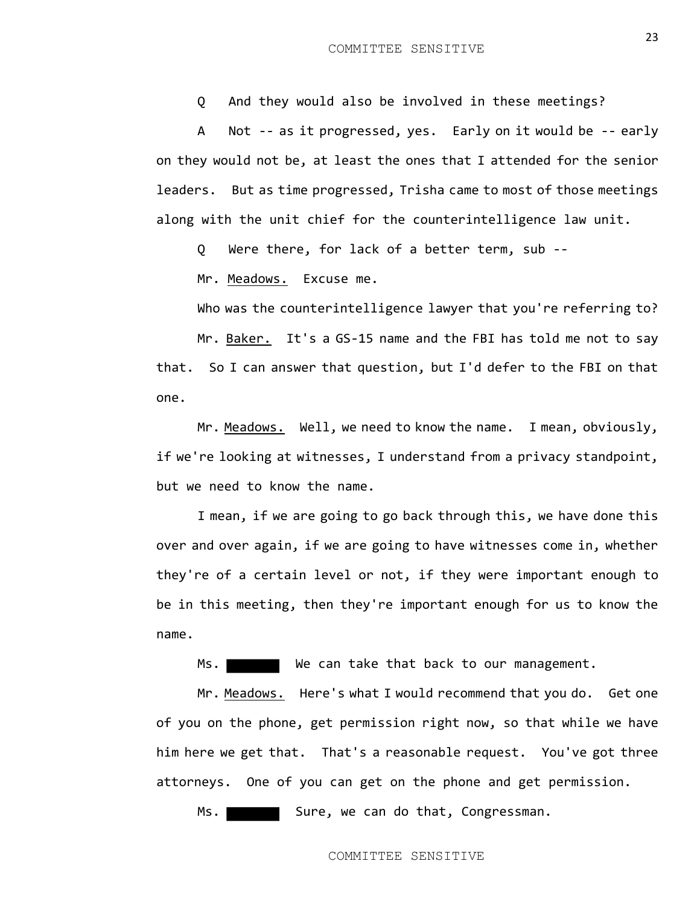Q And they would also be involved in these meetings?

A Not -- as it progressed, yes. Early on it would be -- early on they would not be, at least the ones that I attended for the senior leaders. But as time progressed, Trisha came to most of those meetings along with the unit chief for the counterintelligence law unit.

Q Were there, for lack of a better term, sub --

Mr. Meadows. Excuse me.

Who was the counterintelligence lawyer that you're referring to?

Mr. Baker. It's a GS-15 name and the FBI has told me not to say that. So I can answer that question, but I'd defer to the FBI on that one.

Mr. Meadows. Well, we need to know the name. I mean, obviously, if we're looking at witnesses, I understand from a privacy standpoint, but we need to know the name.

I mean, if we are going to go back through this, we have done this over and over again, if we are going to have witnesses come in, whether they're of a certain level or not, if they were important enough to be in this meeting, then they're important enough for us to know the name.

Ms. ████ We can take that back to our management.

Mr. Meadows. Here's what I would recommend that you do. Get one of you on the phone, get permission right now, so that while we have him here we get that. That's a reasonable request. You've got three attorneys. One of you can get on the phone and get permission.

Ms. ████ Sure, we can do that, Congressman.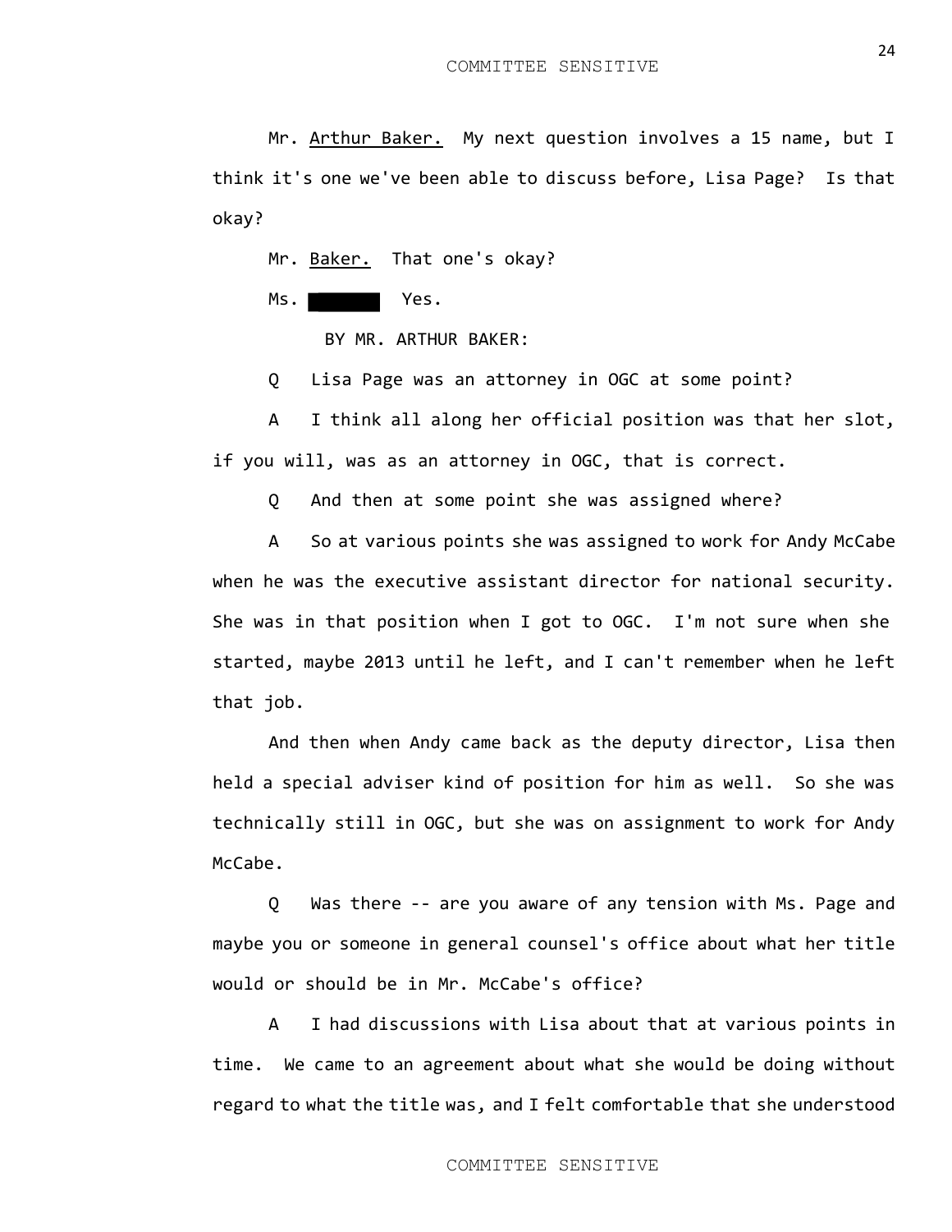Mr. Arthur Baker. My next question involves a 15 name, but I think it's one we've been able to discuss before, Lisa Page? Is that okay?

Mr. Baker. That one's okay?

Ms. ████ Yes.

BY MR. ARTHUR BAKER:

Q Lisa Page was an attorney in OGC at some point?

A I think all along her official position was that her slot, if you will, was as an attorney in OGC, that is correct.

Q And then at some point she was assigned where?

A So at various points she was assigned to work for Andy McCabe when he was the executive assistant director for national security. She was in that position when I got to OGC. I'm not sure when she started, maybe 2013 until he left, and I can't remember when he left that job.

And then when Andy came back as the deputy director, Lisa then held a special adviser kind of position for him as well. So she was technically still in OGC, but she was on assignment to work for Andy McCabe.

Q Was there -- are you aware of any tension with Ms. Page and maybe you or someone in general counsel's office about what her title would or should be in Mr. McCabe's office?

A I had discussions with Lisa about that at various points in time. We came to an agreement about what she would be doing without regard to what the title was, and I felt comfortable that she understood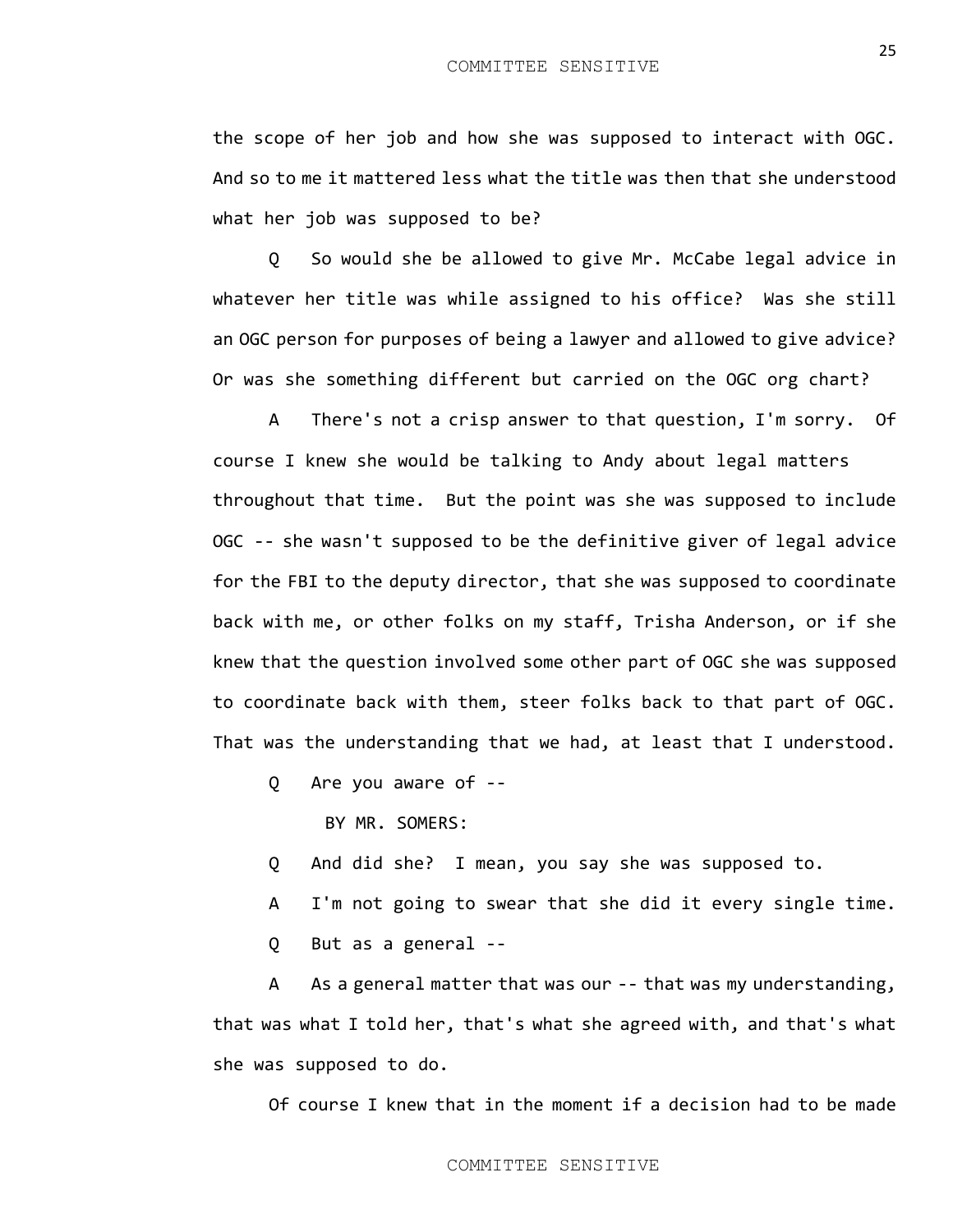the scope of her job and how she was supposed to interact with OGC. And so to me it mattered less what the title was then that she understood what her job was supposed to be?

Q So would she be allowed to give Mr. McCabe legal advice in whatever her title was while assigned to his office? Was she still an OGC person for purposes of being a lawyer and allowed to give advice? Or was she something different but carried on the OGC org chart?

A There's not a crisp answer to that question, I'm sorry. Of course I knew she would be talking to Andy about legal matters throughout that time. But the point was she was supposed to include OGC -- she wasn't supposed to be the definitive giver of legal advice for the FBI to the deputy director, that she was supposed to coordinate back with me, or other folks on my staff, Trisha Anderson, or if she knew that the question involved some other part of OGC she was supposed to coordinate back with them, steer folks back to that part of OGC. That was the understanding that we had, at least that I understood.

Q Are you aware of --

BY MR. SOMERS:

Q And did she? I mean, you say she was supposed to.

A I'm not going to swear that she did it every single time.

Q But as a general --

A As a general matter that was our -- that was my understanding, that was what I told her, that's what she agreed with, and that's what she was supposed to do.

Of course I knew that in the moment if a decision had to be made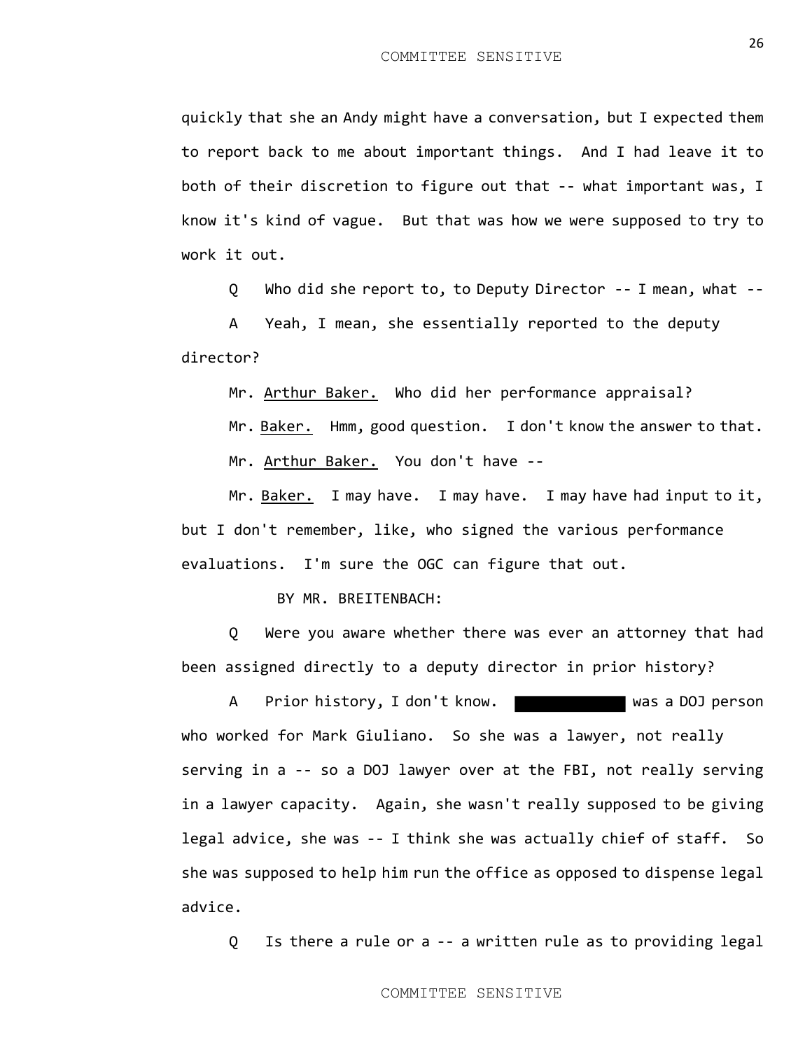quickly that she an Andy might have a conversation, but I expected them to report back to me about important things. And I had leave it to both of their discretion to figure out that -- what important was, I know it's kind of vague. But that was how we were supposed to try to work it out.

Q Who did she report to, to Deputy Director -- I mean, what --

A Yeah, I mean, she essentially reported to the deputy director?

Mr. Arthur Baker. Who did her performance appraisal?

Mr. Baker. Hmm, good question. I don't know the answer to that.

Mr. Arthur Baker. You don't have --

Mr. Baker. I may have. I may have. I may have had input to it, but I don't remember, like, who signed the various performance evaluations. I'm sure the OGC can figure that out.

BY MR. BREITENBACH:

Q Were you aware whether there was ever an attorney that had been assigned directly to a deputy director in prior history?

A Prior history, I don't know. ██████████ was a DOJ person who worked for Mark Giuliano. So she was a lawyer, not really serving in a -- so a DOJ lawyer over at the FBI, not really serving in a lawyer capacity. Again, she wasn't really supposed to be giving legal advice, she was -- I think she was actually chief of staff. So she was supposed to help him run the office as opposed to dispense legal advice.

Q Is there a rule or a -- a written rule as to providing legal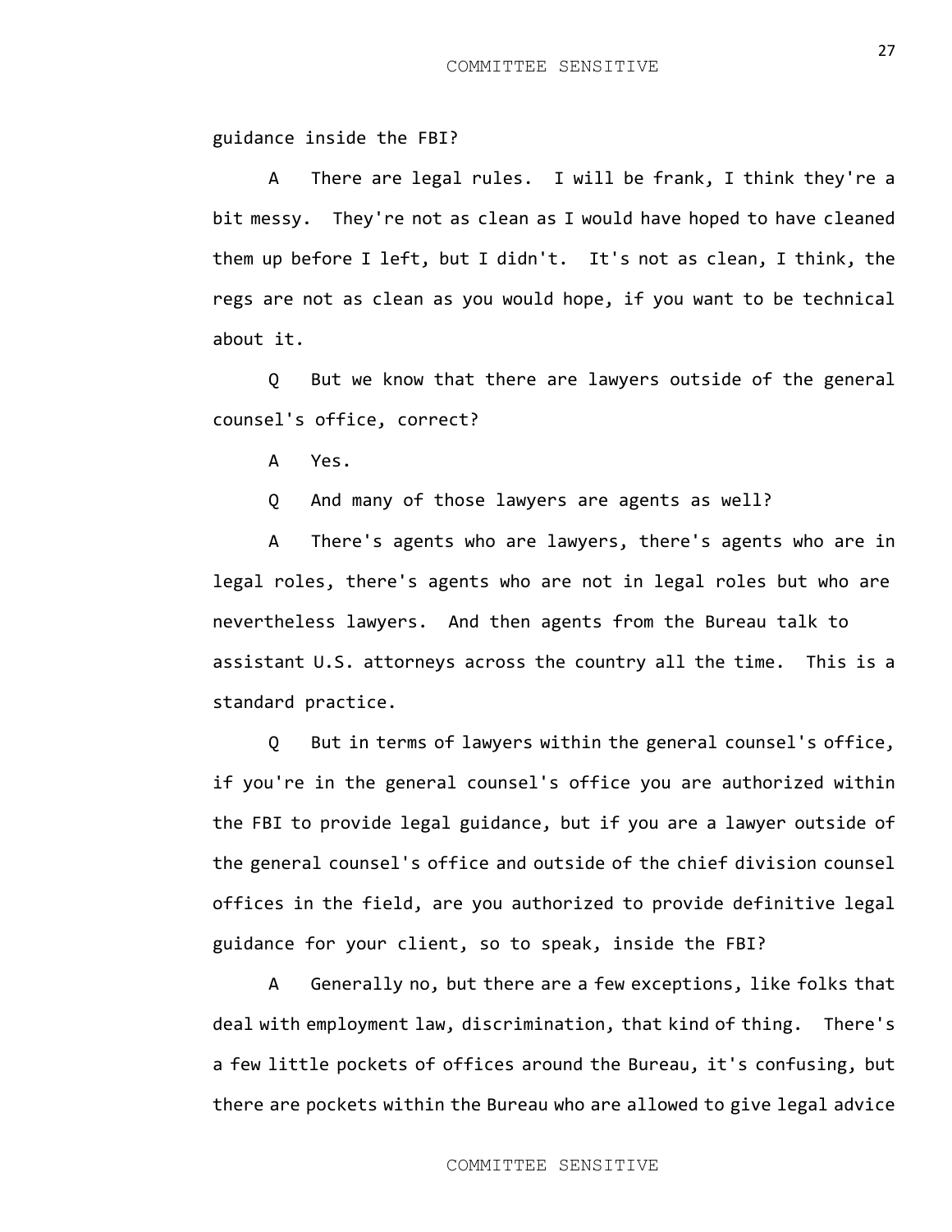guidance inside the FBI?

A There are legal rules. I will be frank, I think they're a bit messy. They're not as clean as I would have hoped to have cleaned them up before I left, but I didn't. It's not as clean, I think, the regs are not as clean as you would hope, if you want to be technical about it.

Q But we know that there are lawyers outside of the general counsel's office, correct?

A Yes.

Q And many of those lawyers are agents as well?

A There's agents who are lawyers, there's agents who are in legal roles, there's agents who are not in legal roles but who are nevertheless lawyers. And then agents from the Bureau talk to assistant U.S. attorneys across the country all the time. This is a standard practice.

Q But in terms of lawyers within the general counsel's office, if you're in the general counsel's office you are authorized within the FBI to provide legal guidance, but if you are a lawyer outside of the general counsel's office and outside of the chief division counsel offices in the field, are you authorized to provide definitive legal guidance for your client, so to speak, inside the FBI?

A Generally no, but there are a few exceptions, like folks that deal with employment law, discrimination, that kind of thing. There's a few little pockets of offices around the Bureau, it's confusing, but there are pockets within the Bureau who are allowed to give legal advice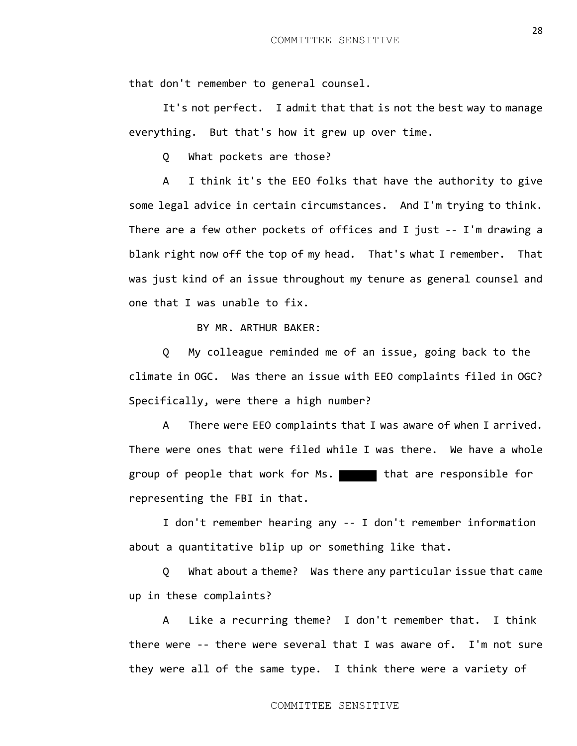that don't remember to general counsel.

It's not perfect. I admit that that is not the best way to manage everything. But that's how it grew up over time.

Q What pockets are those?

A I think it's the EEO folks that have the authority to give some legal advice in certain circumstances. And I'm trying to think. There are a few other pockets of offices and I just -- I'm drawing a blank right now off the top of my head. That's what I remember. That was just kind of an issue throughout my tenure as general counsel and one that I was unable to fix.

BY MR. ARTHUR BAKER:

Q My colleague reminded me of an issue, going back to the climate in OGC. Was there an issue with EEO complaints filed in OGC? Specifically, were there a high number?

A There were EEO complaints that I was aware of when I arrived. There were ones that were filed while I was there. We have a whole group of people that work for Ms. ██████ that are responsible for representing the FBI in that.

I don't remember hearing any -- I don't remember information about a quantitative blip up or something like that.

Q What about a theme? Was there any particular issue that came up in these complaints?

A Like a recurring theme? I don't remember that. I think there were -- there were several that I was aware of. I'm not sure they were all of the same type. I think there were a variety of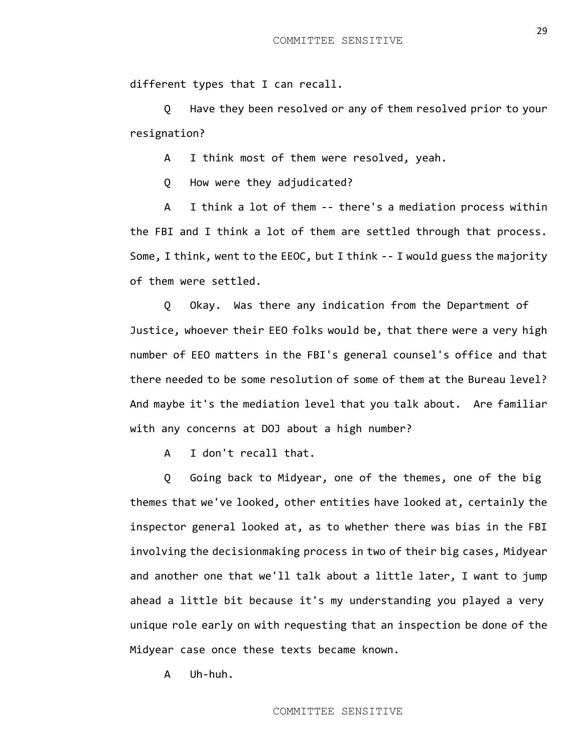different types that I can recall.

Q Have they been resolved or any of them resolved prior to your resignation?

A I think most of them were resolved, yeah.

Q How were they adjudicated?

A I think a lot of them -- there's a mediation process within the FBI and I think a lot of them are settled through that process. Some, I think, went to the EEOC, but I think -- I would guess the majority of them were settled.

Q Okay. Was there any indication from the Department of Justice, whoever their EEO folks would be, that there were a very high number of EEO matters in the FBI's general counsel's office and that there needed to be some resolution of some of them at the Bureau level? And maybe it's the mediation level that you talk about. Are familiar with any concerns at DOJ about a high number?

A I don't recall that.

Q Going back to Midyear, one of the themes, one of the big themes that we've looked, other entities have looked at, certainly the inspector general looked at, as to whether there was bias in the FBI involving the decisionmaking process in two of their big cases, Midyear and another one that we'll talk about a little later, I want to jump ahead a little bit because it's my understanding you played a very unique role early on with requesting that an inspection be done of the Midyear case once these texts became known.

A Uh-huh.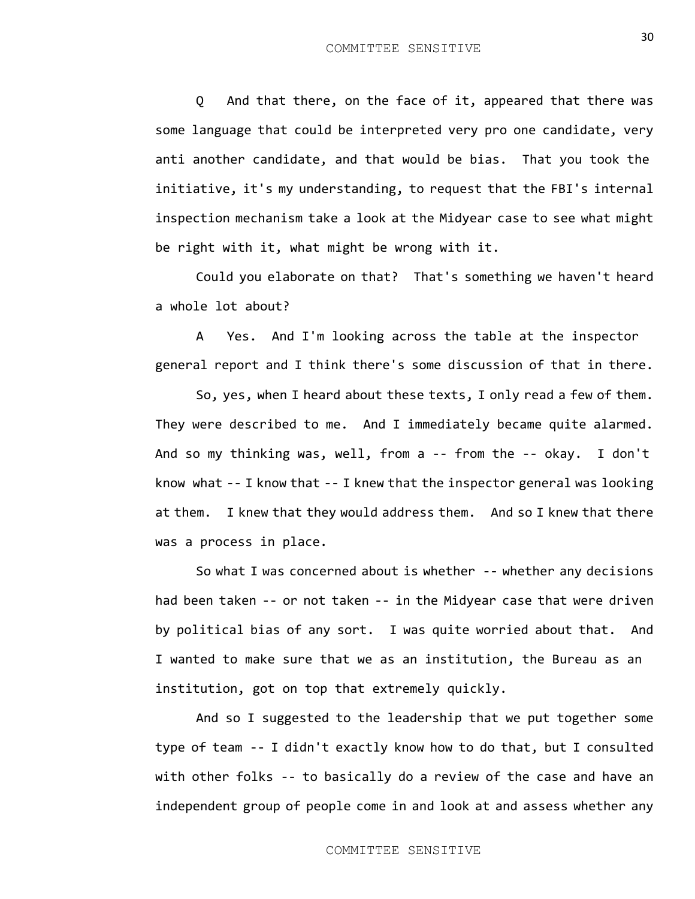Q And that there, on the face of it, appeared that there was some language that could be interpreted very pro one candidate, very anti another candidate, and that would be bias. That you took the initiative, it's my understanding, to request that the FBI's internal inspection mechanism take a look at the Midyear case to see what might be right with it, what might be wrong with it.

Could you elaborate on that? That's something we haven't heard a whole lot about?

A Yes. And I'm looking across the table at the inspector general report and I think there's some discussion of that in there.

So, yes, when I heard about these texts, I only read a few of them. They were described to me. And I immediately became quite alarmed. And so my thinking was, well, from a -- from the -- okay. I don't know what -- I know that -- I knew that the inspector general was looking at them. I knew that they would address them. And so I knew that there was a process in place.

So what I was concerned about is whether -- whether any decisions had been taken -- or not taken -- in the Midyear case that were driven by political bias of any sort. I was quite worried about that. And I wanted to make sure that we as an institution, the Bureau as an institution, got on top that extremely quickly.

And so I suggested to the leadership that we put together some type of team -- I didn't exactly know how to do that, but I consulted with other folks -- to basically do a review of the case and have an independent group of people come in and look at and assess whether any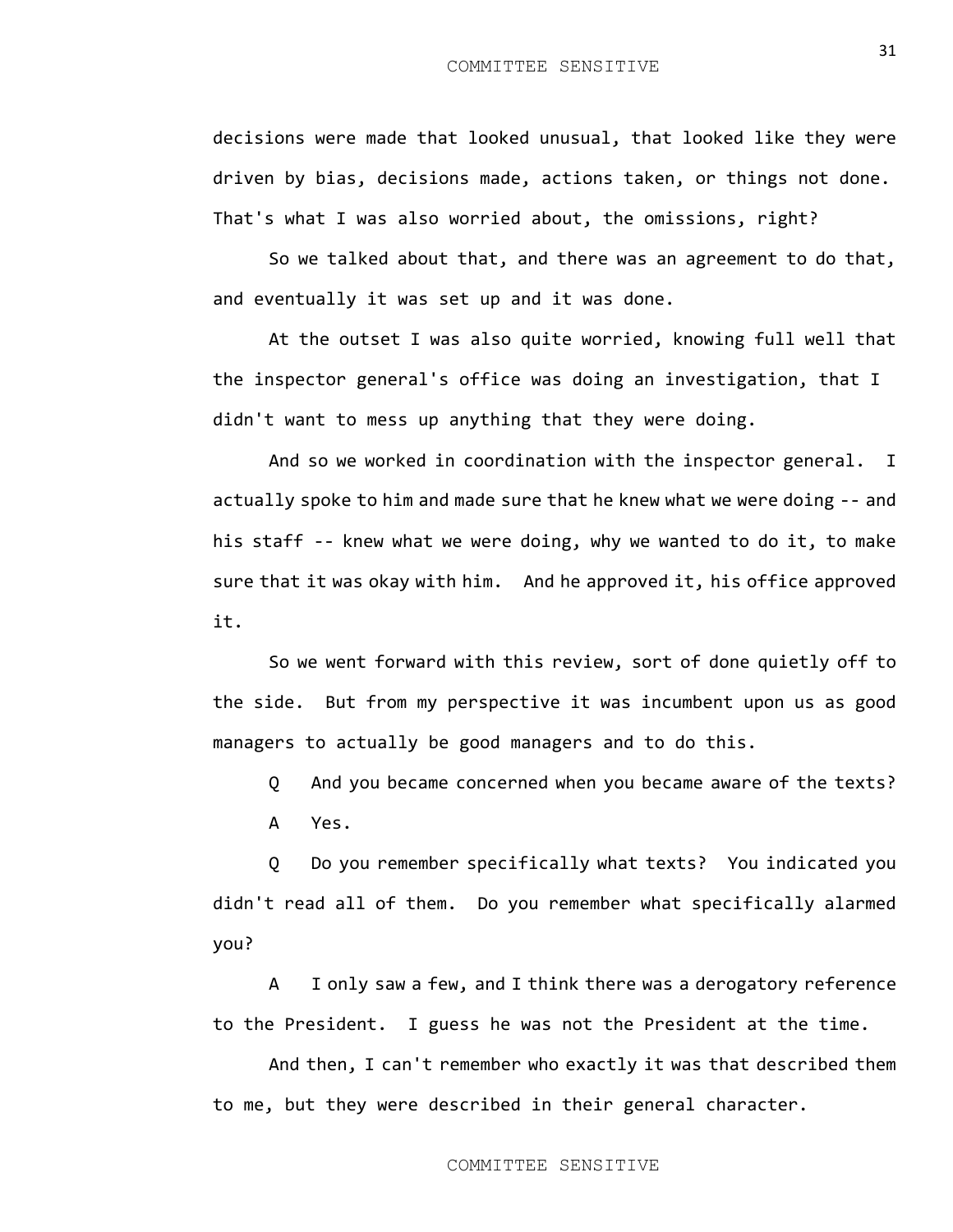decisions were made that looked unusual, that looked like they were driven by bias, decisions made, actions taken, or things not done. That's what I was also worried about, the omissions, right?

So we talked about that, and there was an agreement to do that, and eventually it was set up and it was done.

At the outset I was also quite worried, knowing full well that the inspector general's office was doing an investigation, that I didn't want to mess up anything that they were doing.

And so we worked in coordination with the inspector general. I actually spoke to him and made sure that he knew what we were doing -- and his staff -- knew what we were doing, why we wanted to do it, to make sure that it was okay with him. And he approved it, his office approved it.

So we went forward with this review, sort of done quietly off to the side. But from my perspective it was incumbent upon us as good managers to actually be good managers and to do this.

Q And you became concerned when you became aware of the texts?

A Yes.

Q Do you remember specifically what texts? You indicated you didn't read all of them. Do you remember what specifically alarmed you?

A I only saw a few, and I think there was a derogatory reference to the President. I guess he was not the President at the time.

And then, I can't remember who exactly it was that described them to me, but they were described in their general character.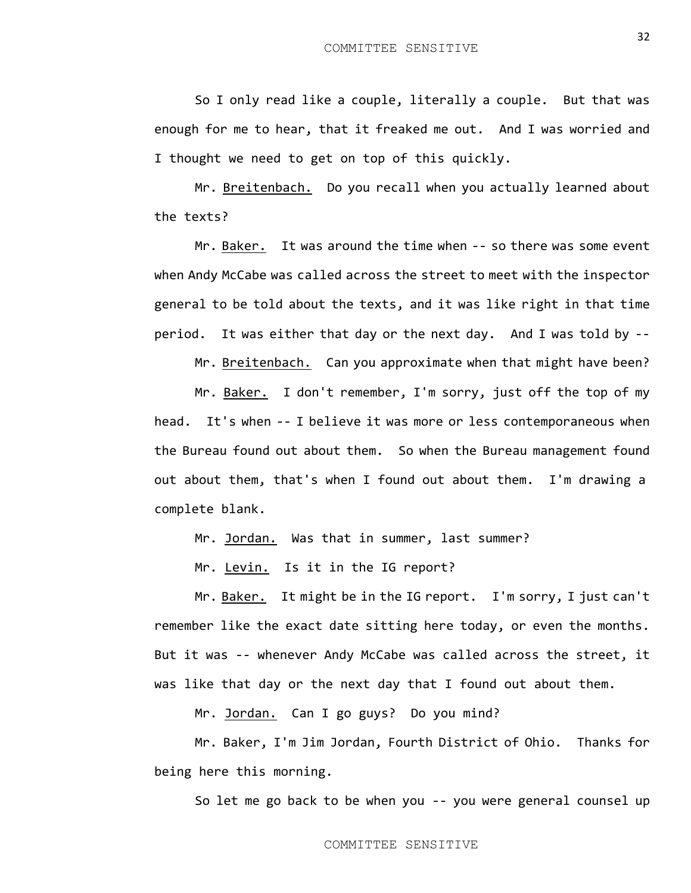So I only read like a couple, literally a couple. But that was enough for me to hear, that it freaked me out. And I was worried and I thought we need to get on top of this quickly.

Mr. Breitenbach. Do you recall when you actually learned about the texts?

Mr. Baker. It was around the time when -- so there was some event when Andy McCabe was called across the street to meet with the inspector general to be told about the texts, and it was like right in that time period. It was either that day or the next day. And I was told by --

Mr. Breitenbach. Can you approximate when that might have been?

Mr. Baker. I don't remember, I'm sorry, just off the top of my head. It's when -- I believe it was more or less contemporaneous when the Bureau found out about them. So when the Bureau management found out about them, that's when I found out about them. I'm drawing a complete blank.

Mr. Jordan. Was that in summer, last summer?

Mr. Levin. Is it in the IG report?

Mr. Baker. It might be in the IG report. I'm sorry, I just can't remember like the exact date sitting here today, or even the months. But it was -- whenever Andy McCabe was called across the street, it was like that day or the next day that I found out about them.

Mr. Jordan. Can I go guys? Do you mind?

Mr. Baker, I'm Jim Jordan, Fourth District of Ohio. Thanks for being here this morning.

So let me go back to be when you -- you were general counsel up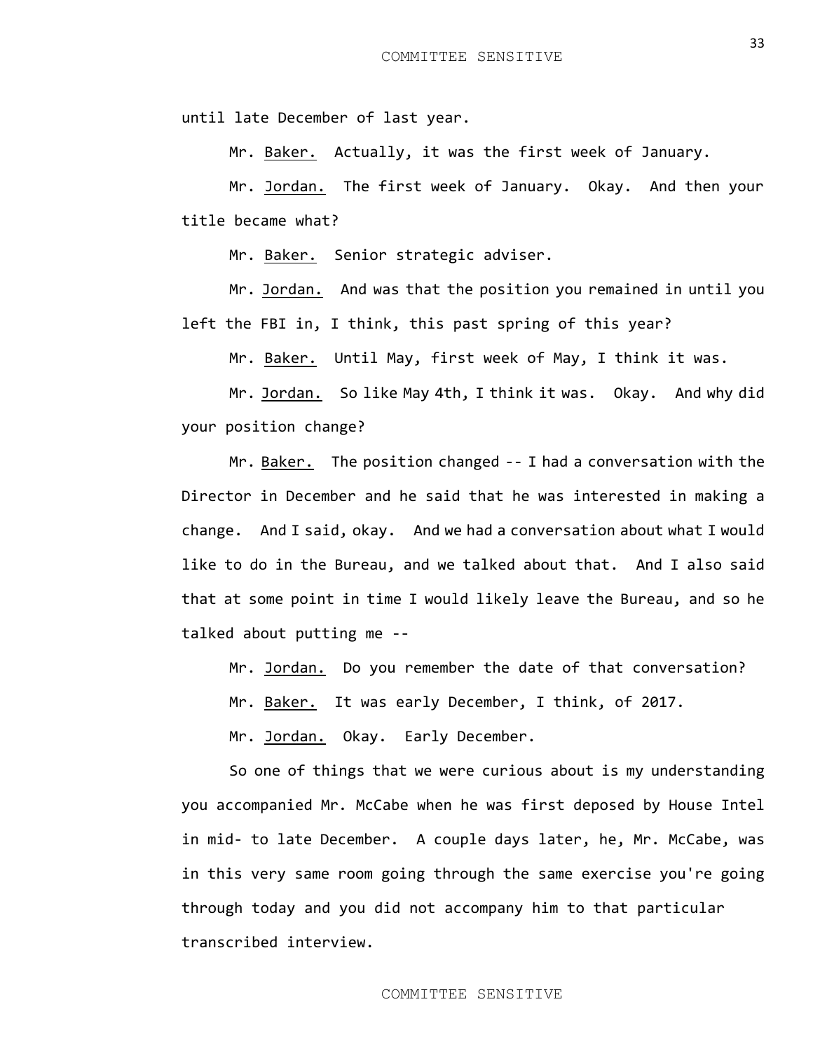until late December of last year.

Mr. Baker. Actually, it was the first week of January.

Mr. Jordan. The first week of January. Okay. And then your title became what?

Mr. Baker. Senior strategic adviser.

Mr. Jordan. And was that the position you remained in until you left the FBI in, I think, this past spring of this year?

Mr. Baker. Until May, first week of May, I think it was.

Mr. Jordan. So like May 4th, I think it was. Okay. And why did your position change?

Mr. Baker. The position changed -- I had a conversation with the Director in December and he said that he was interested in making a change. And I said, okay. And we had a conversation about what I would like to do in the Bureau, and we talked about that. And I also said that at some point in time I would likely leave the Bureau, and so he talked about putting me --

Mr. Jordan. Do you remember the date of that conversation?

Mr. Baker. It was early December, I think, of 2017.

Mr. Jordan. Okay. Early December.

So one of things that we were curious about is my understanding you accompanied Mr. McCabe when he was first deposed by House Intel in mid- to late December. A couple days later, he, Mr. McCabe, was in this very same room going through the same exercise you're going through today and you did not accompany him to that particular transcribed interview.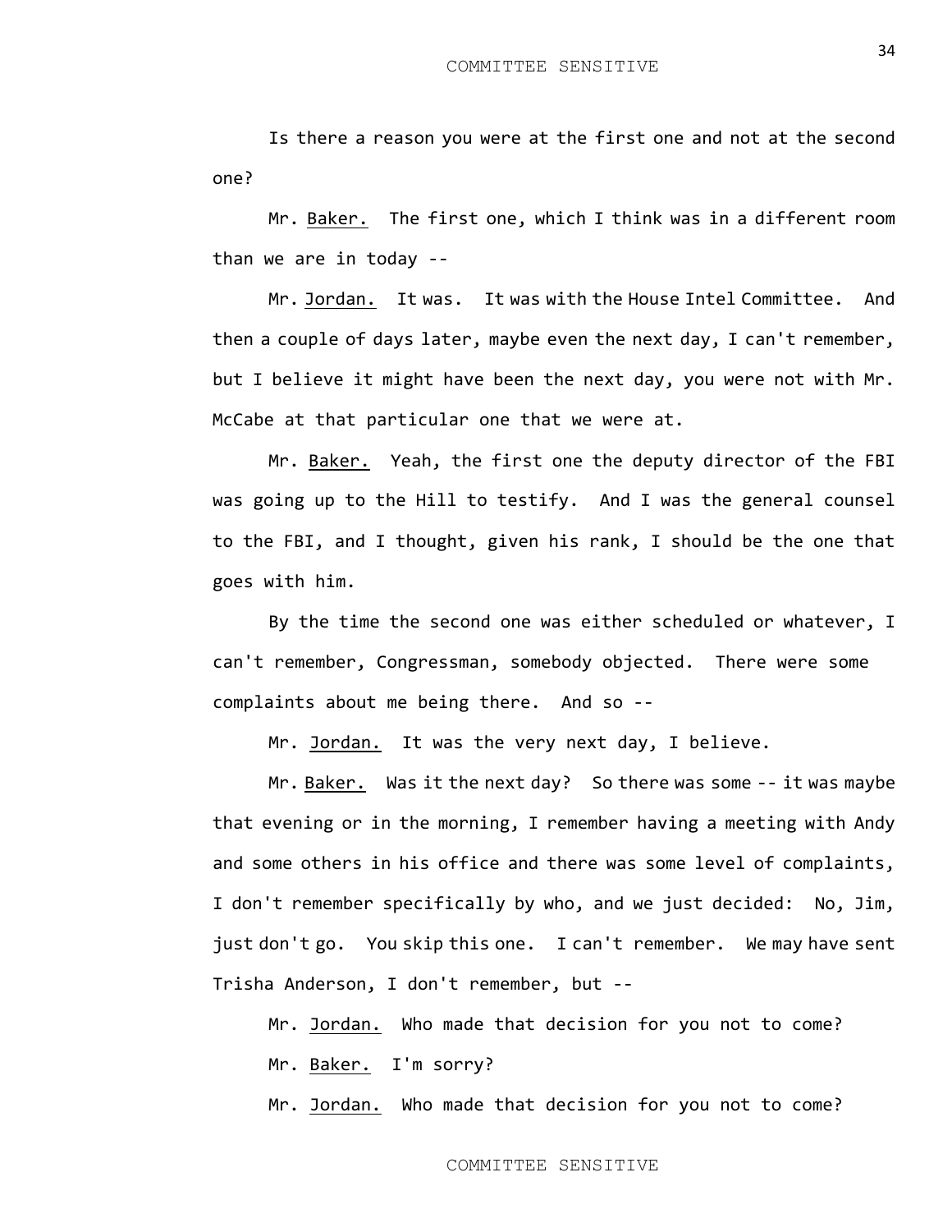Is there a reason you were at the first one and not at the second one?

Mr. Baker. The first one, which I think was in a different room than we are in today --

Mr. Jordan. It was. It was with the House Intel Committee. And then a couple of days later, maybe even the next day, I can't remember, but I believe it might have been the next day, you were not with Mr. McCabe at that particular one that we were at.

Mr. Baker. Yeah, the first one the deputy director of the FBI was going up to the Hill to testify. And I was the general counsel to the FBI, and I thought, given his rank, I should be the one that goes with him.

By the time the second one was either scheduled or whatever, I can't remember, Congressman, somebody objected. There were some complaints about me being there. And so --

Mr. Jordan. It was the very next day, I believe.

Mr. Baker. Was it the next day? So there was some -- it was maybe that evening or in the morning, I remember having a meeting with Andy and some others in his office and there was some level of complaints, I don't remember specifically by who, and we just decided: No, Jim, just don't go. You skip this one. I can't remember. We may have sent Trisha Anderson, I don't remember, but --

Mr. Jordan. Who made that decision for you not to come?

Mr. Baker. I'm sorry?

Mr. Jordan. Who made that decision for you not to come?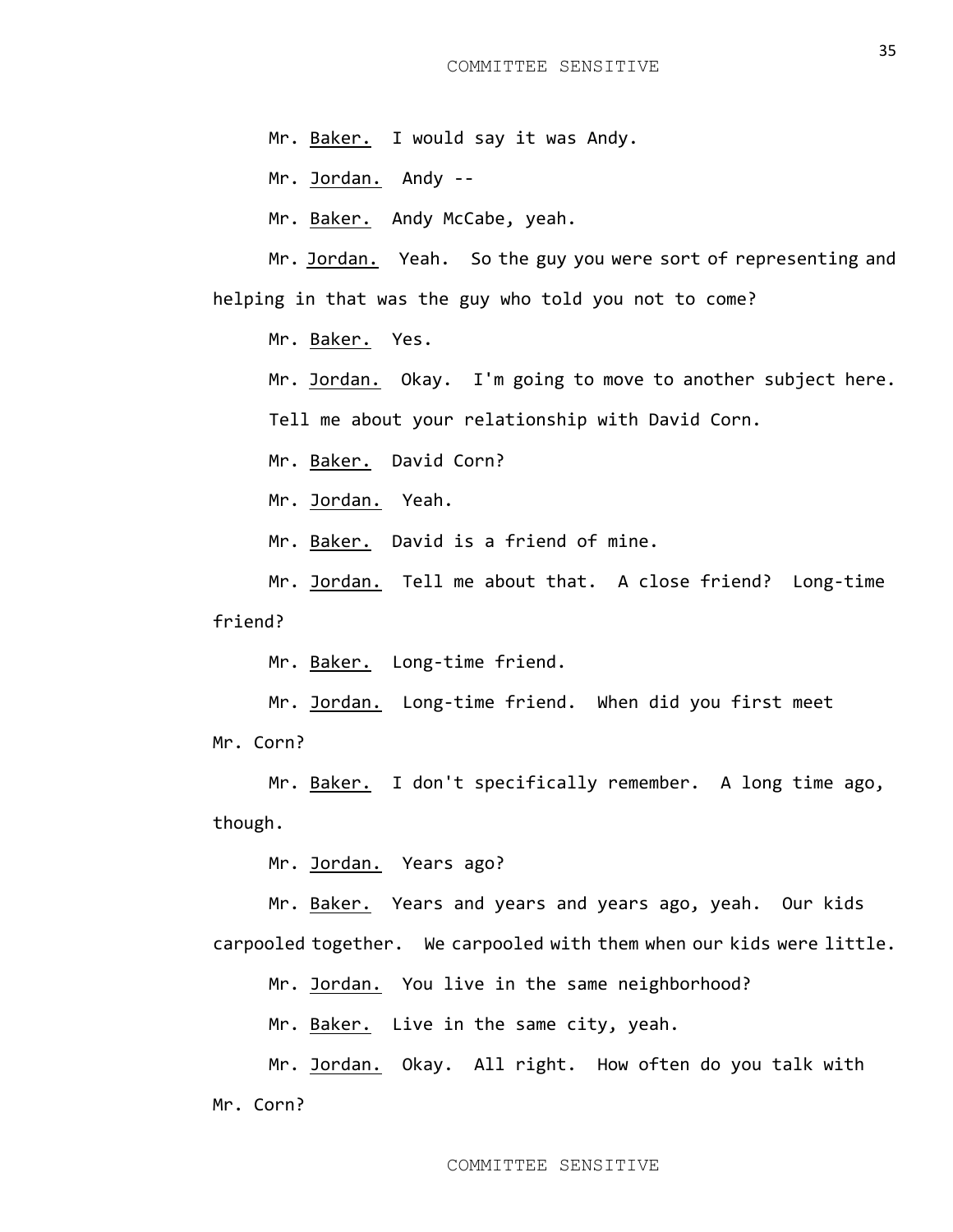Mr. Baker. I would say it was Andy.

Mr. Jordan. Andy --

Mr. Baker. Andy McCabe, yeah.

Mr. Jordan. Yeah. So the guy you were sort of representing and helping in that was the guy who told you not to come?

Mr. Baker. Yes.

Mr. Jordan. Okay. I'm going to move to another subject here. Tell me about your relationship with David Corn.

Mr. Baker. David Corn?

Mr. Jordan. Yeah.

Mr. Baker. David is a friend of mine.

Mr. Jordan. Tell me about that. A close friend? Long-time friend?

Mr. Baker. Long-time friend.

Mr. Jordan. Long-time friend. When did you first meet Mr. Corn?

Mr. Baker. I don't specifically remember. A long time ago, though.

Mr. Jordan. Years ago?

Mr. Baker. Years and years and years ago, yeah. Our kids carpooled together. We carpooled with them when our kids were little.

Mr. Jordan. You live in the same neighborhood?

Mr. Baker. Live in the same city, yeah.

Mr. Jordan. Okay. All right. How often do you talk with Mr. Corn?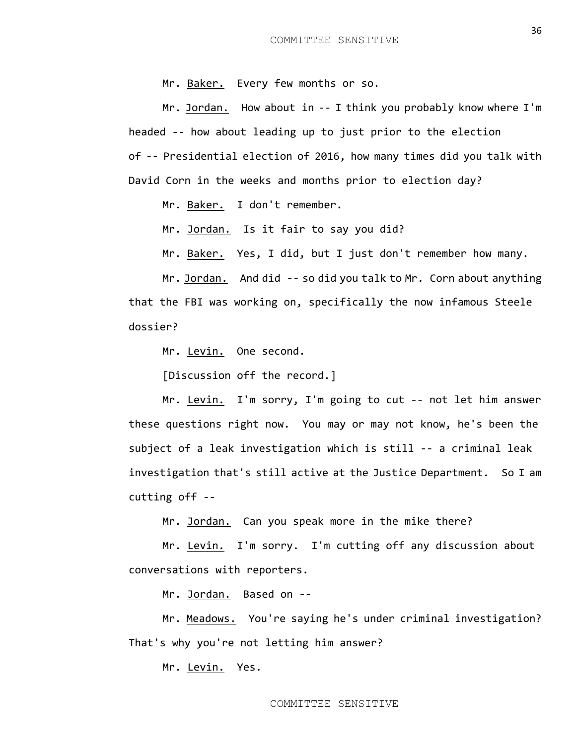Mr. <u>Baker.</u> Every few months or so.

Mr. <u>Jordan.</u> How about in -- I think you probably know where I'm headed -- how about leading up to just prior to the election of -- Presidential election of 2016, how many times did you talk with David Corn in the weeks and months prior to election day?

Mr. <u>Baker.</u> I don't remember.

Mr. <u>Jordan.</u> Is it fair to say you did?

Mr. <u>Baker.</u> Yes, I did, but I just don't remember how many.

Mr. <u>Jordan.</u> And did -- so did you talk to Mr. Corn about anything that the FBI was working on, specifically the now infamous Steele dossier?

Mr. <u>Levin.</u> One second.

[Discussion off the record.]

Mr. <u>Levin.</u> I'm sorry, I'm going to cut -- not let him answer these questions right now. You may or may not know, he's been the subject of a leak investigation which is still -- a criminal leak investigation that's still active at the Justice Department. So I am cutting off --

Mr. <u>Jordan.</u> Can you speak more in the mike there?

Mr. <u>Levin.</u> I'm sorry. I'm cutting off any discussion about conversations with reporters.

Mr. <u>Jordan.</u> Based on --

Mr. <u>Meadows.</u> You're saying he's under criminal investigation? That's why you're not letting him answer?

Mr. <u>Levin.</u> Yes.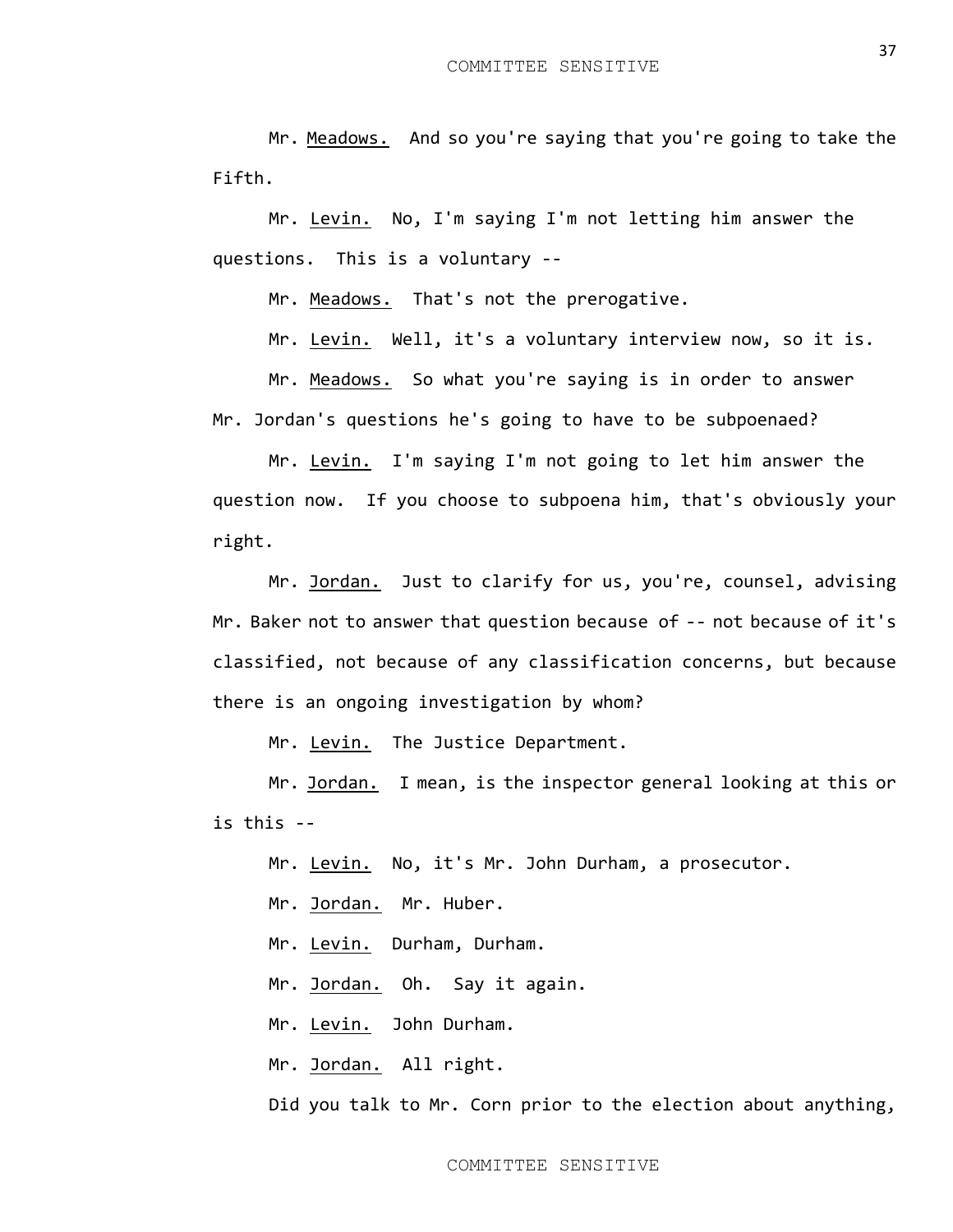Mr. Meadows. And so you're saying that you're going to take the Fifth.

Mr. Levin. No, I'm saying I'm not letting him answer the questions. This is a voluntary --

Mr. Meadows. That's not the prerogative.

Mr. Levin. Well, it's a voluntary interview now, so it is.

Mr. Meadows. So what you're saying is in order to answer Mr. Jordan's questions he's going to have to be subpoenaed?

Mr. Levin. I'm saying I'm not going to let him answer the question now. If you choose to subpoena him, that's obviously your right.

Mr. Jordan. Just to clarify for us, you're, counsel, advising Mr. Baker not to answer that question because of -- not because of it's classified, not because of any classification concerns, but because there is an ongoing investigation by whom?

Mr. Levin. The Justice Department.

Mr. Jordan. I mean, is the inspector general looking at this or is this --

Mr. Levin. No, it's Mr. John Durham, a prosecutor.

Mr. Jordan. Mr. Huber.

Mr. Levin. Durham, Durham.

Mr. Jordan. Oh. Say it again.

Mr. Levin. John Durham.

Mr. Jordan. All right.

Did you talk to Mr. Corn prior to the election about anything,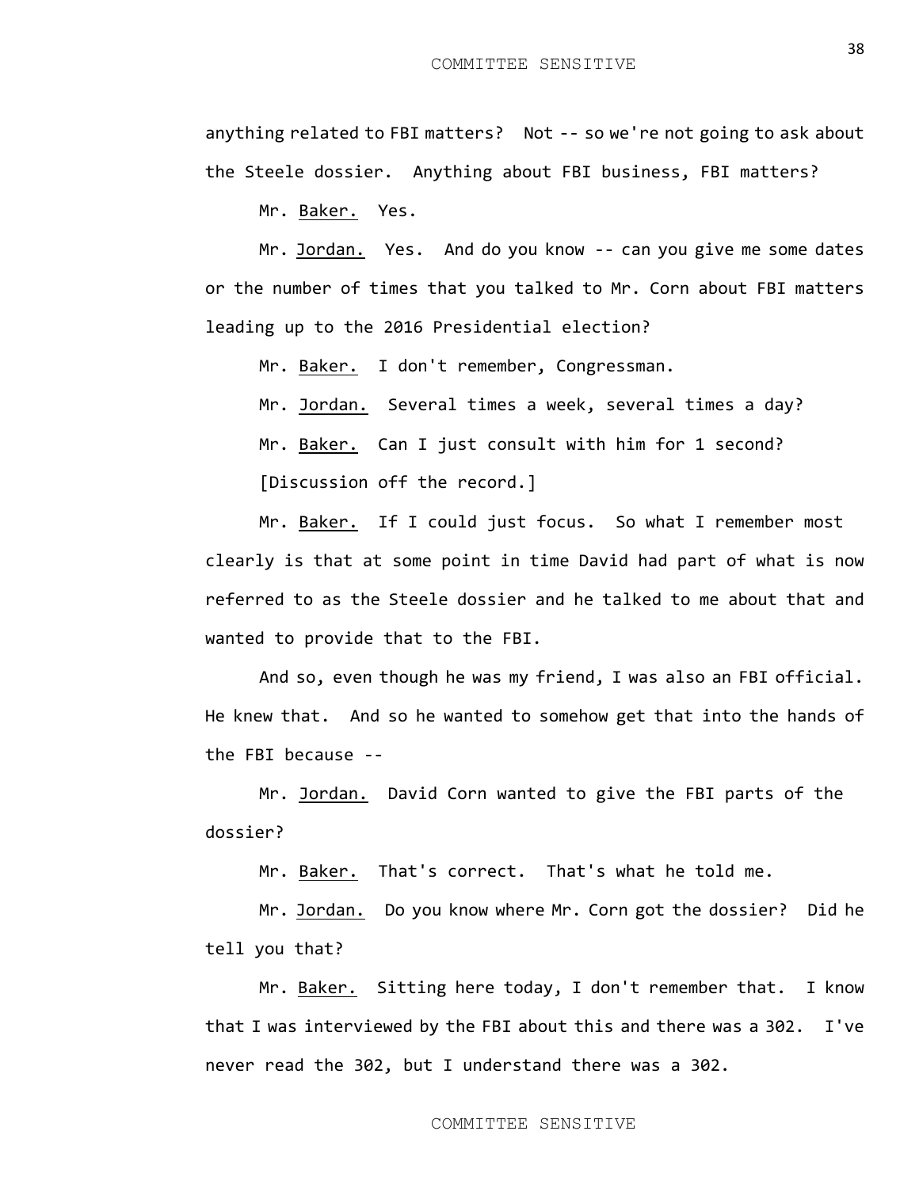anything related to FBI matters? Not -- so we're not going to ask about the Steele dossier. Anything about FBI business, FBI matters?

Mr. Baker. Yes.

Mr. Jordan. Yes. And do you know -- can you give me some dates or the number of times that you talked to Mr. Corn about FBI matters leading up to the 2016 Presidential election?

Mr. Baker. I don't remember, Congressman.

Mr. Jordan. Several times a week, several times a day?

Mr. Baker. Can I just consult with him for 1 second?

[Discussion off the record.]

Mr. Baker. If I could just focus. So what I remember most clearly is that at some point in time David had part of what is now referred to as the Steele dossier and he talked to me about that and wanted to provide that to the FBI.

And so, even though he was my friend, I was also an FBI official. He knew that. And so he wanted to somehow get that into the hands of the FBI because --

Mr. Jordan. David Corn wanted to give the FBI parts of the dossier?

Mr. Baker. That's correct. That's what he told me.

Mr. Jordan. Do you know where Mr. Corn got the dossier? Did he tell you that?

Mr. Baker. Sitting here today, I don't remember that. I know that I was interviewed by the FBI about this and there was a 302. I've never read the 302, but I understand there was a 302.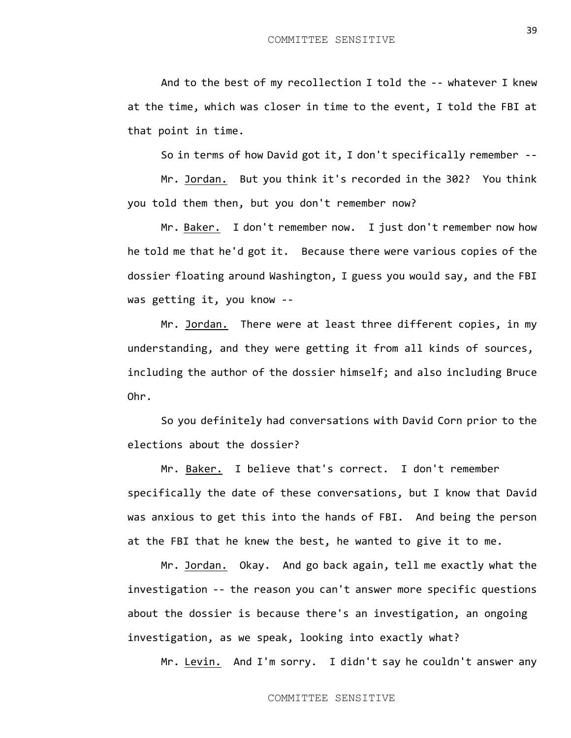And to the best of my recollection I told the -- whatever I knew at the time, which was closer in time to the event, I told the FBI at that point in time.

So in terms of how David got it, I don't specifically remember --

Mr. Jordan. But you think it's recorded in the 302? You think you told them then, but you don't remember now?

Mr. Baker. I don't remember now. I just don't remember now how he told me that he'd got it. Because there were various copies of the dossier floating around Washington, I guess you would say, and the FBI was getting it, you know --

Mr. Jordan. There were at least three different copies, in my understanding, and they were getting it from all kinds of sources, including the author of the dossier himself; and also including Bruce Ohr.

So you definitely had conversations with David Corn prior to the elections about the dossier?

Mr. Baker. I believe that's correct. I don't remember specifically the date of these conversations, but I know that David was anxious to get this into the hands of FBI. And being the person at the FBI that he knew the best, he wanted to give it to me.

Mr. Jordan. Okay. And go back again, tell me exactly what the investigation -- the reason you can't answer more specific questions about the dossier is because there's an investigation, an ongoing investigation, as we speak, looking into exactly what?

Mr. Levin. And I'm sorry. I didn't say he couldn't answer any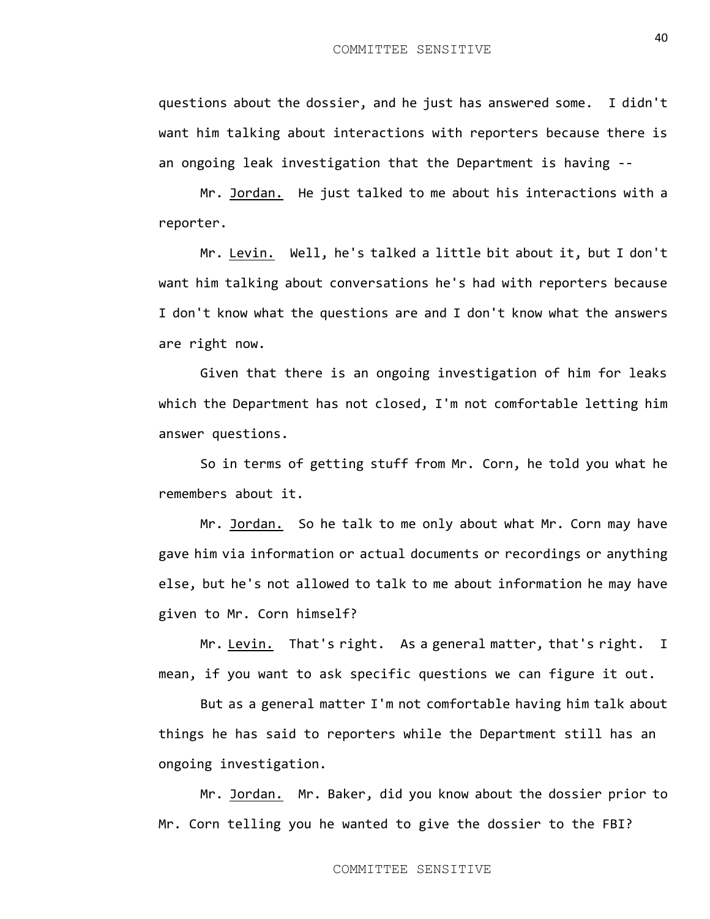questions about the dossier, and he just has answered some. I didn't want him talking about interactions with reporters because there is an ongoing leak investigation that the Department is having --

Mr. Jordan. He just talked to me about his interactions with a reporter.

Mr. Levin. Well, he's talked a little bit about it, but I don't want him talking about conversations he's had with reporters because I don't know what the questions are and I don't know what the answers are right now.

Given that there is an ongoing investigation of him for leaks which the Department has not closed, I'm not comfortable letting him answer questions.

So in terms of getting stuff from Mr. Corn, he told you what he remembers about it.

Mr. Jordan. So he talk to me only about what Mr. Corn may have gave him via information or actual documents or recordings or anything else, but he's not allowed to talk to me about information he may have given to Mr. Corn himself?

Mr. Levin. That's right. As a general matter, that's right. I mean, if you want to ask specific questions we can figure it out.

But as a general matter I'm not comfortable having him talk about things he has said to reporters while the Department still has an ongoing investigation.

Mr. Jordan. Mr. Baker, did you know about the dossier prior to Mr. Corn telling you he wanted to give the dossier to the FBI?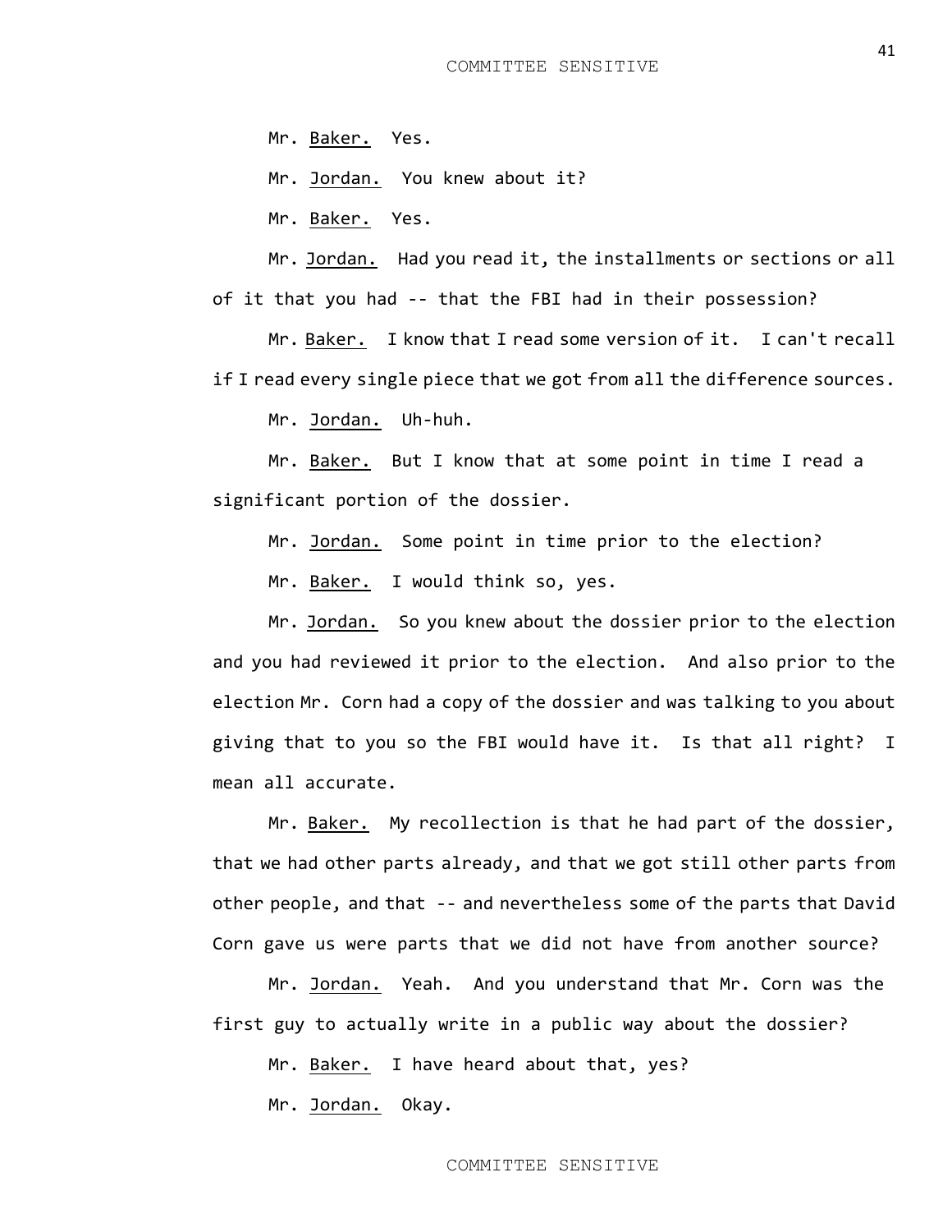Mr. Baker. Yes.

Mr. Jordan. You knew about it?

Mr. Baker. Yes.

Mr. Jordan. Had you read it, the installments or sections or all of it that you had -- that the FBI had in their possession?

Mr. Baker. I know that I read some version of it. I can't recall if I read every single piece that we got from all the difference sources.

Mr. Jordan. Uh-huh.

Mr. Baker. But I know that at some point in time I read a significant portion of the dossier.

Mr. Jordan. Some point in time prior to the election?

Mr. Baker. I would think so, yes.

Mr. Jordan. So you knew about the dossier prior to the election and you had reviewed it prior to the election. And also prior to the election Mr. Corn had a copy of the dossier and was talking to you about giving that to you so the FBI would have it. Is that all right? I mean all accurate.

Mr. Baker. My recollection is that he had part of the dossier, that we had other parts already, and that we got still other parts from other people, and that -- and nevertheless some of the parts that David Corn gave us were parts that we did not have from another source?

Mr. Jordan. Yeah. And you understand that Mr. Corn was the first guy to actually write in a public way about the dossier?

Mr. Baker. I have heard about that, yes?

Mr. Jordan. Okay.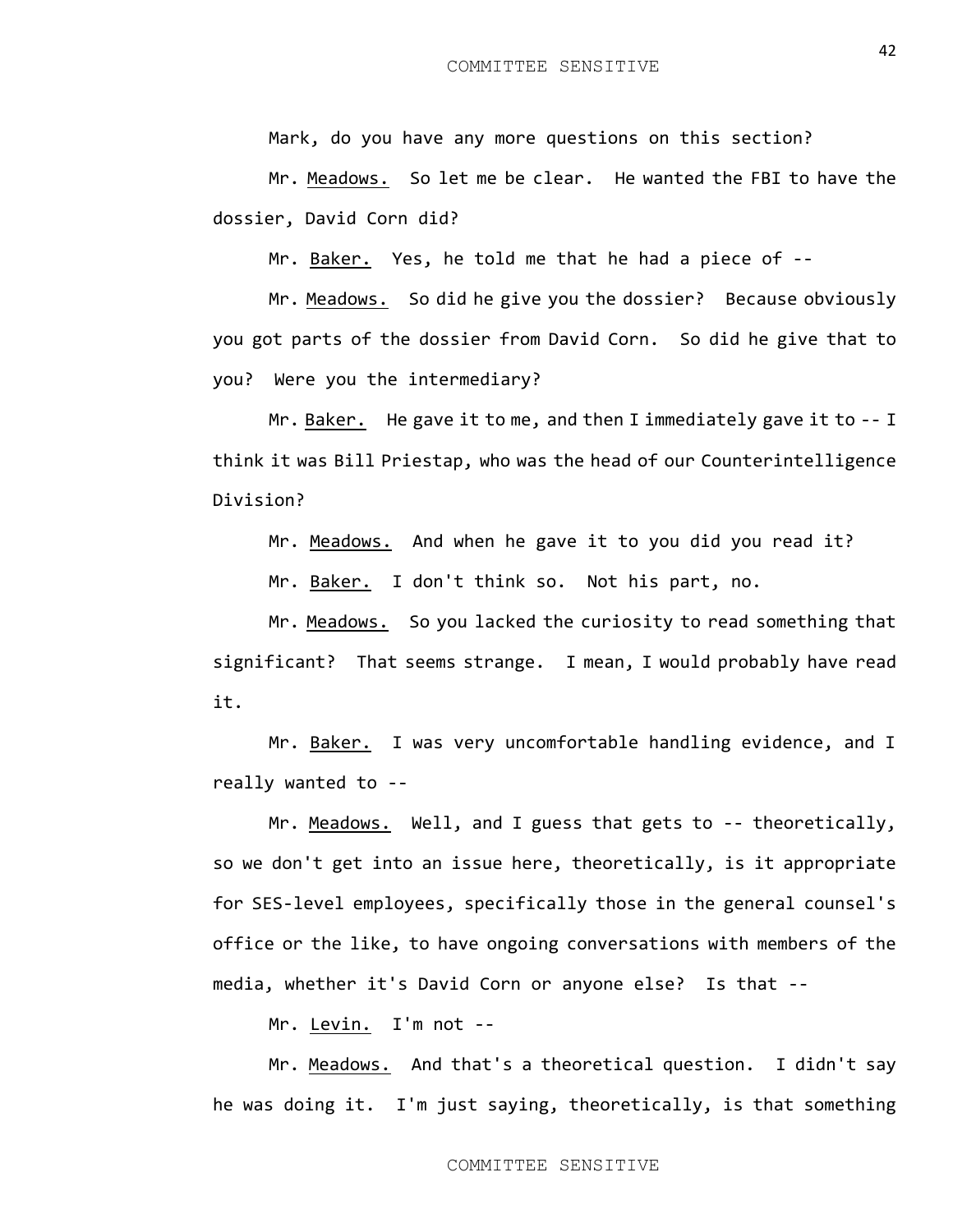Mark, do you have any more questions on this section?

Mr. <u>Meadows.</u> So let me be clear. He wanted the FBI to have the dossier, David Corn did?

Mr. <u>Baker.</u> Yes, he told me that he had a piece of --

Mr. <u>Meadows.</u> So did he give you the dossier? Because obviously you got parts of the dossier from David Corn. So did he give that to you? Were you the intermediary?

Mr. <u>Baker.</u> He gave it to me, and then I immediately gave it to -- I think it was Bill Priestap, who was the head of our Counterintelligence Division?

Mr. <u>Meadows.</u> And when he gave it to you did you read it?

Mr. <u>Baker.</u> I don't think so. Not his part, no.

Mr. <u>Meadows.</u> So you lacked the curiosity to read something that significant? That seems strange. I mean, I would probably have read it.

Mr. <u>Baker.</u> I was very uncomfortable handling evidence, and I really wanted to --

Mr. <u>Meadows.</u> Well, and I guess that gets to -- theoretically, so we don't get into an issue here, theoretically, is it appropriate for SES-level employees, specifically those in the general counsel's office or the like, to have ongoing conversations with members of the media, whether it's David Corn or anyone else? Is that --

Mr. <u>Levin.</u> I'm not --

Mr. <u>Meadows.</u> And that's a theoretical question. I didn't say he was doing it. I'm just saying, theoretically, is that something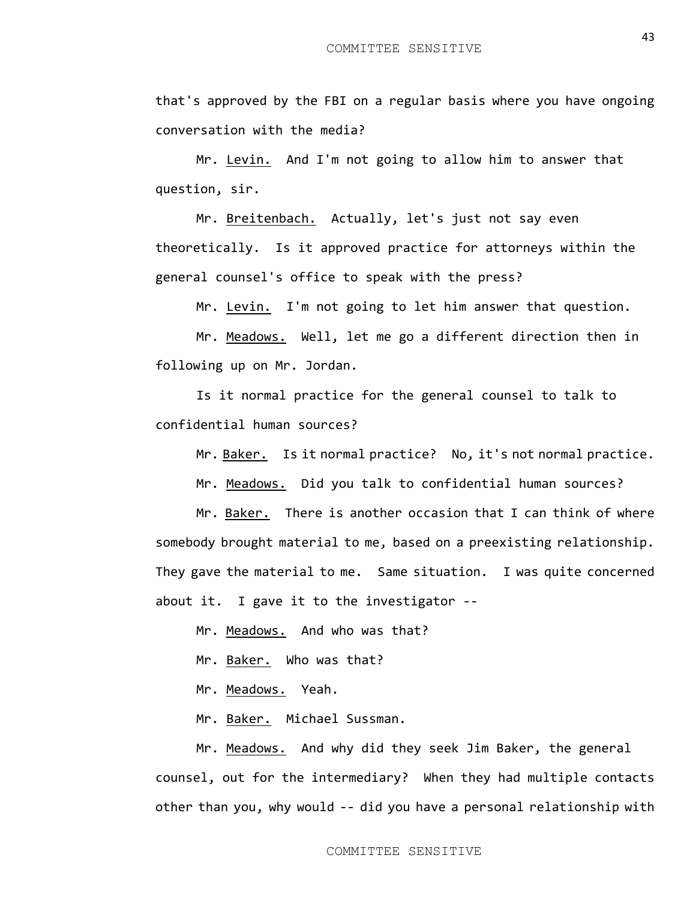that's approved by the FBI on a regular basis where you have ongoing conversation with the media?

Mr. Levin. And I'm not going to allow him to answer that question, sir.

Mr. Breitenbach. Actually, let's just not say even theoretically. Is it approved practice for attorneys within the general counsel's office to speak with the press?

Mr. Levin. I'm not going to let him answer that question.

Mr. Meadows. Well, let me go a different direction then in following up on Mr. Jordan.

Is it normal practice for the general counsel to talk to confidential human sources?

Mr. Baker. Is it normal practice? No, it's not normal practice.

Mr. Meadows. Did you talk to confidential human sources?

Mr. Baker. There is another occasion that I can think of where somebody brought material to me, based on a preexisting relationship. They gave the material to me. Same situation. I was quite concerned about it. I gave it to the investigator --

Mr. Meadows. And who was that?

Mr. Baker. Who was that?

Mr. Meadows. Yeah.

Mr. Baker. Michael Sussman.

Mr. Meadows. And why did they seek Jim Baker, the general counsel, out for the intermediary? When they had multiple contacts other than you, why would -- did you have a personal relationship with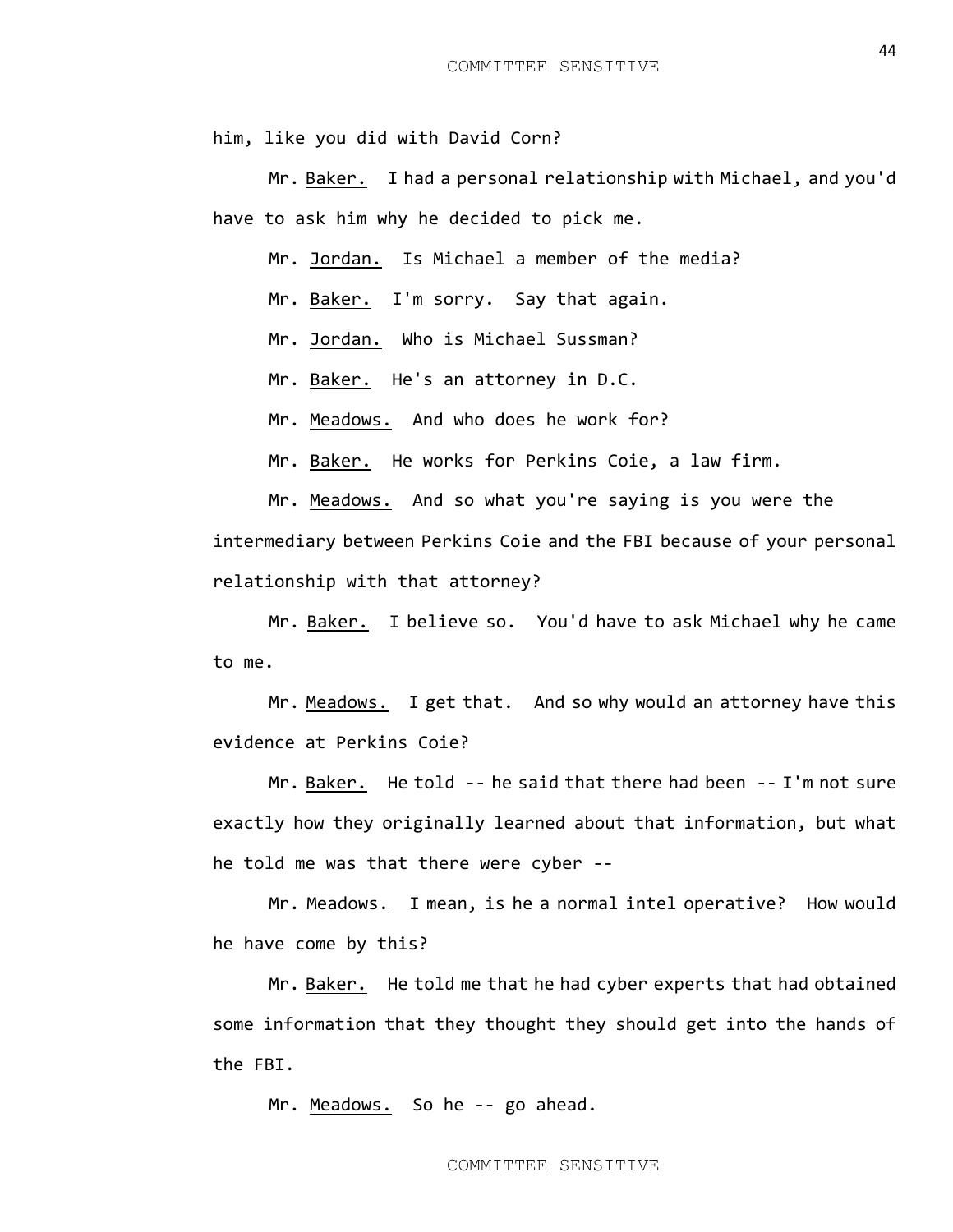him, like you did with David Corn?

Mr. Baker. I had a personal relationship with Michael, and you'd have to ask him why he decided to pick me.

Mr. Jordan. Is Michael a member of the media?

Mr. Baker. I'm sorry. Say that again.

Mr. Jordan. Who is Michael Sussman?

Mr. Baker. He's an attorney in D.C.

Mr. Meadows. And who does he work for?

Mr. Baker. He works for Perkins Coie, a law firm.

Mr. Meadows. And so what you're saying is you were the intermediary between Perkins Coie and the FBI because of your personal relationship with that attorney?

Mr. Baker. I believe so. You'd have to ask Michael why he came to me.

Mr. Meadows. I get that. And so why would an attorney have this evidence at Perkins Coie?

Mr. Baker. He told -- he said that there had been -- I'm not sure exactly how they originally learned about that information, but what he told me was that there were cyber --

Mr. Meadows. I mean, is he a normal intel operative? How would he have come by this?

Mr. Baker. He told me that he had cyber experts that had obtained some information that they thought they should get into the hands of the FBI.

Mr. Meadows. So he -- go ahead.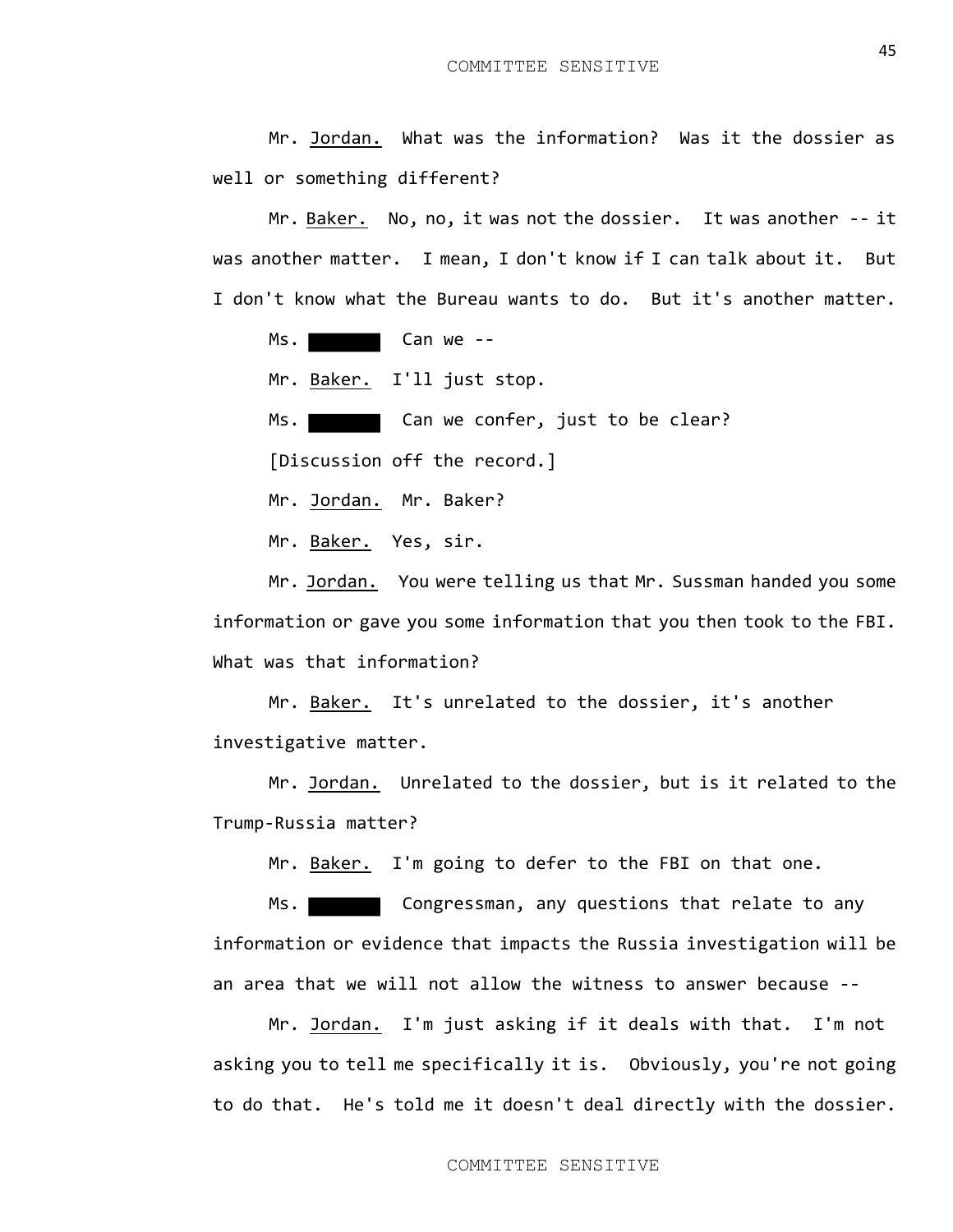Mr. Jordan. What was the information? Was it the dossier as well or something different?

Mr. Baker. No, no, it was not the dossier. It was another -- it was another matter. I mean, I don't know if I can talk about it. But I don't know what the Bureau wants to do. But it's another matter.

Ms. ████ Can we --

Mr. Baker. I'll just stop.

Ms. ████ Can we confer, just to be clear?

[Discussion off the record.]

Mr. Jordan. Mr. Baker?

Mr. Baker. Yes, sir.

Mr. Jordan. You were telling us that Mr. Sussman handed you some information or gave you some information that you then took to the FBI. What was that information?

Mr. Baker. It's unrelated to the dossier, it's another investigative matter.

Mr. Jordan. Unrelated to the dossier, but is it related to the Trump-Russia matter?

Mr. Baker. I'm going to defer to the FBI on that one.

Ms. ████ Congressman, any questions that relate to any information or evidence that impacts the Russia investigation will be an area that we will not allow the witness to answer because --

Mr. Jordan. I'm just asking if it deals with that. I'm not asking you to tell me specifically it is. Obviously, you're not going to do that. He's told me it doesn't deal directly with the dossier.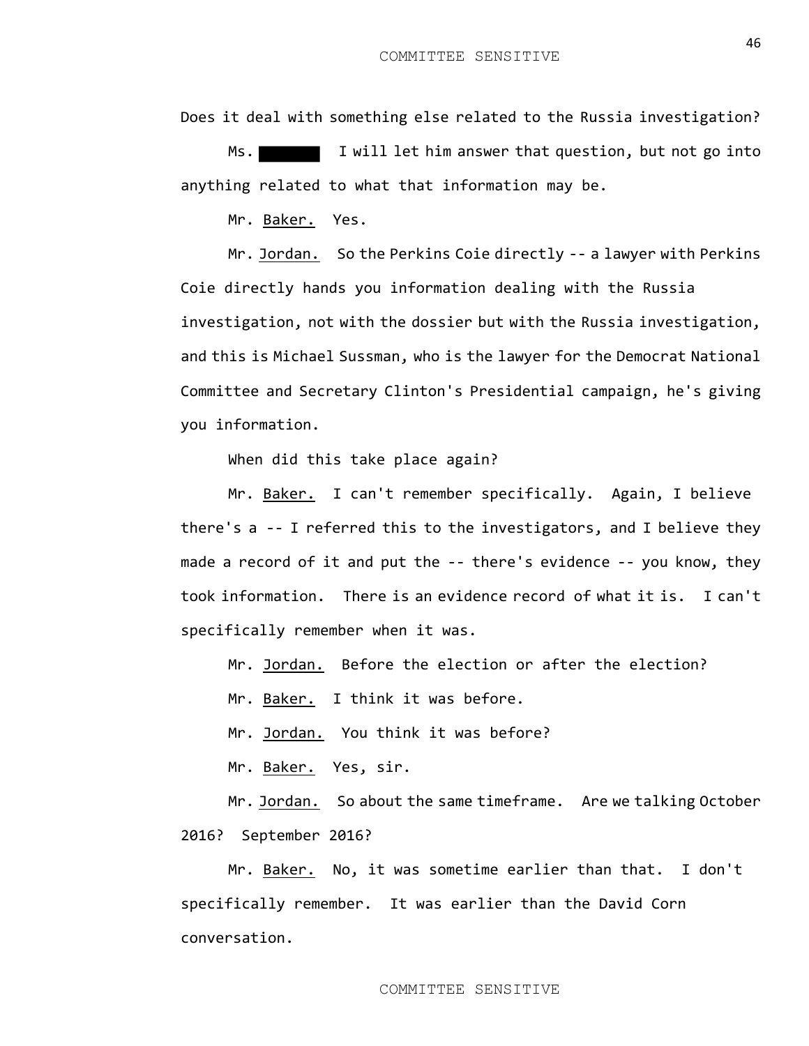Does it deal with something else related to the Russia investigation?

Ms. ████ I will let him answer that question, but not go into anything related to what that information may be.

Mr. Baker. Yes.

Mr. Jordan. So the Perkins Coie directly -- a lawyer with Perkins Coie directly hands you information dealing with the Russia investigation, not with the dossier but with the Russia investigation, and this is Michael Sussman, who is the lawyer for the Democrat National Committee and Secretary Clinton's Presidential campaign, he's giving you information.

When did this take place again?

Mr. Baker. I can't remember specifically. Again, I believe there's a -- I referred this to the investigators, and I believe they made a record of it and put the -- there's evidence -- you know, they took information. There is an evidence record of what it is. I can't specifically remember when it was.

Mr. Jordan. Before the election or after the election?

Mr. Baker. I think it was before.

Mr. Jordan. You think it was before?

Mr. Baker. Yes, sir.

Mr. Jordan. So about the same timeframe. Are we talking October 2016? September 2016?

Mr. Baker. No, it was sometime earlier than that. I don't specifically remember. It was earlier than the David Corn conversation.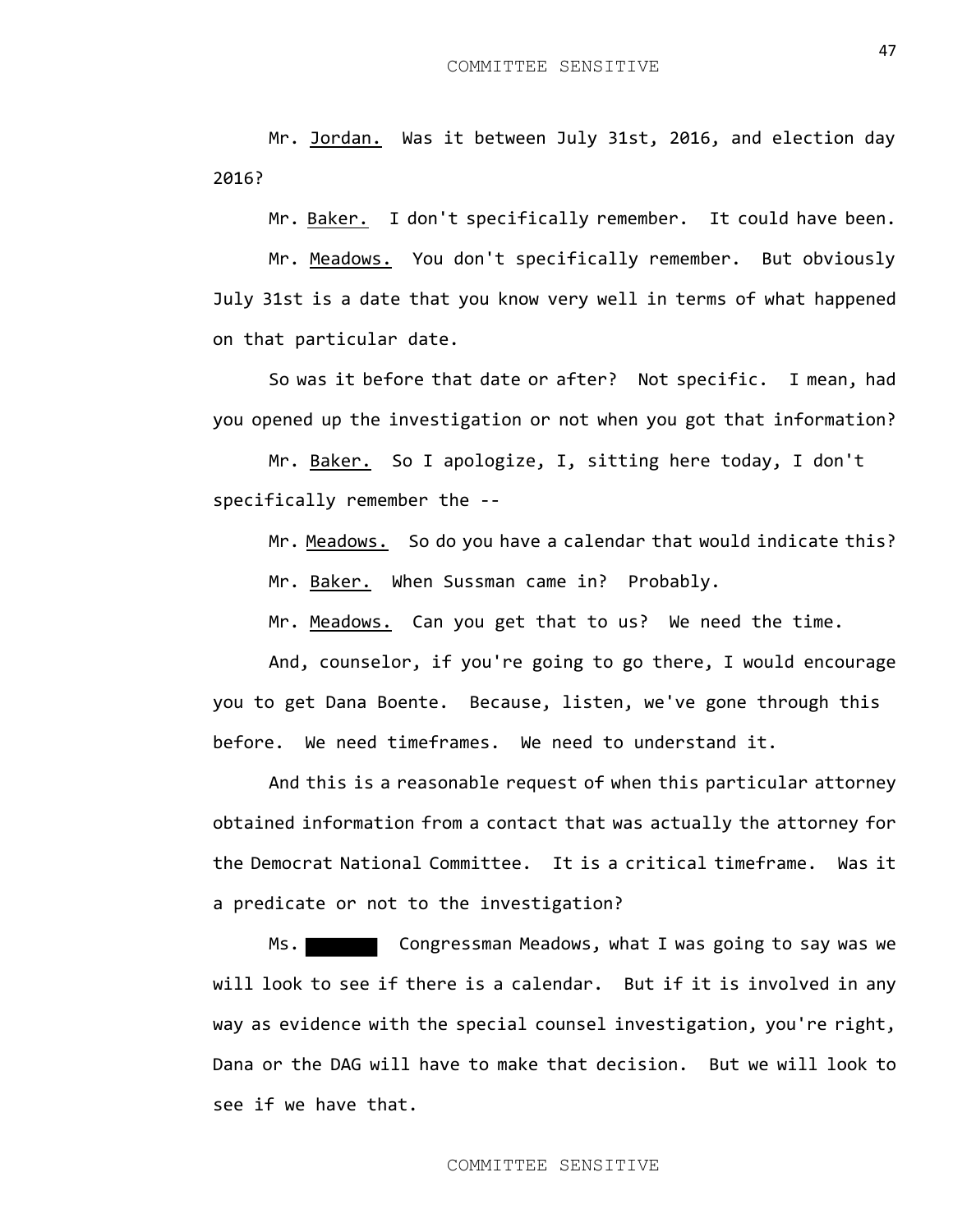Mr. Jordan. Was it between July 31st, 2016, and election day 2016?

Mr. Baker. I don't specifically remember. It could have been.

Mr. Meadows. You don't specifically remember. But obviously July 31st is a date that you know very well in terms of what happened on that particular date.

So was it before that date or after? Not specific. I mean, had you opened up the investigation or not when you got that information?

Mr. Baker. So I apologize, I, sitting here today, I don't specifically remember the --

Mr. Meadows. So do you have a calendar that would indicate this?

Mr. Baker. When Sussman came in? Probably.

Mr. Meadows. Can you get that to us? We need the time.

And, counselor, if you're going to go there, I would encourage you to get Dana Boente. Because, listen, we've gone through this before. We need timeframes. We need to understand it.

And this is a reasonable request of when this particular attorney obtained information from a contact that was actually the attorney for the Democrat National Committee. It is a critical timeframe. Was it a predicate or not to the investigation?

Ms. ████ Congressman Meadows, what I was going to say was we will look to see if there is a calendar. But if it is involved in any way as evidence with the special counsel investigation, you're right, Dana or the DAG will have to make that decision. But we will look to see if we have that.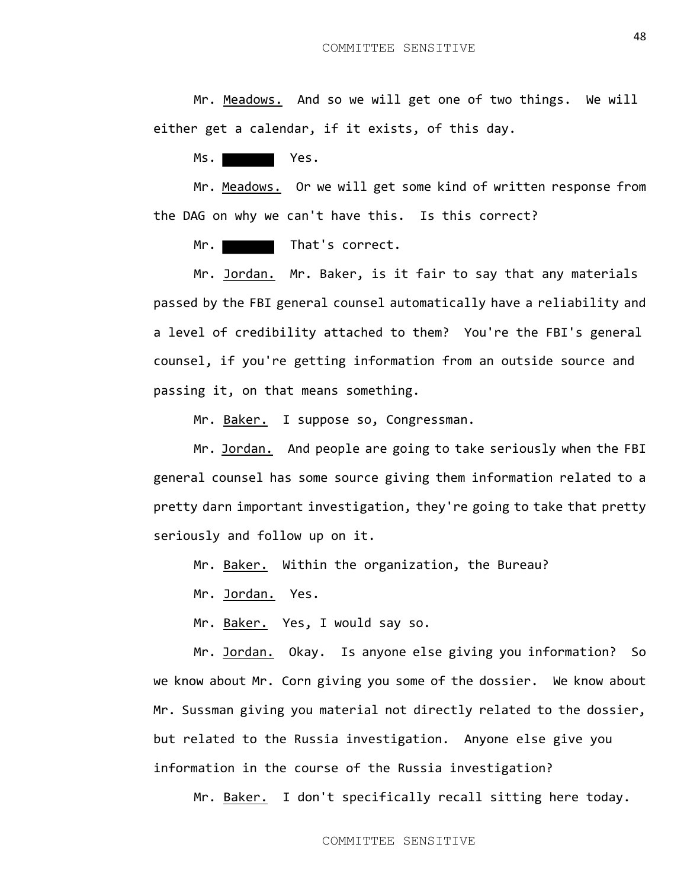Mr. Meadows. And so we will get one of two things. We will either get a calendar, if it exists, of this day.

Ms. ██████ Yes.

Mr. Meadows. Or we will get some kind of written response from the DAG on why we can't have this. Is this correct?

Mr. ██████ That's correct.

Mr. Jordan. Mr. Baker, is it fair to say that any materials passed by the FBI general counsel automatically have a reliability and a level of credibility attached to them? You're the FBI's general counsel, if you're getting information from an outside source and passing it, on that means something.

Mr. Baker. I suppose so, Congressman.

Mr. Jordan. And people are going to take seriously when the FBI general counsel has some source giving them information related to a pretty darn important investigation, they're going to take that pretty seriously and follow up on it.

Mr. Baker. Within the organization, the Bureau?

Mr. Jordan. Yes.

Mr. Baker. Yes, I would say so.

Mr. Jordan. Okay. Is anyone else giving you information? So we know about Mr. Corn giving you some of the dossier. We know about Mr. Sussman giving you material not directly related to the dossier, but related to the Russia investigation. Anyone else give you information in the course of the Russia investigation?

Mr. Baker. I don't specifically recall sitting here today.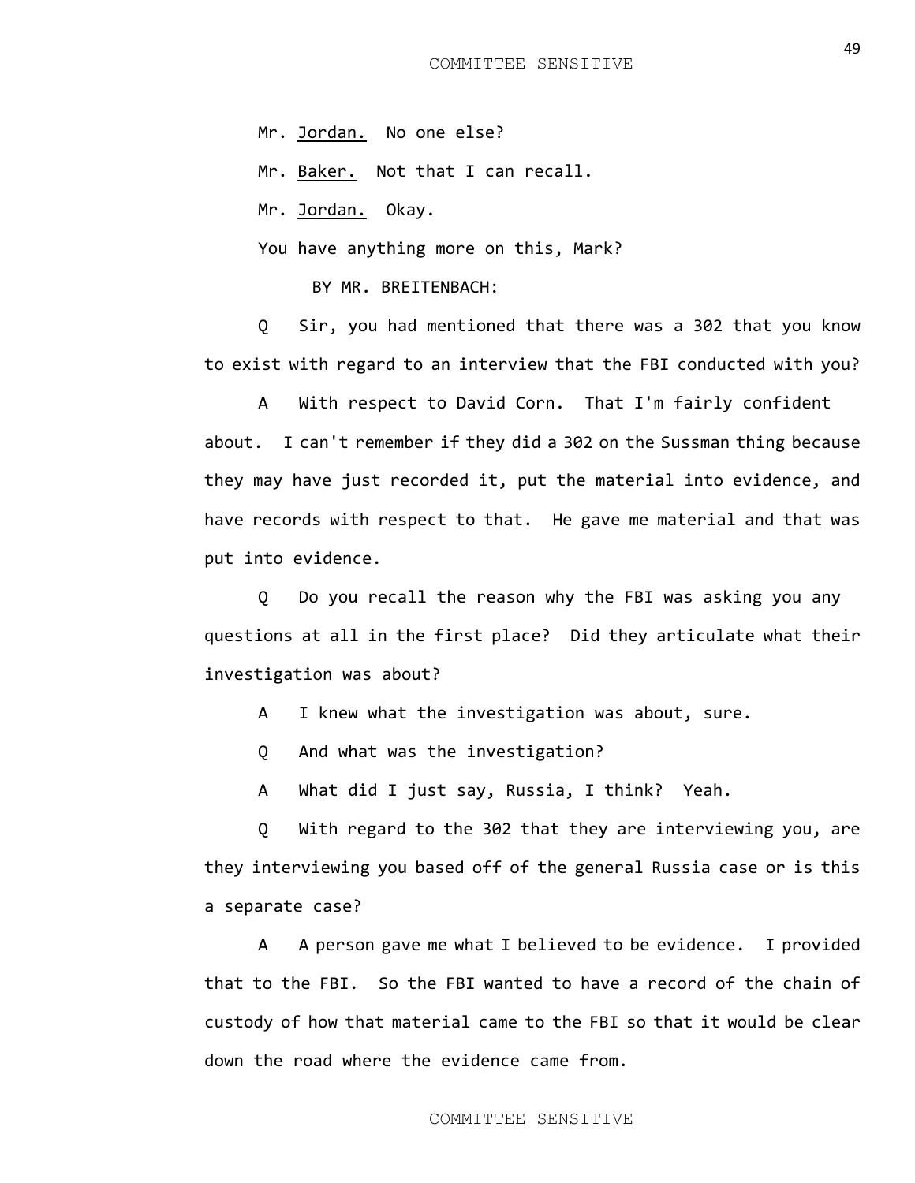Mr. Jordan. No one else?

Mr. Baker. Not that I can recall.

Mr. Jordan. Okay.

You have anything more on this, Mark?

BY MR. BREITENBACH:

Q Sir, you had mentioned that there was a 302 that you know to exist with regard to an interview that the FBI conducted with you?

A With respect to David Corn. That I'm fairly confident about. I can't remember if they did a 302 on the Sussman thing because they may have just recorded it, put the material into evidence, and have records with respect to that. He gave me material and that was put into evidence.

Q Do you recall the reason why the FBI was asking you any questions at all in the first place? Did they articulate what their investigation was about?

A I knew what the investigation was about, sure.

Q And what was the investigation?

A What did I just say, Russia, I think? Yeah.

Q With regard to the 302 that they are interviewing you, are they interviewing you based off of the general Russia case or is this a separate case?

A A person gave me what I believed to be evidence. I provided that to the FBI. So the FBI wanted to have a record of the chain of custody of how that material came to the FBI so that it would be clear down the road where the evidence came from.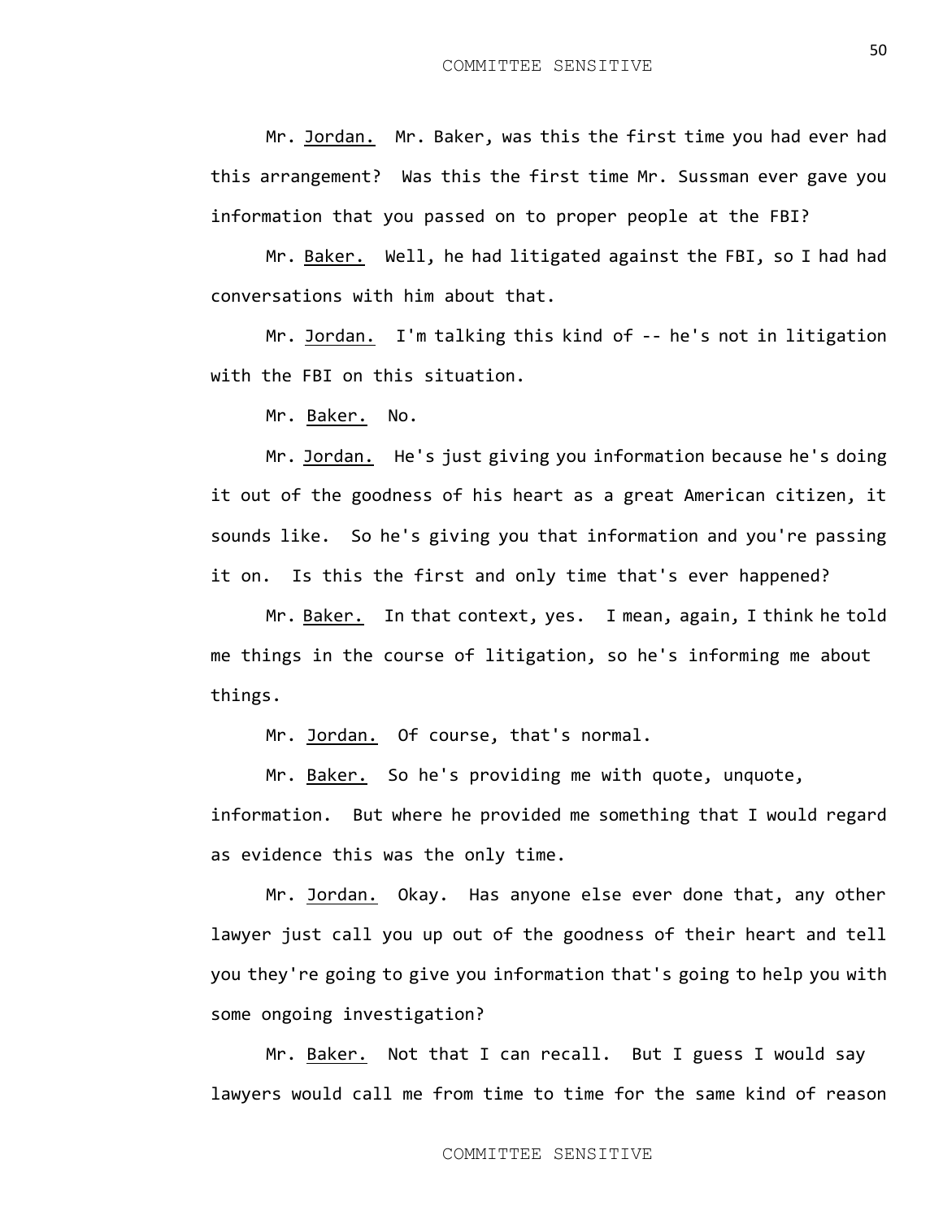Mr. Jordan. Mr. Baker, was this the first time you had ever had this arrangement? Was this the first time Mr. Sussman ever gave you information that you passed on to proper people at the FBI?

Mr. Baker. Well, he had litigated against the FBI, so I had had conversations with him about that.

Mr. Jordan. I'm talking this kind of -- he's not in litigation with the FBI on this situation.

Mr. Baker. No.

Mr. Jordan. He's just giving you information because he's doing it out of the goodness of his heart as a great American citizen, it sounds like. So he's giving you that information and you're passing it on. Is this the first and only time that's ever happened?

Mr. Baker. In that context, yes. I mean, again, I think he told me things in the course of litigation, so he's informing me about things.

Mr. Jordan. Of course, that's normal.

Mr. Baker. So he's providing me with quote, unquote, information. But where he provided me something that I would regard as evidence this was the only time.

Mr. Jordan. Okay. Has anyone else ever done that, any other lawyer just call you up out of the goodness of their heart and tell you they're going to give you information that's going to help you with some ongoing investigation?

Mr. Baker. Not that I can recall. But I guess I would say lawyers would call me from time to time for the same kind of reason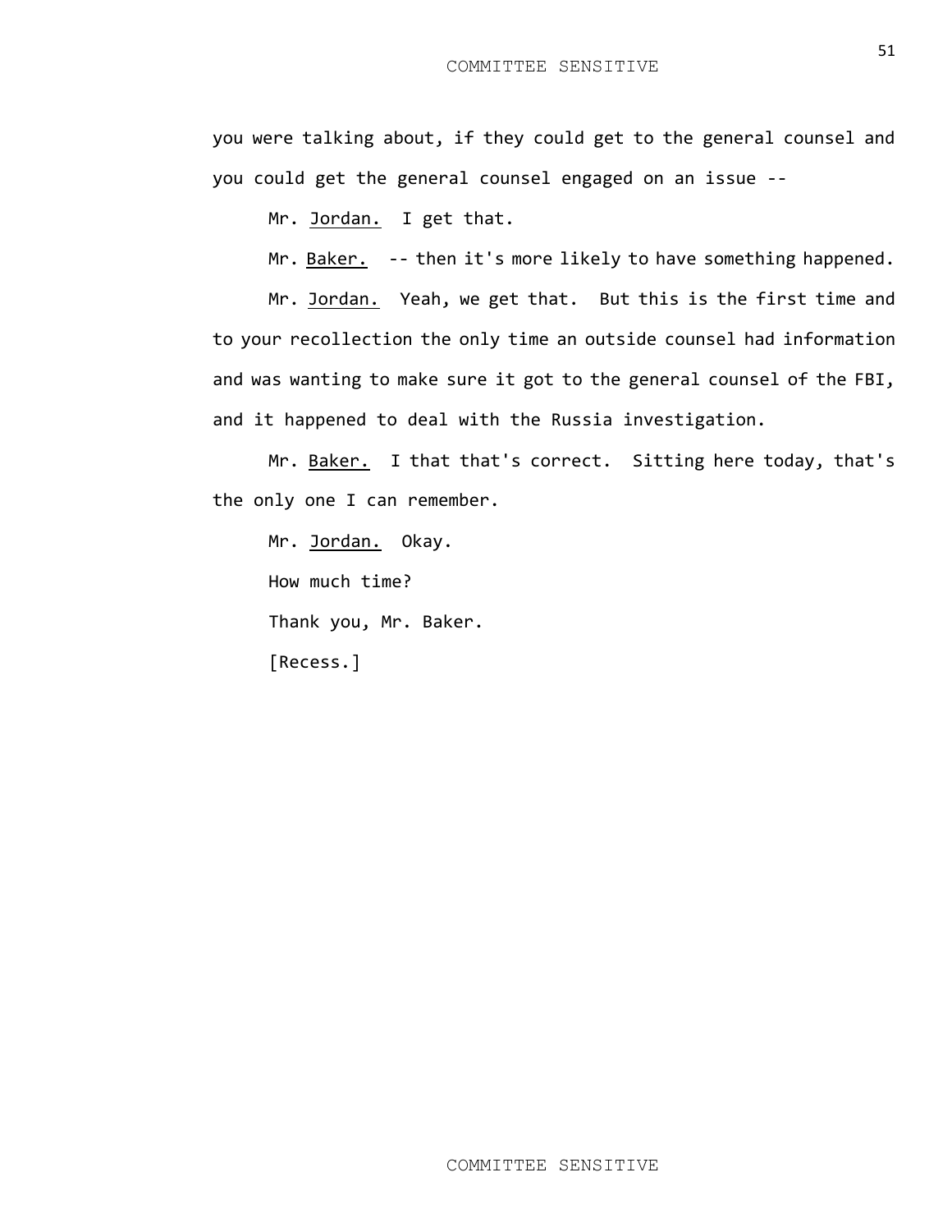you were talking about, if they could get to the general counsel and you could get the general counsel engaged on an issue --

Mr. Jordan. I get that.

Mr. Baker. -- then it's more likely to have something happened.

Mr. Jordan. Yeah, we get that. But this is the first time and to your recollection the only time an outside counsel had information and was wanting to make sure it got to the general counsel of the FBI, and it happened to deal with the Russia investigation.

Mr. Baker. I that that's correct. Sitting here today, that's the only one I can remember.

Mr. Jordan. Okay.

How much time?

Thank you, Mr. Baker.

[Recess.]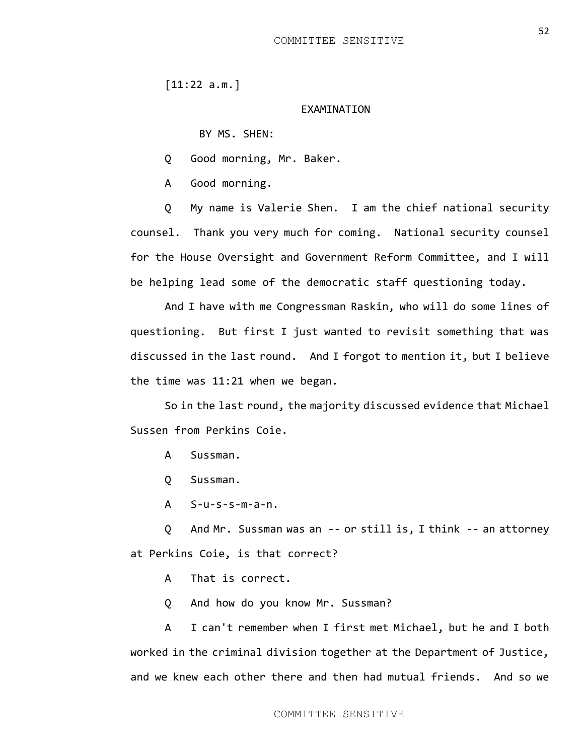[11:22 a.m.]

EXAMINATION

BY MS. SHEN:

Q Good morning, Mr. Baker.

A Good morning.

Q My name is Valerie Shen. I am the chief national security counsel. Thank you very much for coming. National security counsel for the House Oversight and Government Reform Committee, and I will be helping lead some of the democratic staff questioning today.

And I have with me Congressman Raskin, who will do some lines of questioning. But first I just wanted to revisit something that was discussed in the last round. And I forgot to mention it, but I believe the time was 11:21 when we began.

So in the last round, the majority discussed evidence that Michael Sussen from Perkins Coie.

A Sussman.

Q Sussman.

A S-u-s-s-m-a-n.

Q And Mr. Sussman was an -- or still is, I think -- an attorney at Perkins Coie, is that correct?

A That is correct.

Q And how do you know Mr. Sussman?

A I can't remember when I first met Michael, but he and I both worked in the criminal division together at the Department of Justice, and we knew each other there and then had mutual friends. And so we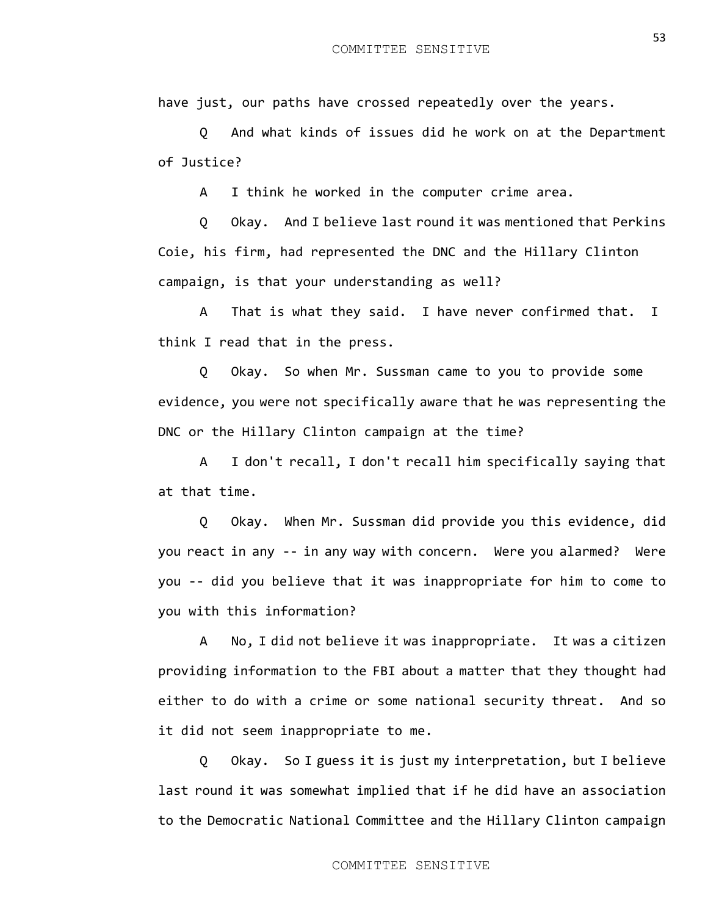have just, our paths have crossed repeatedly over the years.

Q And what kinds of issues did he work on at the Department of Justice?

A I think he worked in the computer crime area.

Q Okay. And I believe last round it was mentioned that Perkins Coie, his firm, had represented the DNC and the Hillary Clinton campaign, is that your understanding as well?

A That is what they said. I have never confirmed that. I think I read that in the press.

Q Okay. So when Mr. Sussman came to you to provide some evidence, you were not specifically aware that he was representing the DNC or the Hillary Clinton campaign at the time?

A I don't recall, I don't recall him specifically saying that at that time.

Q Okay. When Mr. Sussman did provide you this evidence, did you react in any -- in any way with concern. Were you alarmed? Were you -- did you believe that it was inappropriate for him to come to you with this information?

A No, I did not believe it was inappropriate. It was a citizen providing information to the FBI about a matter that they thought had either to do with a crime or some national security threat. And so it did not seem inappropriate to me.

Q Okay. So I guess it is just my interpretation, but I believe last round it was somewhat implied that if he did have an association to the Democratic National Committee and the Hillary Clinton campaign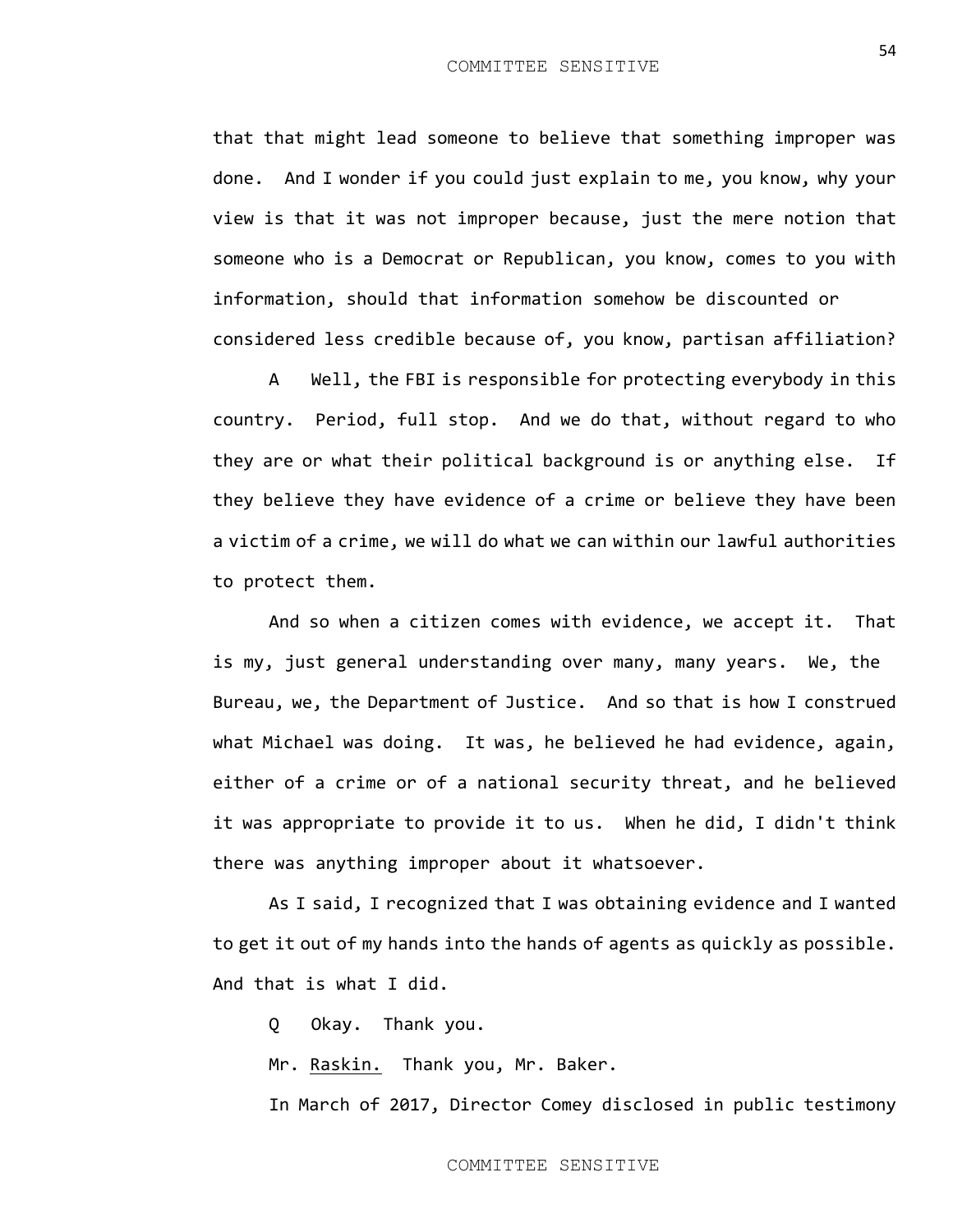that that might lead someone to believe that something improper was done. And I wonder if you could just explain to me, you know, why your view is that it was not improper because, just the mere notion that someone who is a Democrat or Republican, you know, comes to you with information, should that information somehow be discounted or considered less credible because of, you know, partisan affiliation?

A Well, the FBI is responsible for protecting everybody in this country. Period, full stop. And we do that, without regard to who they are or what their political background is or anything else. If they believe they have evidence of a crime or believe they have been a victim of a crime, we will do what we can within our lawful authorities to protect them.

And so when a citizen comes with evidence, we accept it. That is my, just general understanding over many, many years. We, the Bureau, we, the Department of Justice. And so that is how I construed what Michael was doing. It was, he believed he had evidence, again, either of a crime or of a national security threat, and he believed it was appropriate to provide it to us. When he did, I didn't think there was anything improper about it whatsoever.

As I said, I recognized that I was obtaining evidence and I wanted to get it out of my hands into the hands of agents as quickly as possible. And that is what I did.

Q Okay. Thank you.

Mr. Raskin. Thank you, Mr. Baker.

In March of 2017, Director Comey disclosed in public testimony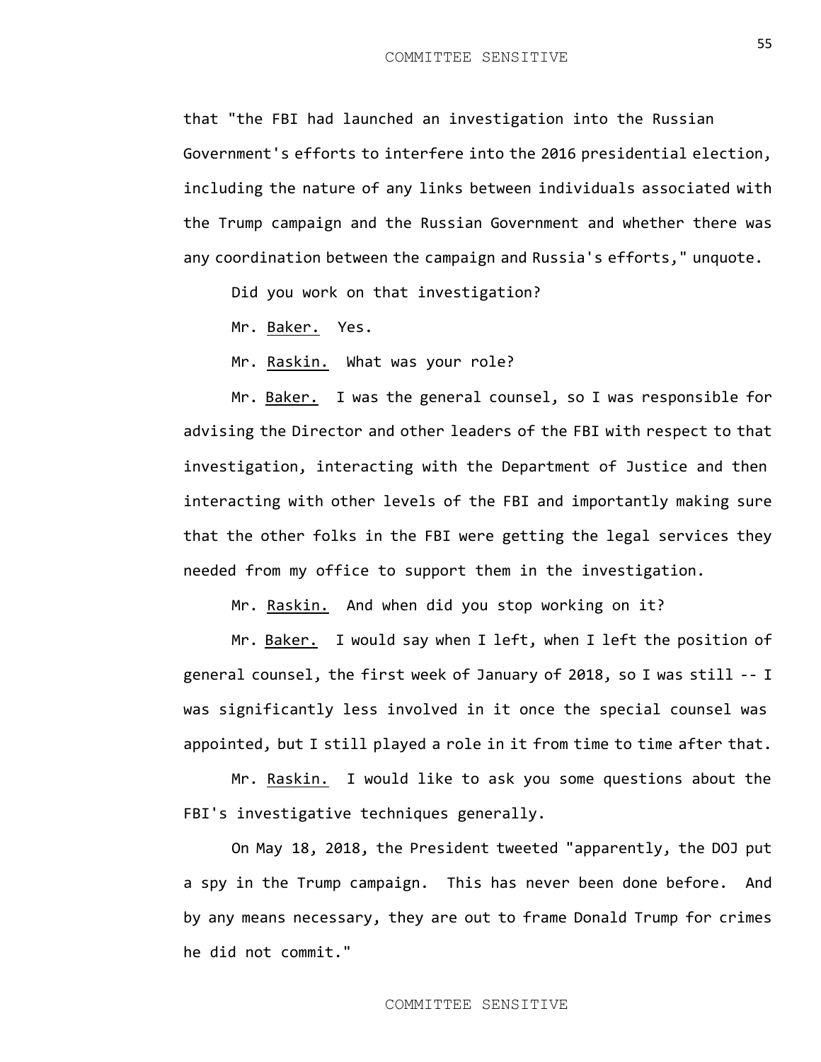that "the FBI had launched an investigation into the Russian Government's efforts to interfere into the 2016 presidential election, including the nature of any links between individuals associated with the Trump campaign and the Russian Government and whether there was any coordination between the campaign and Russia's efforts," unquote.

Did you work on that investigation?

Mr. Baker. Yes.

Mr. Raskin. What was your role?

Mr. Baker. I was the general counsel, so I was responsible for advising the Director and other leaders of the FBI with respect to that investigation, interacting with the Department of Justice and then interacting with other levels of the FBI and importantly making sure that the other folks in the FBI were getting the legal services they needed from my office to support them in the investigation.

Mr. Raskin. And when did you stop working on it?

Mr. Baker. I would say when I left, when I left the position of general counsel, the first week of January of 2018, so I was still -- I was significantly less involved in it once the special counsel was appointed, but I still played a role in it from time to time after that.

Mr. Raskin. I would like to ask you some questions about the FBI's investigative techniques generally.

On May 18, 2018, the President tweeted "apparently, the DOJ put a spy in the Trump campaign. This has never been done before. And by any means necessary, they are out to frame Donald Trump for crimes he did not commit."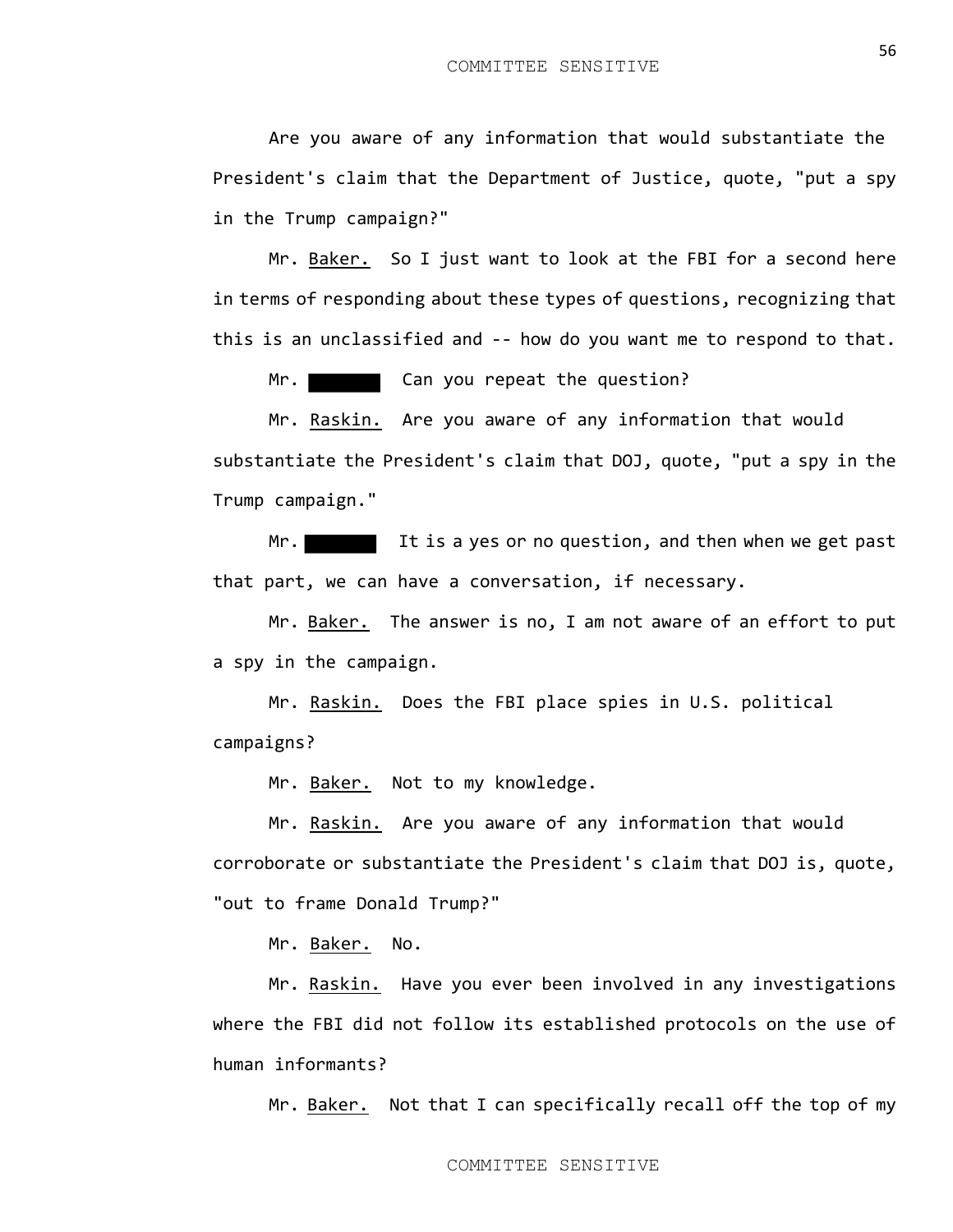Are you aware of any information that would substantiate the President's claim that the Department of Justice, quote, "put a spy in the Trump campaign?"

Mr. Baker. So I just want to look at the FBI for a second here in terms of responding about these types of questions, recognizing that this is an unclassified and -- how do you want me to respond to that.

Mr. ██████ Can you repeat the question?

Mr. Raskin. Are you aware of any information that would substantiate the President's claim that DOJ, quote, "put a spy in the Trump campaign."

Mr. ██████ It is a yes or no question, and then when we get past that part, we can have a conversation, if necessary.

Mr. Baker. The answer is no, I am not aware of an effort to put a spy in the campaign.

Mr. Raskin. Does the FBI place spies in U.S. political campaigns?

Mr. Baker. Not to my knowledge.

Mr. Raskin. Are you aware of any information that would corroborate or substantiate the President's claim that DOJ is, quote, "out to frame Donald Trump?"

Mr. Baker. No.

Mr. Raskin. Have you ever been involved in any investigations where the FBI did not follow its established protocols on the use of human informants?

Mr. Baker. Not that I can specifically recall off the top of my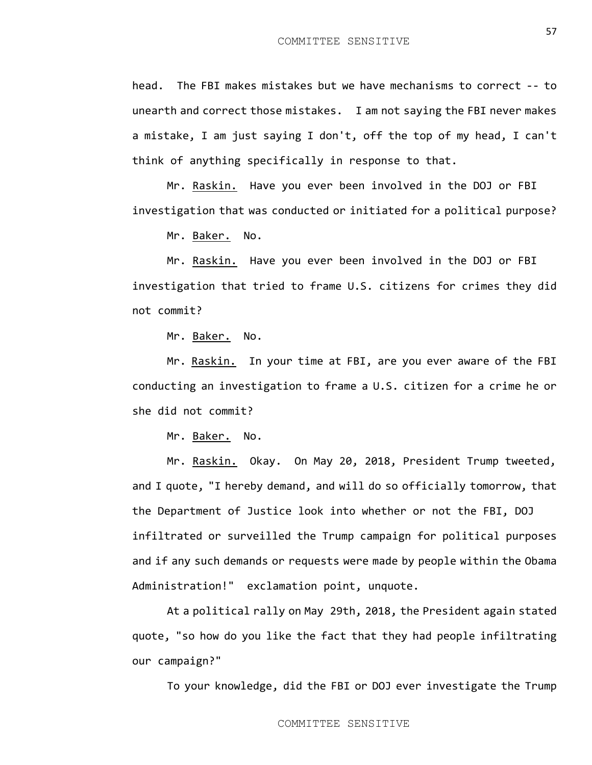head. The FBI makes mistakes but we have mechanisms to correct -- to unearth and correct those mistakes. I am not saying the FBI never makes a mistake, I am just saying I don't, off the top of my head, I can't think of anything specifically in response to that.

Mr. Raskin. Have you ever been involved in the DOJ or FBI investigation that was conducted or initiated for a political purpose?

Mr. Baker. No.

Mr. Raskin. Have you ever been involved in the DOJ or FBI investigation that tried to frame U.S. citizens for crimes they did not commit?

Mr. Baker. No.

Mr. Raskin. In your time at FBI, are you ever aware of the FBI conducting an investigation to frame a U.S. citizen for a crime he or she did not commit?

Mr. Baker. No.

Mr. Raskin. Okay. On May 20, 2018, President Trump tweeted, and I quote, "I hereby demand, and will do so officially tomorrow, that the Department of Justice look into whether or not the FBI, DOJ infiltrated or surveilled the Trump campaign for political purposes and if any such demands or requests were made by people within the Obama Administration!" exclamation point, unquote.

At a political rally on May 29th, 2018, the President again stated quote, "so how do you like the fact that they had people infiltrating our campaign?"

To your knowledge, did the FBI or DOJ ever investigate the Trump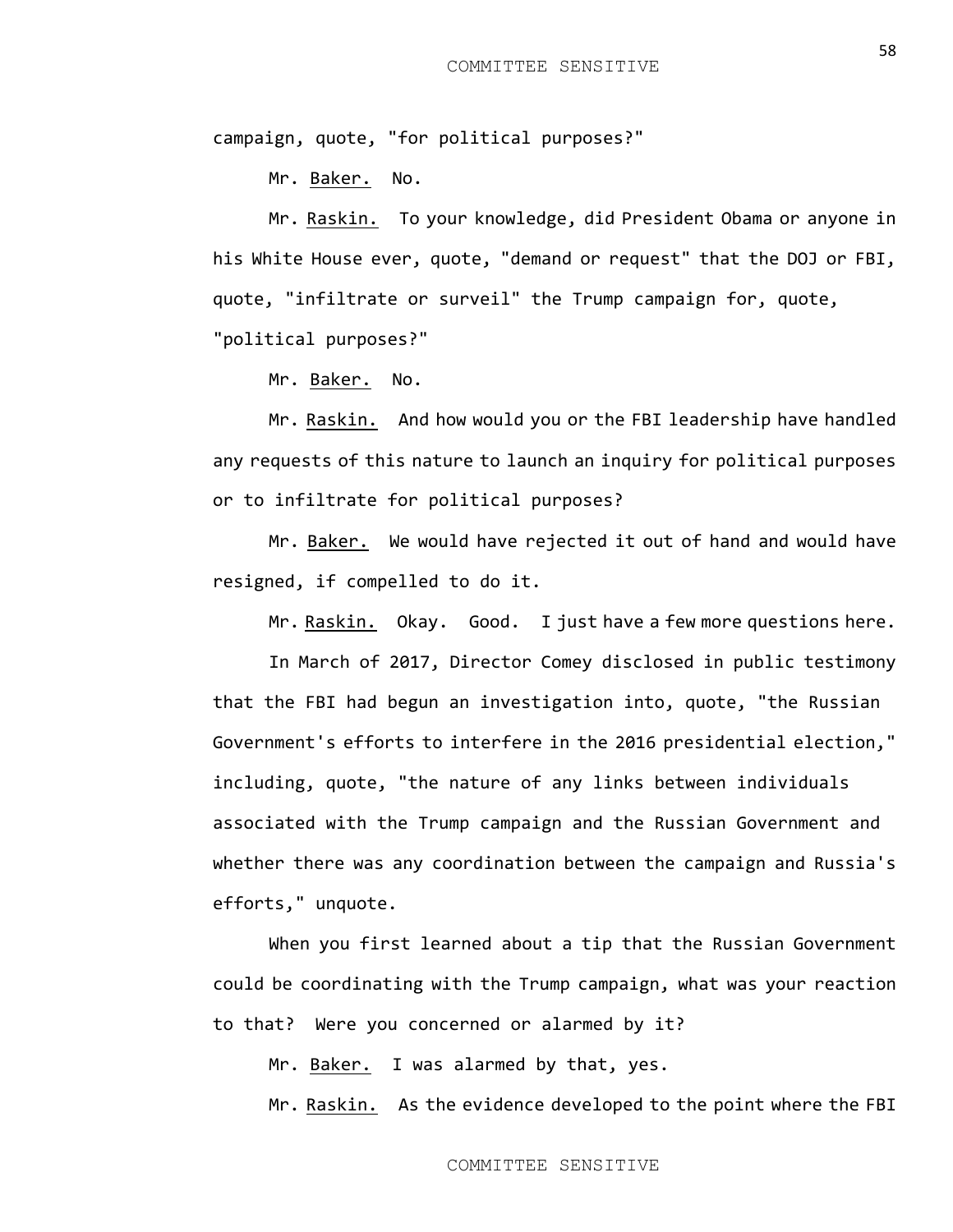campaign, quote, "for political purposes?"

Mr. Baker. No.

Mr. Raskin. To your knowledge, did President Obama or anyone in his White House ever, quote, "demand or request" that the DOJ or FBI, quote, "infiltrate or surveil" the Trump campaign for, quote, "political purposes?"

Mr. Baker. No.

Mr. Raskin. And how would you or the FBI leadership have handled any requests of this nature to launch an inquiry for political purposes or to infiltrate for political purposes?

Mr. Baker. We would have rejected it out of hand and would have resigned, if compelled to do it.

Mr. Raskin. Okay. Good. I just have a few more questions here.

In March of 2017, Director Comey disclosed in public testimony that the FBI had begun an investigation into, quote, "the Russian Government's efforts to interfere in the 2016 presidential election," including, quote, "the nature of any links between individuals associated with the Trump campaign and the Russian Government and whether there was any coordination between the campaign and Russia's efforts," unquote.

When you first learned about a tip that the Russian Government could be coordinating with the Trump campaign, what was your reaction to that? Were you concerned or alarmed by it?

Mr. Baker. I was alarmed by that, yes.

Mr. Raskin. As the evidence developed to the point where the FBI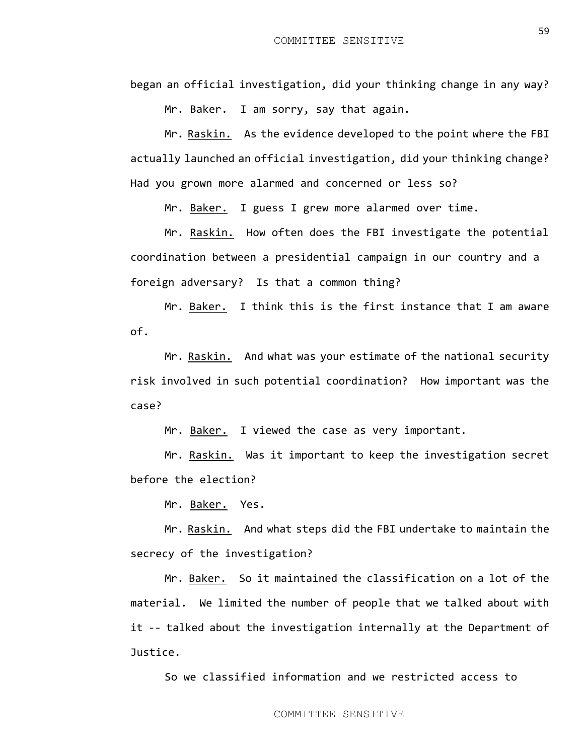began an official investigation, did your thinking change in any way?

Mr. Baker. I am sorry, say that again.

Mr. Raskin. As the evidence developed to the point where the FBI actually launched an official investigation, did your thinking change? Had you grown more alarmed and concerned or less so?

Mr. Baker. I guess I grew more alarmed over time.

Mr. Raskin. How often does the FBI investigate the potential coordination between a presidential campaign in our country and a foreign adversary? Is that a common thing?

Mr. Baker. I think this is the first instance that I am aware of.

Mr. Raskin. And what was your estimate of the national security risk involved in such potential coordination? How important was the case?

Mr. Baker. I viewed the case as very important.

Mr. Raskin. Was it important to keep the investigation secret before the election?

Mr. Baker. Yes.

Mr. Raskin. And what steps did the FBI undertake to maintain the secrecy of the investigation?

Mr. Baker. So it maintained the classification on a lot of the material. We limited the number of people that we talked about with it -- talked about the investigation internally at the Department of Justice.

So we classified information and we restricted access to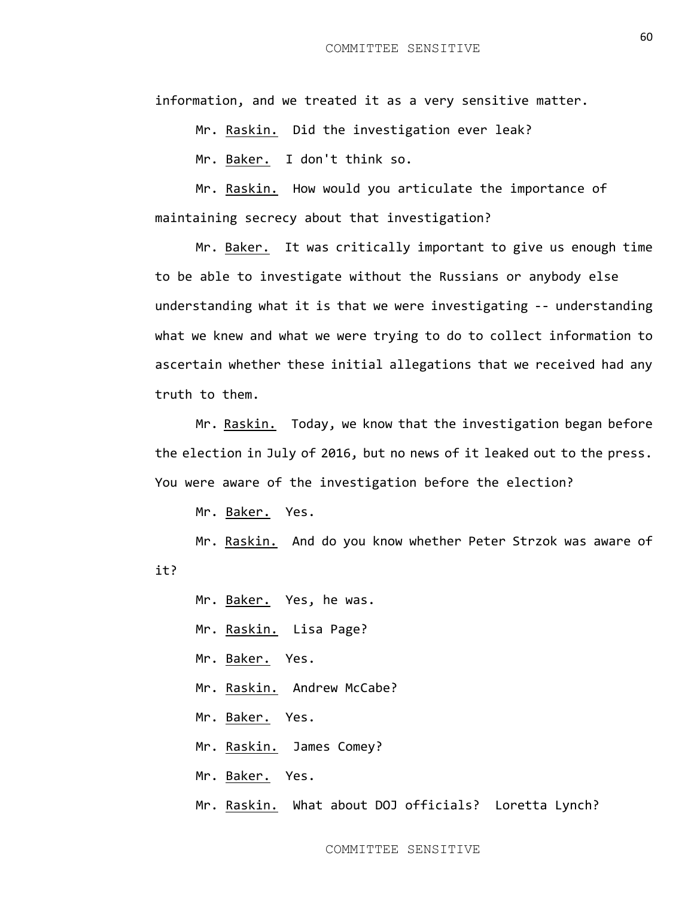information, and we treated it as a very sensitive matter.

Mr. Raskin. Did the investigation ever leak?

Mr. Baker. I don't think so.

Mr. Raskin. How would you articulate the importance of maintaining secrecy about that investigation?

Mr. Baker. It was critically important to give us enough time to be able to investigate without the Russians or anybody else understanding what it is that we were investigating -- understanding what we knew and what we were trying to do to collect information to ascertain whether these initial allegations that we received had any truth to them.

Mr. Raskin. Today, we know that the investigation began before the election in July of 2016, but no news of it leaked out to the press. You were aware of the investigation before the election?

Mr. Baker. Yes.

Mr. Raskin. And do you know whether Peter Strzok was aware of it?

Mr. Baker. Yes, he was.

Mr. Raskin. Lisa Page?

Mr. Baker. Yes.

Mr. Raskin. Andrew McCabe?

Mr. Baker. Yes.

Mr. Raskin. James Comey?

Mr. Baker. Yes.

Mr. Raskin. What about DOJ officials? Loretta Lynch?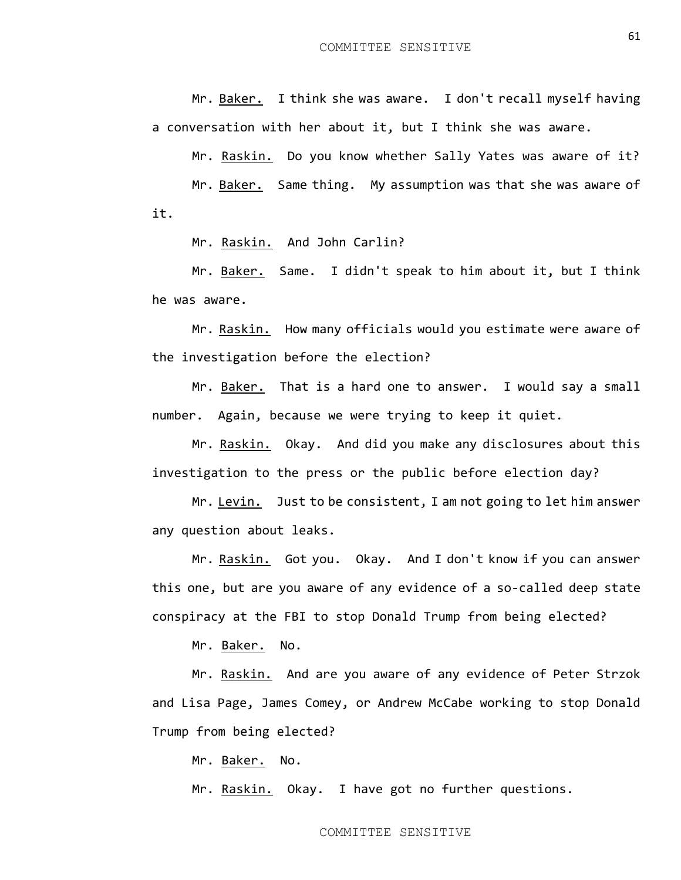Mr. Baker. I think she was aware. I don't recall myself having a conversation with her about it, but I think she was aware.

Mr. Raskin. Do you know whether Sally Yates was aware of it?

Mr. Baker. Same thing. My assumption was that she was aware of it.

Mr. Raskin. And John Carlin?

Mr. Baker. Same. I didn't speak to him about it, but I think he was aware.

Mr. Raskin. How many officials would you estimate were aware of the investigation before the election?

Mr. Baker. That is a hard one to answer. I would say a small number. Again, because we were trying to keep it quiet.

Mr. Raskin. Okay. And did you make any disclosures about this investigation to the press or the public before election day?

Mr. Levin. Just to be consistent, I am not going to let him answer any question about leaks.

Mr. Raskin. Got you. Okay. And I don't know if you can answer this one, but are you aware of any evidence of a so-called deep state conspiracy at the FBI to stop Donald Trump from being elected?

Mr. Baker. No.

Mr. Raskin. And are you aware of any evidence of Peter Strzok and Lisa Page, James Comey, or Andrew McCabe working to stop Donald Trump from being elected?

Mr. Baker. No.

Mr. Raskin. Okay. I have got no further questions.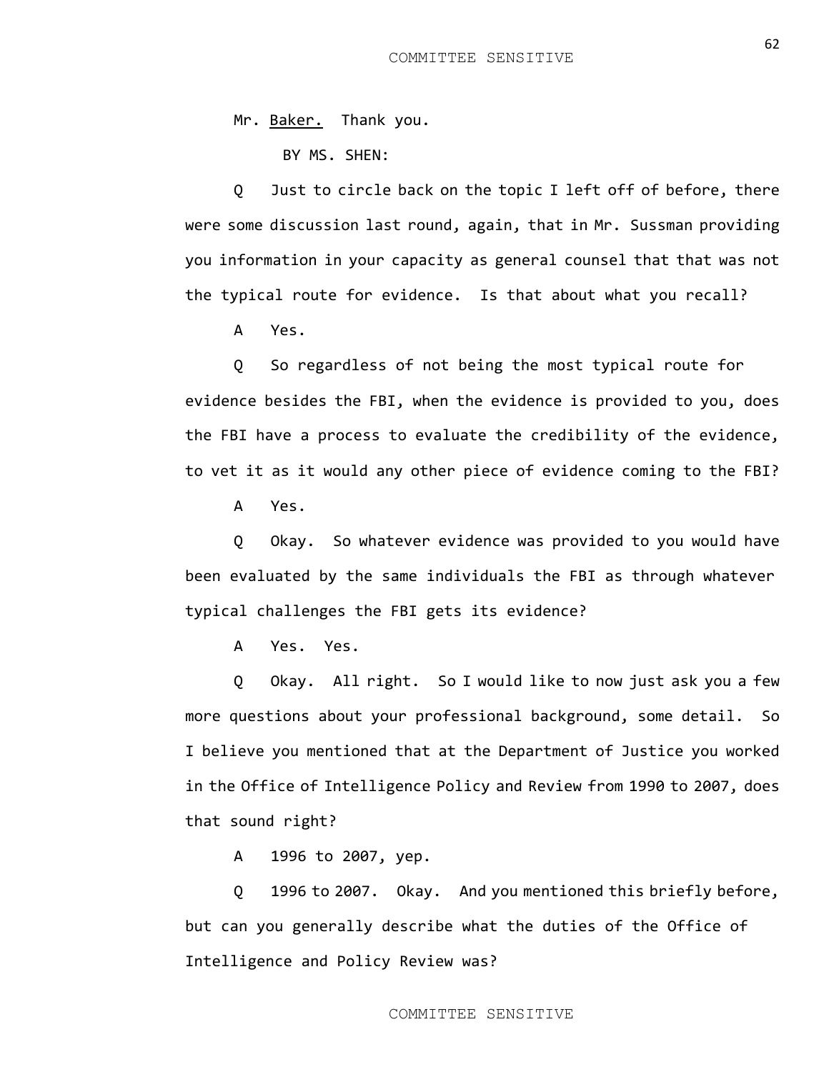Mr. Baker. Thank you.

BY MS. SHEN:

Q Just to circle back on the topic I left off of before, there were some discussion last round, again, that in Mr. Sussman providing you information in your capacity as general counsel that that was not the typical route for evidence. Is that about what you recall?

A Yes.

Q So regardless of not being the most typical route for evidence besides the FBI, when the evidence is provided to you, does the FBI have a process to evaluate the credibility of the evidence, to vet it as it would any other piece of evidence coming to the FBI?

A Yes.

Q Okay. So whatever evidence was provided to you would have been evaluated by the same individuals the FBI as through whatever typical challenges the FBI gets its evidence?

A Yes. Yes.

Q Okay. All right. So I would like to now just ask you a few more questions about your professional background, some detail. So I believe you mentioned that at the Department of Justice you worked in the Office of Intelligence Policy and Review from 1990 to 2007, does that sound right?

A 1996 to 2007, yep.

Q 1996 to 2007. Okay. And you mentioned this briefly before, but can you generally describe what the duties of the Office of Intelligence and Policy Review was?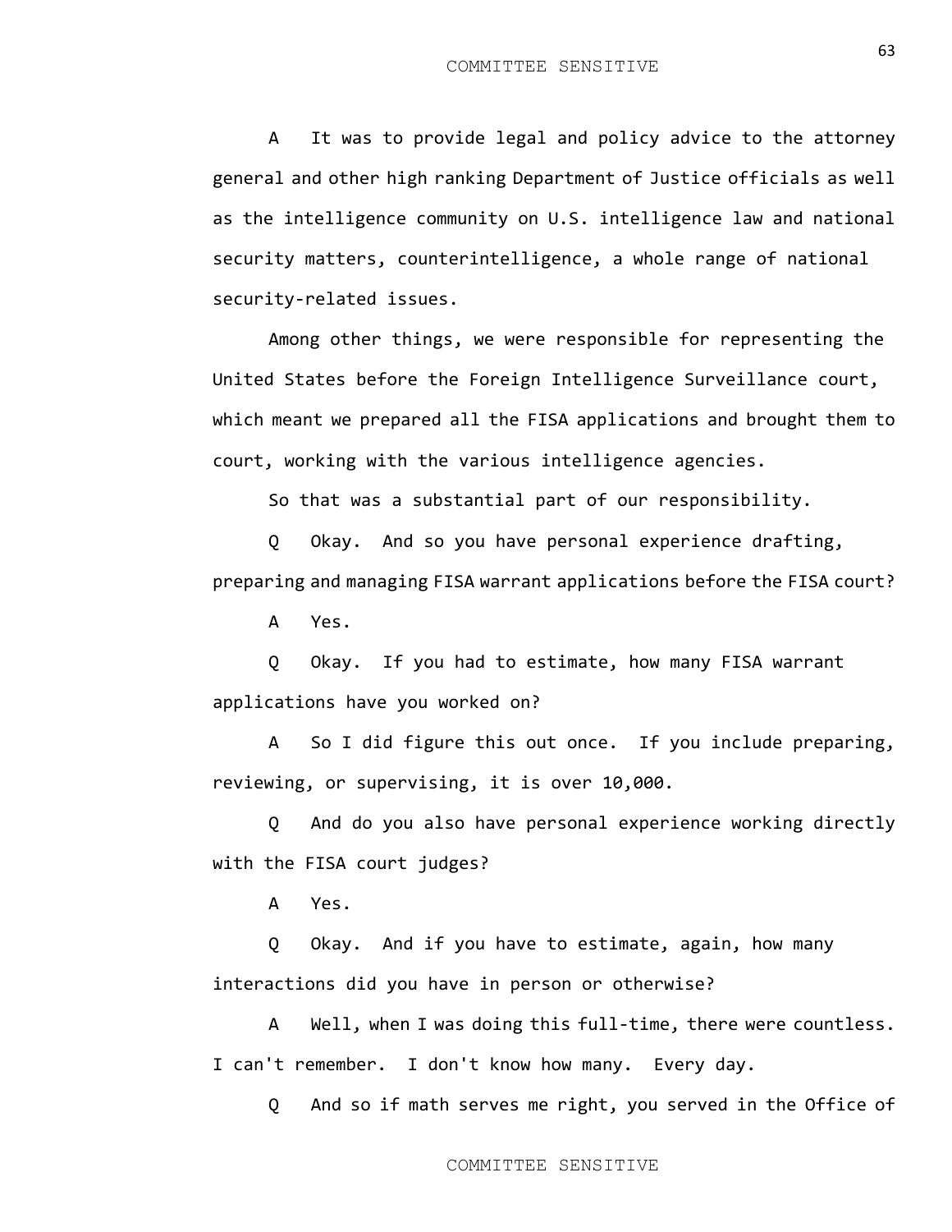A It was to provide legal and policy advice to the attorney general and other high ranking Department of Justice officials as well as the intelligence community on U.S. intelligence law and national security matters, counterintelligence, a whole range of national security-related issues.

Among other things, we were responsible for representing the United States before the Foreign Intelligence Surveillance court, which meant we prepared all the FISA applications and brought them to court, working with the various intelligence agencies.

So that was a substantial part of our responsibility.

Q Okay. And so you have personal experience drafting, preparing and managing FISA warrant applications before the FISA court?

A Yes.

Q Okay. If you had to estimate, how many FISA warrant applications have you worked on?

A So I did figure this out once. If you include preparing, reviewing, or supervising, it is over 10,000.

Q And do you also have personal experience working directly with the FISA court judges?

A Yes.

Q Okay. And if you have to estimate, again, how many interactions did you have in person or otherwise?

A Well, when I was doing this full-time, there were countless. I can't remember. I don't know how many. Every day.

Q And so if math serves me right, you served in the Office of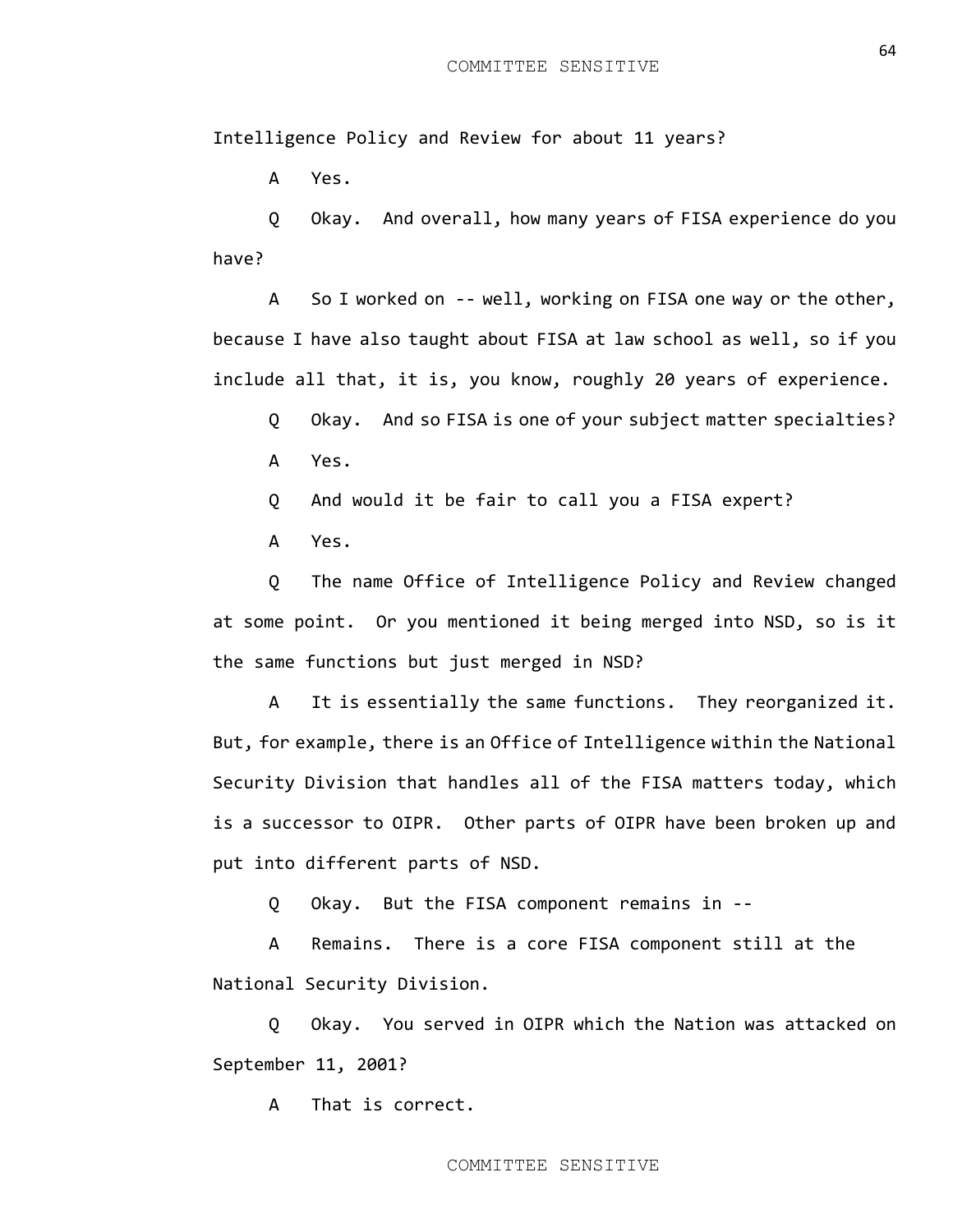Intelligence Policy and Review for about 11 years?

A Yes.

Q Okay. And overall, how many years of FISA experience do you have?

A So I worked on -- well, working on FISA one way or the other, because I have also taught about FISA at law school as well, so if you include all that, it is, you know, roughly 20 years of experience.

Q Okay. And so FISA is one of your subject matter specialties?

A Yes.

Q And would it be fair to call you a FISA expert?

A Yes.

Q The name Office of Intelligence Policy and Review changed at some point. Or you mentioned it being merged into NSD, so is it the same functions but just merged in NSD?

A It is essentially the same functions. They reorganized it. But, for example, there is an Office of Intelligence within the National Security Division that handles all of the FISA matters today, which is a successor to OIPR. Other parts of OIPR have been broken up and put into different parts of NSD.

Q Okay. But the FISA component remains in --

A Remains. There is a core FISA component still at the National Security Division.

Q Okay. You served in OIPR which the Nation was attacked on September 11, 2001?

A That is correct.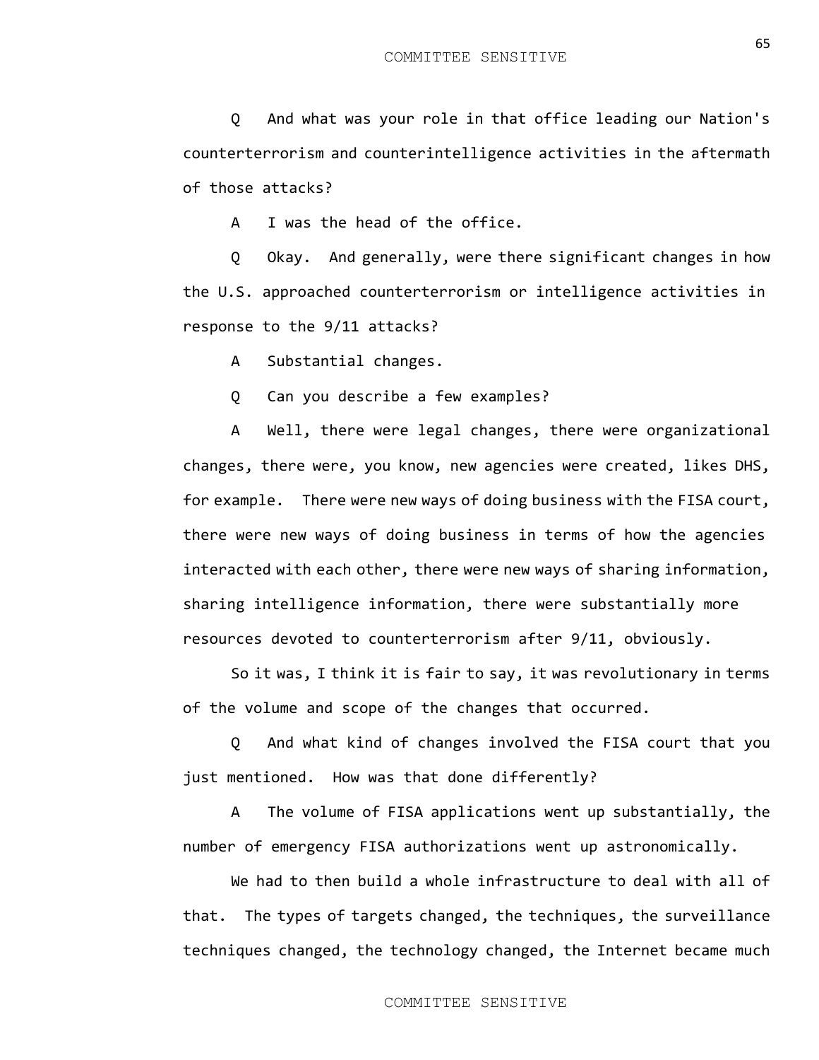Q And what was your role in that office leading our Nation's counterterrorism and counterintelligence activities in the aftermath of those attacks?

A I was the head of the office.

Q Okay. And generally, were there significant changes in how the U.S. approached counterterrorism or intelligence activities in response to the 9/11 attacks?

A Substantial changes.

Q Can you describe a few examples?

A Well, there were legal changes, there were organizational changes, there were, you know, new agencies were created, likes DHS, for example. There were new ways of doing business with the FISA court, there were new ways of doing business in terms of how the agencies interacted with each other, there were new ways of sharing information, sharing intelligence information, there were substantially more resources devoted to counterterrorism after 9/11, obviously.

So it was, I think it is fair to say, it was revolutionary in terms of the volume and scope of the changes that occurred.

Q And what kind of changes involved the FISA court that you just mentioned. How was that done differently?

A The volume of FISA applications went up substantially, the number of emergency FISA authorizations went up astronomically.

We had to then build a whole infrastructure to deal with all of that. The types of targets changed, the techniques, the surveillance techniques changed, the technology changed, the Internet became much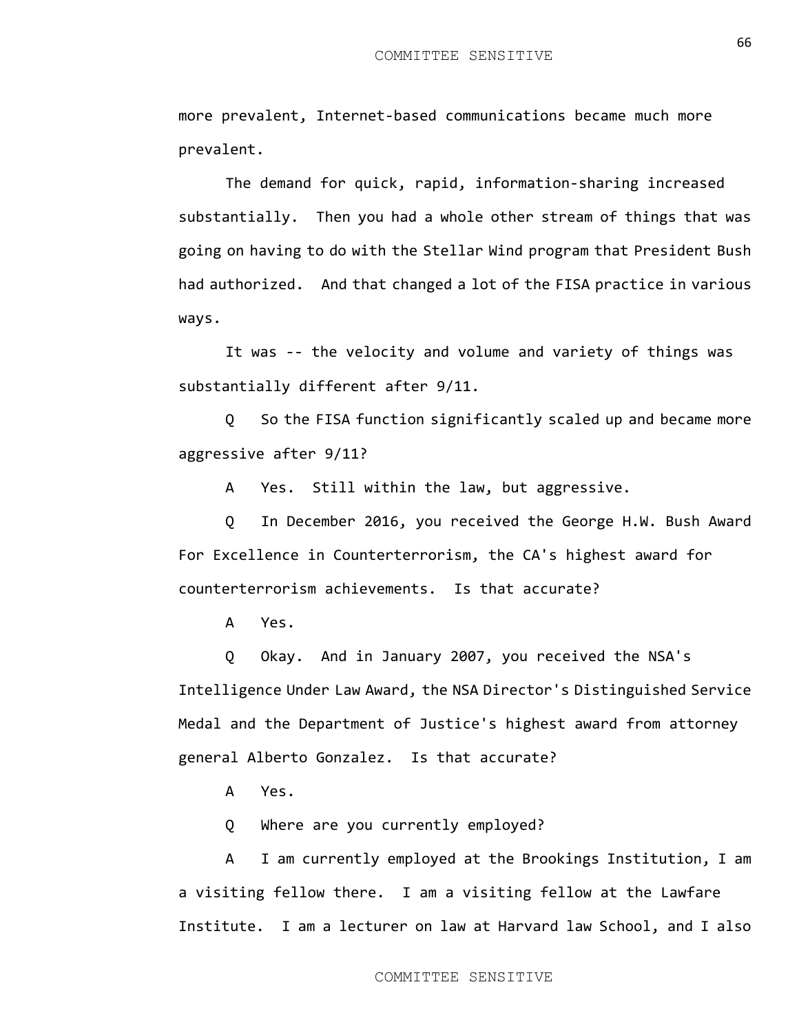more prevalent, Internet-based communications became much more prevalent.

The demand for quick, rapid, information-sharing increased substantially. Then you had a whole other stream of things that was going on having to do with the Stellar Wind program that President Bush had authorized. And that changed a lot of the FISA practice in various ways.

It was -- the velocity and volume and variety of things was substantially different after 9/11.

Q So the FISA function significantly scaled up and became more aggressive after 9/11?

A Yes. Still within the law, but aggressive.

Q In December 2016, you received the George H.W. Bush Award For Excellence in Counterterrorism, the CA's highest award for counterterrorism achievements. Is that accurate?

A Yes.

Q Okay. And in January 2007, you received the NSA's Intelligence Under Law Award, the NSA Director's Distinguished Service Medal and the Department of Justice's highest award from attorney general Alberto Gonzalez. Is that accurate?

A Yes.

Q Where are you currently employed?

A I am currently employed at the Brookings Institution, I am a visiting fellow there. I am a visiting fellow at the Lawfare Institute. I am a lecturer on law at Harvard law School, and I also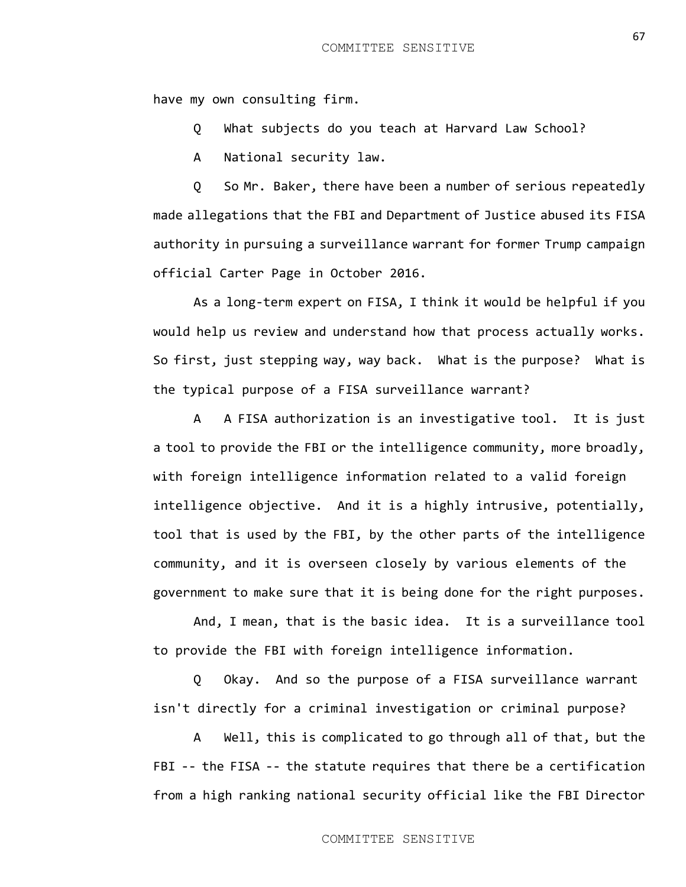have my own consulting firm.

Q What subjects do you teach at Harvard Law School?

A National security law.

Q So Mr. Baker, there have been a number of serious repeatedly made allegations that the FBI and Department of Justice abused its FISA authority in pursuing a surveillance warrant for former Trump campaign official Carter Page in October 2016.

As a long-term expert on FISA, I think it would be helpful if you would help us review and understand how that process actually works. So first, just stepping way, way back. What is the purpose? What is the typical purpose of a FISA surveillance warrant?

A A FISA authorization is an investigative tool. It is just a tool to provide the FBI or the intelligence community, more broadly, with foreign intelligence information related to a valid foreign intelligence objective. And it is a highly intrusive, potentially, tool that is used by the FBI, by the other parts of the intelligence community, and it is overseen closely by various elements of the government to make sure that it is being done for the right purposes.

And, I mean, that is the basic idea. It is a surveillance tool to provide the FBI with foreign intelligence information.

Q Okay. And so the purpose of a FISA surveillance warrant isn't directly for a criminal investigation or criminal purpose?

A Well, this is complicated to go through all of that, but the FBI -- the FISA -- the statute requires that there be a certification from a high ranking national security official like the FBI Director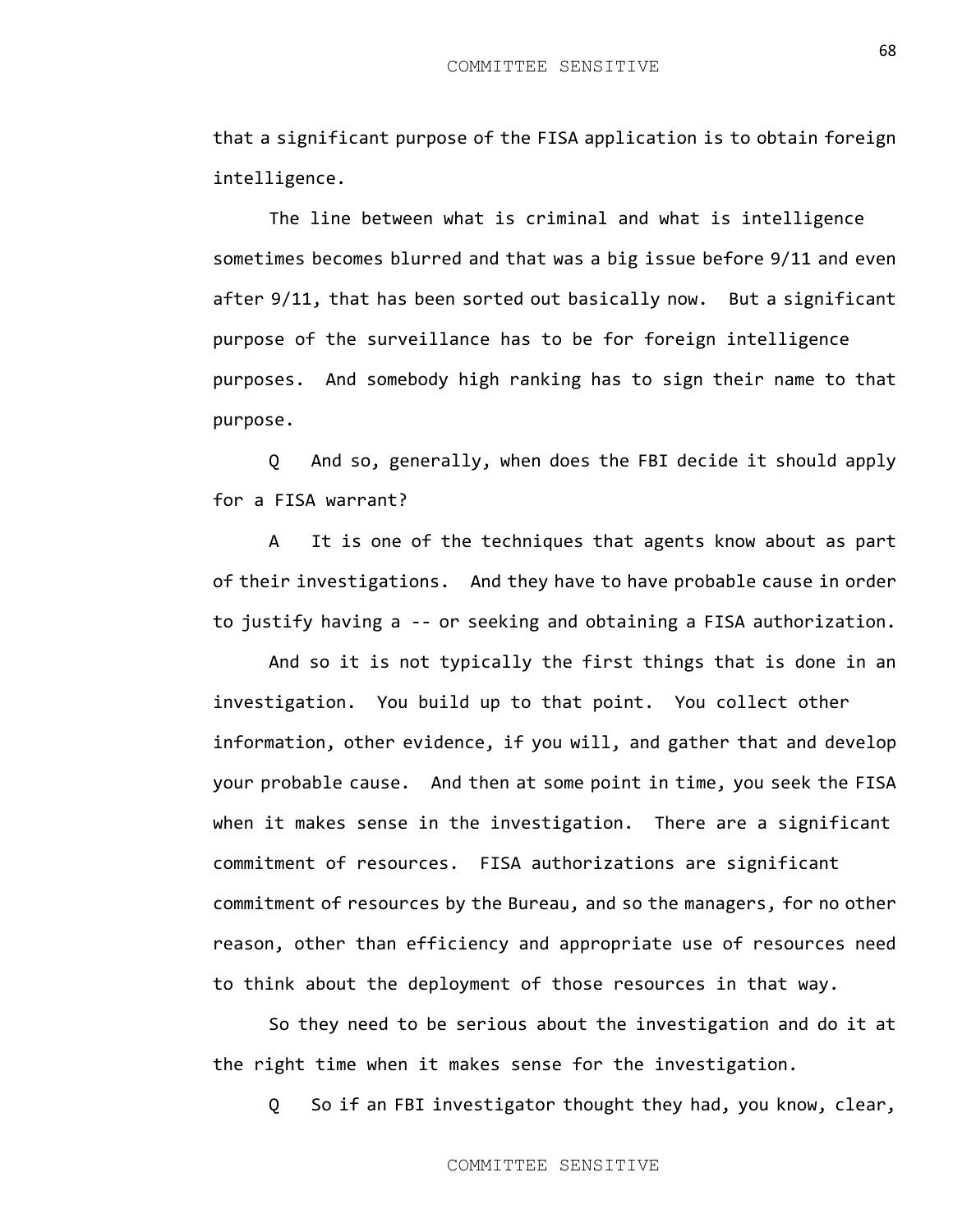that a significant purpose of the FISA application is to obtain foreign intelligence.

The line between what is criminal and what is intelligence sometimes becomes blurred and that was a big issue before 9/11 and even after 9/11, that has been sorted out basically now. But a significant purpose of the surveillance has to be for foreign intelligence purposes. And somebody high ranking has to sign their name to that purpose.

Q And so, generally, when does the FBI decide it should apply for a FISA warrant?

A It is one of the techniques that agents know about as part of their investigations. And they have to have probable cause in order to justify having a -- or seeking and obtaining a FISA authorization.

And so it is not typically the first things that is done in an investigation. You build up to that point. You collect other information, other evidence, if you will, and gather that and develop your probable cause. And then at some point in time, you seek the FISA when it makes sense in the investigation. There are a significant commitment of resources. FISA authorizations are significant commitment of resources by the Bureau, and so the managers, for no other reason, other than efficiency and appropriate use of resources need to think about the deployment of those resources in that way.

So they need to be serious about the investigation and do it at the right time when it makes sense for the investigation.

Q So if an FBI investigator thought they had, you know, clear,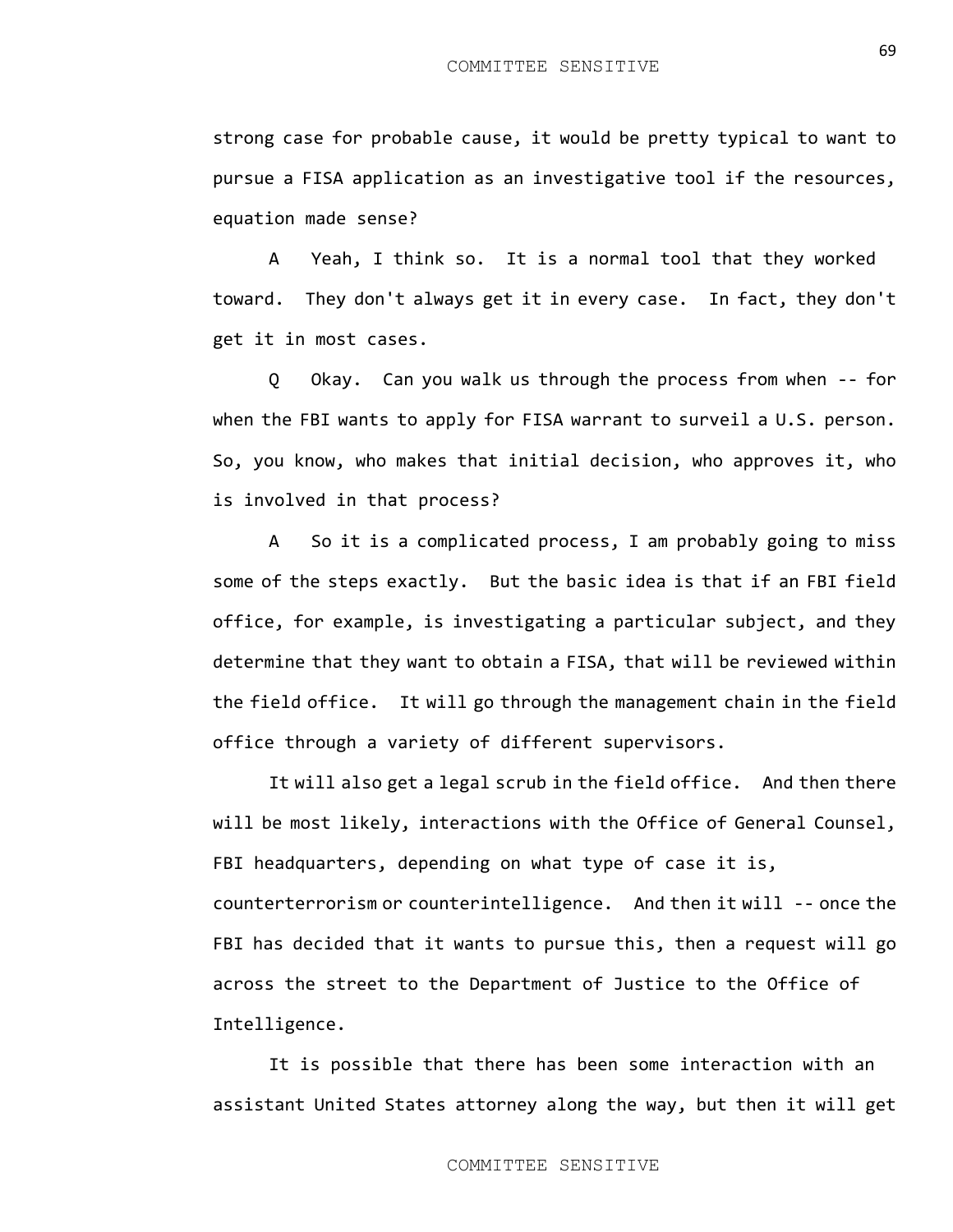strong case for probable cause, it would be pretty typical to want to pursue a FISA application as an investigative tool if the resources, equation made sense?

A Yeah, I think so. It is a normal tool that they worked toward. They don't always get it in every case. In fact, they don't get it in most cases.

Q Okay. Can you walk us through the process from when -- for when the FBI wants to apply for FISA warrant to surveil a U.S. person. So, you know, who makes that initial decision, who approves it, who is involved in that process?

A So it is a complicated process, I am probably going to miss some of the steps exactly. But the basic idea is that if an FBI field office, for example, is investigating a particular subject, and they determine that they want to obtain a FISA, that will be reviewed within the field office. It will go through the management chain in the field office through a variety of different supervisors.

It will also get a legal scrub in the field office. And then there will be most likely, interactions with the Office of General Counsel, FBI headquarters, depending on what type of case it is, counterterrorism or counterintelligence. And then it will -- once the FBI has decided that it wants to pursue this, then a request will go across the street to the Department of Justice to the Office of Intelligence.

It is possible that there has been some interaction with an assistant United States attorney along the way, but then it will get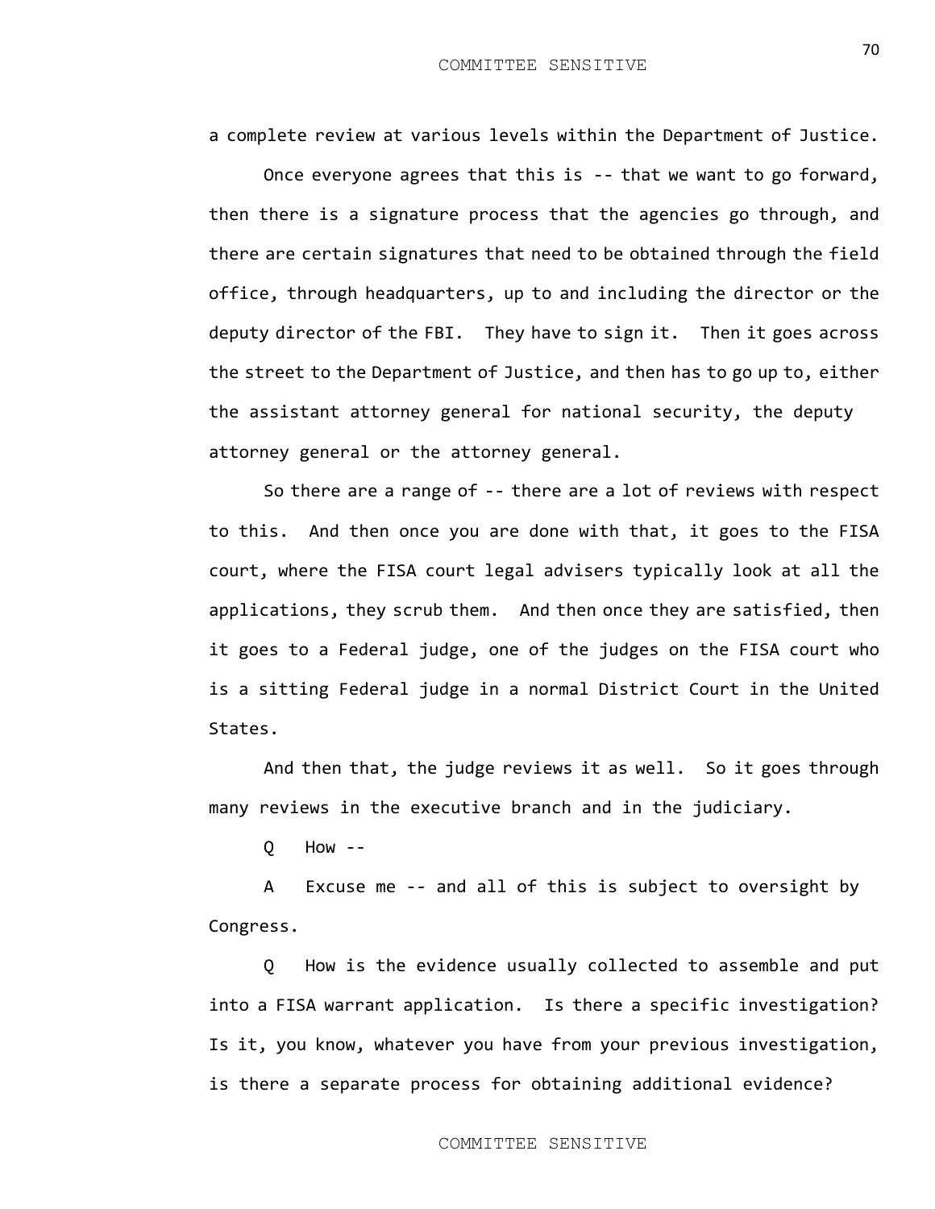a complete review at various levels within the Department of Justice.

Once everyone agrees that this is -- that we want to go forward, then there is a signature process that the agencies go through, and there are certain signatures that need to be obtained through the field office, through headquarters, up to and including the director or the deputy director of the FBI. They have to sign it. Then it goes across the street to the Department of Justice, and then has to go up to, either the assistant attorney general for national security, the deputy attorney general or the attorney general.

So there are a range of -- there are a lot of reviews with respect to this. And then once you are done with that, it goes to the FISA court, where the FISA court legal advisers typically look at all the applications, they scrub them. And then once they are satisfied, then it goes to a Federal judge, one of the judges on the FISA court who is a sitting Federal judge in a normal District Court in the United States.

And then that, the judge reviews it as well. So it goes through many reviews in the executive branch and in the judiciary.

Q How --

A Excuse me -- and all of this is subject to oversight by Congress.

Q How is the evidence usually collected to assemble and put into a FISA warrant application. Is there a specific investigation? Is it, you know, whatever you have from your previous investigation, is there a separate process for obtaining additional evidence?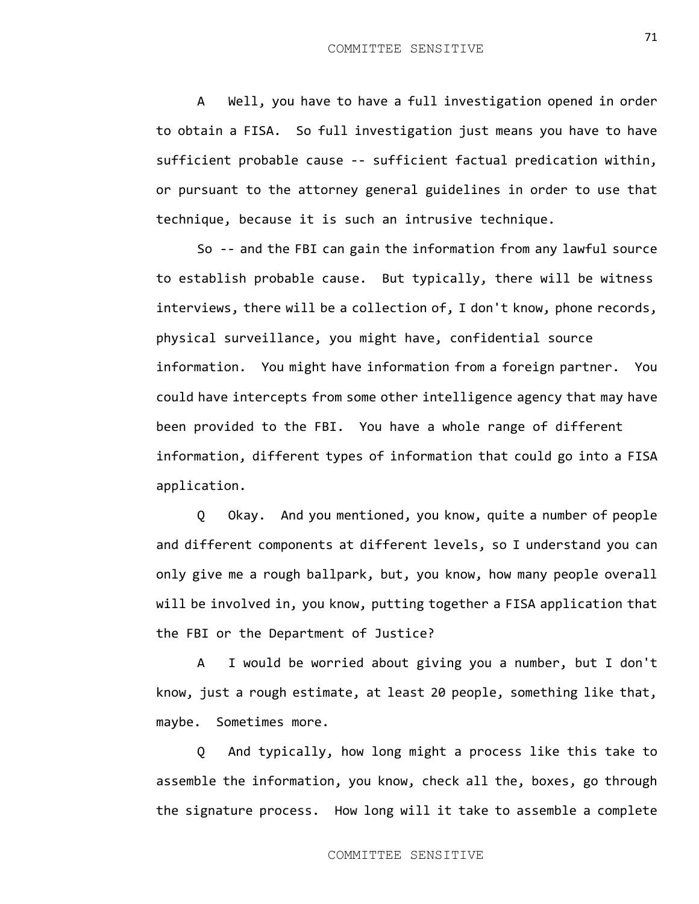A Well, you have to have a full investigation opened in order to obtain a FISA. So full investigation just means you have to have sufficient probable cause -- sufficient factual predication within, or pursuant to the attorney general guidelines in order to use that technique, because it is such an intrusive technique.

So -- and the FBI can gain the information from any lawful source to establish probable cause. But typically, there will be witness interviews, there will be a collection of, I don't know, phone records, physical surveillance, you might have, confidential source information. You might have information from a foreign partner. You could have intercepts from some other intelligence agency that may have been provided to the FBI. You have a whole range of different information, different types of information that could go into a FISA application.

Q Okay. And you mentioned, you know, quite a number of people and different components at different levels, so I understand you can only give me a rough ballpark, but, you know, how many people overall will be involved in, you know, putting together a FISA application that the FBI or the Department of Justice?

A I would be worried about giving you a number, but I don't know, just a rough estimate, at least 20 people, something like that, maybe. Sometimes more.

Q And typically, how long might a process like this take to assemble the information, you know, check all the, boxes, go through the signature process. How long will it take to assemble a complete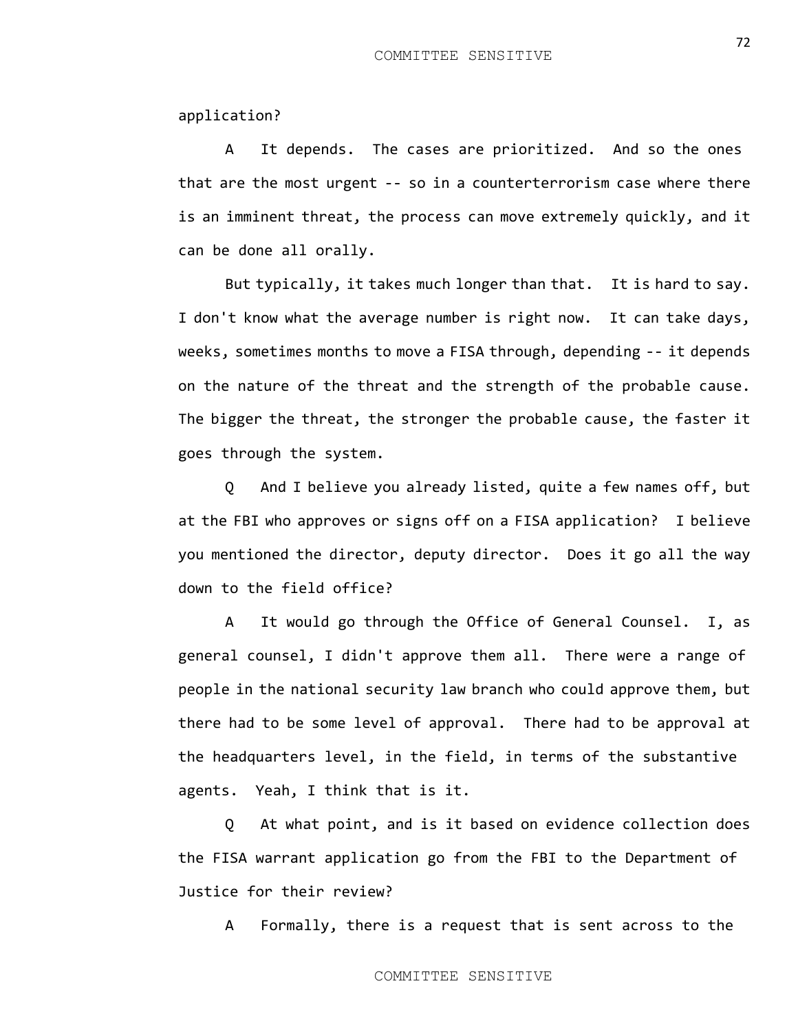application?

A It depends. The cases are prioritized. And so the ones that are the most urgent -- so in a counterterrorism case where there is an imminent threat, the process can move extremely quickly, and it can be done all orally.

But typically, it takes much longer than that. It is hard to say. I don't know what the average number is right now. It can take days, weeks, sometimes months to move a FISA through, depending -- it depends on the nature of the threat and the strength of the probable cause. The bigger the threat, the stronger the probable cause, the faster it goes through the system.

Q And I believe you already listed, quite a few names off, but at the FBI who approves or signs off on a FISA application? I believe you mentioned the director, deputy director. Does it go all the way down to the field office?

A It would go through the Office of General Counsel. I, as general counsel, I didn't approve them all. There were a range of people in the national security law branch who could approve them, but there had to be some level of approval. There had to be approval at the headquarters level, in the field, in terms of the substantive agents. Yeah, I think that is it.

Q At what point, and is it based on evidence collection does the FISA warrant application go from the FBI to the Department of Justice for their review?

A Formally, there is a request that is sent across to the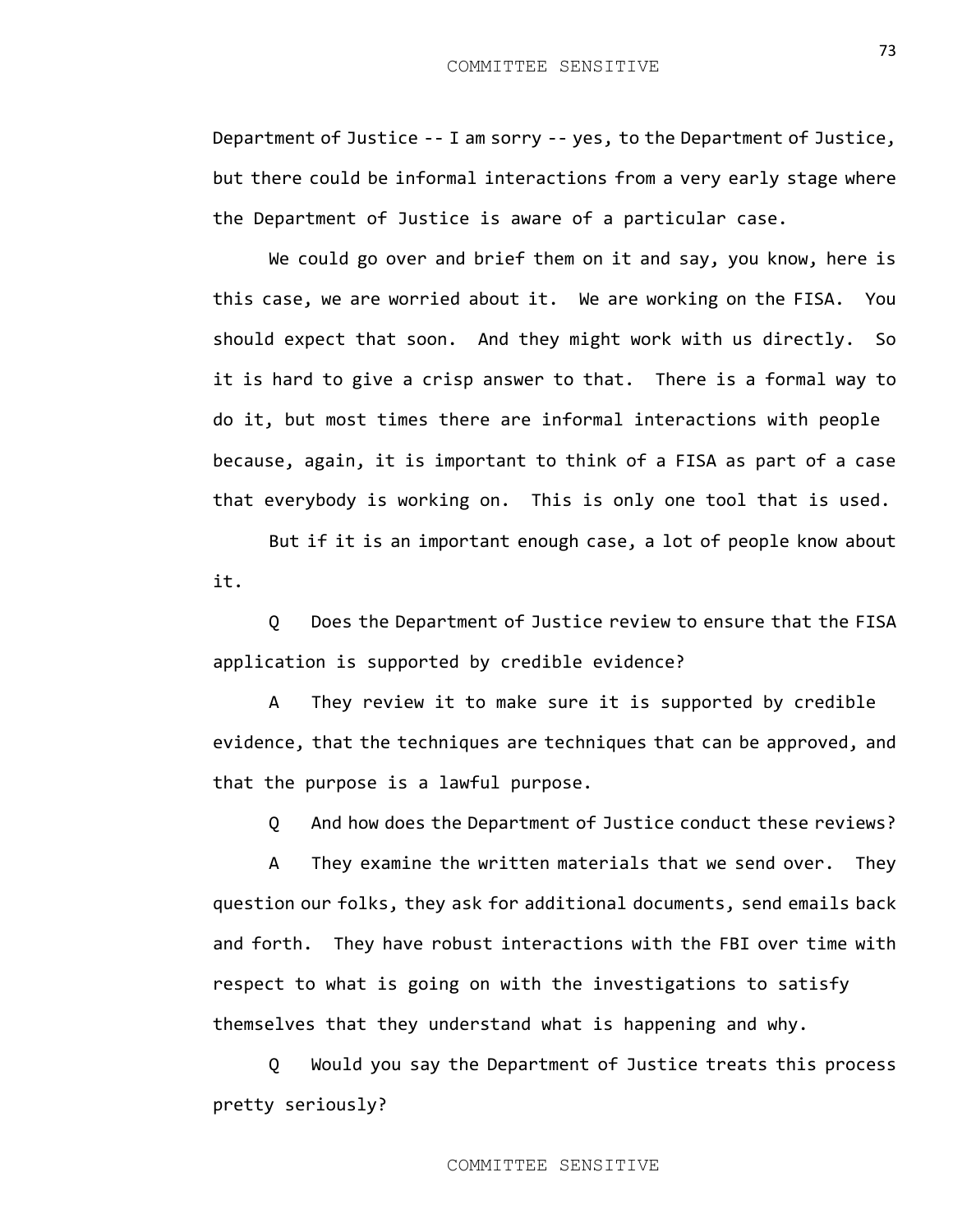Department of Justice -- I am sorry -- yes, to the Department of Justice, but there could be informal interactions from a very early stage where the Department of Justice is aware of a particular case.

We could go over and brief them on it and say, you know, here is this case, we are worried about it. We are working on the FISA. You should expect that soon. And they might work with us directly. So it is hard to give a crisp answer to that. There is a formal way to do it, but most times there are informal interactions with people because, again, it is important to think of a FISA as part of a case that everybody is working on. This is only one tool that is used.

But if it is an important enough case, a lot of people know about it.

Q Does the Department of Justice review to ensure that the FISA application is supported by credible evidence?

A They review it to make sure it is supported by credible evidence, that the techniques are techniques that can be approved, and that the purpose is a lawful purpose.

Q And how does the Department of Justice conduct these reviews?

A They examine the written materials that we send over. They question our folks, they ask for additional documents, send emails back and forth. They have robust interactions with the FBI over time with respect to what is going on with the investigations to satisfy themselves that they understand what is happening and why.

Q Would you say the Department of Justice treats this process pretty seriously?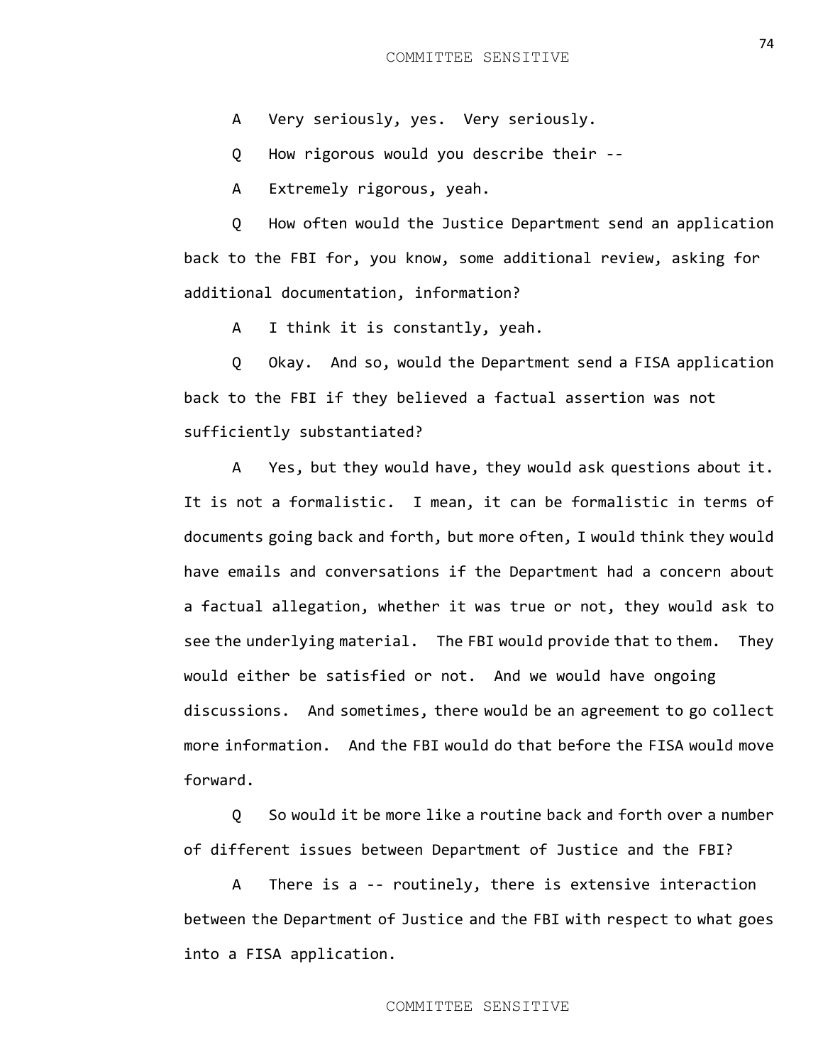A Very seriously, yes. Very seriously.

Q How rigorous would you describe their --

A Extremely rigorous, yeah.

Q How often would the Justice Department send an application back to the FBI for, you know, some additional review, asking for additional documentation, information?

A I think it is constantly, yeah.

Q Okay. And so, would the Department send a FISA application back to the FBI if they believed a factual assertion was not sufficiently substantiated?

A Yes, but they would have, they would ask questions about it. It is not a formalistic. I mean, it can be formalistic in terms of documents going back and forth, but more often, I would think they would have emails and conversations if the Department had a concern about a factual allegation, whether it was true or not, they would ask to see the underlying material. The FBI would provide that to them. They would either be satisfied or not. And we would have ongoing discussions. And sometimes, there would be an agreement to go collect more information. And the FBI would do that before the FISA would move forward.

Q So would it be more like a routine back and forth over a number of different issues between Department of Justice and the FBI?

A There is a -- routinely, there is extensive interaction between the Department of Justice and the FBI with respect to what goes into a FISA application.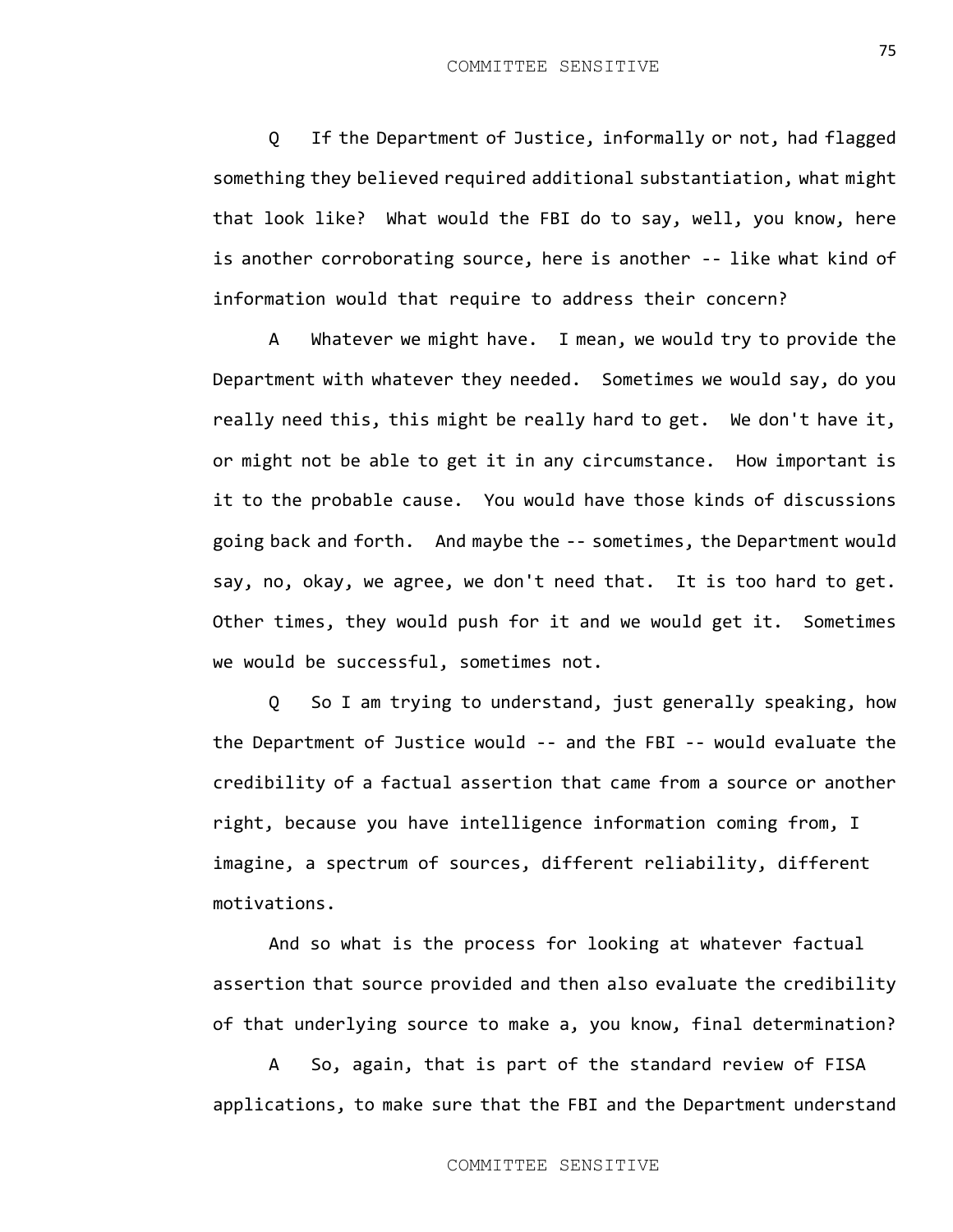Q If the Department of Justice, informally or not, had flagged something they believed required additional substantiation, what might that look like? What would the FBI do to say, well, you know, here is another corroborating source, here is another -- like what kind of information would that require to address their concern?

A Whatever we might have. I mean, we would try to provide the Department with whatever they needed. Sometimes we would say, do you really need this, this might be really hard to get. We don't have it, or might not be able to get it in any circumstance. How important is it to the probable cause. You would have those kinds of discussions going back and forth. And maybe the -- sometimes, the Department would say, no, okay, we agree, we don't need that. It is too hard to get. Other times, they would push for it and we would get it. Sometimes we would be successful, sometimes not.

Q So I am trying to understand, just generally speaking, how the Department of Justice would -- and the FBI -- would evaluate the credibility of a factual assertion that came from a source or another right, because you have intelligence information coming from, I imagine, a spectrum of sources, different reliability, different motivations.

And so what is the process for looking at whatever factual assertion that source provided and then also evaluate the credibility of that underlying source to make a, you know, final determination?

A So, again, that is part of the standard review of FISA applications, to make sure that the FBI and the Department understand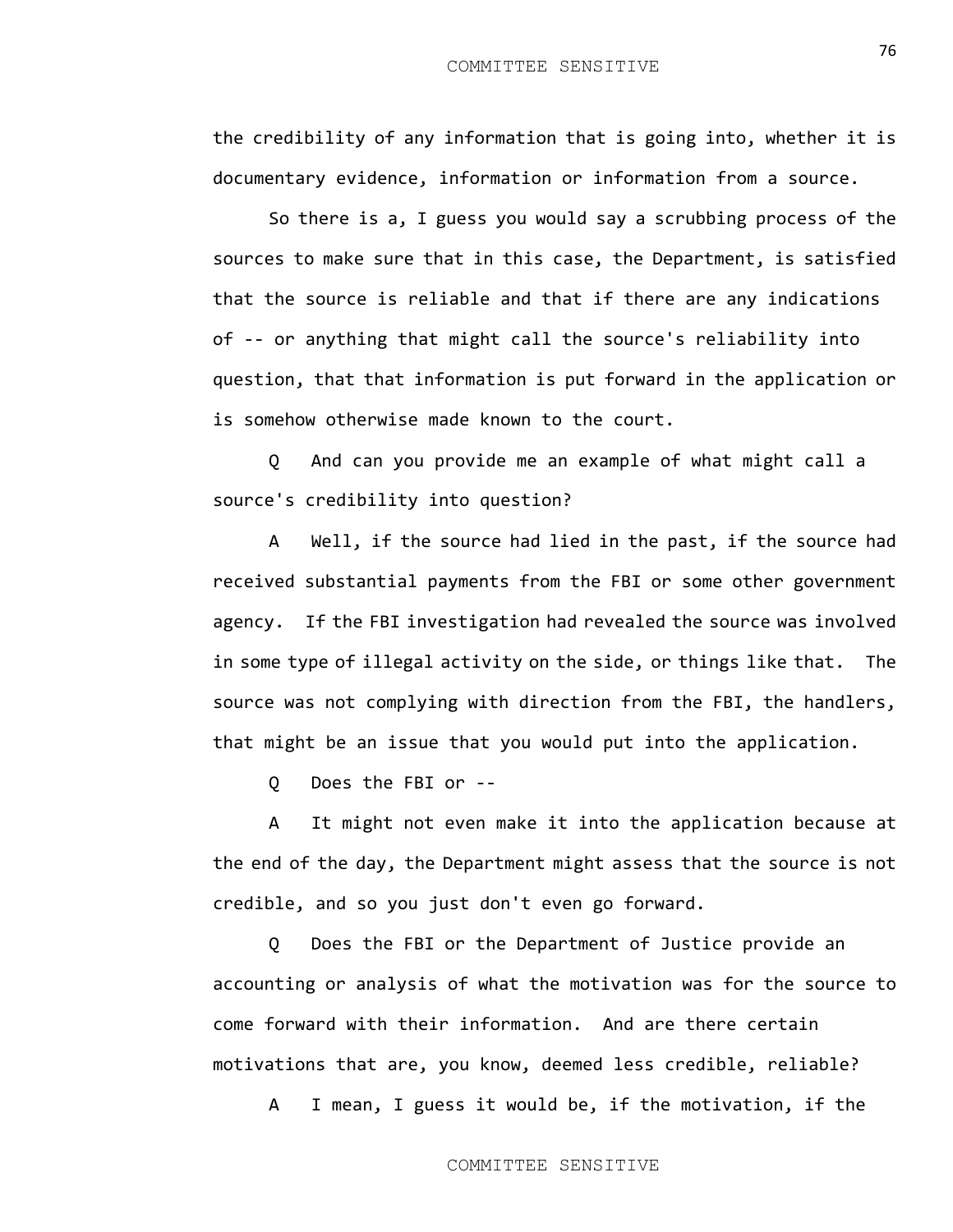the credibility of any information that is going into, whether it is documentary evidence, information or information from a source.

So there is a, I guess you would say a scrubbing process of the sources to make sure that in this case, the Department, is satisfied that the source is reliable and that if there are any indications of -- or anything that might call the source's reliability into question, that that information is put forward in the application or is somehow otherwise made known to the court.

Q And can you provide me an example of what might call a source's credibility into question?

A Well, if the source had lied in the past, if the source had received substantial payments from the FBI or some other government agency. If the FBI investigation had revealed the source was involved in some type of illegal activity on the side, or things like that. The source was not complying with direction from the FBI, the handlers, that might be an issue that you would put into the application.

Q Does the FBI or --

A It might not even make it into the application because at the end of the day, the Department might assess that the source is not credible, and so you just don't even go forward.

Q Does the FBI or the Department of Justice provide an accounting or analysis of what the motivation was for the source to come forward with their information. And are there certain motivations that are, you know, deemed less credible, reliable?

A I mean, I guess it would be, if the motivation, if the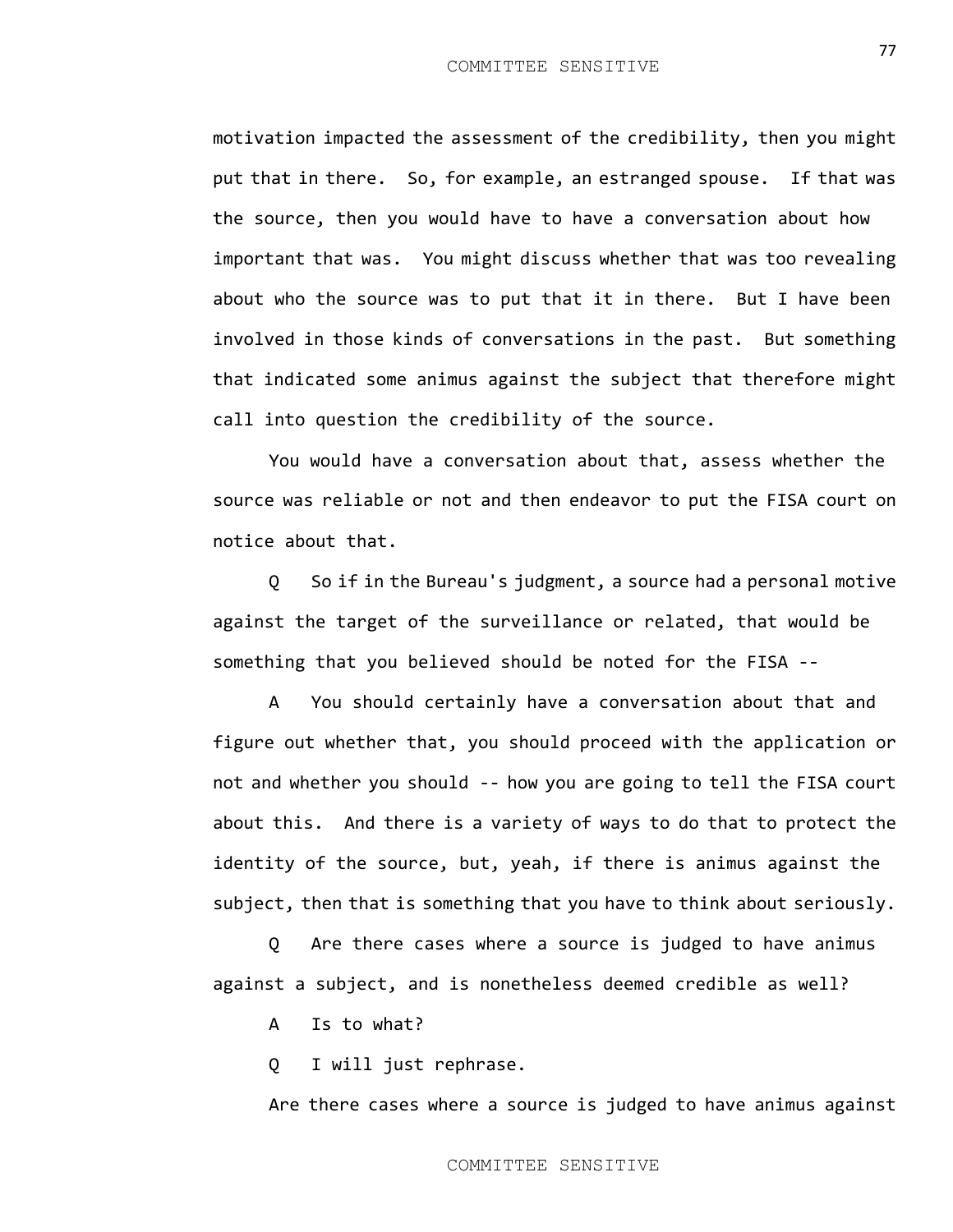motivation impacted the assessment of the credibility, then you might put that in there. So, for example, an estranged spouse. If that was the source, then you would have to have a conversation about how important that was. You might discuss whether that was too revealing about who the source was to put that it in there. But I have been involved in those kinds of conversations in the past. But something that indicated some animus against the subject that therefore might call into question the credibility of the source.

You would have a conversation about that, assess whether the source was reliable or not and then endeavor to put the FISA court on notice about that.

Q So if in the Bureau's judgment, a source had a personal motive against the target of the surveillance or related, that would be something that you believed should be noted for the FISA --

A You should certainly have a conversation about that and figure out whether that, you should proceed with the application or not and whether you should -- how you are going to tell the FISA court about this. And there is a variety of ways to do that to protect the identity of the source, but, yeah, if there is animus against the subject, then that is something that you have to think about seriously.

Q Are there cases where a source is judged to have animus against a subject, and is nonetheless deemed credible as well?

A Is to what?

Q I will just rephrase.

Are there cases where a source is judged to have animus against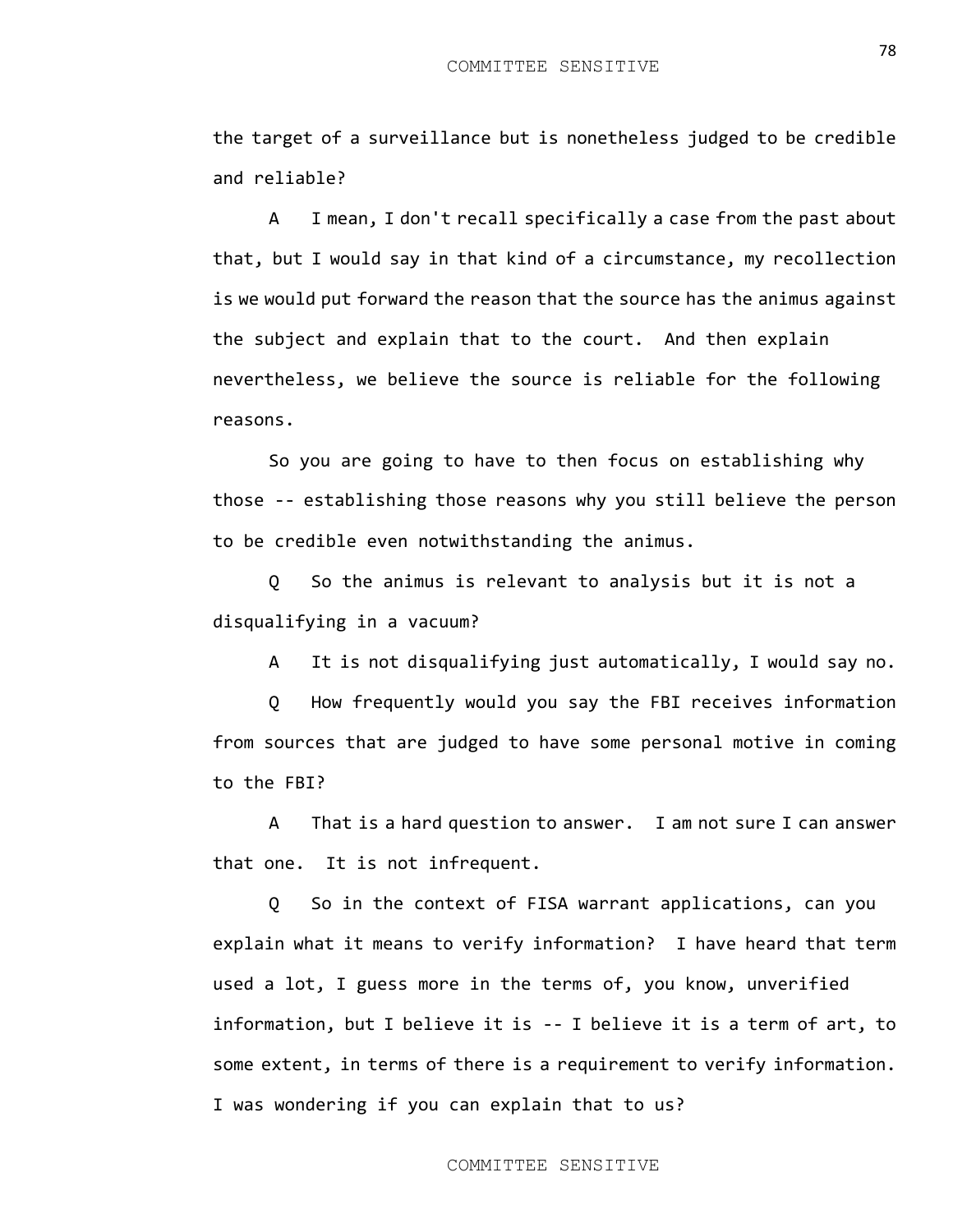the target of a surveillance but is nonetheless judged to be credible and reliable?

A I mean, I don't recall specifically a case from the past about that, but I would say in that kind of a circumstance, my recollection is we would put forward the reason that the source has the animus against the subject and explain that to the court. And then explain nevertheless, we believe the source is reliable for the following reasons.

So you are going to have to then focus on establishing why those -- establishing those reasons why you still believe the person to be credible even notwithstanding the animus.

Q So the animus is relevant to analysis but it is not a disqualifying in a vacuum?

A It is not disqualifying just automatically, I would say no.

Q How frequently would you say the FBI receives information from sources that are judged to have some personal motive in coming to the FBI?

A That is a hard question to answer. I am not sure I can answer that one. It is not infrequent.

Q So in the context of FISA warrant applications, can you explain what it means to verify information? I have heard that term used a lot, I guess more in the terms of, you know, unverified information, but I believe it is -- I believe it is a term of art, to some extent, in terms of there is a requirement to verify information. I was wondering if you can explain that to us?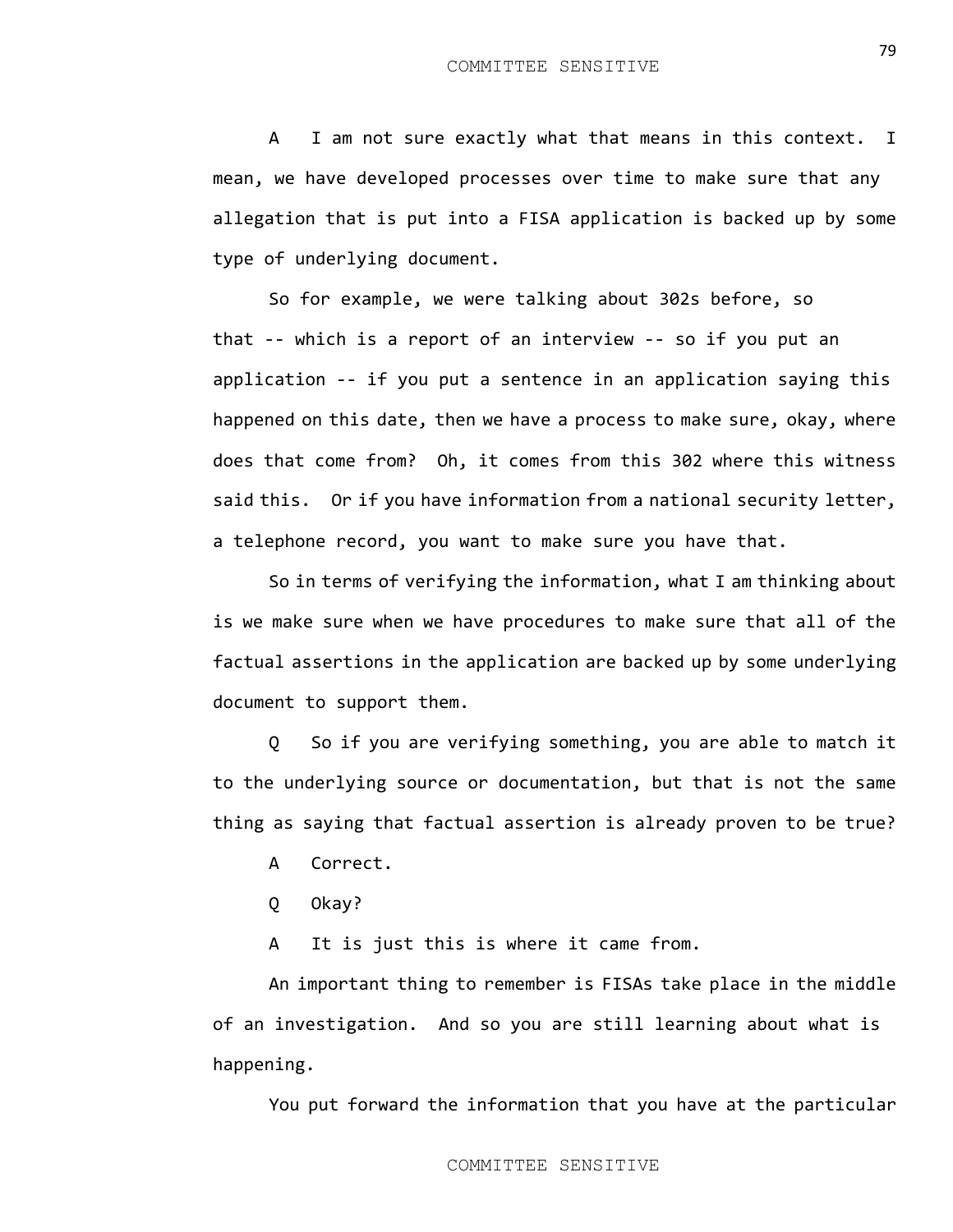A I am not sure exactly what that means in this context. I mean, we have developed processes over time to make sure that any allegation that is put into a FISA application is backed up by some type of underlying document.

So for example, we were talking about 302s before, so that -- which is a report of an interview -- so if you put an application -- if you put a sentence in an application saying this happened on this date, then we have a process to make sure, okay, where does that come from? Oh, it comes from this 302 where this witness said this. Or if you have information from a national security letter, a telephone record, you want to make sure you have that.

So in terms of verifying the information, what I am thinking about is we make sure when we have procedures to make sure that all of the factual assertions in the application are backed up by some underlying document to support them.

Q So if you are verifying something, you are able to match it to the underlying source or documentation, but that is not the same thing as saying that factual assertion is already proven to be true?

A Correct.

Q Okay?

A It is just this is where it came from.

An important thing to remember is FISAs take place in the middle of an investigation. And so you are still learning about what is happening.

You put forward the information that you have at the particular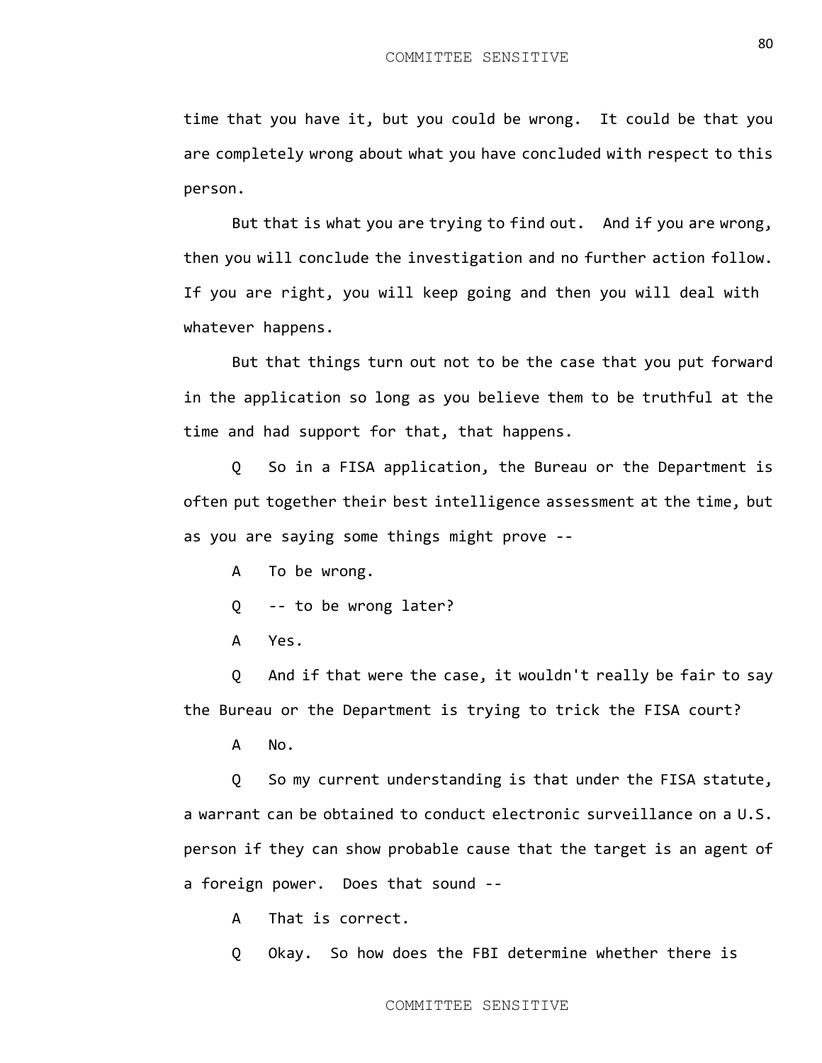time that you have it, but you could be wrong. It could be that you are completely wrong about what you have concluded with respect to this person.

But that is what you are trying to find out. And if you are wrong, then you will conclude the investigation and no further action follow. If you are right, you will keep going and then you will deal with whatever happens.

But that things turn out not to be the case that you put forward in the application so long as you believe them to be truthful at the time and had support for that, that happens.

Q So in a FISA application, the Bureau or the Department is often put together their best intelligence assessment at the time, but as you are saying some things might prove --

A To be wrong.

Q -- to be wrong later?

A Yes.

Q And if that were the case, it wouldn't really be fair to say the Bureau or the Department is trying to trick the FISA court?

A No.

Q So my current understanding is that under the FISA statute, a warrant can be obtained to conduct electronic surveillance on a U.S. person if they can show probable cause that the target is an agent of a foreign power. Does that sound --

A That is correct.

Q Okay. So how does the FBI determine whether there is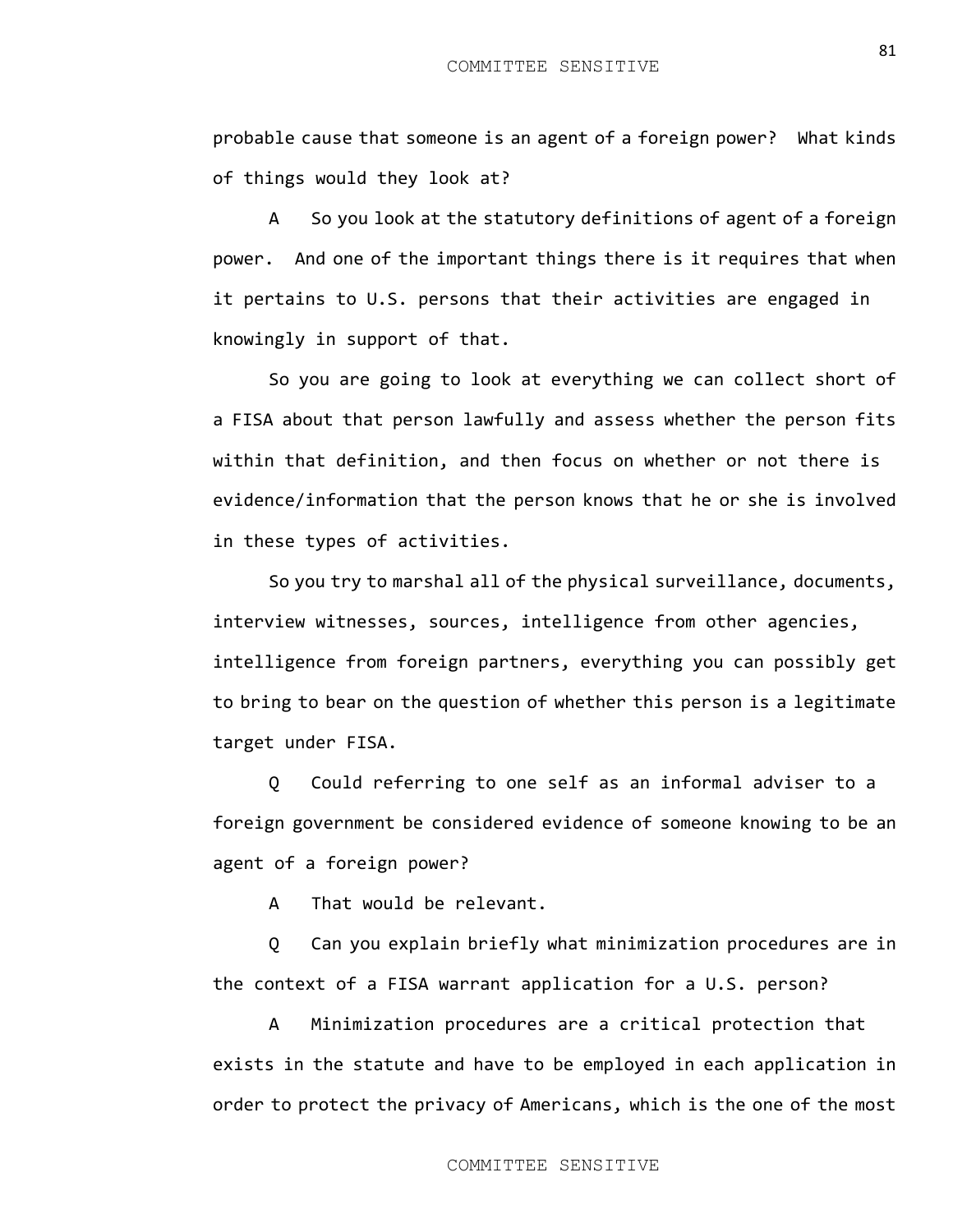probable cause that someone is an agent of a foreign power? What kinds of things would they look at?

A So you look at the statutory definitions of agent of a foreign power. And one of the important things there is it requires that when it pertains to U.S. persons that their activities are engaged in knowingly in support of that.

So you are going to look at everything we can collect short of a FISA about that person lawfully and assess whether the person fits within that definition, and then focus on whether or not there is evidence/information that the person knows that he or she is involved in these types of activities.

So you try to marshal all of the physical surveillance, documents, interview witnesses, sources, intelligence from other agencies, intelligence from foreign partners, everything you can possibly get to bring to bear on the question of whether this person is a legitimate target under FISA.

Q Could referring to one self as an informal adviser to a foreign government be considered evidence of someone knowing to be an agent of a foreign power?

A That would be relevant.

Q Can you explain briefly what minimization procedures are in the context of a FISA warrant application for a U.S. person?

A Minimization procedures are a critical protection that exists in the statute and have to be employed in each application in order to protect the privacy of Americans, which is the one of the most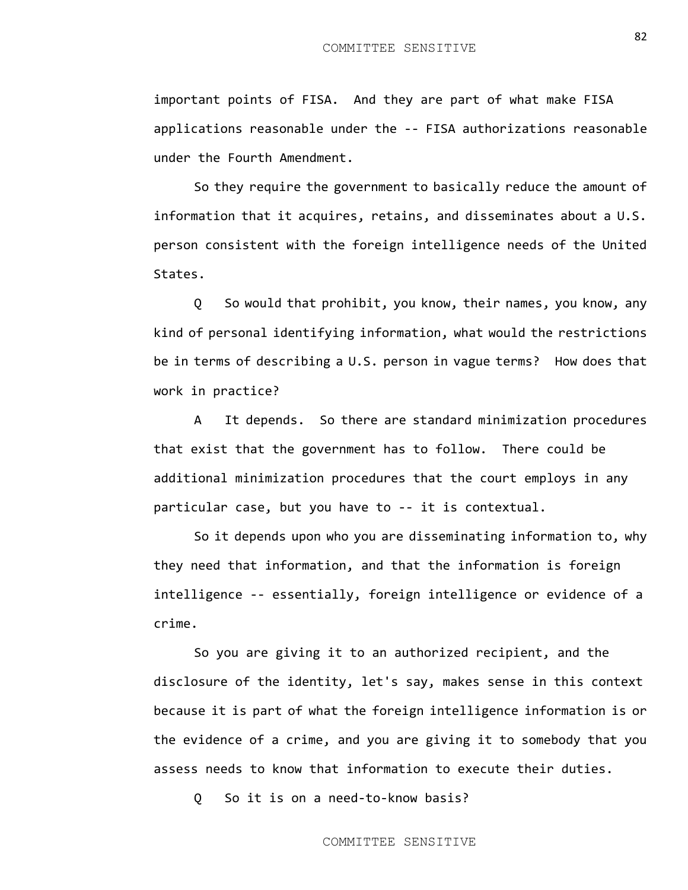important points of FISA. And they are part of what make FISA applications reasonable under the -- FISA authorizations reasonable under the Fourth Amendment.

So they require the government to basically reduce the amount of information that it acquires, retains, and disseminates about a U.S. person consistent with the foreign intelligence needs of the United States.

Q So would that prohibit, you know, their names, you know, any kind of personal identifying information, what would the restrictions be in terms of describing a U.S. person in vague terms? How does that work in practice?

A It depends. So there are standard minimization procedures that exist that the government has to follow. There could be additional minimization procedures that the court employs in any particular case, but you have to -- it is contextual.

So it depends upon who you are disseminating information to, why they need that information, and that the information is foreign intelligence -- essentially, foreign intelligence or evidence of a crime.

So you are giving it to an authorized recipient, and the disclosure of the identity, let's say, makes sense in this context because it is part of what the foreign intelligence information is or the evidence of a crime, and you are giving it to somebody that you assess needs to know that information to execute their duties.

Q So it is on a need-to-know basis?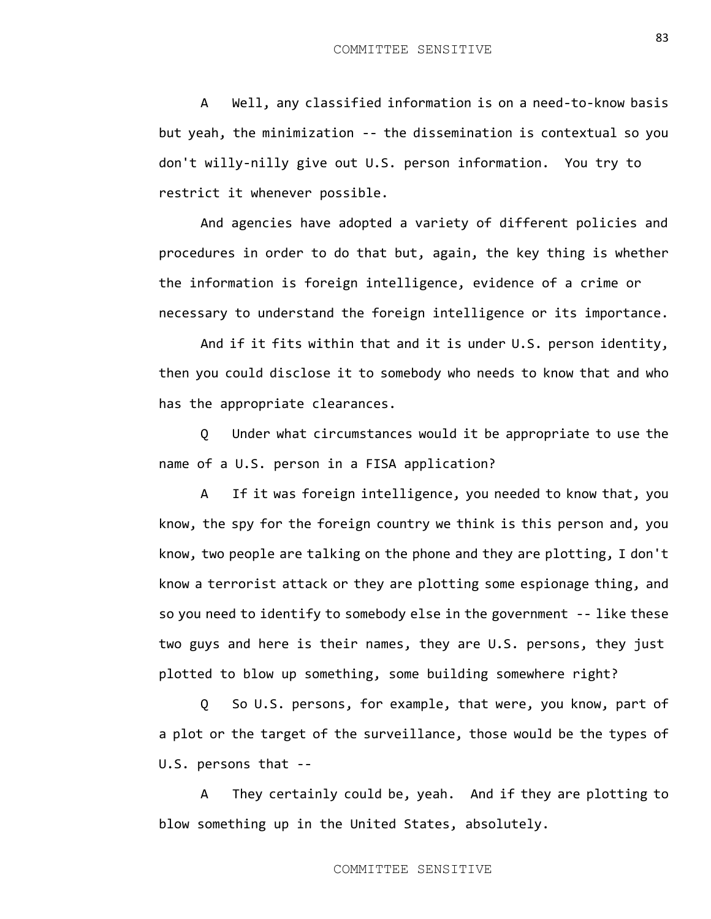A Well, any classified information is on a need-to-know basis but yeah, the minimization -- the dissemination is contextual so you don't willy-nilly give out U.S. person information. You try to restrict it whenever possible.

And agencies have adopted a variety of different policies and procedures in order to do that but, again, the key thing is whether the information is foreign intelligence, evidence of a crime or necessary to understand the foreign intelligence or its importance.

And if it fits within that and it is under U.S. person identity, then you could disclose it to somebody who needs to know that and who has the appropriate clearances.

Q Under what circumstances would it be appropriate to use the name of a U.S. person in a FISA application?

A If it was foreign intelligence, you needed to know that, you know, the spy for the foreign country we think is this person and, you know, two people are talking on the phone and they are plotting, I don't know a terrorist attack or they are plotting some espionage thing, and so you need to identify to somebody else in the government -- like these two guys and here is their names, they are U.S. persons, they just plotted to blow up something, some building somewhere right?

Q So U.S. persons, for example, that were, you know, part of a plot or the target of the surveillance, those would be the types of U.S. persons that --

A They certainly could be, yeah. And if they are plotting to blow something up in the United States, absolutely.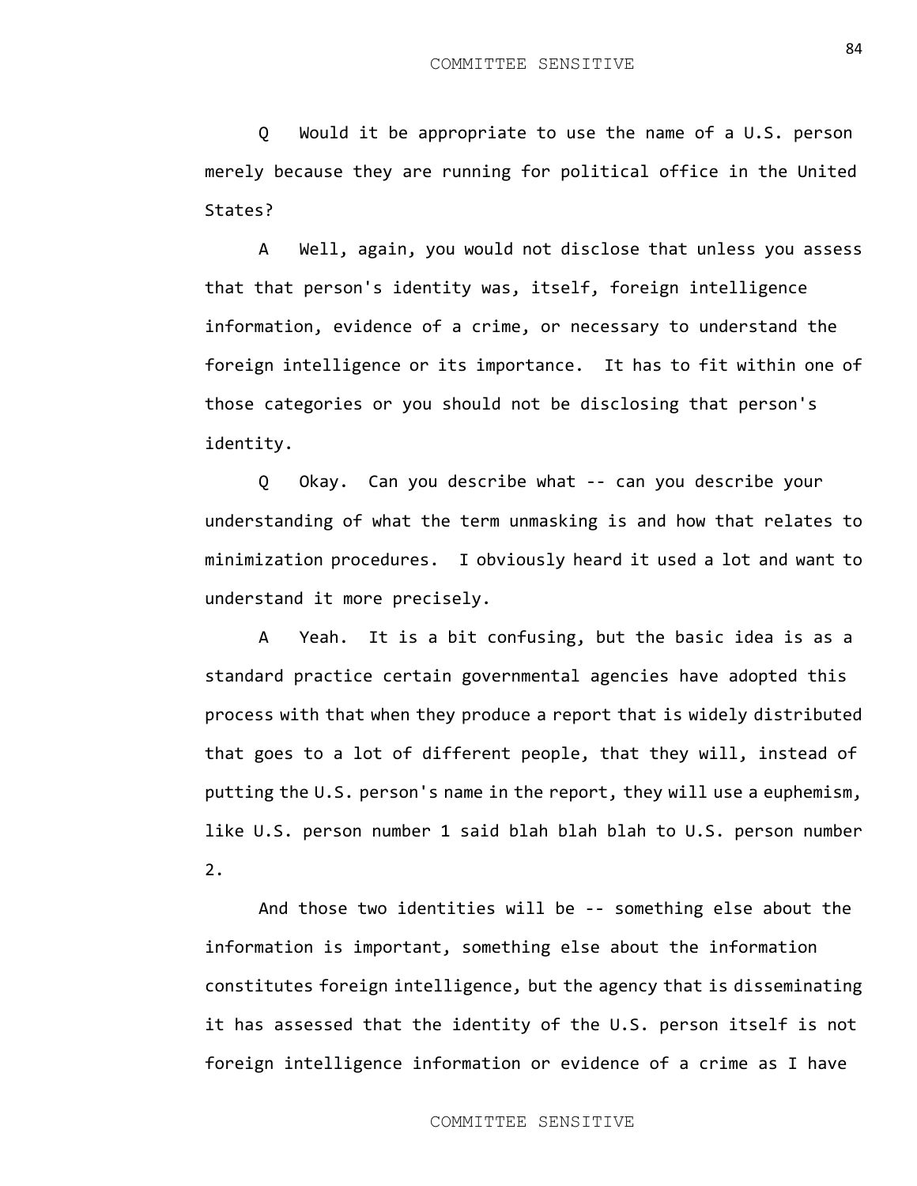Q Would it be appropriate to use the name of a U.S. person merely because they are running for political office in the United States?

A Well, again, you would not disclose that unless you assess that that person's identity was, itself, foreign intelligence information, evidence of a crime, or necessary to understand the foreign intelligence or its importance. It has to fit within one of those categories or you should not be disclosing that person's identity.

Q Okay. Can you describe what -- can you describe your understanding of what the term unmasking is and how that relates to minimization procedures. I obviously heard it used a lot and want to understand it more precisely.

A Yeah. It is a bit confusing, but the basic idea is as a standard practice certain governmental agencies have adopted this process with that when they produce a report that is widely distributed that goes to a lot of different people, that they will, instead of putting the U.S. person's name in the report, they will use a euphemism, like U.S. person number 1 said blah blah blah to U.S. person number 2.

And those two identities will be -- something else about the information is important, something else about the information constitutes foreign intelligence, but the agency that is disseminating it has assessed that the identity of the U.S. person itself is not foreign intelligence information or evidence of a crime as I have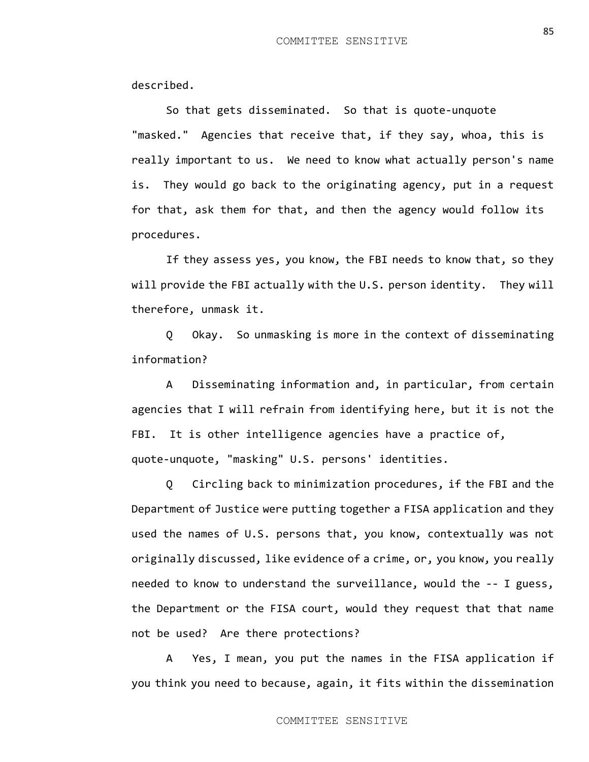described.

So that gets disseminated. So that is quote-unquote "masked." Agencies that receive that, if they say, whoa, this is really important to us. We need to know what actually person's name is. They would go back to the originating agency, put in a request for that, ask them for that, and then the agency would follow its procedures.

If they assess yes, you know, the FBI needs to know that, so they will provide the FBI actually with the U.S. person identity. They will therefore, unmask it.

Q Okay. So unmasking is more in the context of disseminating information?

A Disseminating information and, in particular, from certain agencies that I will refrain from identifying here, but it is not the FBI. It is other intelligence agencies have a practice of, quote-unquote, "masking" U.S. persons' identities.

Q Circling back to minimization procedures, if the FBI and the Department of Justice were putting together a FISA application and they used the names of U.S. persons that, you know, contextually was not originally discussed, like evidence of a crime, or, you know, you really needed to know to understand the surveillance, would the -- I guess, the Department or the FISA court, would they request that that name not be used? Are there protections?

A Yes, I mean, you put the names in the FISA application if you think you need to because, again, it fits within the dissemination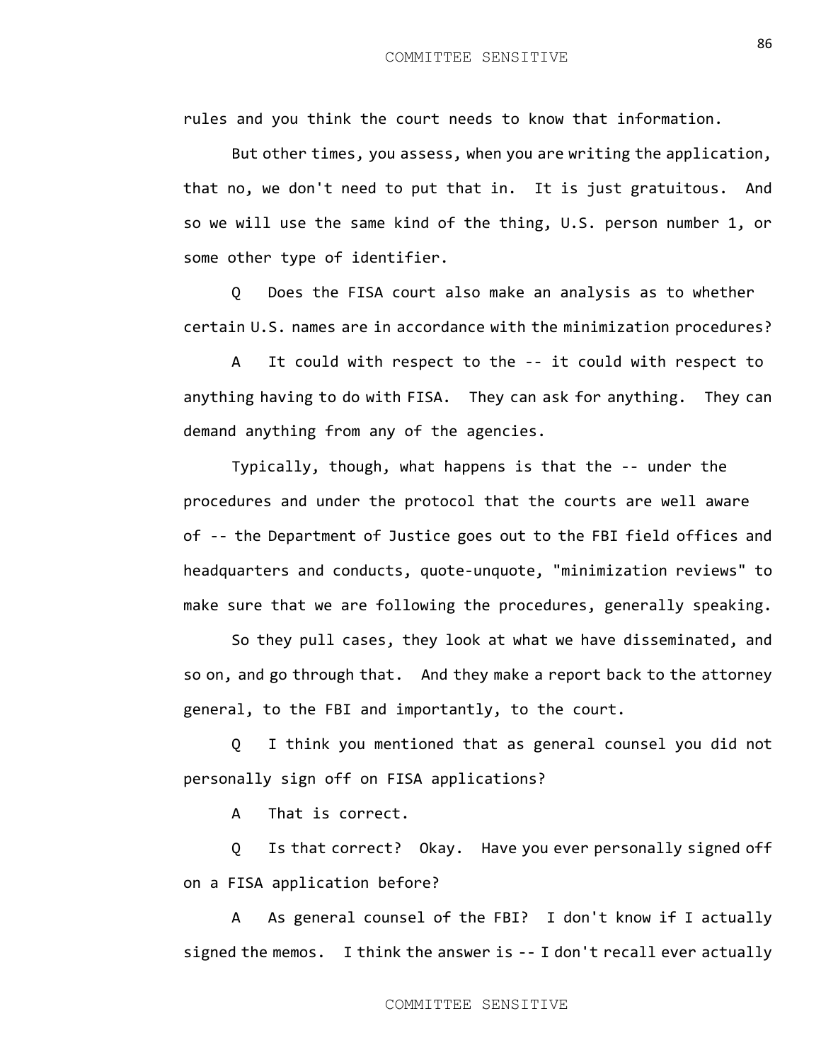rules and you think the court needs to know that information.

But other times, you assess, when you are writing the application, that no, we don't need to put that in. It is just gratuitous. And so we will use the same kind of the thing, U.S. person number 1, or some other type of identifier.

Q Does the FISA court also make an analysis as to whether certain U.S. names are in accordance with the minimization procedures?

A It could with respect to the -- it could with respect to anything having to do with FISA. They can ask for anything. They can demand anything from any of the agencies.

Typically, though, what happens is that the -- under the procedures and under the protocol that the courts are well aware of -- the Department of Justice goes out to the FBI field offices and headquarters and conducts, quote-unquote, "minimization reviews" to make sure that we are following the procedures, generally speaking.

So they pull cases, they look at what we have disseminated, and so on, and go through that. And they make a report back to the attorney general, to the FBI and importantly, to the court.

Q I think you mentioned that as general counsel you did not personally sign off on FISA applications?

A That is correct.

Q Is that correct? Okay. Have you ever personally signed off on a FISA application before?

A As general counsel of the FBI? I don't know if I actually signed the memos. I think the answer is -- I don't recall ever actually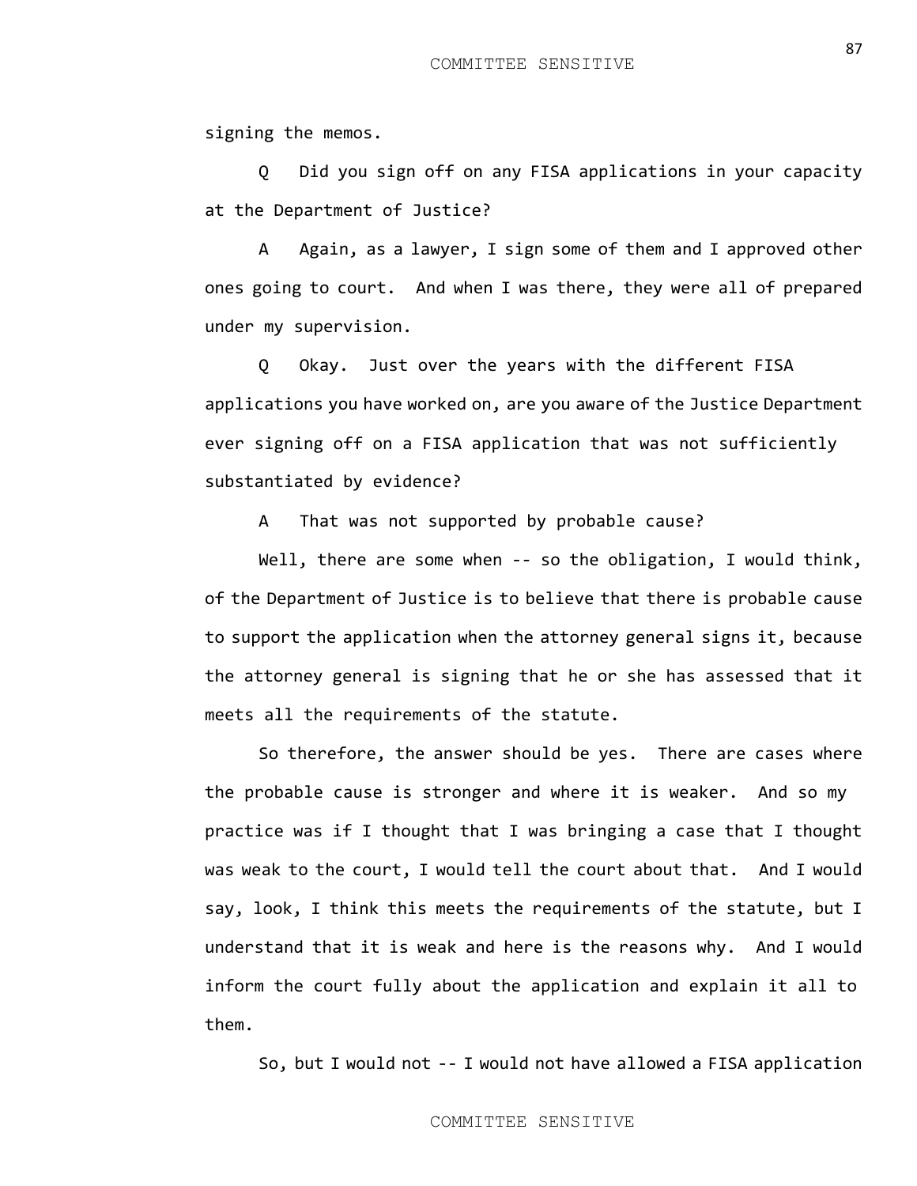signing the memos.

Q Did you sign off on any FISA applications in your capacity at the Department of Justice?

A Again, as a lawyer, I sign some of them and I approved other ones going to court. And when I was there, they were all of prepared under my supervision.

Q Okay. Just over the years with the different FISA applications you have worked on, are you aware of the Justice Department ever signing off on a FISA application that was not sufficiently substantiated by evidence?

A That was not supported by probable cause?

Well, there are some when -- so the obligation, I would think, of the Department of Justice is to believe that there is probable cause to support the application when the attorney general signs it, because the attorney general is signing that he or she has assessed that it meets all the requirements of the statute.

So therefore, the answer should be yes. There are cases where the probable cause is stronger and where it is weaker. And so my practice was if I thought that I was bringing a case that I thought was weak to the court, I would tell the court about that. And I would say, look, I think this meets the requirements of the statute, but I understand that it is weak and here is the reasons why. And I would inform the court fully about the application and explain it all to them.

So, but I would not -- I would not have allowed a FISA application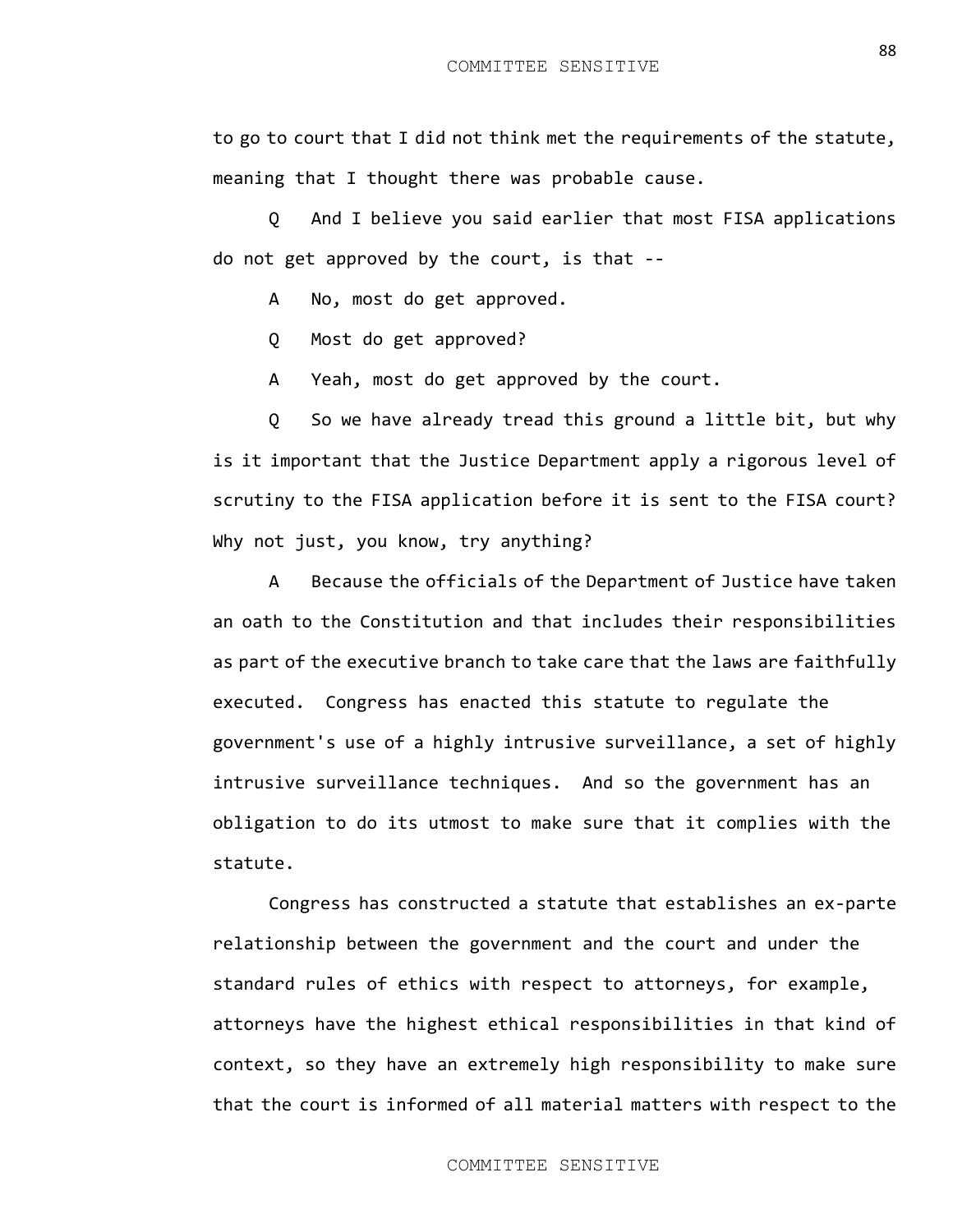to go to court that I did not think met the requirements of the statute, meaning that I thought there was probable cause.

Q And I believe you said earlier that most FISA applications do not get approved by the court, is that --

A No, most do get approved.

Q Most do get approved?

A Yeah, most do get approved by the court.

Q So we have already tread this ground a little bit, but why is it important that the Justice Department apply a rigorous level of scrutiny to the FISA application before it is sent to the FISA court? Why not just, you know, try anything?

A Because the officials of the Department of Justice have taken an oath to the Constitution and that includes their responsibilities as part of the executive branch to take care that the laws are faithfully executed. Congress has enacted this statute to regulate the government's use of a highly intrusive surveillance, a set of highly intrusive surveillance techniques. And so the government has an obligation to do its utmost to make sure that it complies with the statute.

Congress has constructed a statute that establishes an ex-parte relationship between the government and the court and under the standard rules of ethics with respect to attorneys, for example, attorneys have the highest ethical responsibilities in that kind of context, so they have an extremely high responsibility to make sure that the court is informed of all material matters with respect to the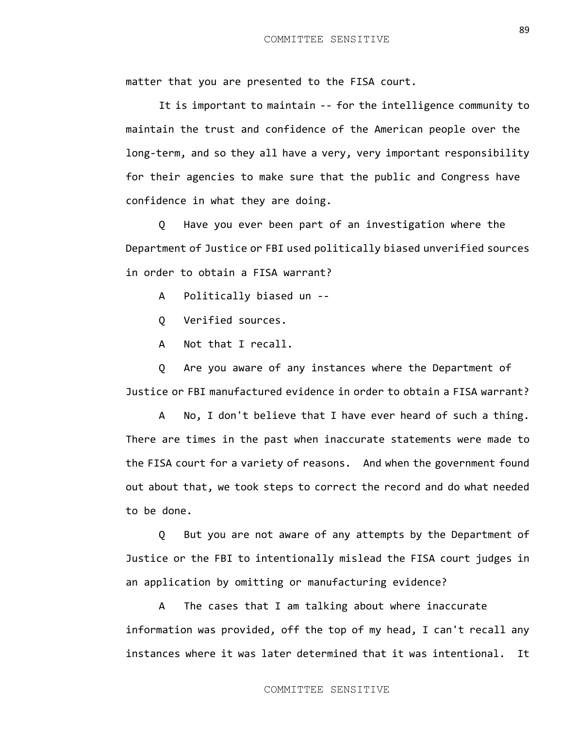matter that you are presented to the FISA court.

It is important to maintain -- for the intelligence community to maintain the trust and confidence of the American people over the long-term, and so they all have a very, very important responsibility for their agencies to make sure that the public and Congress have confidence in what they are doing.

Q Have you ever been part of an investigation where the Department of Justice or FBI used politically biased unverified sources in order to obtain a FISA warrant?

A Politically biased un --

Q Verified sources.

A Not that I recall.

Q Are you aware of any instances where the Department of Justice or FBI manufactured evidence in order to obtain a FISA warrant?

A No, I don't believe that I have ever heard of such a thing. There are times in the past when inaccurate statements were made to the FISA court for a variety of reasons. And when the government found out about that, we took steps to correct the record and do what needed to be done.

Q But you are not aware of any attempts by the Department of Justice or the FBI to intentionally mislead the FISA court judges in an application by omitting or manufacturing evidence?

A The cases that I am talking about where inaccurate information was provided, off the top of my head, I can't recall any instances where it was later determined that it was intentional. It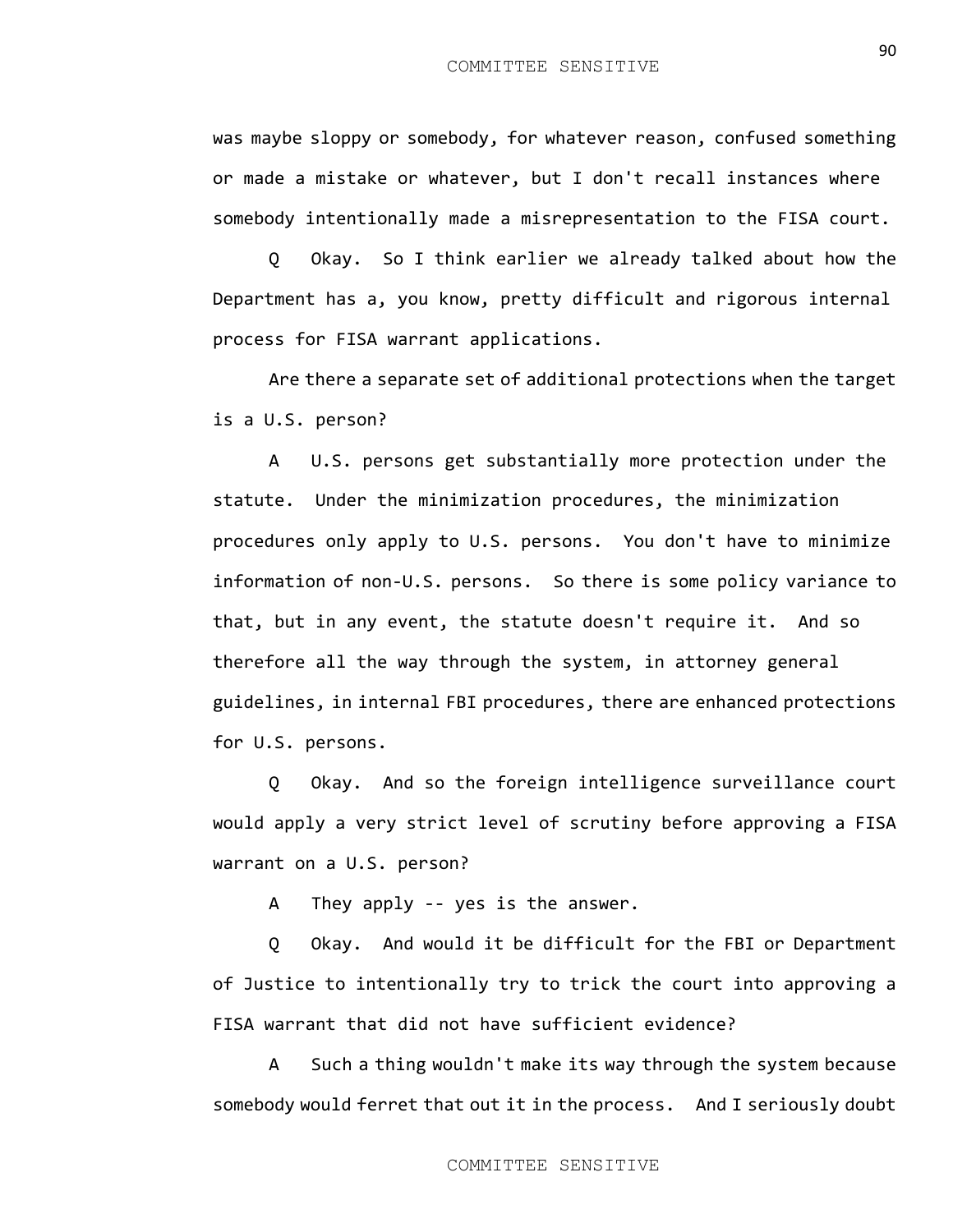was maybe sloppy or somebody, for whatever reason, confused something or made a mistake or whatever, but I don't recall instances where somebody intentionally made a misrepresentation to the FISA court.

Q Okay. So I think earlier we already talked about how the Department has a, you know, pretty difficult and rigorous internal process for FISA warrant applications.

Are there a separate set of additional protections when the target is a U.S. person?

A U.S. persons get substantially more protection under the statute. Under the minimization procedures, the minimization procedures only apply to U.S. persons. You don't have to minimize information of non-U.S. persons. So there is some policy variance to that, but in any event, the statute doesn't require it. And so therefore all the way through the system, in attorney general guidelines, in internal FBI procedures, there are enhanced protections for U.S. persons.

Q Okay. And so the foreign intelligence surveillance court would apply a very strict level of scrutiny before approving a FISA warrant on a U.S. person?

A They apply -- yes is the answer.

Q Okay. And would it be difficult for the FBI or Department of Justice to intentionally try to trick the court into approving a FISA warrant that did not have sufficient evidence?

A Such a thing wouldn't make its way through the system because somebody would ferret that out it in the process. And I seriously doubt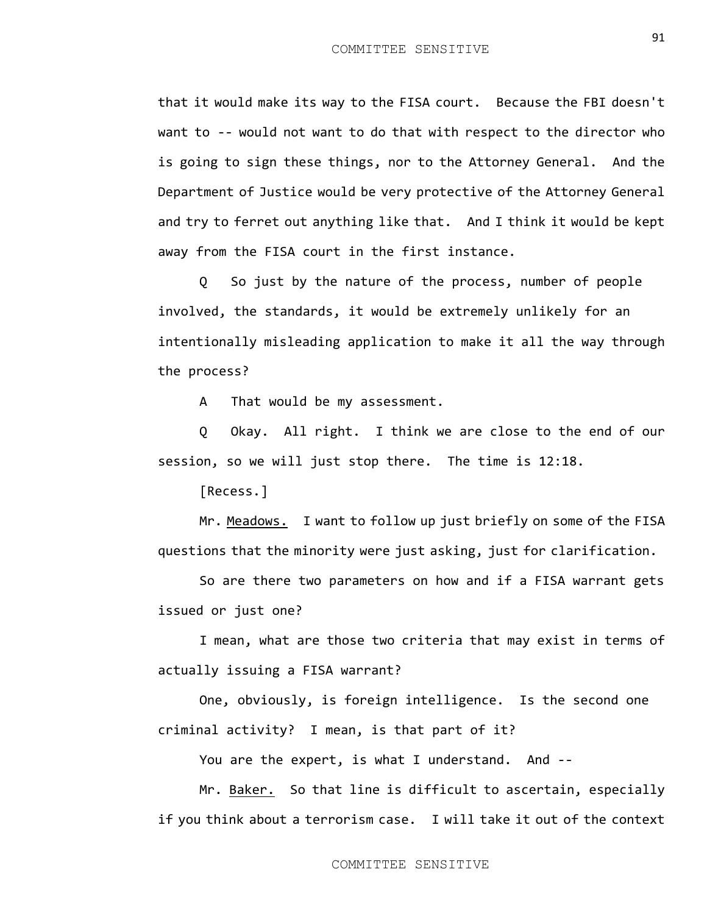that it would make its way to the FISA court. Because the FBI doesn't want to -- would not want to do that with respect to the director who is going to sign these things, nor to the Attorney General. And the Department of Justice would be very protective of the Attorney General and try to ferret out anything like that. And I think it would be kept away from the FISA court in the first instance.

Q So just by the nature of the process, number of people involved, the standards, it would be extremely unlikely for an intentionally misleading application to make it all the way through the process?

A That would be my assessment.

Q Okay. All right. I think we are close to the end of our session, so we will just stop there. The time is 12:18.

[Recess.]

Mr. Meadows. I want to follow up just briefly on some of the FISA questions that the minority were just asking, just for clarification.

So are there two parameters on how and if a FISA warrant gets issued or just one?

I mean, what are those two criteria that may exist in terms of actually issuing a FISA warrant?

One, obviously, is foreign intelligence. Is the second one criminal activity? I mean, is that part of it?

You are the expert, is what I understand. And --

Mr. Baker. So that line is difficult to ascertain, especially if you think about a terrorism case. I will take it out of the context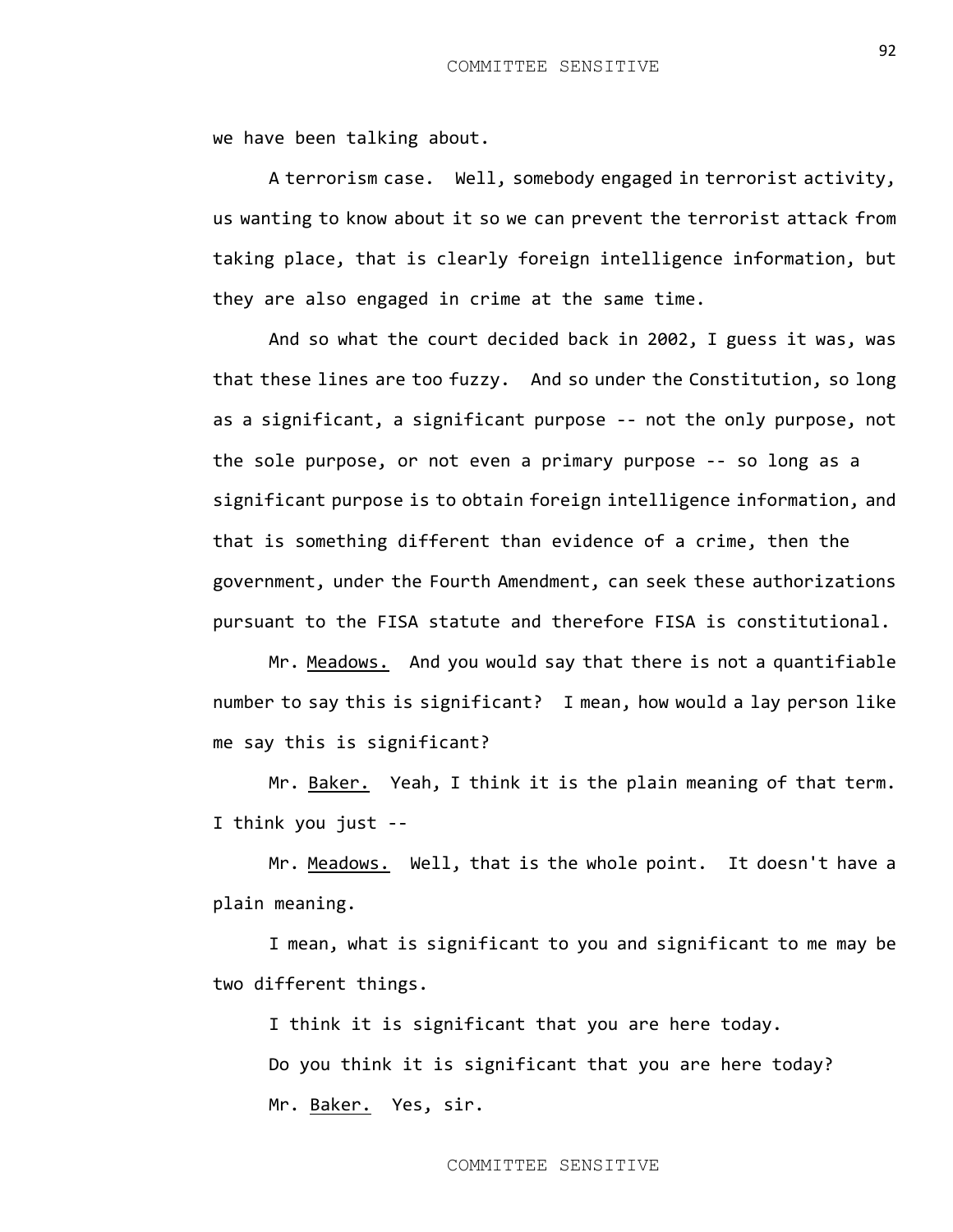we have been talking about.

A terrorism case. Well, somebody engaged in terrorist activity, us wanting to know about it so we can prevent the terrorist attack from taking place, that is clearly foreign intelligence information, but they are also engaged in crime at the same time.

And so what the court decided back in 2002, I guess it was, was that these lines are too fuzzy. And so under the Constitution, so long as a significant, a significant purpose -- not the only purpose, not the sole purpose, or not even a primary purpose -- so long as a significant purpose is to obtain foreign intelligence information, and that is something different than evidence of a crime, then the government, under the Fourth Amendment, can seek these authorizations pursuant to the FISA statute and therefore FISA is constitutional.

Mr. <u>Meadows.</u> And you would say that there is not a quantifiable number to say this is significant? I mean, how would a lay person like me say this is significant?

Mr. <u>Baker.</u> Yeah, I think it is the plain meaning of that term. I think you just --

Mr. <u>Meadows.</u> Well, that is the whole point. It doesn't have a plain meaning.

I mean, what is significant to you and significant to me may be two different things.

I think it is significant that you are here today.

Do you think it is significant that you are here today?

Mr. <u>Baker.</u> Yes, sir.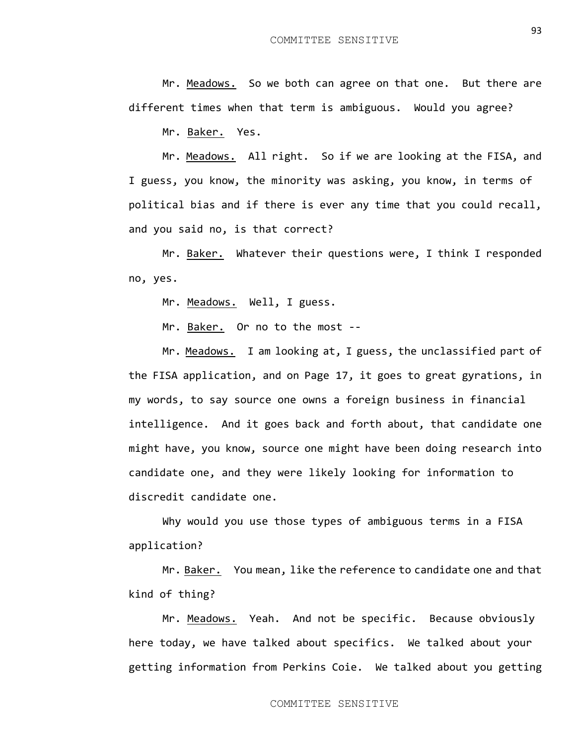Mr. Meadows. So we both can agree on that one. But there are different times when that term is ambiguous. Would you agree?

Mr. Baker. Yes.

Mr. Meadows. All right. So if we are looking at the FISA, and I guess, you know, the minority was asking, you know, in terms of political bias and if there is ever any time that you could recall, and you said no, is that correct?

Mr. Baker. Whatever their questions were, I think I responded no, yes.

Mr. Meadows. Well, I guess.

Mr. Baker. Or no to the most --

Mr. Meadows. I am looking at, I guess, the unclassified part of the FISA application, and on Page 17, it goes to great gyrations, in my words, to say source one owns a foreign business in financial intelligence. And it goes back and forth about, that candidate one might have, you know, source one might have been doing research into candidate one, and they were likely looking for information to discredit candidate one.

Why would you use those types of ambiguous terms in a FISA application?

Mr. Baker. You mean, like the reference to candidate one and that kind of thing?

Mr. Meadows. Yeah. And not be specific. Because obviously here today, we have talked about specifics. We talked about your getting information from Perkins Coie. We talked about you getting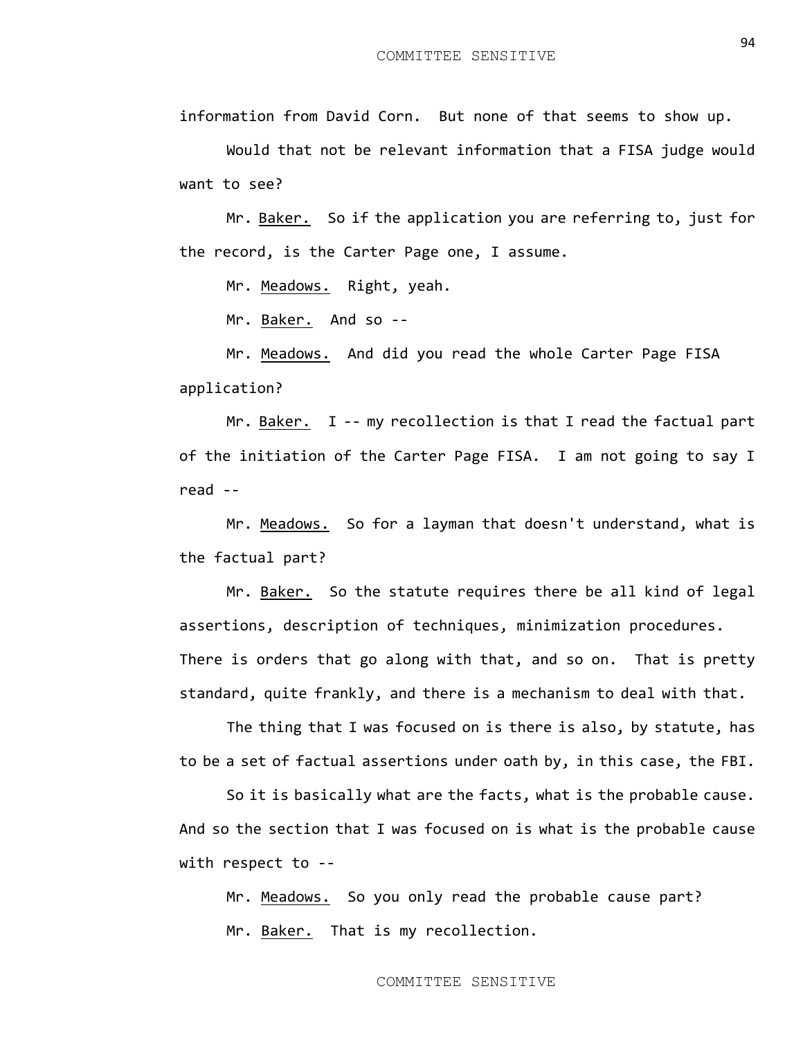information from David Corn. But none of that seems to show up.

Would that not be relevant information that a FISA judge would want to see?

Mr. Baker. So if the application you are referring to, just for the record, is the Carter Page one, I assume.

Mr. Meadows. Right, yeah.

Mr. Baker. And so --

Mr. Meadows. And did you read the whole Carter Page FISA application?

Mr. Baker. I -- my recollection is that I read the factual part of the initiation of the Carter Page FISA. I am not going to say I read --

Mr. Meadows. So for a layman that doesn't understand, what is the factual part?

Mr. Baker. So the statute requires there be all kind of legal assertions, description of techniques, minimization procedures. There is orders that go along with that, and so on. That is pretty standard, quite frankly, and there is a mechanism to deal with that.

The thing that I was focused on is there is also, by statute, has to be a set of factual assertions under oath by, in this case, the FBI.

So it is basically what are the facts, what is the probable cause. And so the section that I was focused on is what is the probable cause with respect to --

Mr. Meadows. So you only read the probable cause part?

Mr. Baker. That is my recollection.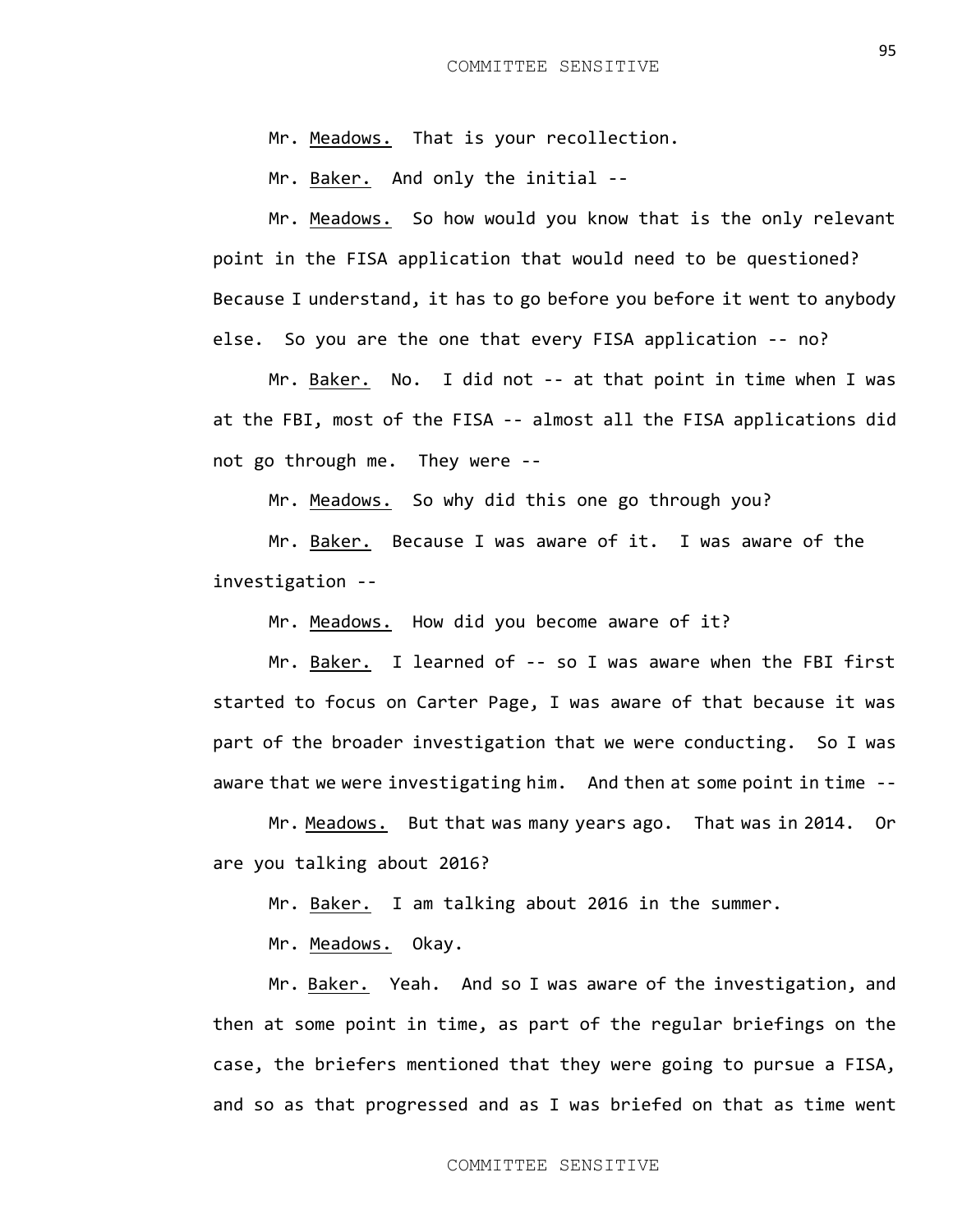Mr. Meadows. That is your recollection.

Mr. Baker. And only the initial --

Mr. Meadows. So how would you know that is the only relevant point in the FISA application that would need to be questioned? Because I understand, it has to go before you before it went to anybody else. So you are the one that every FISA application -- no?

Mr. Baker. No. I did not -- at that point in time when I was at the FBI, most of the FISA -- almost all the FISA applications did not go through me. They were --

Mr. Meadows. So why did this one go through you?

Mr. Baker. Because I was aware of it. I was aware of the investigation --

Mr. Meadows. How did you become aware of it?

Mr. Baker. I learned of -- so I was aware when the FBI first started to focus on Carter Page, I was aware of that because it was part of the broader investigation that we were conducting. So I was aware that we were investigating him. And then at some point in time --

Mr. Meadows. But that was many years ago. That was in 2014. Or are you talking about 2016?

Mr. Baker. I am talking about 2016 in the summer.

Mr. Meadows. Okay.

Mr. Baker. Yeah. And so I was aware of the investigation, and then at some point in time, as part of the regular briefings on the case, the briefers mentioned that they were going to pursue a FISA, and so as that progressed and as I was briefed on that as time went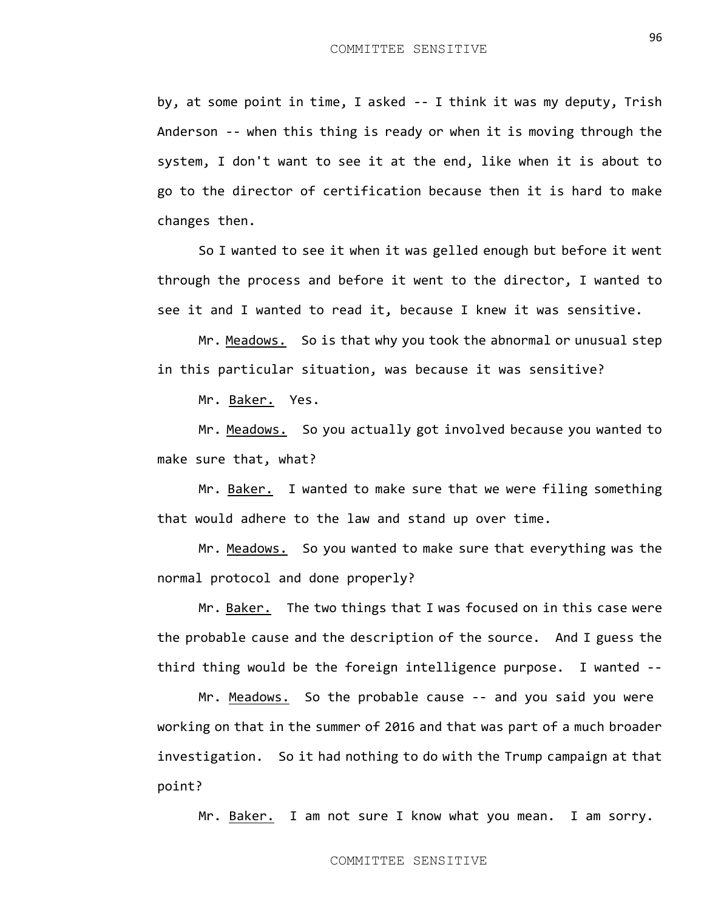by, at some point in time, I asked -- I think it was my deputy, Trish Anderson -- when this thing is ready or when it is moving through the system, I don't want to see it at the end, like when it is about to go to the director of certification because then it is hard to make changes then.

So I wanted to see it when it was gelled enough but before it went through the process and before it went to the director, I wanted to see it and I wanted to read it, because I knew it was sensitive.

Mr. Meadows. So is that why you took the abnormal or unusual step in this particular situation, was because it was sensitive?

Mr. Baker. Yes.

Mr. Meadows. So you actually got involved because you wanted to make sure that, what?

Mr. Baker. I wanted to make sure that we were filing something that would adhere to the law and stand up over time.

Mr. Meadows. So you wanted to make sure that everything was the normal protocol and done properly?

Mr. Baker. The two things that I was focused on in this case were the probable cause and the description of the source. And I guess the third thing would be the foreign intelligence purpose. I wanted --

Mr. Meadows. So the probable cause -- and you said you were working on that in the summer of 2016 and that was part of a much broader investigation. So it had nothing to do with the Trump campaign at that point?

Mr. Baker. I am not sure I know what you mean. I am sorry.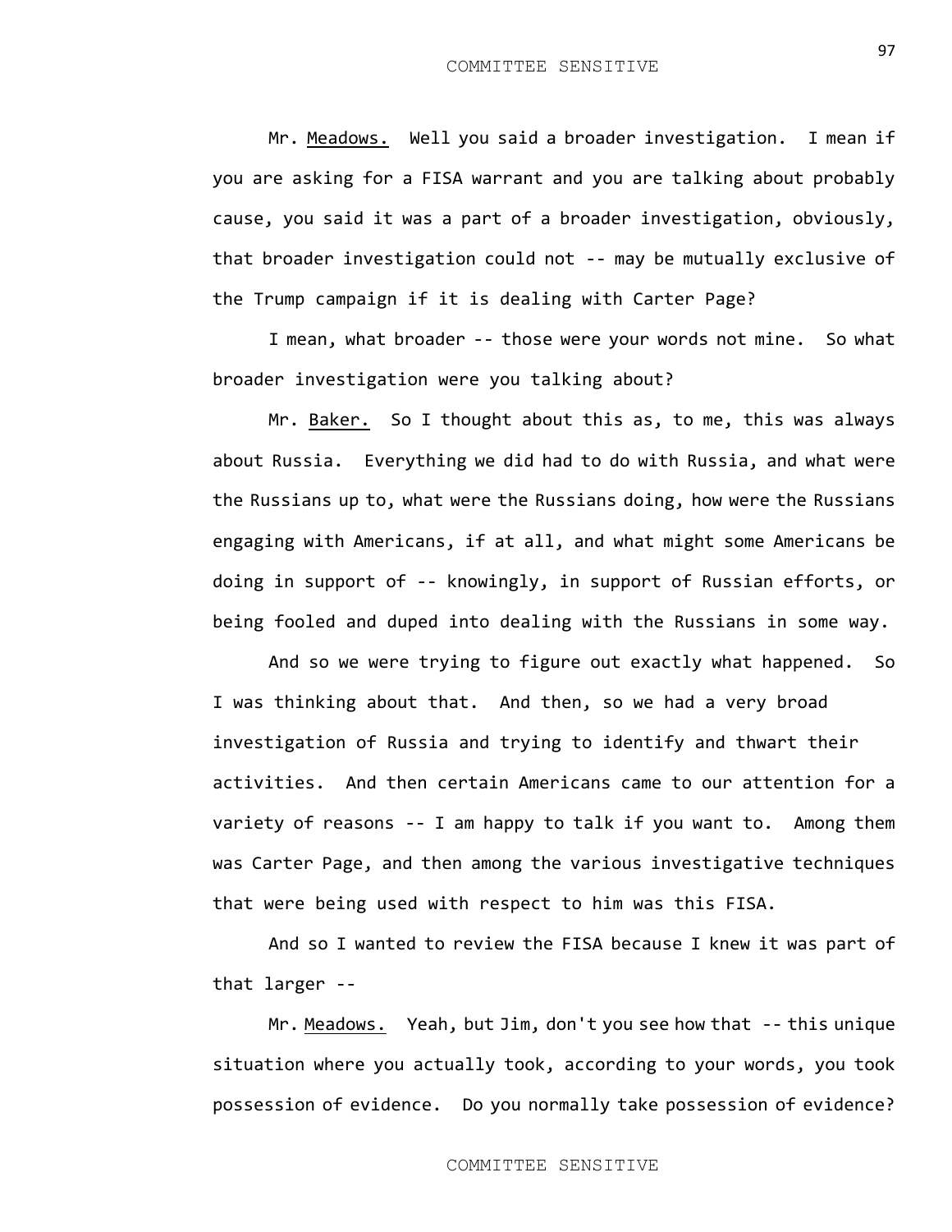Mr. <u>Meadows.</u> Well you said a broader investigation. I mean if you are asking for a FISA warrant and you are talking about probably cause, you said it was a part of a broader investigation, obviously, that broader investigation could not -- may be mutually exclusive of the Trump campaign if it is dealing with Carter Page?

I mean, what broader -- those were your words not mine. So what broader investigation were you talking about?

Mr. <u>Baker.</u> So I thought about this as, to me, this was always about Russia. Everything we did had to do with Russia, and what were the Russians up to, what were the Russians doing, how were the Russians engaging with Americans, if at all, and what might some Americans be doing in support of -- knowingly, in support of Russian efforts, or being fooled and duped into dealing with the Russians in some way.

And so we were trying to figure out exactly what happened. So I was thinking about that. And then, so we had a very broad investigation of Russia and trying to identify and thwart their activities. And then certain Americans came to our attention for a variety of reasons -- I am happy to talk if you want to. Among them was Carter Page, and then among the various investigative techniques that were being used with respect to him was this FISA.

And so I wanted to review the FISA because I knew it was part of that larger --

Mr. <u>Meadows.</u> Yeah, but Jim, don't you see how that -- this unique situation where you actually took, according to your words, you took possession of evidence. Do you normally take possession of evidence?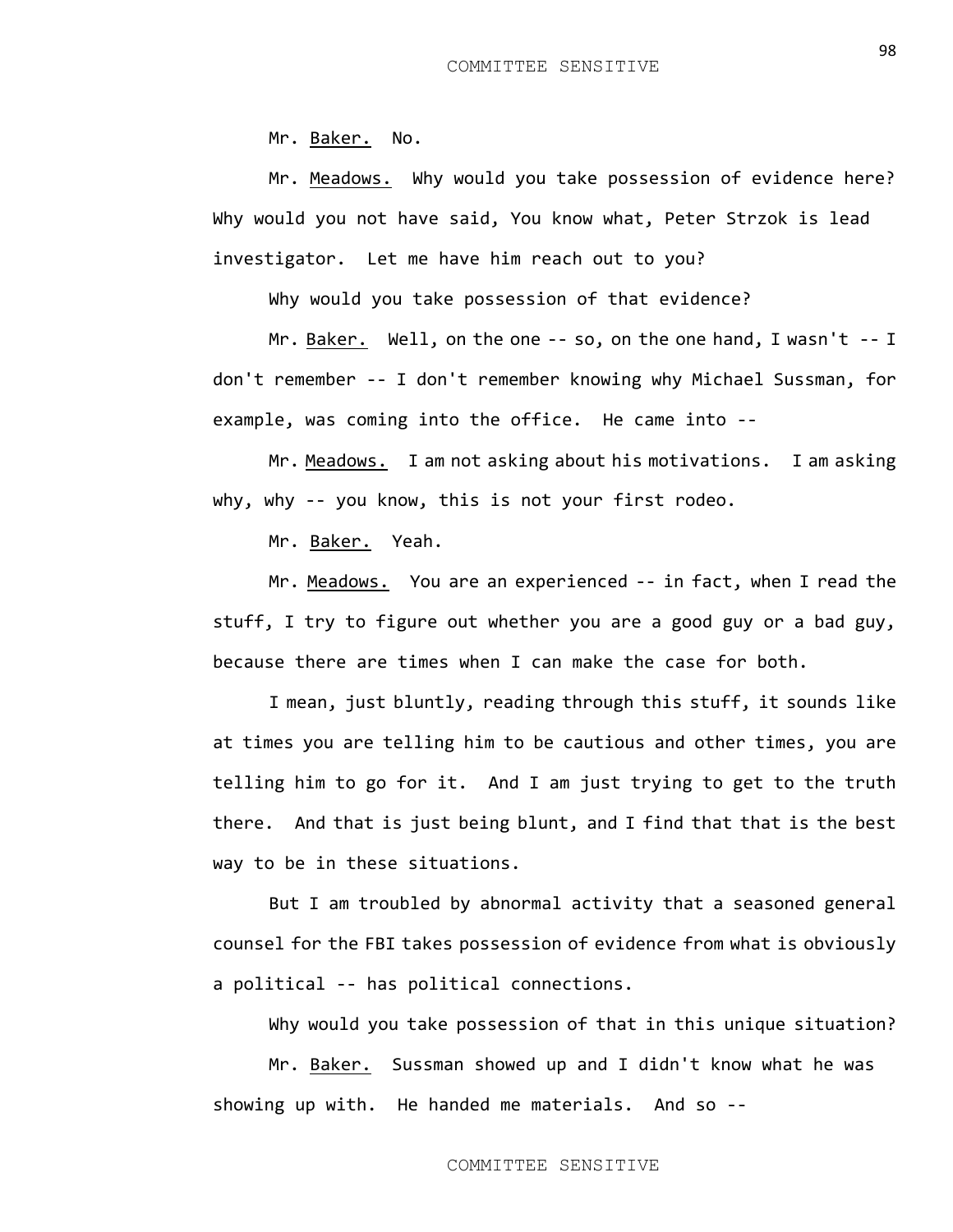Mr. Baker. No.

Mr. Meadows. Why would you take possession of evidence here? Why would you not have said, You know what, Peter Strzok is lead investigator. Let me have him reach out to you?

Why would you take possession of that evidence?

Mr. Baker. Well, on the one -- so, on the one hand, I wasn't -- I don't remember -- I don't remember knowing why Michael Sussman, for example, was coming into the office. He came into --

Mr. Meadows. I am not asking about his motivations. I am asking why, why -- you know, this is not your first rodeo.

Mr. Baker. Yeah.

Mr. Meadows. You are an experienced -- in fact, when I read the stuff, I try to figure out whether you are a good guy or a bad guy, because there are times when I can make the case for both.

I mean, just bluntly, reading through this stuff, it sounds like at times you are telling him to be cautious and other times, you are telling him to go for it. And I am just trying to get to the truth there. And that is just being blunt, and I find that that is the best way to be in these situations.

But I am troubled by abnormal activity that a seasoned general counsel for the FBI takes possession of evidence from what is obviously a political -- has political connections.

Why would you take possession of that in this unique situation?

Mr. Baker. Sussman showed up and I didn't know what he was showing up with. He handed me materials. And so --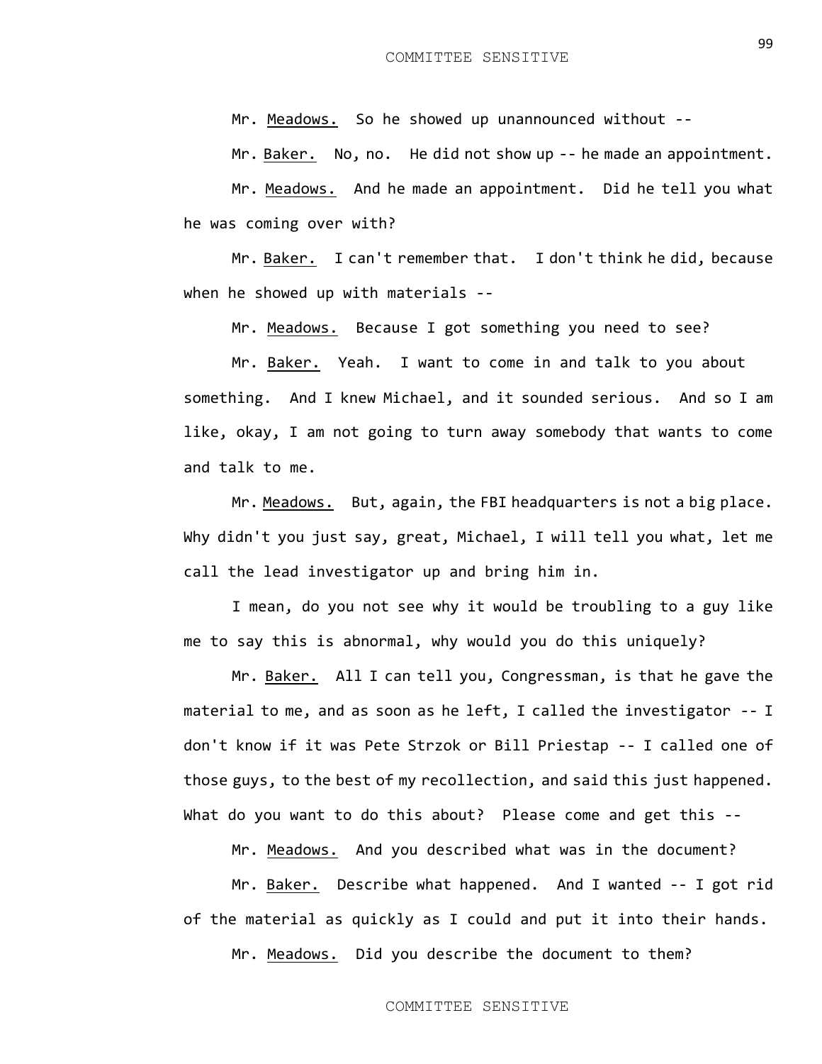Mr. Meadows. So he showed up unannounced without --

Mr. Baker. No, no. He did not show up -- he made an appointment.

Mr. Meadows. And he made an appointment. Did he tell you what he was coming over with?

Mr. Baker. I can't remember that. I don't think he did, because when he showed up with materials --

Mr. Meadows. Because I got something you need to see?

Mr. Baker. Yeah. I want to come in and talk to you about something. And I knew Michael, and it sounded serious. And so I am like, okay, I am not going to turn away somebody that wants to come and talk to me.

Mr. Meadows. But, again, the FBI headquarters is not a big place. Why didn't you just say, great, Michael, I will tell you what, let me call the lead investigator up and bring him in.

I mean, do you not see why it would be troubling to a guy like me to say this is abnormal, why would you do this uniquely?

Mr. Baker. All I can tell you, Congressman, is that he gave the material to me, and as soon as he left, I called the investigator -- I don't know if it was Pete Strzok or Bill Priestap -- I called one of those guys, to the best of my recollection, and said this just happened. What do you want to do this about? Please come and get this --

Mr. Meadows. And you described what was in the document?

Mr. Baker. Describe what happened. And I wanted -- I got rid of the material as quickly as I could and put it into their hands.

Mr. Meadows. Did you describe the document to them?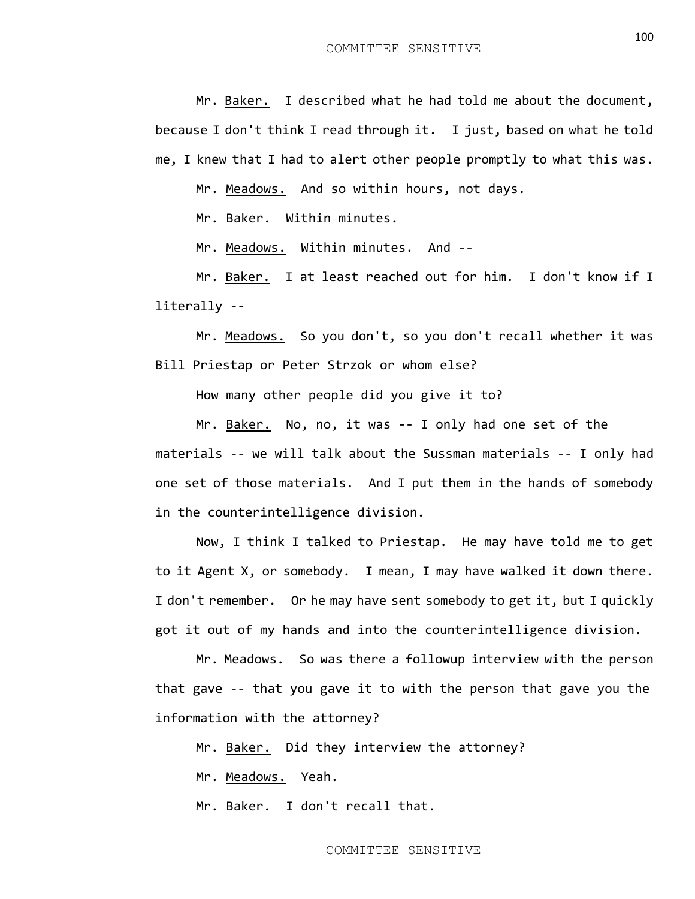Mr. Baker. I described what he had told me about the document, because I don't think I read through it. I just, based on what he told me, I knew that I had to alert other people promptly to what this was.

Mr. Meadows. And so within hours, not days.

Mr. Baker. Within minutes.

Mr. Meadows. Within minutes. And --

Mr. Baker. I at least reached out for him. I don't know if I literally --

Mr. Meadows. So you don't, so you don't recall whether it was Bill Priestap or Peter Strzok or whom else?

How many other people did you give it to?

Mr. Baker. No, no, it was -- I only had one set of the materials -- we will talk about the Sussman materials -- I only had one set of those materials. And I put them in the hands of somebody in the counterintelligence division.

Now, I think I talked to Priestap. He may have told me to get to it Agent X, or somebody. I mean, I may have walked it down there. I don't remember. Or he may have sent somebody to get it, but I quickly got it out of my hands and into the counterintelligence division.

Mr. Meadows. So was there a followup interview with the person that gave -- that you gave it to with the person that gave you the information with the attorney?

Mr. Baker. Did they interview the attorney?

Mr. Meadows. Yeah.

Mr. Baker. I don't recall that.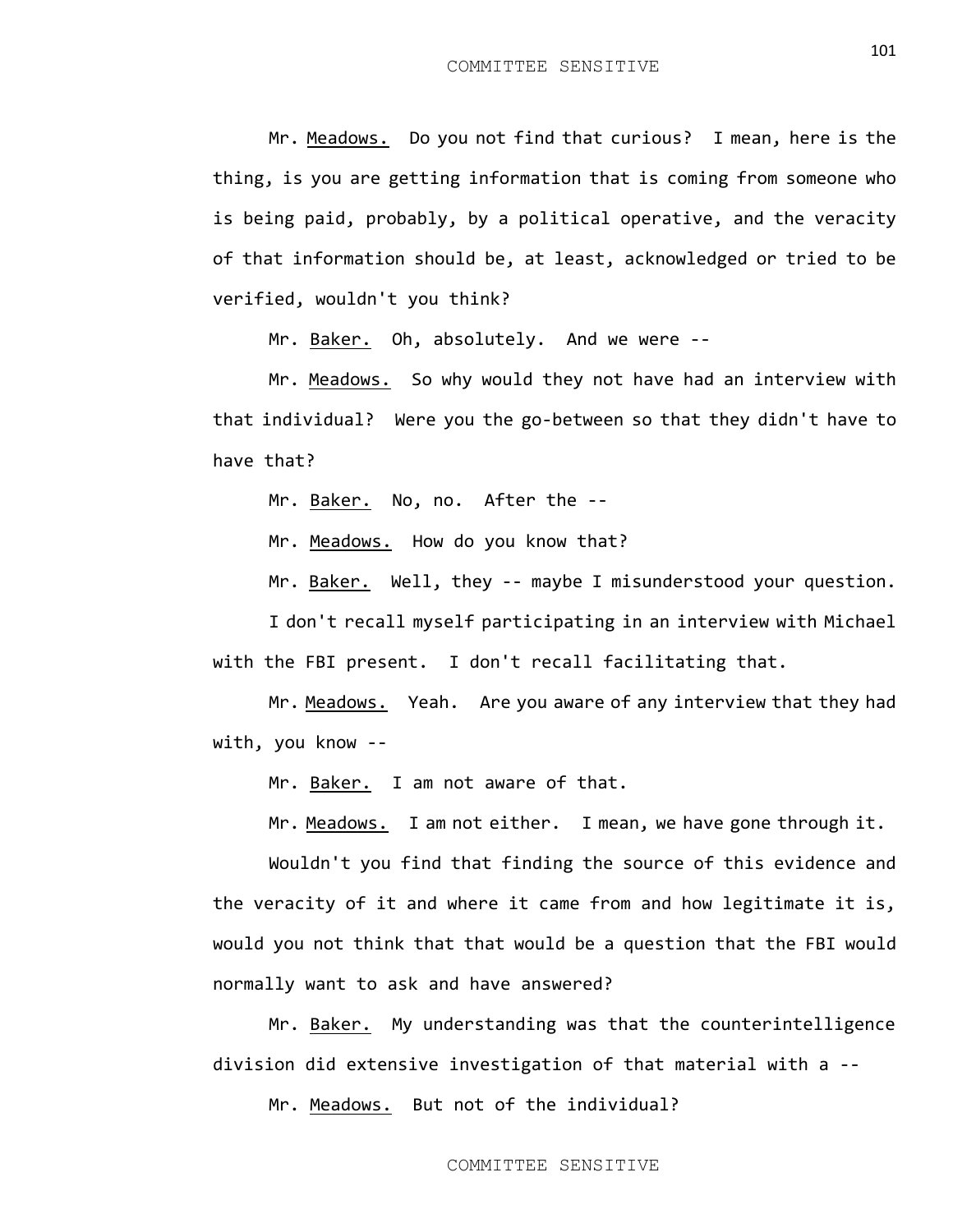Mr. Meadows. Do you not find that curious? I mean, here is the thing, is you are getting information that is coming from someone who is being paid, probably, by a political operative, and the veracity of that information should be, at least, acknowledged or tried to be verified, wouldn't you think?

Mr. Baker. Oh, absolutely. And we were --

Mr. Meadows. So why would they not have had an interview with that individual? Were you the go-between so that they didn't have to have that?

Mr. Baker. No, no. After the --

Mr. Meadows. How do you know that?

Mr. Baker. Well, they -- maybe I misunderstood your question.

I don't recall myself participating in an interview with Michael with the FBI present. I don't recall facilitating that.

Mr. Meadows. Yeah. Are you aware of any interview that they had with, you know --

Mr. Baker. I am not aware of that.

Mr. Meadows. I am not either. I mean, we have gone through it.

Wouldn't you find that finding the source of this evidence and the veracity of it and where it came from and how legitimate it is, would you not think that that would be a question that the FBI would normally want to ask and have answered?

Mr. Baker. My understanding was that the counterintelligence division did extensive investigation of that material with a --

Mr. Meadows. But not of the individual?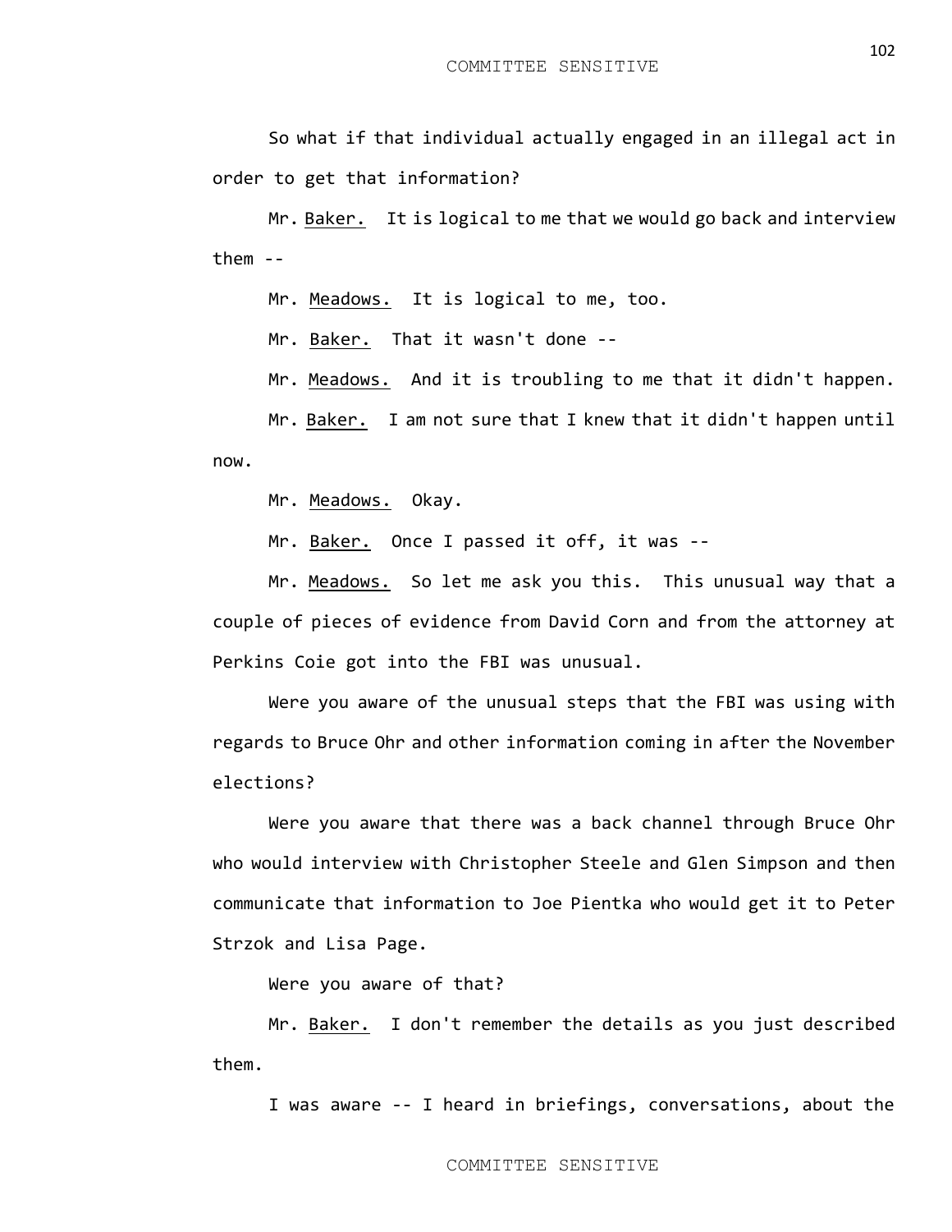So what if that individual actually engaged in an illegal act in order to get that information?

Mr. Baker. It is logical to me that we would go back and interview them --

Mr. Meadows. It is logical to me, too.

Mr. Baker. That it wasn't done --

Mr. Meadows. And it is troubling to me that it didn't happen.

Mr. Baker. I am not sure that I knew that it didn't happen until now.

Mr. Meadows. Okay.

Mr. Baker. Once I passed it off, it was --

Mr. Meadows. So let me ask you this. This unusual way that a couple of pieces of evidence from David Corn and from the attorney at Perkins Coie got into the FBI was unusual.

Were you aware of the unusual steps that the FBI was using with regards to Bruce Ohr and other information coming in after the November elections?

Were you aware that there was a back channel through Bruce Ohr who would interview with Christopher Steele and Glen Simpson and then communicate that information to Joe Pientka who would get it to Peter Strzok and Lisa Page.

Were you aware of that?

Mr. Baker. I don't remember the details as you just described them.

I was aware -- I heard in briefings, conversations, about the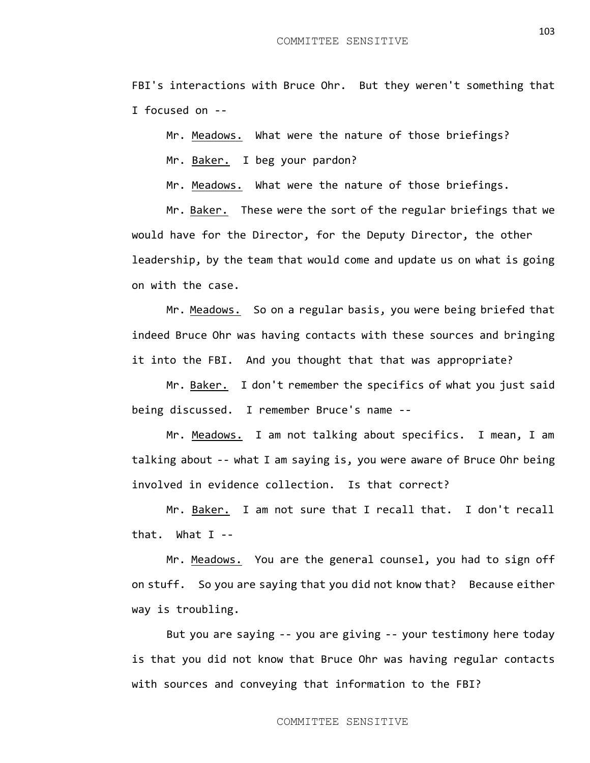FBI's interactions with Bruce Ohr. But they weren't something that I focused on --

Mr. Meadows. What were the nature of those briefings?

Mr. Baker. I beg your pardon?

Mr. Meadows. What were the nature of those briefings.

Mr. Baker. These were the sort of the regular briefings that we would have for the Director, for the Deputy Director, the other leadership, by the team that would come and update us on what is going on with the case.

Mr. Meadows. So on a regular basis, you were being briefed that indeed Bruce Ohr was having contacts with these sources and bringing it into the FBI. And you thought that that was appropriate?

Mr. Baker. I don't remember the specifics of what you just said being discussed. I remember Bruce's name --

Mr. Meadows. I am not talking about specifics. I mean, I am talking about -- what I am saying is, you were aware of Bruce Ohr being involved in evidence collection. Is that correct?

Mr. Baker. I am not sure that I recall that. I don't recall that. What I --

Mr. Meadows. You are the general counsel, you had to sign off on stuff. So you are saying that you did not know that? Because either way is troubling.

But you are saying -- you are giving -- your testimony here today is that you did not know that Bruce Ohr was having regular contacts with sources and conveying that information to the FBI?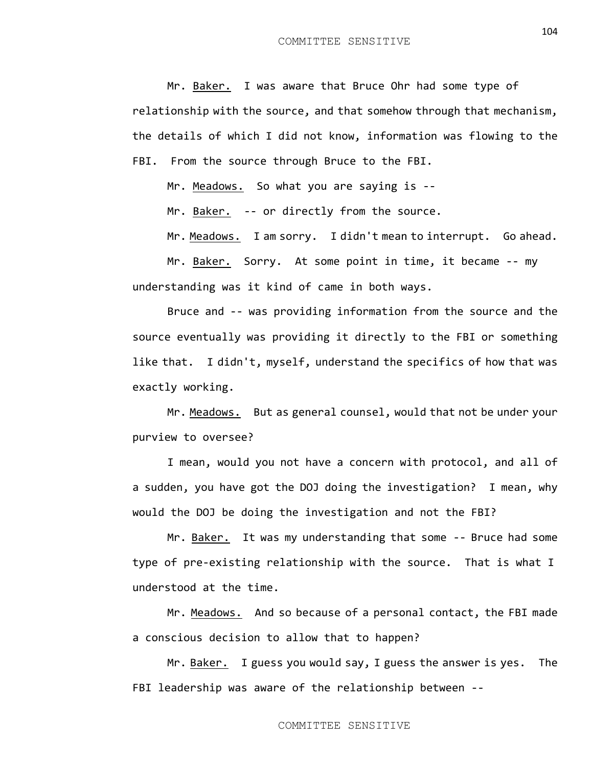Mr. Baker. I was aware that Bruce Ohr had some type of relationship with the source, and that somehow through that mechanism, the details of which I did not know, information was flowing to the FBI. From the source through Bruce to the FBI.

Mr. Meadows. So what you are saying is --

Mr. Baker. -- or directly from the source.

Mr. Meadows. I am sorry. I didn't mean to interrupt. Go ahead.

Mr. Baker. Sorry. At some point in time, it became -- my understanding was it kind of came in both ways.

Bruce and -- was providing information from the source and the source eventually was providing it directly to the FBI or something like that. I didn't, myself, understand the specifics of how that was exactly working.

Mr. Meadows. But as general counsel, would that not be under your purview to oversee?

I mean, would you not have a concern with protocol, and all of a sudden, you have got the DOJ doing the investigation? I mean, why would the DOJ be doing the investigation and not the FBI?

Mr. Baker. It was my understanding that some -- Bruce had some type of pre-existing relationship with the source. That is what I understood at the time.

Mr. Meadows. And so because of a personal contact, the FBI made a conscious decision to allow that to happen?

Mr. Baker. I guess you would say, I guess the answer is yes. The FBI leadership was aware of the relationship between --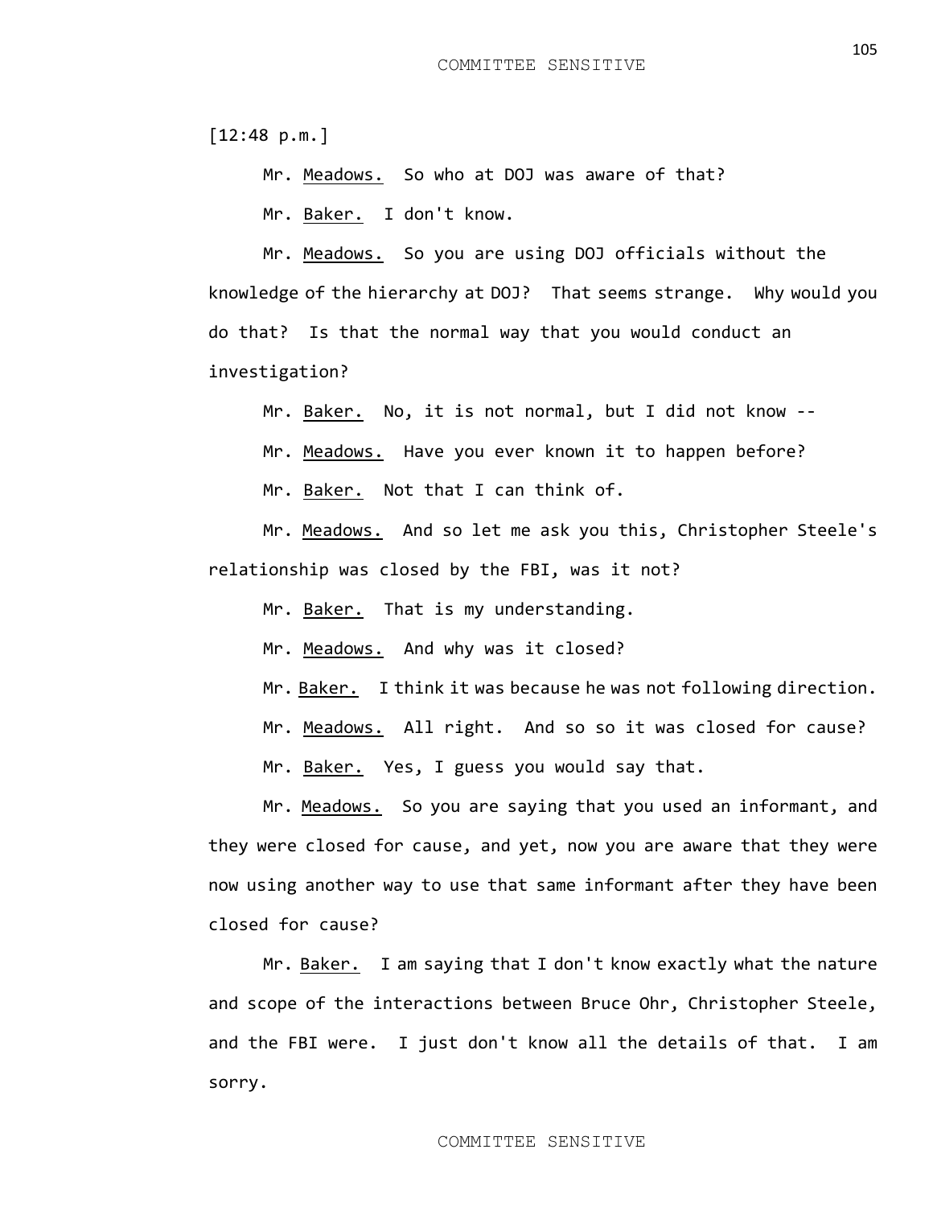[12:48 p.m.]

Mr. Meadows. So who at DOJ was aware of that?

Mr. Baker. I don't know.

Mr. Meadows. So you are using DOJ officials without the knowledge of the hierarchy at DOJ? That seems strange. Why would you do that? Is that the normal way that you would conduct an investigation?

Mr. Baker. No, it is not normal, but I did not know --

Mr. Meadows. Have you ever known it to happen before?

Mr. Baker. Not that I can think of.

Mr. Meadows. And so let me ask you this, Christopher Steele's relationship was closed by the FBI, was it not?

Mr. Baker. That is my understanding.

Mr. Meadows. And why was it closed?

Mr. Baker. I think it was because he was not following direction.

Mr. Meadows. All right. And so so it was closed for cause?

Mr. Baker. Yes, I guess you would say that.

Mr. Meadows. So you are saying that you used an informant, and they were closed for cause, and yet, now you are aware that they were now using another way to use that same informant after they have been closed for cause?

Mr. Baker. I am saying that I don't know exactly what the nature and scope of the interactions between Bruce Ohr, Christopher Steele, and the FBI were. I just don't know all the details of that. I am sorry.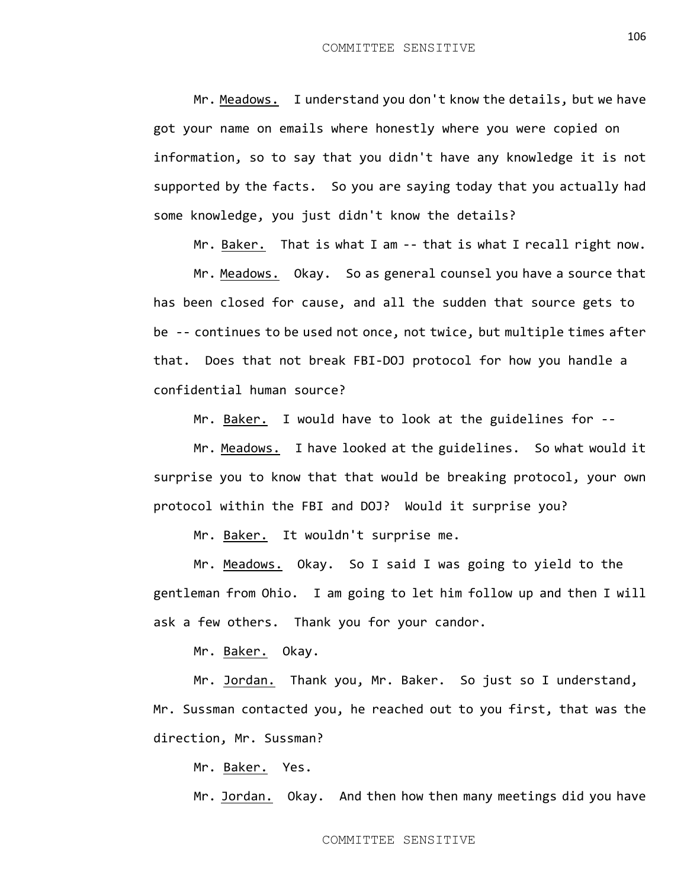Mr. Meadows. I understand you don't know the details, but we have got your name on emails where honestly where you were copied on information, so to say that you didn't have any knowledge it is not supported by the facts. So you are saying today that you actually had some knowledge, you just didn't know the details?

Mr. Baker. That is what I am -- that is what I recall right now.

Mr. Meadows. Okay. So as general counsel you have a source that has been closed for cause, and all the sudden that source gets to be -- continues to be used not once, not twice, but multiple times after that. Does that not break FBI-DOJ protocol for how you handle a confidential human source?

Mr. Baker. I would have to look at the guidelines for --

Mr. Meadows. I have looked at the guidelines. So what would it surprise you to know that that would be breaking protocol, your own protocol within the FBI and DOJ? Would it surprise you?

Mr. Baker. It wouldn't surprise me.

Mr. Meadows. Okay. So I said I was going to yield to the gentleman from Ohio. I am going to let him follow up and then I will ask a few others. Thank you for your candor.

Mr. Baker. Okay.

Mr. Jordan. Thank you, Mr. Baker. So just so I understand, Mr. Sussman contacted you, he reached out to you first, that was the direction, Mr. Sussman?

Mr. Baker. Yes.

Mr. Jordan. Okay. And then how then many meetings did you have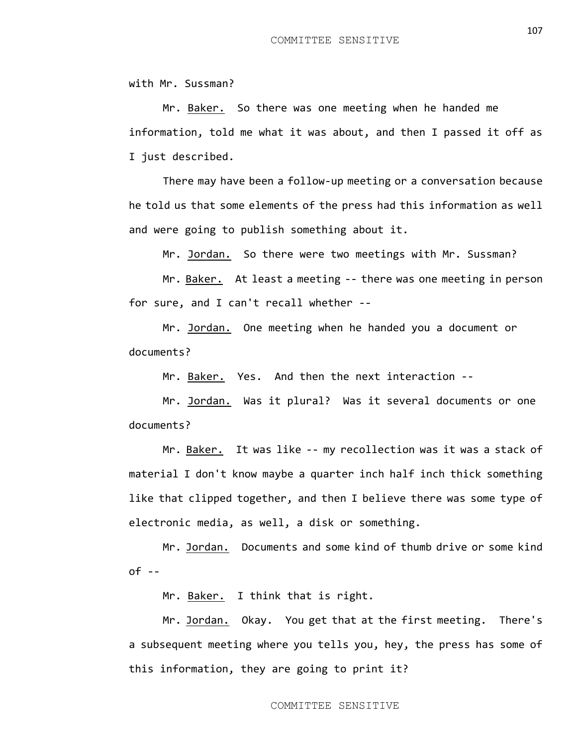with Mr. Sussman?

Mr. Baker. So there was one meeting when he handed me information, told me what it was about, and then I passed it off as I just described.

There may have been a follow-up meeting or a conversation because he told us that some elements of the press had this information as well and were going to publish something about it.

Mr. Jordan. So there were two meetings with Mr. Sussman?

Mr. Baker. At least a meeting -- there was one meeting in person for sure, and I can't recall whether --

Mr. Jordan. One meeting when he handed you a document or documents?

Mr. Baker. Yes. And then the next interaction --

Mr. Jordan. Was it plural? Was it several documents or one documents?

Mr. Baker. It was like -- my recollection was it was a stack of material I don't know maybe a quarter inch half inch thick something like that clipped together, and then I believe there was some type of electronic media, as well, a disk or something.

Mr. Jordan. Documents and some kind of thumb drive or some kind of --

Mr. Baker. I think that is right.

Mr. Jordan. Okay. You get that at the first meeting. There's a subsequent meeting where you tells you, hey, the press has some of this information, they are going to print it?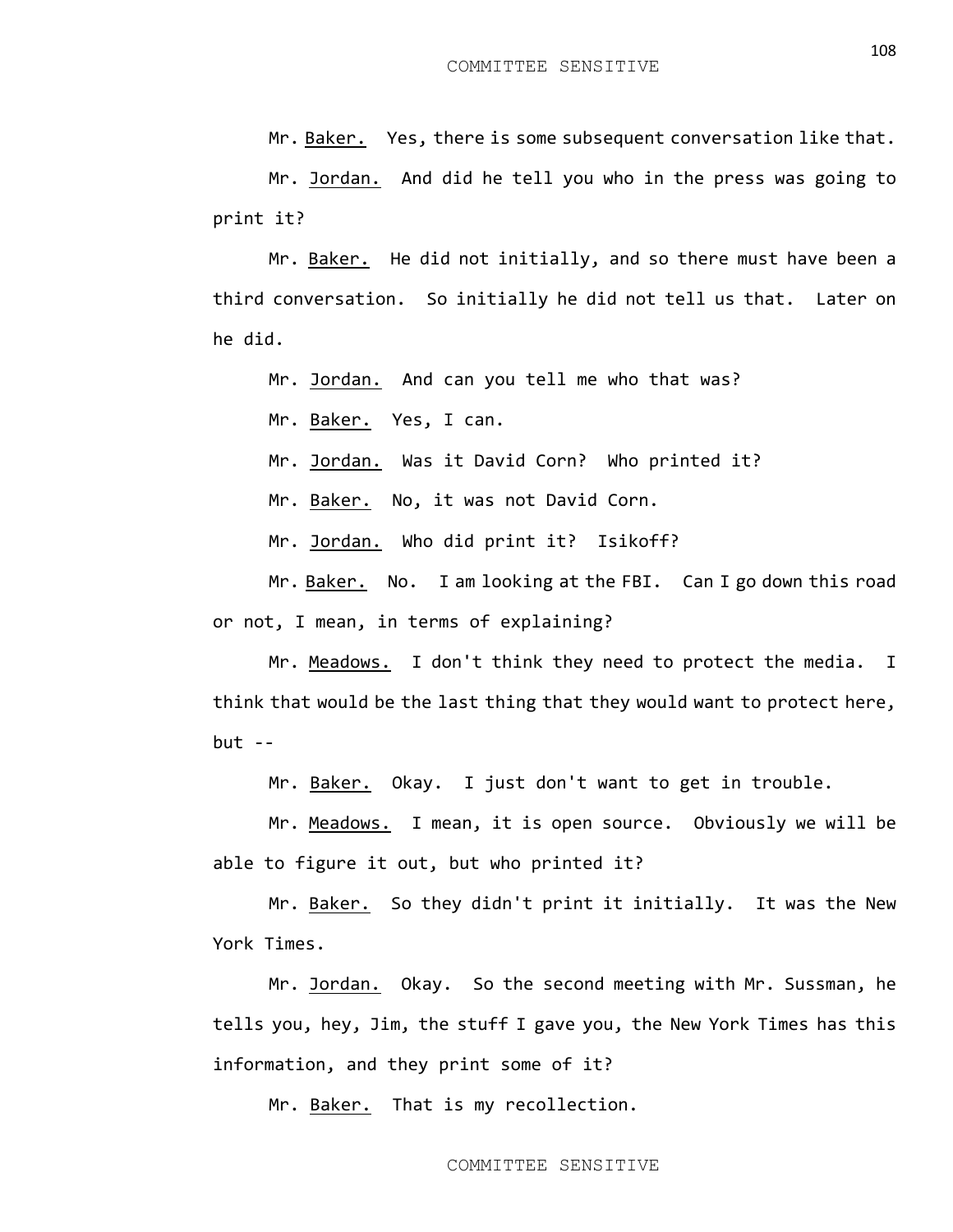Mr. Baker. Yes, there is some subsequent conversation like that.

Mr. Jordan. And did he tell you who in the press was going to print it?

Mr. Baker. He did not initially, and so there must have been a third conversation. So initially he did not tell us that. Later on he did.

Mr. Jordan. And can you tell me who that was?

Mr. Baker. Yes, I can.

Mr. Jordan. Was it David Corn? Who printed it?

Mr. Baker. No, it was not David Corn.

Mr. Jordan. Who did print it? Isikoff?

Mr. Baker. No. I am looking at the FBI. Can I go down this road or not, I mean, in terms of explaining?

Mr. Meadows. I don't think they need to protect the media. I think that would be the last thing that they would want to protect here, but --

Mr. Baker. Okay. I just don't want to get in trouble.

Mr. Meadows. I mean, it is open source. Obviously we will be able to figure it out, but who printed it?

Mr. Baker. So they didn't print it initially. It was the New York Times.

Mr. Jordan. Okay. So the second meeting with Mr. Sussman, he tells you, hey, Jim, the stuff I gave you, the New York Times has this information, and they print some of it?

Mr. Baker. That is my recollection.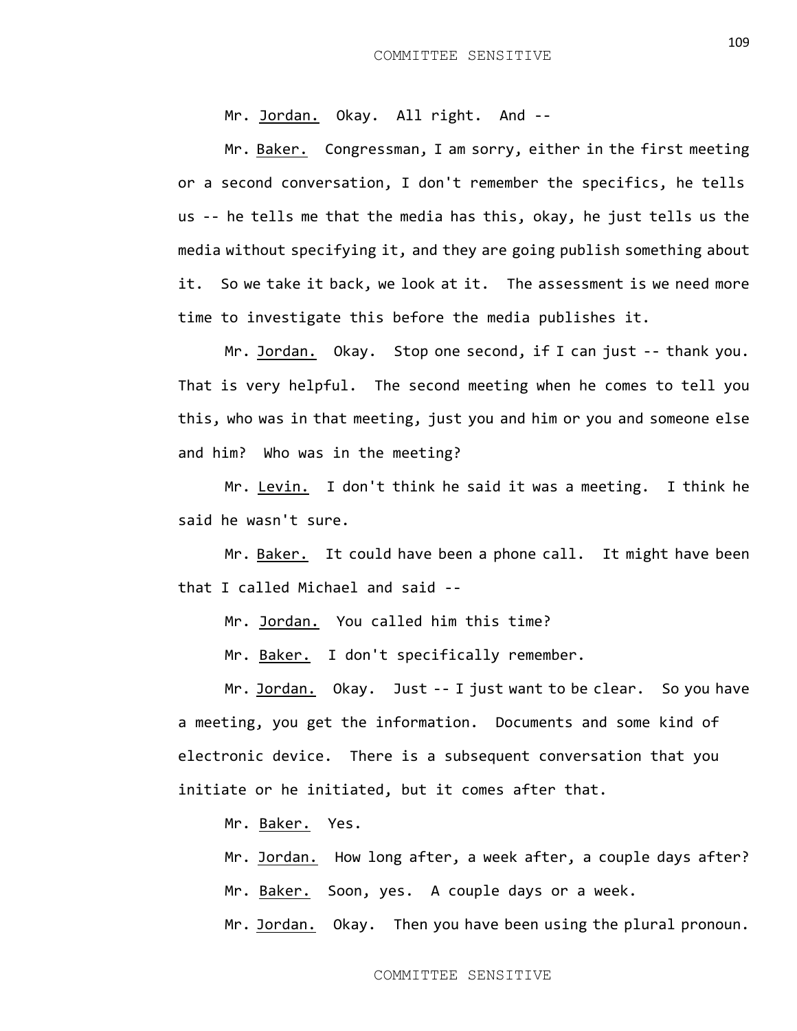Mr. Jordan. Okay. All right. And --

Mr. Baker. Congressman, I am sorry, either in the first meeting or a second conversation, I don't remember the specifics, he tells us -- he tells me that the media has this, okay, he just tells us the media without specifying it, and they are going publish something about it. So we take it back, we look at it. The assessment is we need more time to investigate this before the media publishes it.

Mr. Jordan. Okay. Stop one second, if I can just -- thank you. That is very helpful. The second meeting when he comes to tell you this, who was in that meeting, just you and him or you and someone else and him? Who was in the meeting?

Mr. Levin. I don't think he said it was a meeting. I think he said he wasn't sure.

Mr. Baker. It could have been a phone call. It might have been that I called Michael and said --

Mr. Jordan. You called him this time?

Mr. Baker. I don't specifically remember.

Mr. Jordan. Okay. Just -- I just want to be clear. So you have a meeting, you get the information. Documents and some kind of electronic device. There is a subsequent conversation that you initiate or he initiated, but it comes after that.

Mr. Baker. Yes.

Mr. Jordan. How long after, a week after, a couple days after?

Mr. Baker. Soon, yes. A couple days or a week.

Mr. Jordan. Okay. Then you have been using the plural pronoun.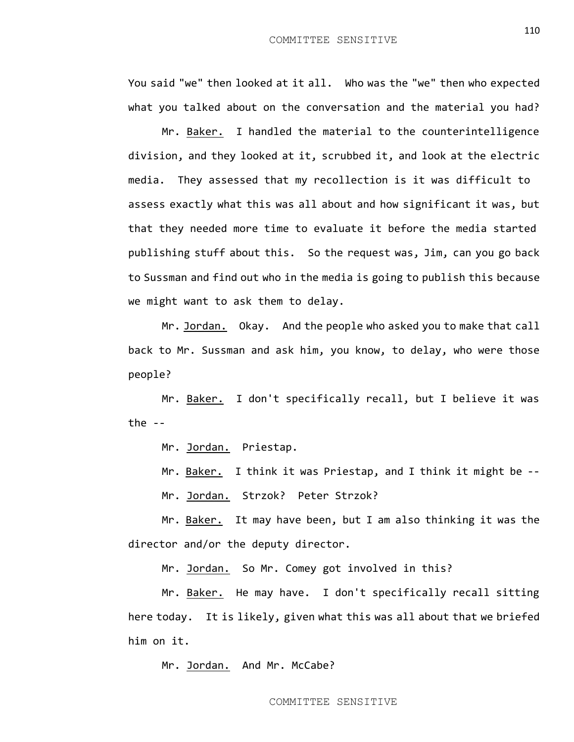You said "we" then looked at it all. Who was the "we" then who expected what you talked about on the conversation and the material you had?

Mr. Baker. I handled the material to the counterintelligence division, and they looked at it, scrubbed it, and look at the electric media. They assessed that my recollection is it was difficult to assess exactly what this was all about and how significant it was, but that they needed more time to evaluate it before the media started publishing stuff about this. So the request was, Jim, can you go back to Sussman and find out who in the media is going to publish this because we might want to ask them to delay.

Mr. Jordan. Okay. And the people who asked you to make that call back to Mr. Sussman and ask him, you know, to delay, who were those people?

Mr. Baker. I don't specifically recall, but I believe it was the --

Mr. Jordan. Priestap.

Mr. Baker. I think it was Priestap, and I think it might be --

Mr. Jordan. Strzok? Peter Strzok?

Mr. Baker. It may have been, but I am also thinking it was the director and/or the deputy director.

Mr. Jordan. So Mr. Comey got involved in this?

Mr. Baker. He may have. I don't specifically recall sitting here today. It is likely, given what this was all about that we briefed him on it.

Mr. Jordan. And Mr. McCabe?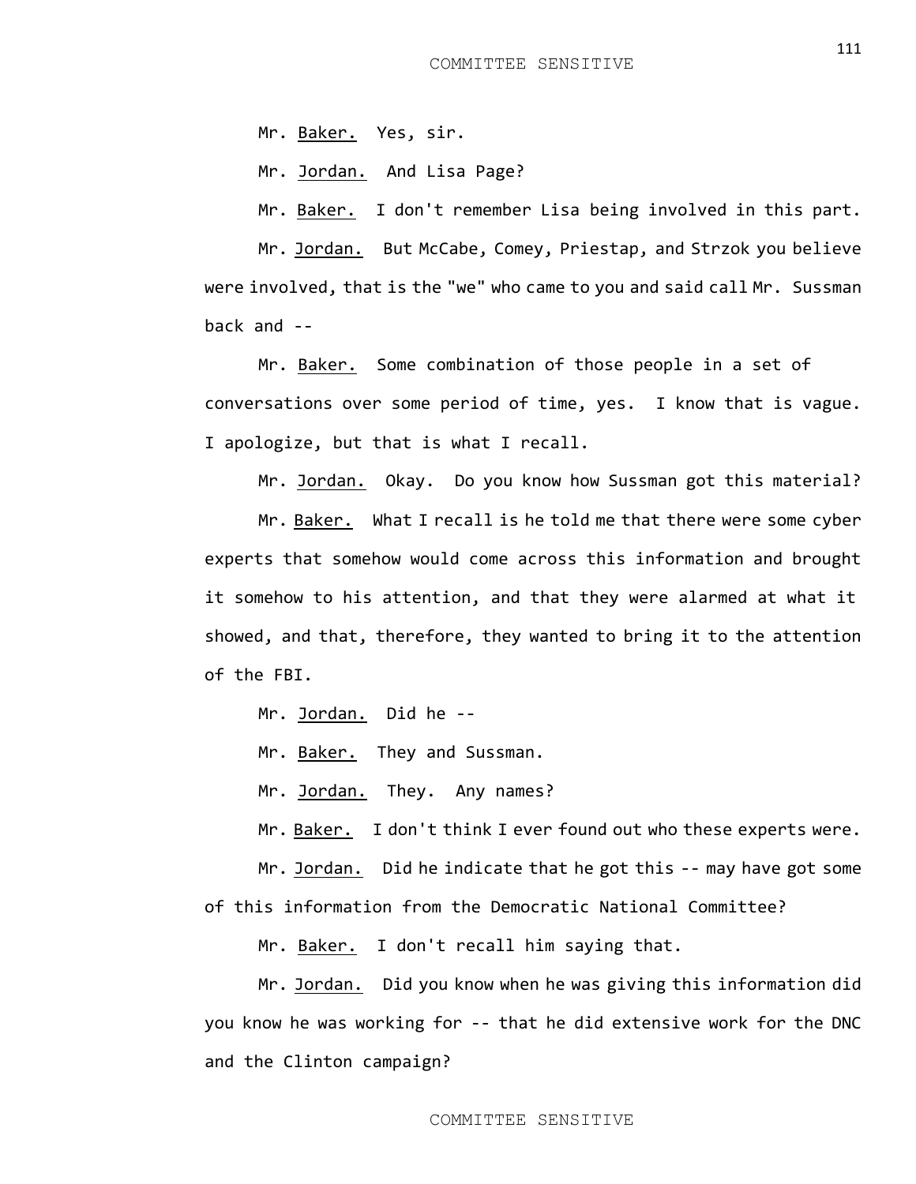Mr. Baker. Yes, sir.

Mr. Jordan. And Lisa Page?

Mr. Baker. I don't remember Lisa being involved in this part.

Mr. Jordan. But McCabe, Comey, Priestap, and Strzok you believe were involved, that is the "we" who came to you and said call Mr. Sussman back and --

Mr. Baker. Some combination of those people in a set of conversations over some period of time, yes. I know that is vague. I apologize, but that is what I recall.

Mr. Jordan. Okay. Do you know how Sussman got this material?

Mr. Baker. What I recall is he told me that there were some cyber experts that somehow would come across this information and brought it somehow to his attention, and that they were alarmed at what it showed, and that, therefore, they wanted to bring it to the attention of the FBI.

Mr. Jordan. Did he --

Mr. Baker. They and Sussman.

Mr. Jordan. They. Any names?

Mr. Baker. I don't think I ever found out who these experts were.

Mr. Jordan. Did he indicate that he got this -- may have got some of this information from the Democratic National Committee?

Mr. Baker. I don't recall him saying that.

Mr. Jordan. Did you know when he was giving this information did you know he was working for -- that he did extensive work for the DNC and the Clinton campaign?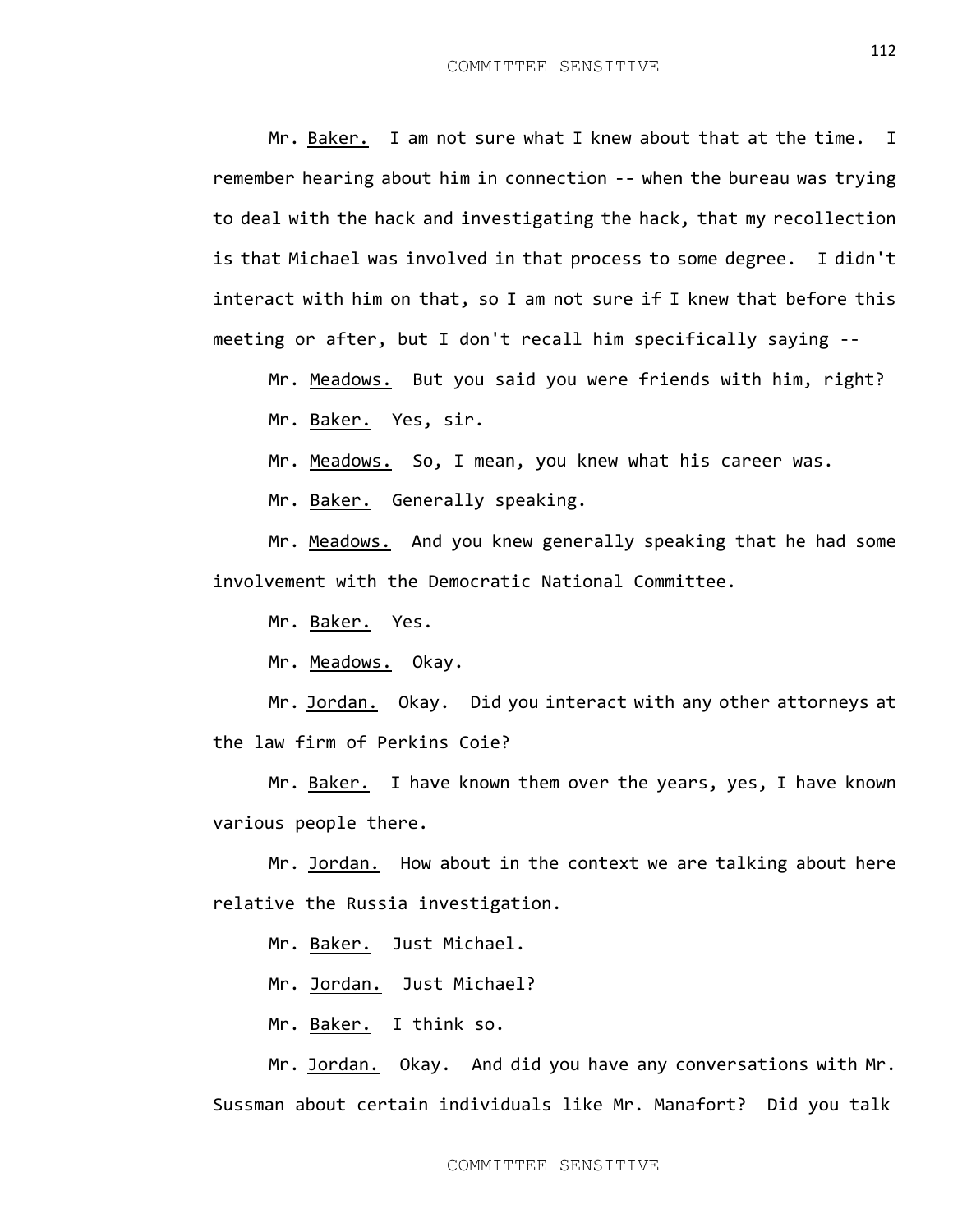Mr. Baker. I am not sure what I knew about that at the time. I remember hearing about him in connection -- when the bureau was trying to deal with the hack and investigating the hack, that my recollection is that Michael was involved in that process to some degree. I didn't interact with him on that, so I am not sure if I knew that before this meeting or after, but I don't recall him specifically saying --

Mr. Meadows. But you said you were friends with him, right?

Mr. Baker. Yes, sir.

Mr. Meadows. So, I mean, you knew what his career was.

Mr. Baker. Generally speaking.

Mr. Meadows. And you knew generally speaking that he had some involvement with the Democratic National Committee.

Mr. Baker. Yes.

Mr. Meadows. Okay.

Mr. Jordan. Okay. Did you interact with any other attorneys at the law firm of Perkins Coie?

Mr. Baker. I have known them over the years, yes, I have known various people there.

Mr. Jordan. How about in the context we are talking about here relative the Russia investigation.

Mr. Baker. Just Michael.

Mr. Jordan. Just Michael?

Mr. Baker. I think so.

Mr. Jordan. Okay. And did you have any conversations with Mr. Sussman about certain individuals like Mr. Manafort? Did you talk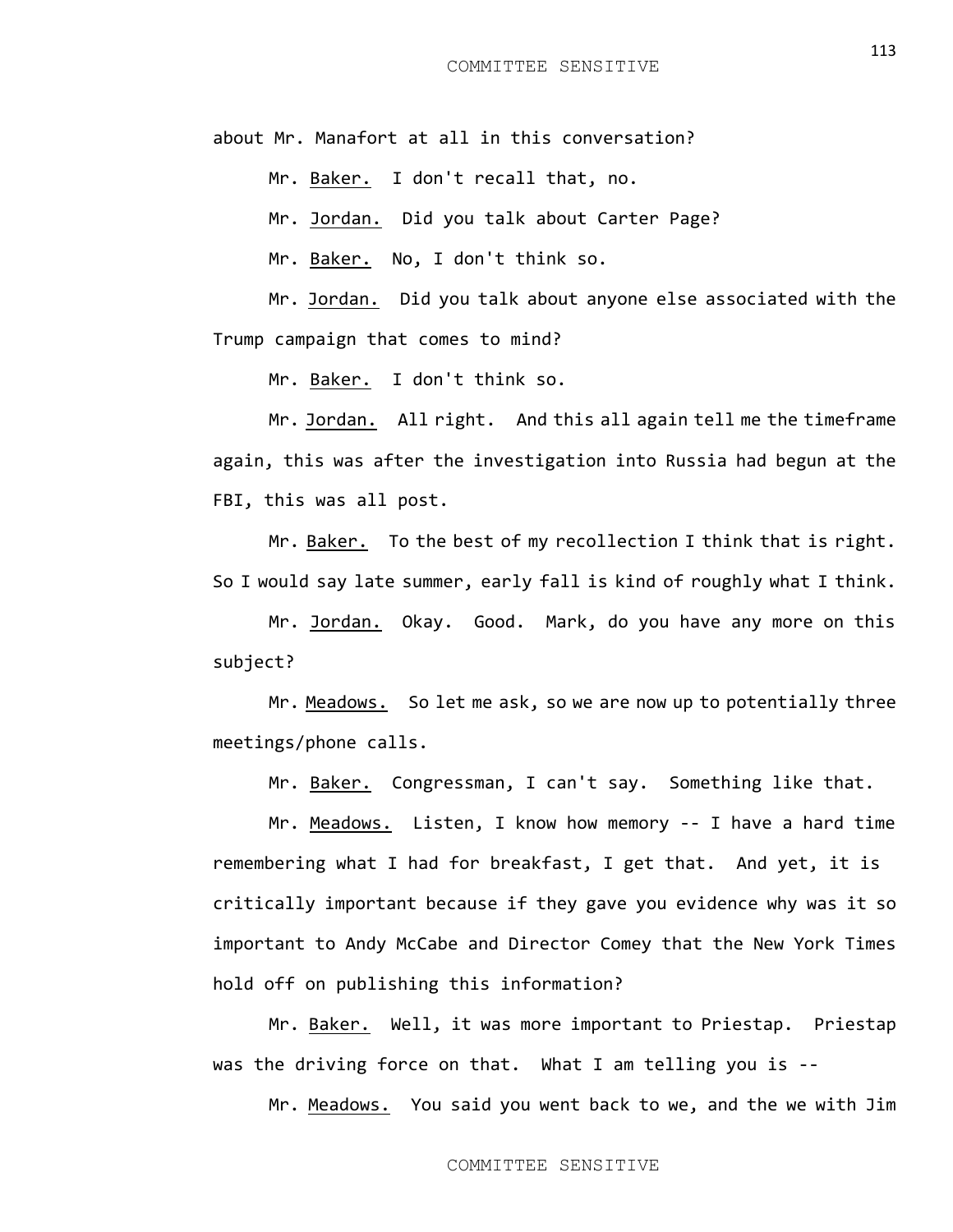about Mr. Manafort at all in this conversation?

Mr. Baker. I don't recall that, no.

Mr. Jordan. Did you talk about Carter Page?

Mr. Baker. No, I don't think so.

Mr. Jordan. Did you talk about anyone else associated with the Trump campaign that comes to mind?

Mr. Baker. I don't think so.

Mr. Jordan. All right. And this all again tell me the timeframe again, this was after the investigation into Russia had begun at the FBI, this was all post.

Mr. Baker. To the best of my recollection I think that is right. So I would say late summer, early fall is kind of roughly what I think.

Mr. Jordan. Okay. Good. Mark, do you have any more on this subject?

Mr. Meadows. So let me ask, so we are now up to potentially three meetings/phone calls.

Mr. Baker. Congressman, I can't say. Something like that.

Mr. Meadows. Listen, I know how memory -- I have a hard time remembering what I had for breakfast, I get that. And yet, it is critically important because if they gave you evidence why was it so important to Andy McCabe and Director Comey that the New York Times hold off on publishing this information?

Mr. Baker. Well, it was more important to Priestap. Priestap was the driving force on that. What I am telling you is --

Mr. Meadows. You said you went back to we, and the we with Jim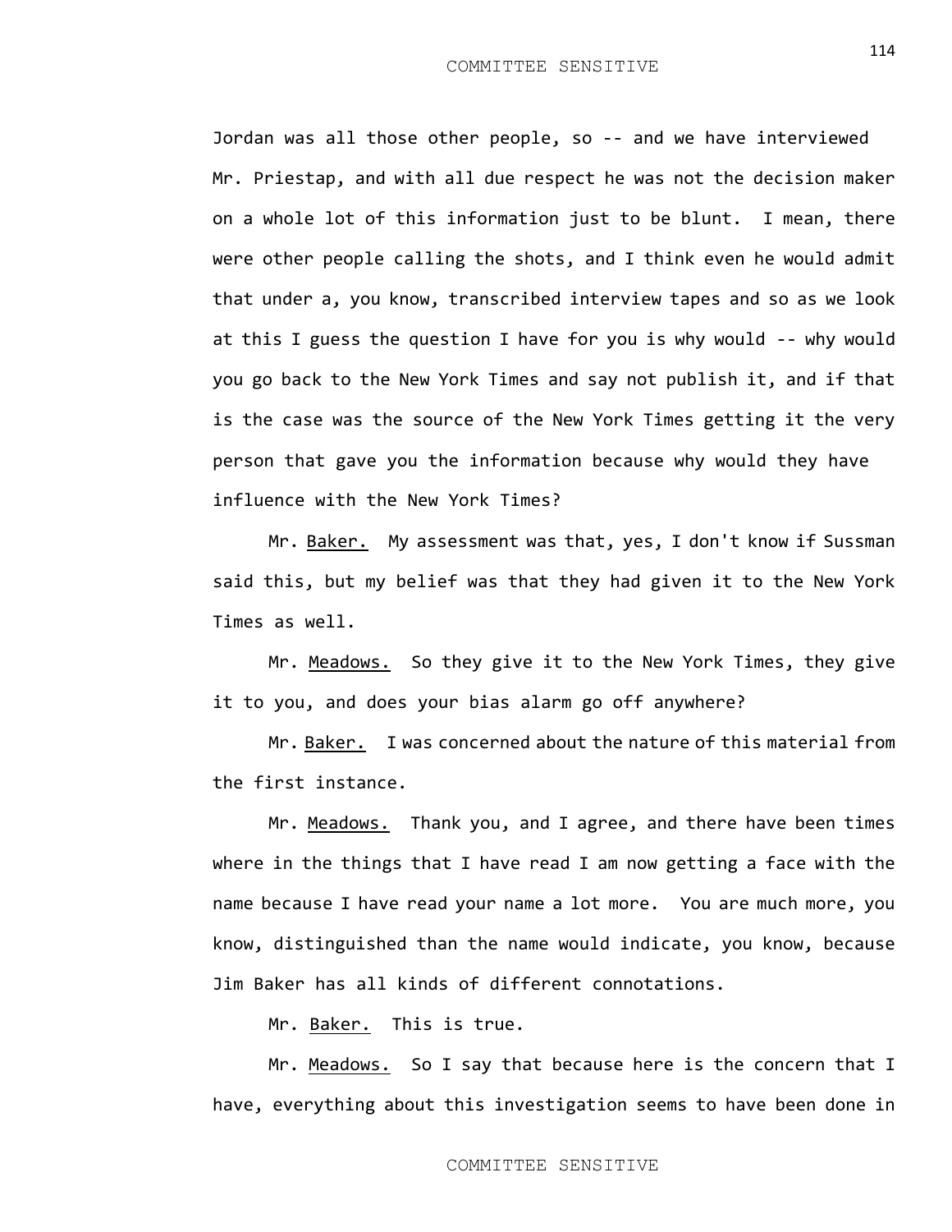Jordan was all those other people, so -- and we have interviewed Mr. Priestap, and with all due respect he was not the decision maker on a whole lot of this information just to be blunt. I mean, there were other people calling the shots, and I think even he would admit that under a, you know, transcribed interview tapes and so as we look at this I guess the question I have for you is why would -- why would you go back to the New York Times and say not publish it, and if that is the case was the source of the New York Times getting it the very person that gave you the information because why would they have influence with the New York Times?

Mr. Baker. My assessment was that, yes, I don't know if Sussman said this, but my belief was that they had given it to the New York Times as well.

Mr. Meadows. So they give it to the New York Times, they give it to you, and does your bias alarm go off anywhere?

Mr. Baker. I was concerned about the nature of this material from the first instance.

Mr. Meadows. Thank you, and I agree, and there have been times where in the things that I have read I am now getting a face with the name because I have read your name a lot more. You are much more, you know, distinguished than the name would indicate, you know, because Jim Baker has all kinds of different connotations.

Mr. Baker. This is true.

Mr. Meadows. So I say that because here is the concern that I have, everything about this investigation seems to have been done in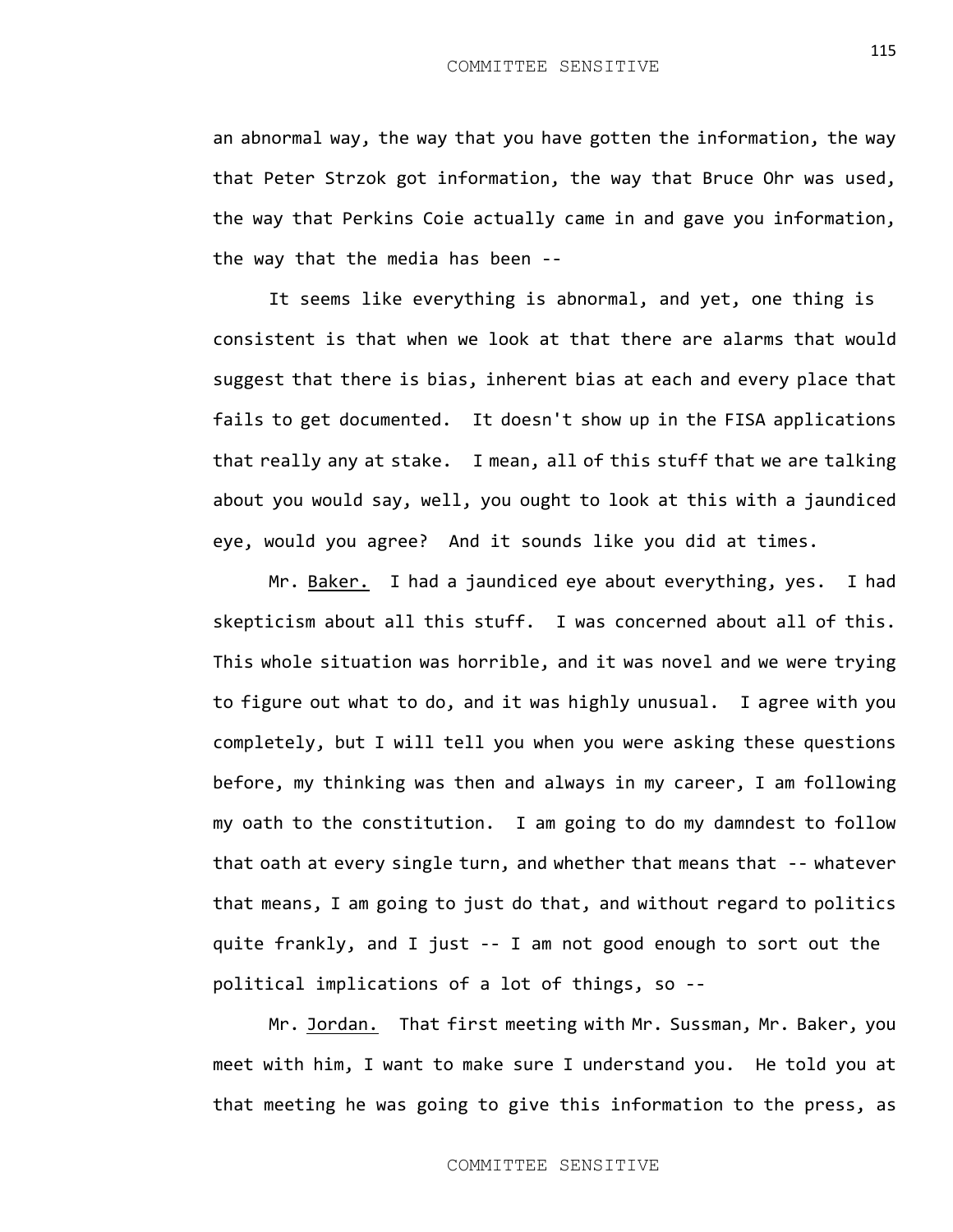an abnormal way, the way that you have gotten the information, the way that Peter Strzok got information, the way that Bruce Ohr was used, the way that Perkins Coie actually came in and gave you information, the way that the media has been --

It seems like everything is abnormal, and yet, one thing is consistent is that when we look at that there are alarms that would suggest that there is bias, inherent bias at each and every place that fails to get documented. It doesn't show up in the FISA applications that really any at stake. I mean, all of this stuff that we are talking about you would say, well, you ought to look at this with a jaundiced eye, would you agree? And it sounds like you did at times.

Mr. Baker. I had a jaundiced eye about everything, yes. I had skepticism about all this stuff. I was concerned about all of this. This whole situation was horrible, and it was novel and we were trying to figure out what to do, and it was highly unusual. I agree with you completely, but I will tell you when you were asking these questions before, my thinking was then and always in my career, I am following my oath to the constitution. I am going to do my damndest to follow that oath at every single turn, and whether that means that -- whatever that means, I am going to just do that, and without regard to politics quite frankly, and I just -- I am not good enough to sort out the political implications of a lot of things, so --

Mr. Jordan. That first meeting with Mr. Sussman, Mr. Baker, you meet with him, I want to make sure I understand you. He told you at that meeting he was going to give this information to the press, as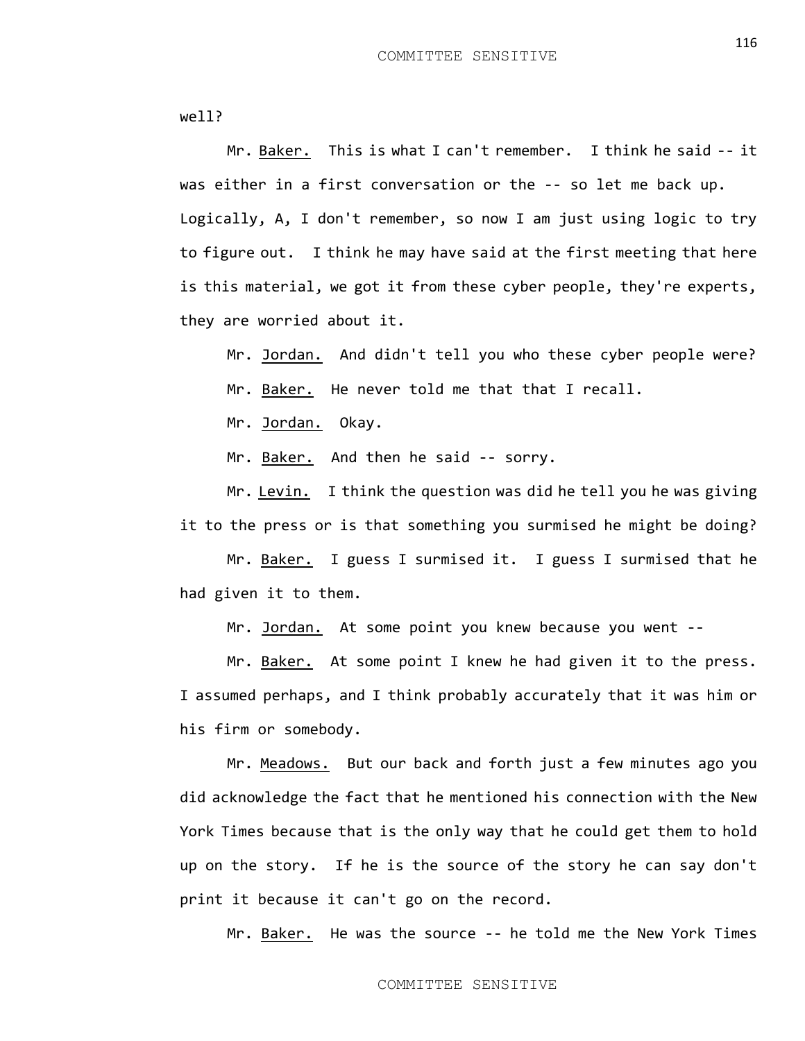well?

Mr. Baker. This is what I can't remember. I think he said -- it was either in a first conversation or the -- so let me back up. Logically, A, I don't remember, so now I am just using logic to try to figure out. I think he may have said at the first meeting that here is this material, we got it from these cyber people, they're experts, they are worried about it.

Mr. Jordan. And didn't tell you who these cyber people were?

Mr. Baker. He never told me that that I recall.

Mr. Jordan. Okay.

Mr. Baker. And then he said -- sorry.

Mr. Levin. I think the question was did he tell you he was giving it to the press or is that something you surmised he might be doing?

Mr. Baker. I guess I surmised it. I guess I surmised that he had given it to them.

Mr. Jordan. At some point you knew because you went --

Mr. Baker. At some point I knew he had given it to the press. I assumed perhaps, and I think probably accurately that it was him or his firm or somebody.

Mr. Meadows. But our back and forth just a few minutes ago you did acknowledge the fact that he mentioned his connection with the New York Times because that is the only way that he could get them to hold up on the story. If he is the source of the story he can say don't print it because it can't go on the record.

Mr. Baker. He was the source -- he told me the New York Times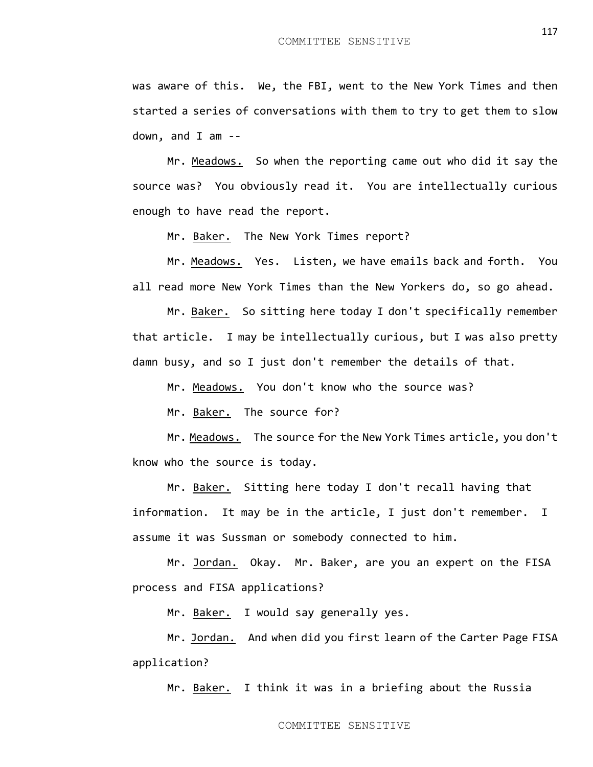was aware of this. We, the FBI, went to the New York Times and then started a series of conversations with them to try to get them to slow down, and I am --

Mr. Meadows. So when the reporting came out who did it say the source was? You obviously read it. You are intellectually curious enough to have read the report.

Mr. Baker. The New York Times report?

Mr. Meadows. Yes. Listen, we have emails back and forth. You all read more New York Times than the New Yorkers do, so go ahead.

Mr. Baker. So sitting here today I don't specifically remember that article. I may be intellectually curious, but I was also pretty damn busy, and so I just don't remember the details of that.

Mr. Meadows. You don't know who the source was?

Mr. Baker. The source for?

Mr. Meadows. The source for the New York Times article, you don't know who the source is today.

Mr. Baker. Sitting here today I don't recall having that information. It may be in the article, I just don't remember. I assume it was Sussman or somebody connected to him.

Mr. Jordan. Okay. Mr. Baker, are you an expert on the FISA process and FISA applications?

Mr. Baker. I would say generally yes.

Mr. Jordan. And when did you first learn of the Carter Page FISA application?

Mr. Baker. I think it was in a briefing about the Russia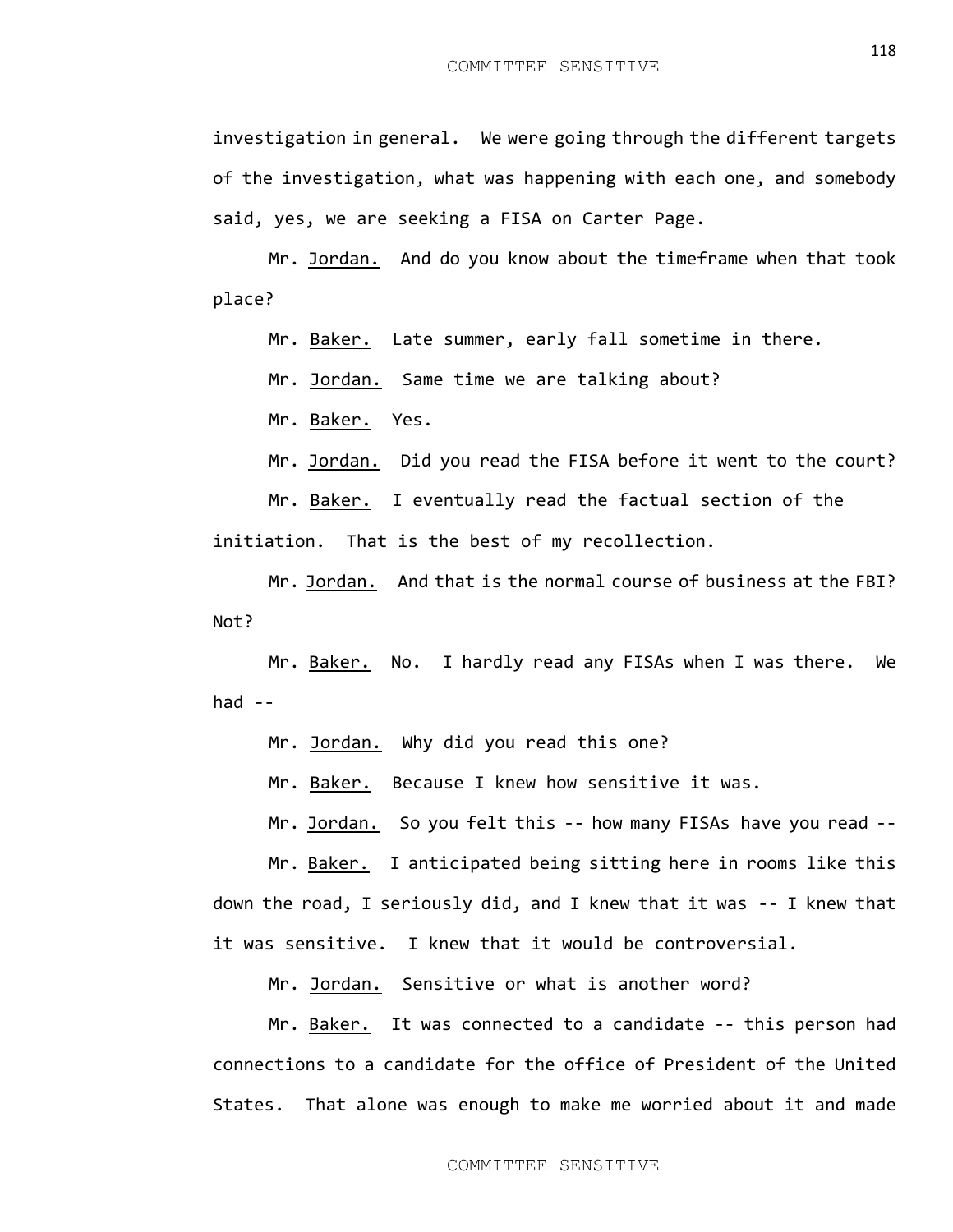investigation in general. We were going through the different targets of the investigation, what was happening with each one, and somebody said, yes, we are seeking a FISA on Carter Page.

Mr. Jordan. And do you know about the timeframe when that took place?

Mr. Baker. Late summer, early fall sometime in there.

Mr. Jordan. Same time we are talking about?

Mr. Baker. Yes.

Mr. Jordan. Did you read the FISA before it went to the court?

Mr. Baker. I eventually read the factual section of the initiation. That is the best of my recollection.

Mr. Jordan. And that is the normal course of business at the FBI? Not?

Mr. Baker. No. I hardly read any FISAs when I was there. We had --

Mr. Jordan. Why did you read this one?

Mr. Baker. Because I knew how sensitive it was.

Mr. Jordan. So you felt this -- how many FISAs have you read --

Mr. Baker. I anticipated being sitting here in rooms like this down the road, I seriously did, and I knew that it was -- I knew that it was sensitive. I knew that it would be controversial.

Mr. Jordan. Sensitive or what is another word?

Mr. Baker. It was connected to a candidate -- this person had connections to a candidate for the office of President of the United States. That alone was enough to make me worried about it and made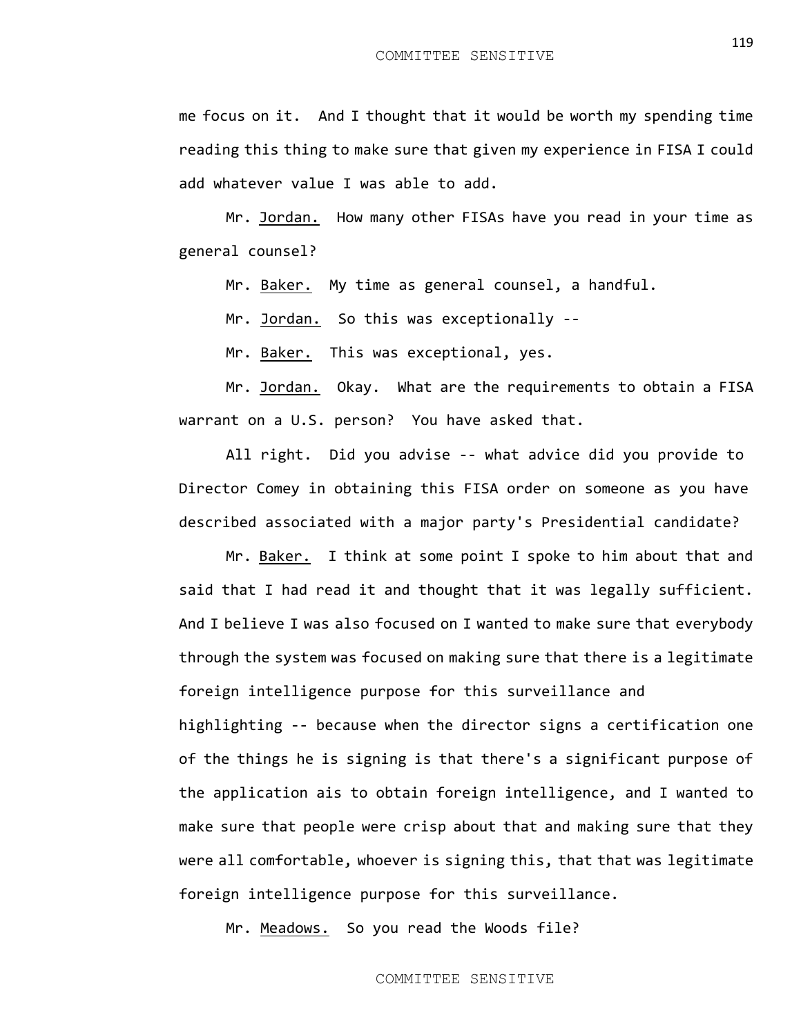me focus on it. And I thought that it would be worth my spending time reading this thing to make sure that given my experience in FISA I could add whatever value I was able to add.

Mr. Jordan. How many other FISAs have you read in your time as general counsel?

Mr. Baker. My time as general counsel, a handful.

Mr. Jordan. So this was exceptionally --

Mr. Baker. This was exceptional, yes.

Mr. Jordan. Okay. What are the requirements to obtain a FISA warrant on a U.S. person? You have asked that.

All right. Did you advise -- what advice did you provide to Director Comey in obtaining this FISA order on someone as you have described associated with a major party's Presidential candidate?

Mr. Baker. I think at some point I spoke to him about that and said that I had read it and thought that it was legally sufficient. And I believe I was also focused on I wanted to make sure that everybody through the system was focused on making sure that there is a legitimate foreign intelligence purpose for this surveillance and highlighting -- because when the director signs a certification one of the things he is signing is that there's a significant purpose of the application ais to obtain foreign intelligence, and I wanted to make sure that people were crisp about that and making sure that they were all comfortable, whoever is signing this, that that was legitimate foreign intelligence purpose for this surveillance.

Mr. Meadows. So you read the Woods file?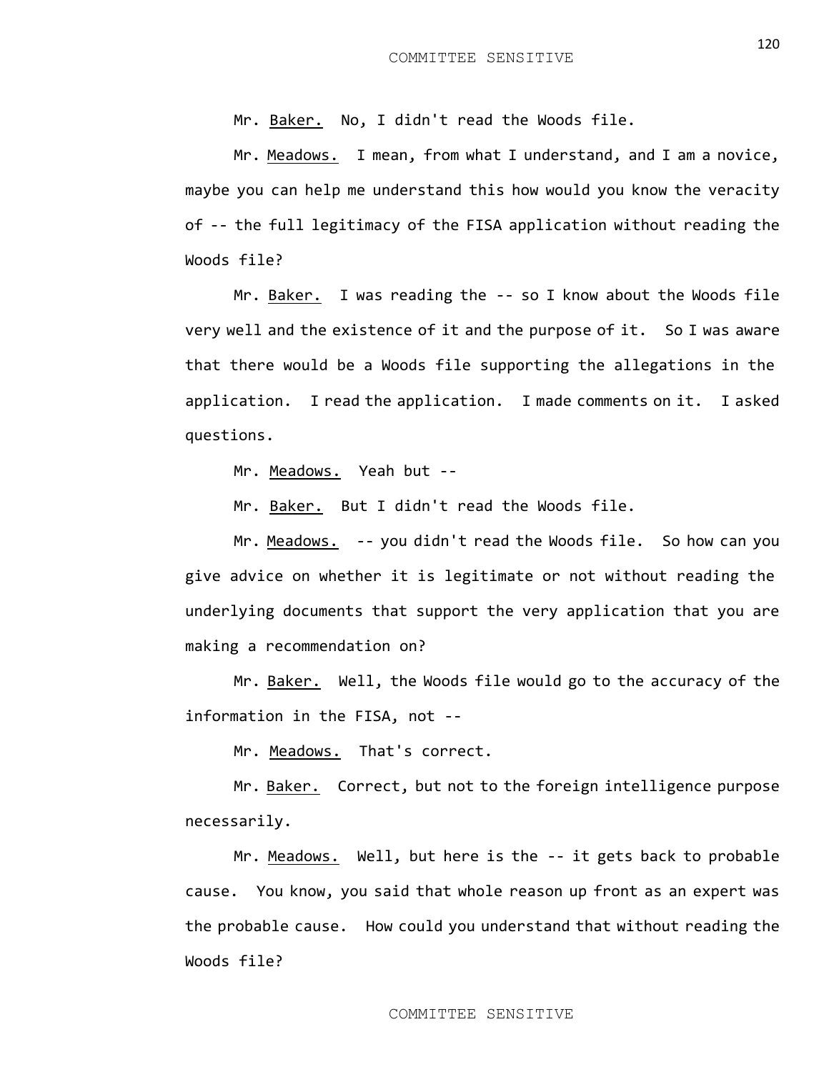Mr. Baker. No, I didn't read the Woods file.

Mr. Meadows. I mean, from what I understand, and I am a novice, maybe you can help me understand this how would you know the veracity of -- the full legitimacy of the FISA application without reading the Woods file?

Mr. Baker. I was reading the -- so I know about the Woods file very well and the existence of it and the purpose of it. So I was aware that there would be a Woods file supporting the allegations in the application. I read the application. I made comments on it. I asked questions.

Mr. Meadows. Yeah but --

Mr. Baker. But I didn't read the Woods file.

Mr. Meadows. -- you didn't read the Woods file. So how can you give advice on whether it is legitimate or not without reading the underlying documents that support the very application that you are making a recommendation on?

Mr. Baker. Well, the Woods file would go to the accuracy of the information in the FISA, not --

Mr. Meadows. That's correct.

Mr. Baker. Correct, but not to the foreign intelligence purpose necessarily.

Mr. Meadows. Well, but here is the -- it gets back to probable cause. You know, you said that whole reason up front as an expert was the probable cause. How could you understand that without reading the Woods file?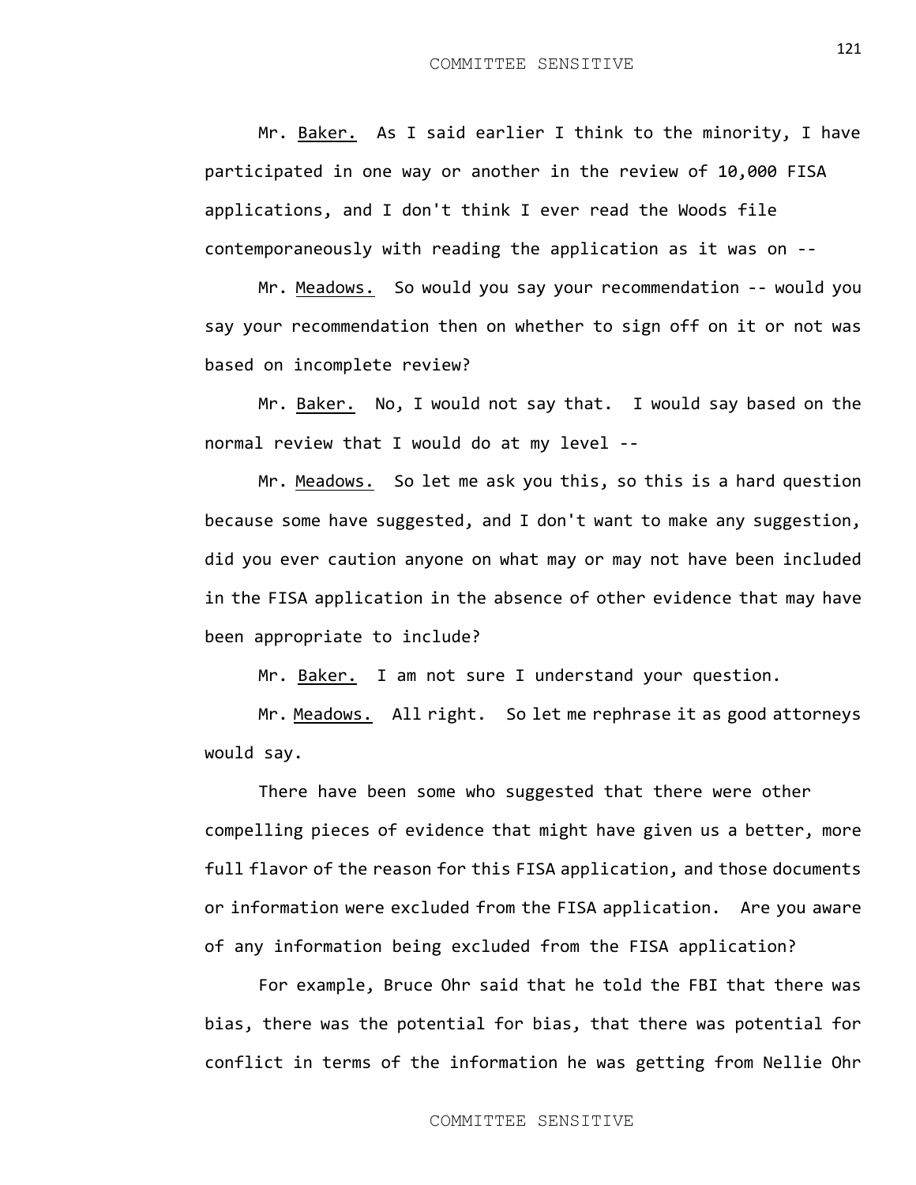Mr. Baker. As I said earlier I think to the minority, I have participated in one way or another in the review of 10,000 FISA applications, and I don't think I ever read the Woods file contemporaneously with reading the application as it was on --

Mr. Meadows. So would you say your recommendation -- would you say your recommendation then on whether to sign off on it or not was based on incomplete review?

Mr. Baker. No, I would not say that. I would say based on the normal review that I would do at my level --

Mr. Meadows. So let me ask you this, so this is a hard question because some have suggested, and I don't want to make any suggestion, did you ever caution anyone on what may or may not have been included in the FISA application in the absence of other evidence that may have been appropriate to include?

Mr. Baker. I am not sure I understand your question.

Mr. Meadows. All right. So let me rephrase it as good attorneys would say.

There have been some who suggested that there were other compelling pieces of evidence that might have given us a better, more full flavor of the reason for this FISA application, and those documents or information were excluded from the FISA application. Are you aware of any information being excluded from the FISA application?

For example, Bruce Ohr said that he told the FBI that there was bias, there was the potential for bias, that there was potential for conflict in terms of the information he was getting from Nellie Ohr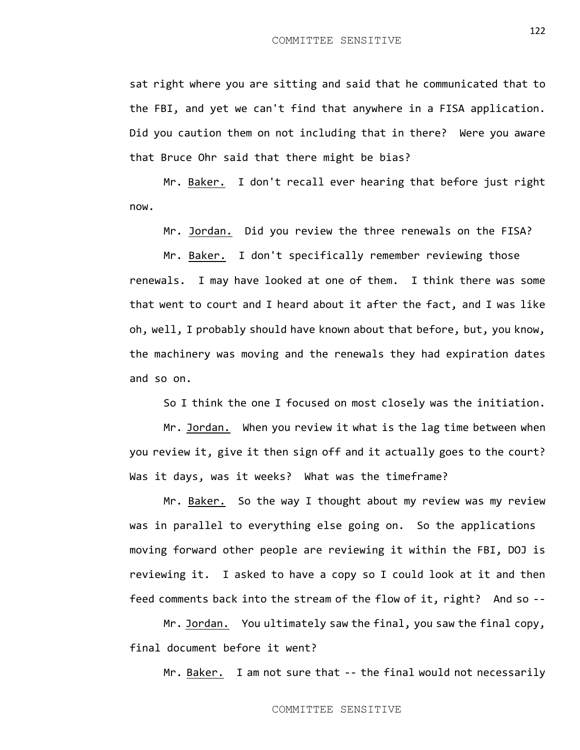sat right where you are sitting and said that he communicated that to the FBI, and yet we can't find that anywhere in a FISA application. Did you caution them on not including that in there? Were you aware that Bruce Ohr said that there might be bias?

Mr. Baker. I don't recall ever hearing that before just right now.

Mr. Jordan. Did you review the three renewals on the FISA?

Mr. Baker. I don't specifically remember reviewing those renewals. I may have looked at one of them. I think there was some that went to court and I heard about it after the fact, and I was like oh, well, I probably should have known about that before, but, you know, the machinery was moving and the renewals they had expiration dates and so on.

So I think the one I focused on most closely was the initiation.

Mr. Jordan. When you review it what is the lag time between when you review it, give it then sign off and it actually goes to the court? Was it days, was it weeks? What was the timeframe?

Mr. Baker. So the way I thought about my review was my review was in parallel to everything else going on. So the applications moving forward other people are reviewing it within the FBI, DOJ is reviewing it. I asked to have a copy so I could look at it and then feed comments back into the stream of the flow of it, right? And so --

Mr. Jordan. You ultimately saw the final, you saw the final copy, final document before it went?

Mr. Baker. I am not sure that -- the final would not necessarily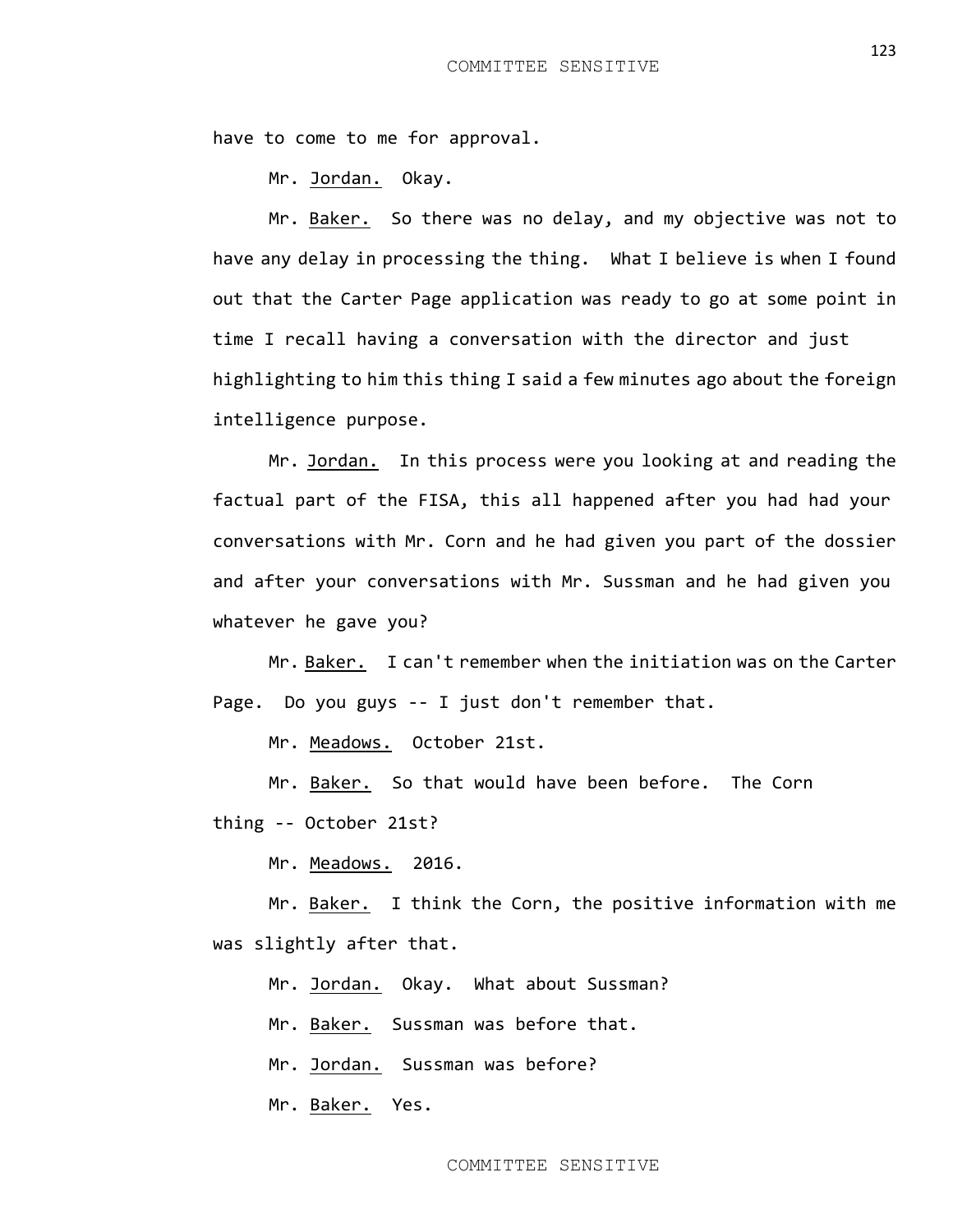have to come to me for approval.

Mr. Jordan. Okay.

Mr. Baker. So there was no delay, and my objective was not to have any delay in processing the thing. What I believe is when I found out that the Carter Page application was ready to go at some point in time I recall having a conversation with the director and just highlighting to him this thing I said a few minutes ago about the foreign intelligence purpose.

Mr. Jordan. In this process were you looking at and reading the factual part of the FISA, this all happened after you had had your conversations with Mr. Corn and he had given you part of the dossier and after your conversations with Mr. Sussman and he had given you whatever he gave you?

Mr. Baker. I can't remember when the initiation was on the Carter Page. Do you guys -- I just don't remember that.

Mr. Meadows. October 21st.

Mr. Baker. So that would have been before. The Corn thing -- October 21st?

Mr. Meadows. 2016.

Mr. Baker. I think the Corn, the positive information with me was slightly after that.

Mr. Jordan. Okay. What about Sussman?

Mr. Baker. Sussman was before that.

Mr. Jordan. Sussman was before?

Mr. Baker. Yes.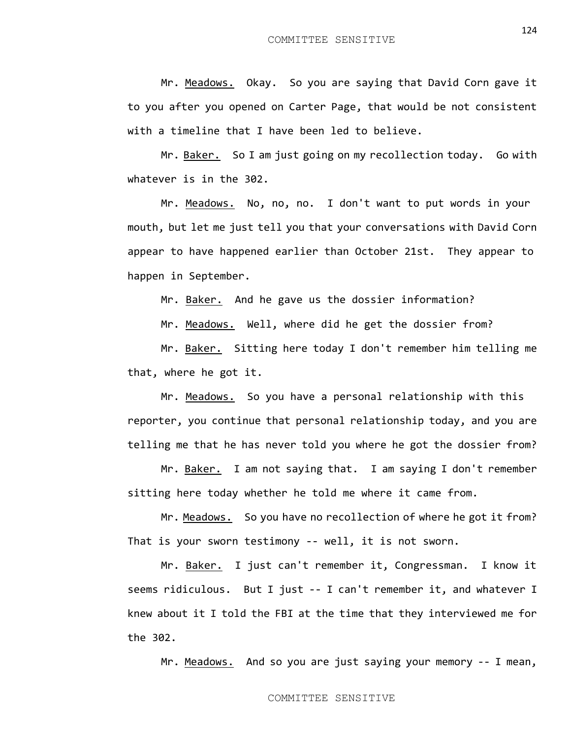Mr. Meadows. Okay. So you are saying that David Corn gave it to you after you opened on Carter Page, that would be not consistent with a timeline that I have been led to believe.

Mr. Baker. So I am just going on my recollection today. Go with whatever is in the 302.

Mr. Meadows. No, no, no. I don't want to put words in your mouth, but let me just tell you that your conversations with David Corn appear to have happened earlier than October 21st. They appear to happen in September.

Mr. Baker. And he gave us the dossier information?

Mr. Meadows. Well, where did he get the dossier from?

Mr. Baker. Sitting here today I don't remember him telling me that, where he got it.

Mr. Meadows. So you have a personal relationship with this reporter, you continue that personal relationship today, and you are telling me that he has never told you where he got the dossier from?

Mr. Baker. I am not saying that. I am saying I don't remember sitting here today whether he told me where it came from.

Mr. Meadows. So you have no recollection of where he got it from? That is your sworn testimony -- well, it is not sworn.

Mr. Baker. I just can't remember it, Congressman. I know it seems ridiculous. But I just -- I can't remember it, and whatever I knew about it I told the FBI at the time that they interviewed me for the 302.

Mr. Meadows. And so you are just saying your memory -- I mean,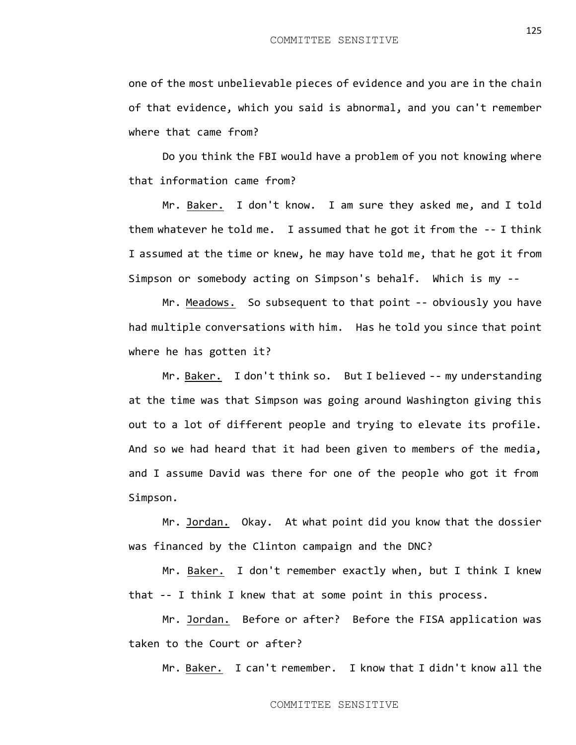one of the most unbelievable pieces of evidence and you are in the chain of that evidence, which you said is abnormal, and you can't remember where that came from?

Do you think the FBI would have a problem of you not knowing where that information came from?

Mr. Baker. I don't know. I am sure they asked me, and I told them whatever he told me. I assumed that he got it from the -- I think I assumed at the time or knew, he may have told me, that he got it from Simpson or somebody acting on Simpson's behalf. Which is my --

Mr. Meadows. So subsequent to that point -- obviously you have had multiple conversations with him. Has he told you since that point where he has gotten it?

Mr. Baker. I don't think so. But I believed -- my understanding at the time was that Simpson was going around Washington giving this out to a lot of different people and trying to elevate its profile. And so we had heard that it had been given to members of the media, and I assume David was there for one of the people who got it from Simpson.

Mr. Jordan. Okay. At what point did you know that the dossier was financed by the Clinton campaign and the DNC?

Mr. Baker. I don't remember exactly when, but I think I knew that -- I think I knew that at some point in this process.

Mr. Jordan. Before or after? Before the FISA application was taken to the Court or after?

Mr. Baker. I can't remember. I know that I didn't know all the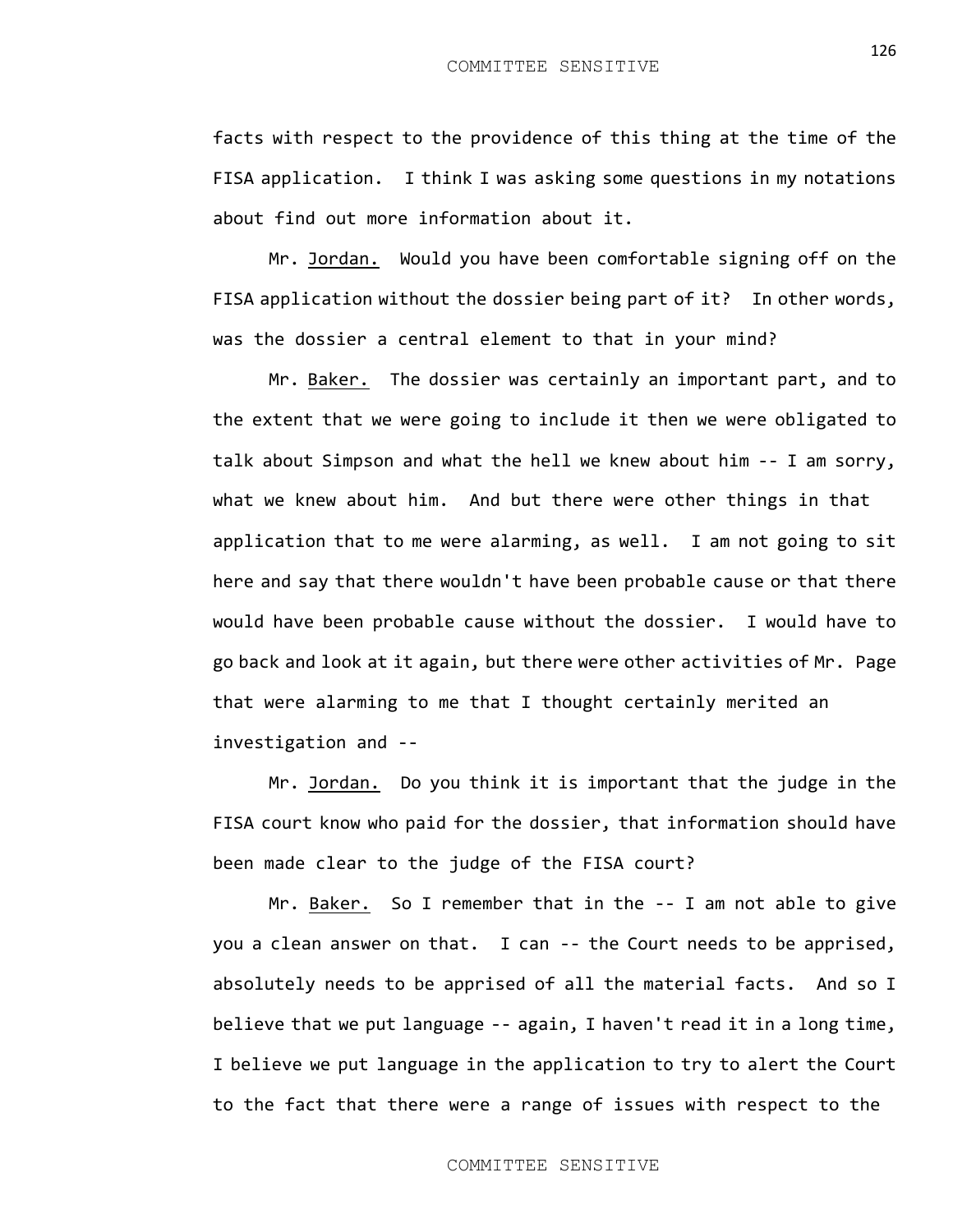facts with respect to the providence of this thing at the time of the FISA application. I think I was asking some questions in my notations about find out more information about it.

Mr. Jordan. Would you have been comfortable signing off on the FISA application without the dossier being part of it? In other words, was the dossier a central element to that in your mind?

Mr. Baker. The dossier was certainly an important part, and to the extent that we were going to include it then we were obligated to talk about Simpson and what the hell we knew about him -- I am sorry, what we knew about him. And but there were other things in that application that to me were alarming, as well. I am not going to sit here and say that there wouldn't have been probable cause or that there would have been probable cause without the dossier. I would have to go back and look at it again, but there were other activities of Mr. Page that were alarming to me that I thought certainly merited an investigation and --

Mr. Jordan. Do you think it is important that the judge in the FISA court know who paid for the dossier, that information should have been made clear to the judge of the FISA court?

Mr. Baker. So I remember that in the -- I am not able to give you a clean answer on that. I can -- the Court needs to be apprised, absolutely needs to be apprised of all the material facts. And so I believe that we put language -- again, I haven't read it in a long time, I believe we put language in the application to try to alert the Court to the fact that there were a range of issues with respect to the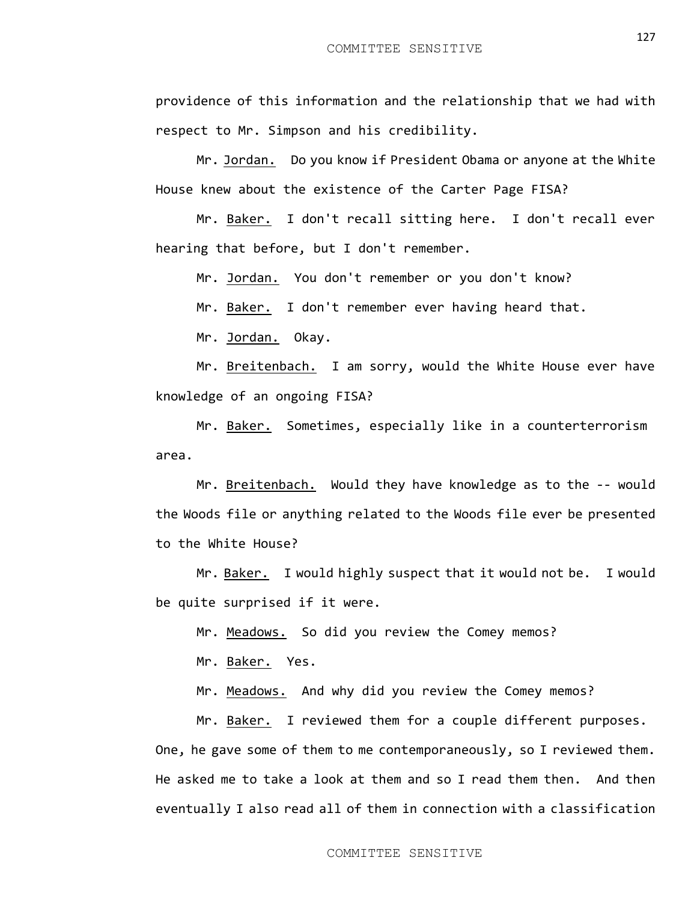providence of this information and the relationship that we had with respect to Mr. Simpson and his credibility.

Mr. Jordan. Do you know if President Obama or anyone at the White House knew about the existence of the Carter Page FISA?

Mr. Baker. I don't recall sitting here. I don't recall ever hearing that before, but I don't remember.

Mr. Jordan. You don't remember or you don't know?

Mr. Baker. I don't remember ever having heard that.

Mr. Jordan. Okay.

Mr. Breitenbach. I am sorry, would the White House ever have knowledge of an ongoing FISA?

Mr. Baker. Sometimes, especially like in a counterterrorism area.

Mr. Breitenbach. Would they have knowledge as to the -- would the Woods file or anything related to the Woods file ever be presented to the White House?

Mr. Baker. I would highly suspect that it would not be. I would be quite surprised if it were.

Mr. Meadows. So did you review the Comey memos?

Mr. Baker. Yes.

Mr. Meadows. And why did you review the Comey memos?

Mr. Baker. I reviewed them for a couple different purposes. One, he gave some of them to me contemporaneously, so I reviewed them. He asked me to take a look at them and so I read them then. And then eventually I also read all of them in connection with a classification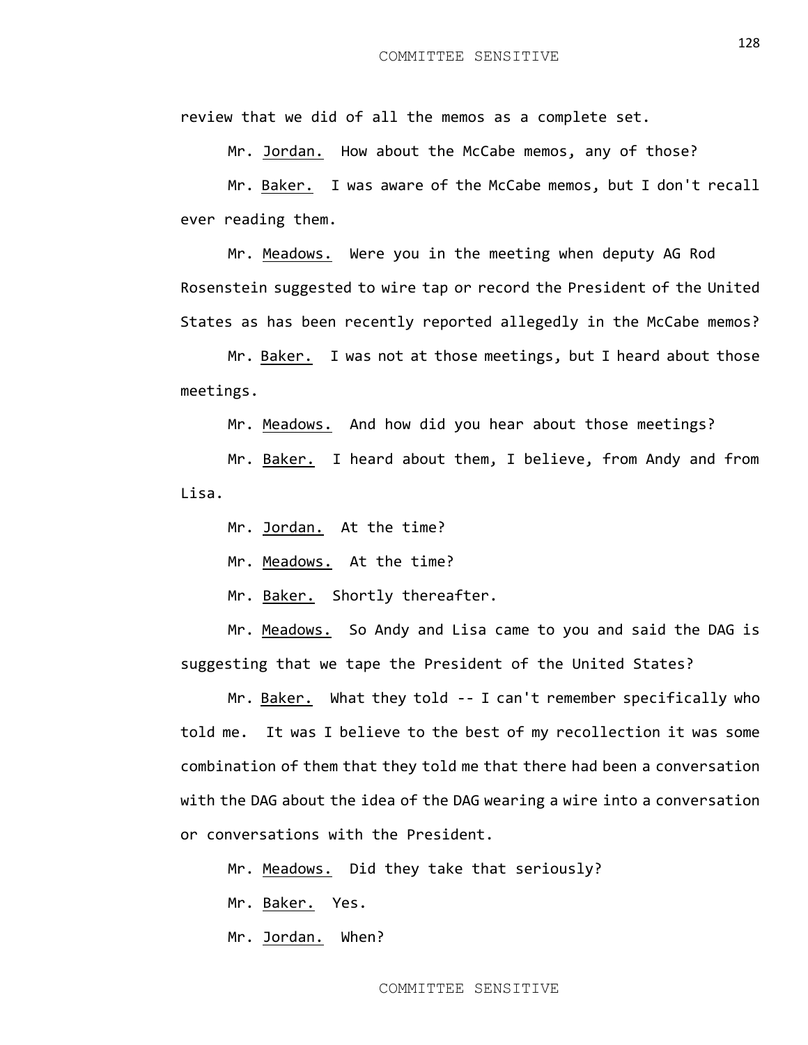review that we did of all the memos as a complete set.

Mr. Jordan. How about the McCabe memos, any of those?

Mr. Baker. I was aware of the McCabe memos, but I don't recall ever reading them.

Mr. Meadows. Were you in the meeting when deputy AG Rod Rosenstein suggested to wire tap or record the President of the United States as has been recently reported allegedly in the McCabe memos?

Mr. Baker. I was not at those meetings, but I heard about those meetings.

Mr. Meadows. And how did you hear about those meetings?

Mr. Baker. I heard about them, I believe, from Andy and from Lisa.

Mr. Jordan. At the time?

Mr. Meadows. At the time?

Mr. Baker. Shortly thereafter.

Mr. Meadows. So Andy and Lisa came to you and said the DAG is suggesting that we tape the President of the United States?

Mr. Baker. What they told -- I can't remember specifically who told me. It was I believe to the best of my recollection it was some combination of them that they told me that there had been a conversation with the DAG about the idea of the DAG wearing a wire into a conversation or conversations with the President.

Mr. Meadows. Did they take that seriously?

Mr. Baker. Yes.

Mr. Jordan. When?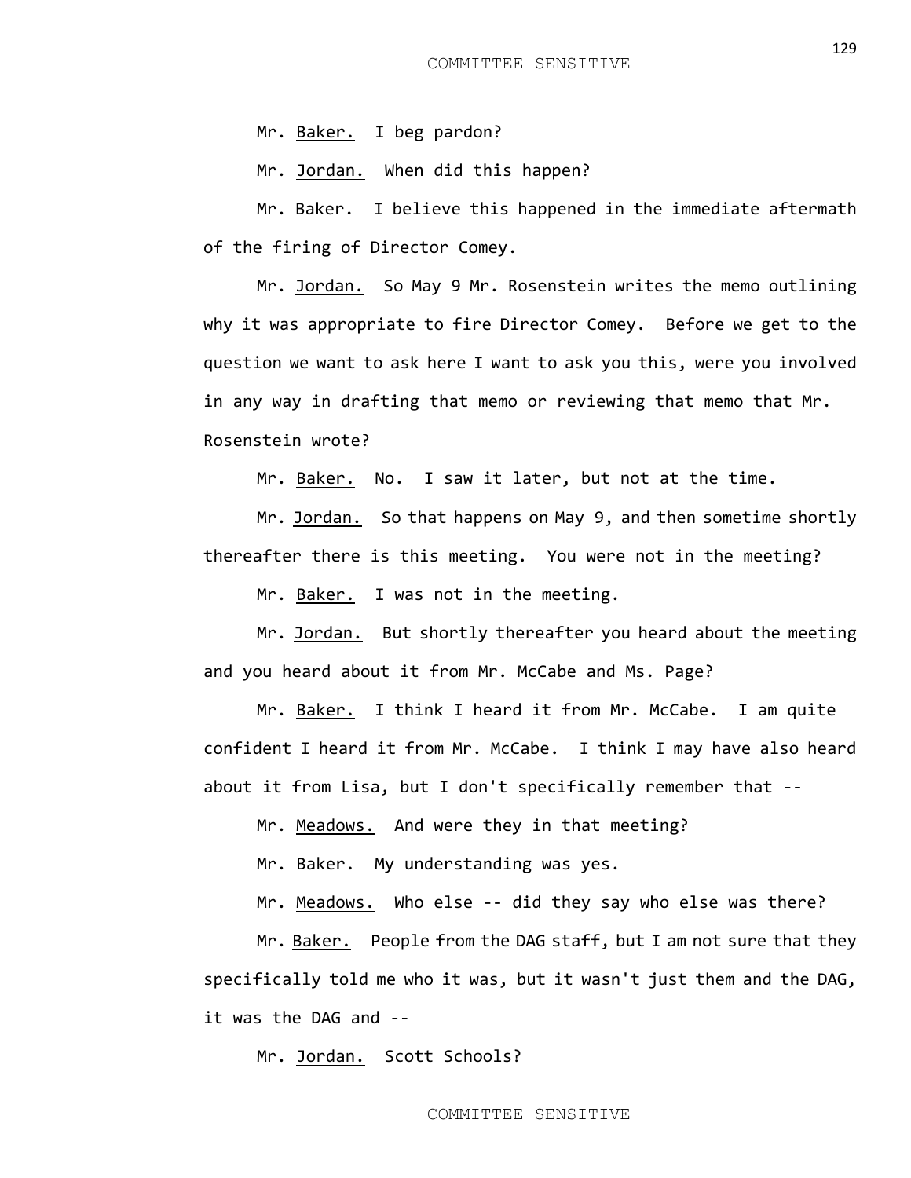Mr. Baker. I beg pardon?

Mr. Jordan. When did this happen?

Mr. Baker. I believe this happened in the immediate aftermath of the firing of Director Comey.

Mr. Jordan. So May 9 Mr. Rosenstein writes the memo outlining why it was appropriate to fire Director Comey. Before we get to the question we want to ask here I want to ask you this, were you involved in any way in drafting that memo or reviewing that memo that Mr. Rosenstein wrote?

Mr. Baker. No. I saw it later, but not at the time.

Mr. Jordan. So that happens on May 9, and then sometime shortly thereafter there is this meeting. You were not in the meeting?

Mr. Baker. I was not in the meeting.

Mr. Jordan. But shortly thereafter you heard about the meeting and you heard about it from Mr. McCabe and Ms. Page?

Mr. Baker. I think I heard it from Mr. McCabe. I am quite confident I heard it from Mr. McCabe. I think I may have also heard about it from Lisa, but I don't specifically remember that --

Mr. Meadows. And were they in that meeting?

Mr. Baker. My understanding was yes.

Mr. Meadows. Who else -- did they say who else was there?

Mr. Baker. People from the DAG staff, but I am not sure that they specifically told me who it was, but it wasn't just them and the DAG, it was the DAG and --

Mr. Jordan. Scott Schools?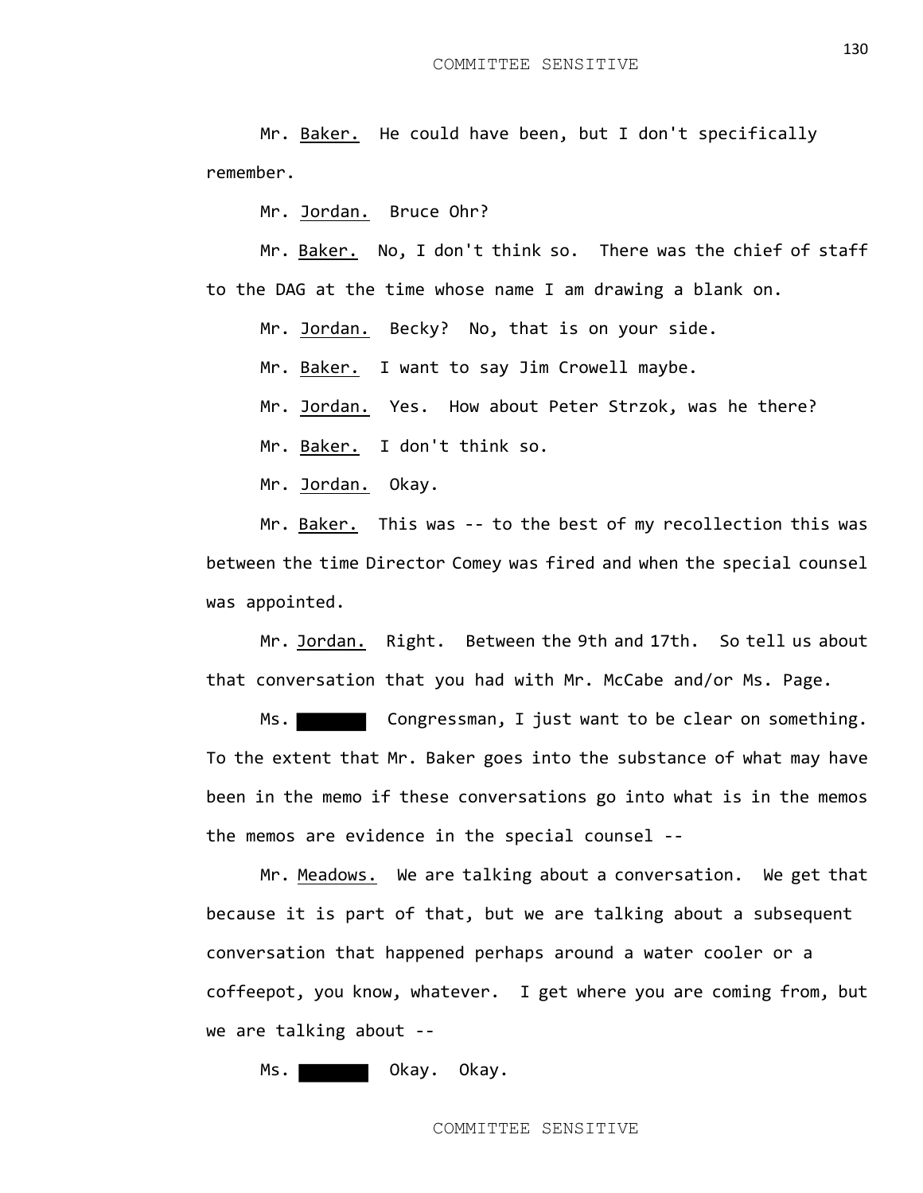Mr. Baker. He could have been, but I don't specifically remember.

Mr. Jordan. Bruce Ohr?

Mr. Baker. No, I don't think so. There was the chief of staff to the DAG at the time whose name I am drawing a blank on.

Mr. Jordan. Becky? No, that is on your side.

Mr. Baker. I want to say Jim Crowell maybe.

Mr. Jordan. Yes. How about Peter Strzok, was he there?

Mr. Baker. I don't think so.

Mr. Jordan. Okay.

Mr. Baker. This was -- to the best of my recollection this was between the time Director Comey was fired and when the special counsel was appointed.

Mr. Jordan. Right. Between the 9th and 17th. So tell us about that conversation that you had with Mr. McCabe and/or Ms. Page.

Ms. [REDACTED] Congressman, I just want to be clear on something. To the extent that Mr. Baker goes into the substance of what may have been in the memo if these conversations go into what is in the memos the memos are evidence in the special counsel --

Mr. Meadows. We are talking about a conversation. We get that because it is part of that, but we are talking about a subsequent conversation that happened perhaps around a water cooler or a coffeepot, you know, whatever. I get where you are coming from, but we are talking about --

Ms. [REDACTED] Okay. Okay.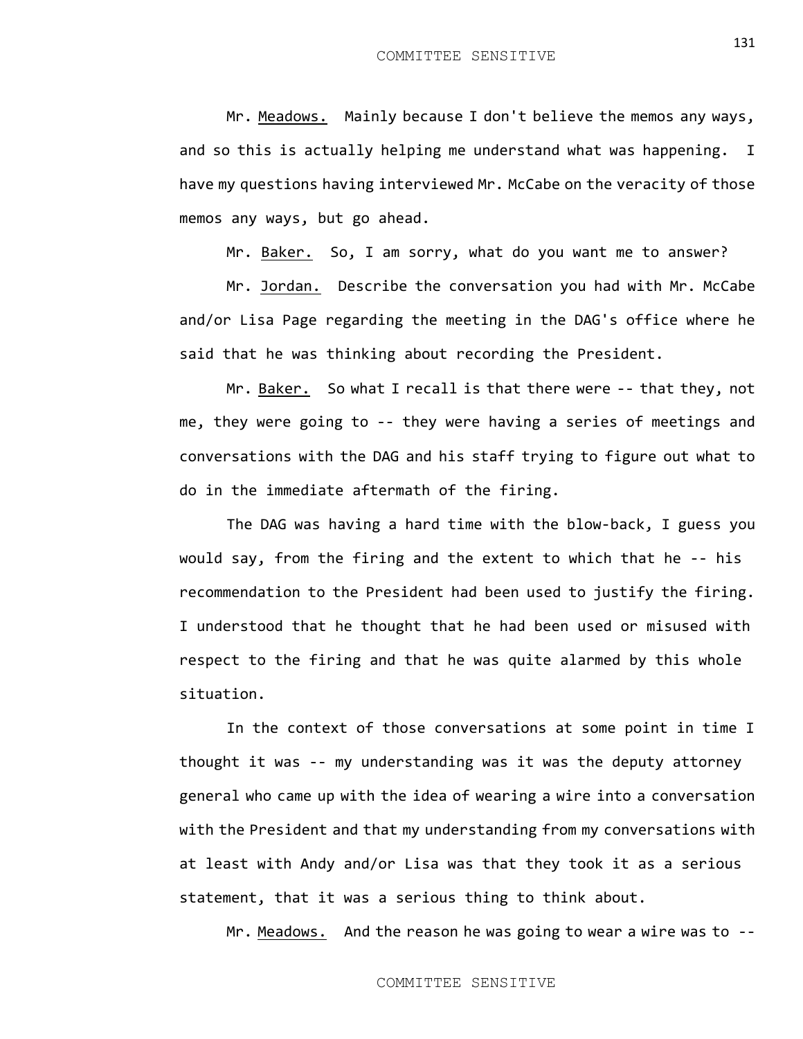Mr. Meadows. Mainly because I don't believe the memos any ways, and so this is actually helping me understand what was happening. I have my questions having interviewed Mr. McCabe on the veracity of those memos any ways, but go ahead.

Mr. Baker. So, I am sorry, what do you want me to answer?

Mr. Jordan. Describe the conversation you had with Mr. McCabe and/or Lisa Page regarding the meeting in the DAG's office where he said that he was thinking about recording the President.

Mr. Baker. So what I recall is that there were -- that they, not me, they were going to -- they were having a series of meetings and conversations with the DAG and his staff trying to figure out what to do in the immediate aftermath of the firing.

The DAG was having a hard time with the blow-back, I guess you would say, from the firing and the extent to which that he -- his recommendation to the President had been used to justify the firing. I understood that he thought that he had been used or misused with respect to the firing and that he was quite alarmed by this whole situation.

In the context of those conversations at some point in time I thought it was -- my understanding was it was the deputy attorney general who came up with the idea of wearing a wire into a conversation with the President and that my understanding from my conversations with at least with Andy and/or Lisa was that they took it as a serious statement, that it was a serious thing to think about.

Mr. Meadows. And the reason he was going to wear a wire was to --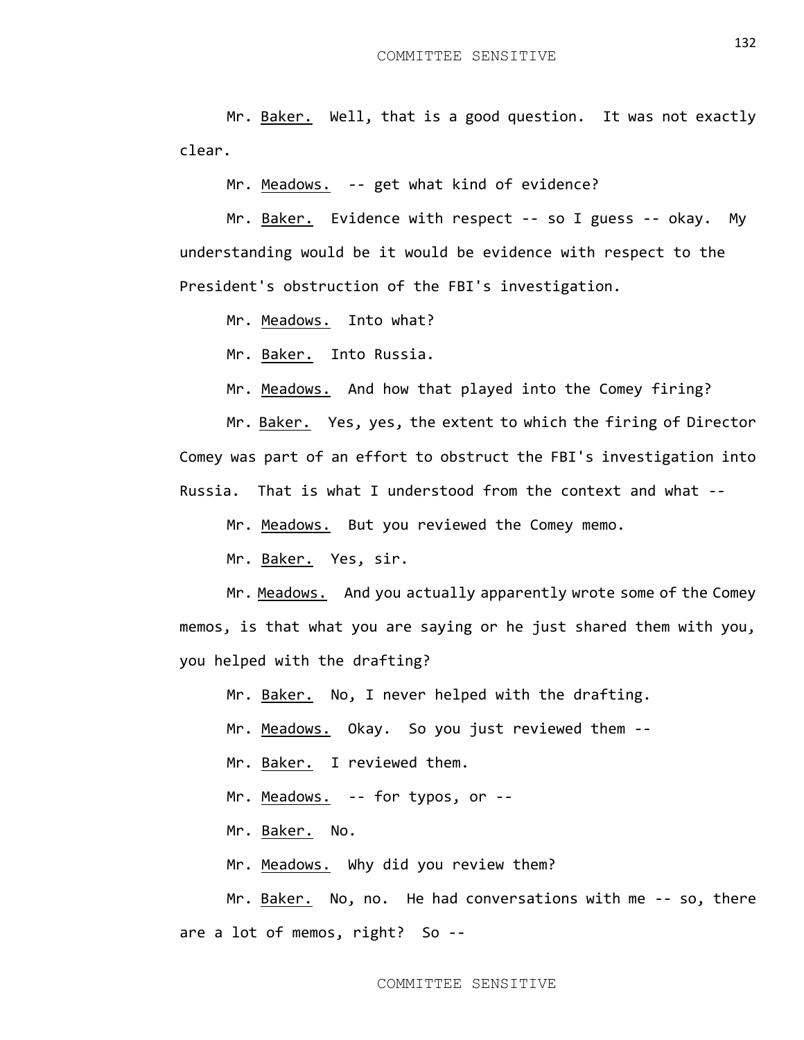Mr. <u>Baker.</u> Well, that is a good question. It was not exactly clear.

Mr. <u>Meadows.</u> -- get what kind of evidence?

Mr. <u>Baker.</u> Evidence with respect -- so I guess -- okay. My understanding would be it would be evidence with respect to the President's obstruction of the FBI's investigation.

Mr. <u>Meadows.</u> Into what?

Mr. <u>Baker.</u> Into Russia.

Mr. <u>Meadows.</u> And how that played into the Comey firing?

Mr. <u>Baker.</u> Yes, yes, the extent to which the firing of Director Comey was part of an effort to obstruct the FBI's investigation into Russia. That is what I understood from the context and what --

Mr. <u>Meadows.</u> But you reviewed the Comey memo.

Mr. <u>Baker.</u> Yes, sir.

Mr. <u>Meadows.</u> And you actually apparently wrote some of the Comey memos, is that what you are saying or he just shared them with you, you helped with the drafting?

Mr. <u>Baker.</u> No, I never helped with the drafting.

Mr. <u>Meadows.</u> Okay. So you just reviewed them --

Mr. <u>Baker.</u> I reviewed them.

Mr. <u>Meadows.</u> -- for typos, or --

Mr. <u>Baker.</u> No.

Mr. <u>Meadows.</u> Why did you review them?

Mr. <u>Baker.</u> No, no. He had conversations with me -- so, there are a lot of memos, right? So --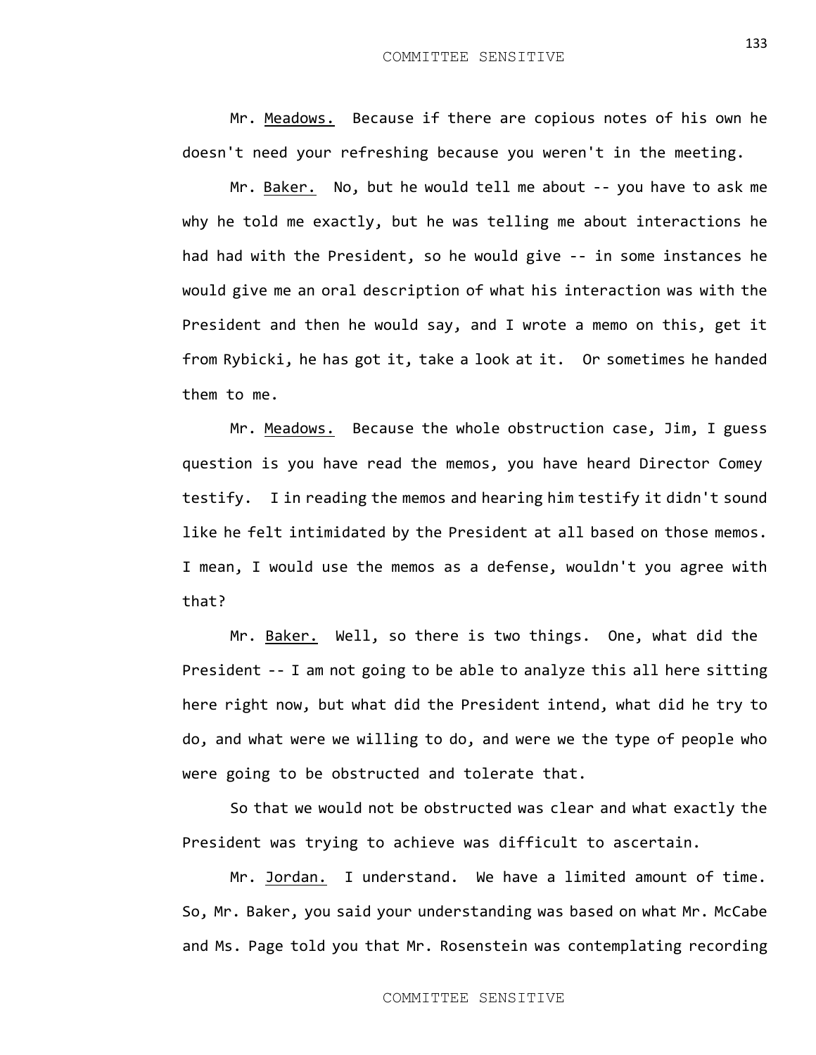Mr. Meadows. Because if there are copious notes of his own he doesn't need your refreshing because you weren't in the meeting.

Mr. Baker. No, but he would tell me about -- you have to ask me why he told me exactly, but he was telling me about interactions he had had with the President, so he would give -- in some instances he would give me an oral description of what his interaction was with the President and then he would say, and I wrote a memo on this, get it from Rybicki, he has got it, take a look at it. Or sometimes he handed them to me.

Mr. Meadows. Because the whole obstruction case, Jim, I guess question is you have read the memos, you have heard Director Comey testify. I in reading the memos and hearing him testify it didn't sound like he felt intimidated by the President at all based on those memos. I mean, I would use the memos as a defense, wouldn't you agree with that?

Mr. Baker. Well, so there is two things. One, what did the President -- I am not going to be able to analyze this all here sitting here right now, but what did the President intend, what did he try to do, and what were we willing to do, and were we the type of people who were going to be obstructed and tolerate that.

So that we would not be obstructed was clear and what exactly the President was trying to achieve was difficult to ascertain.

Mr. Jordan. I understand. We have a limited amount of time. So, Mr. Baker, you said your understanding was based on what Mr. McCabe and Ms. Page told you that Mr. Rosenstein was contemplating recording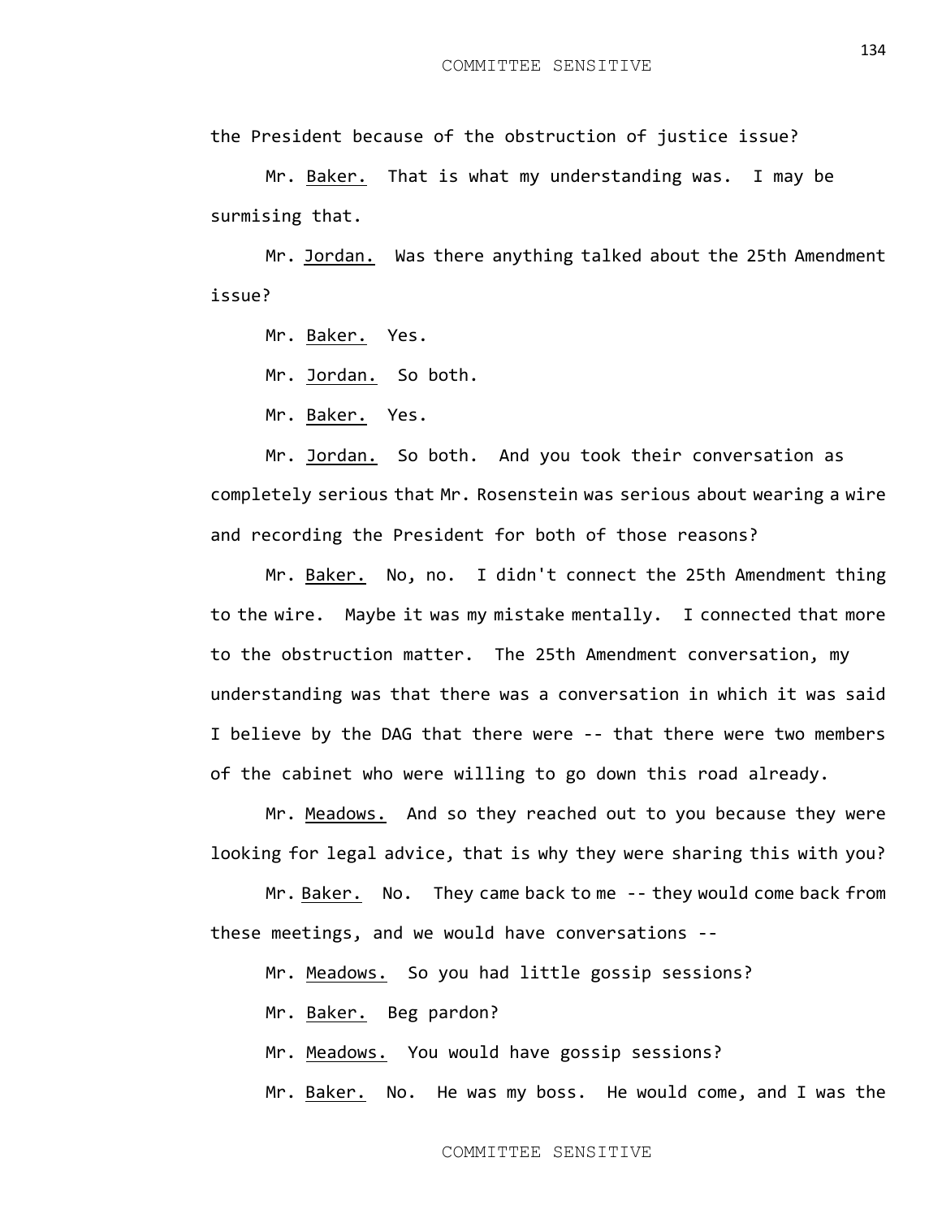the President because of the obstruction of justice issue?

Mr. Baker. That is what my understanding was. I may be surmising that.

Mr. Jordan. Was there anything talked about the 25th Amendment issue?

Mr. Baker. Yes.

Mr. Jordan. So both.

Mr. Baker. Yes.

Mr. Jordan. So both. And you took their conversation as completely serious that Mr. Rosenstein was serious about wearing a wire and recording the President for both of those reasons?

Mr. Baker. No, no. I didn't connect the 25th Amendment thing to the wire. Maybe it was my mistake mentally. I connected that more to the obstruction matter. The 25th Amendment conversation, my understanding was that there was a conversation in which it was said I believe by the DAG that there were -- that there were two members of the cabinet who were willing to go down this road already.

Mr. Meadows. And so they reached out to you because they were looking for legal advice, that is why they were sharing this with you?

Mr. Baker. No. They came back to me -- they would come back from these meetings, and we would have conversations --

Mr. Meadows. So you had little gossip sessions?

Mr. Baker. Beg pardon?

Mr. Meadows. You would have gossip sessions?

Mr. Baker. No. He was my boss. He would come, and I was the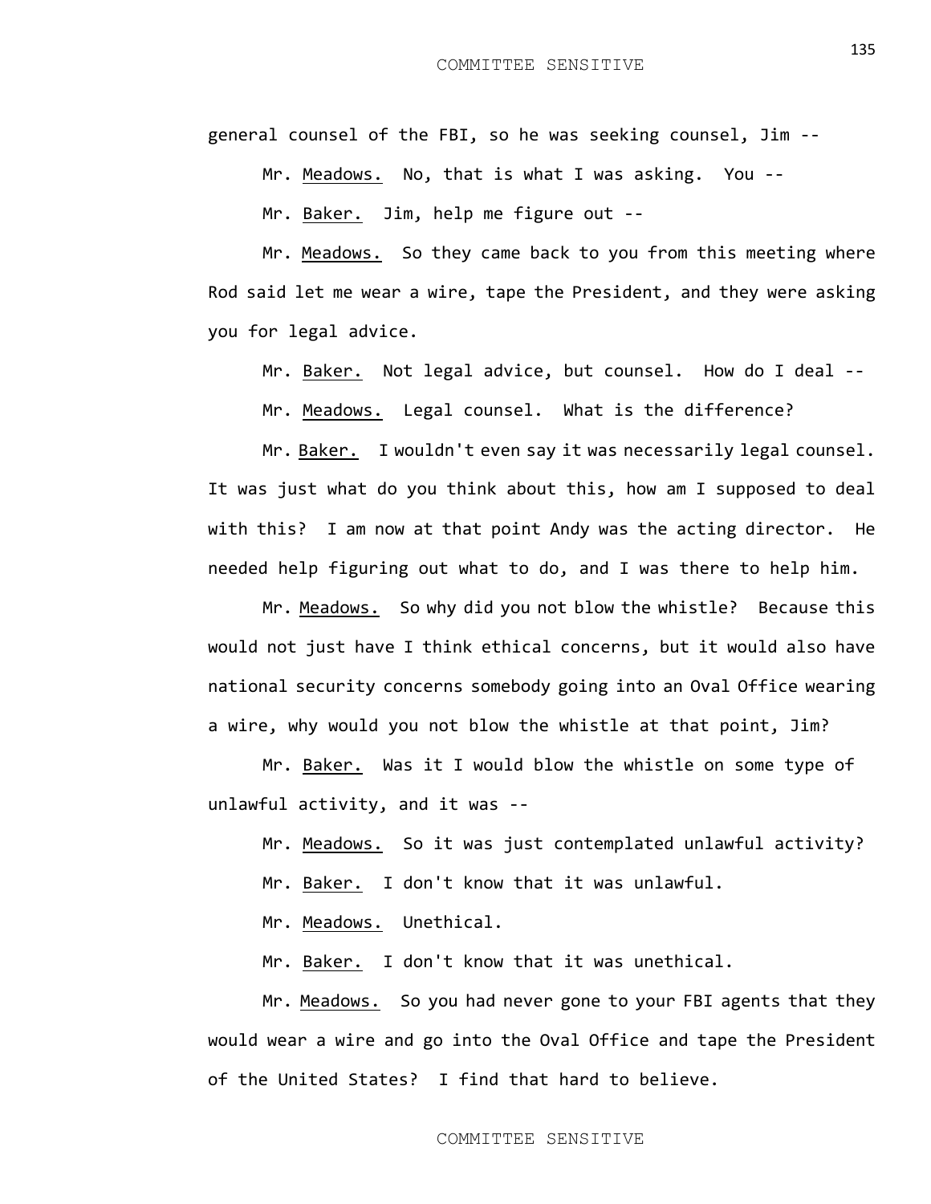general counsel of the FBI, so he was seeking counsel, Jim --

Mr. Meadows. No, that is what I was asking. You --

Mr. Baker. Jim, help me figure out --

Mr. Meadows. So they came back to you from this meeting where Rod said let me wear a wire, tape the President, and they were asking you for legal advice.

Mr. Baker. Not legal advice, but counsel. How do I deal --

Mr. Meadows. Legal counsel. What is the difference?

Mr. Baker. I wouldn't even say it was necessarily legal counsel. It was just what do you think about this, how am I supposed to deal with this? I am now at that point Andy was the acting director. He needed help figuring out what to do, and I was there to help him.

Mr. Meadows. So why did you not blow the whistle? Because this would not just have I think ethical concerns, but it would also have national security concerns somebody going into an Oval Office wearing a wire, why would you not blow the whistle at that point, Jim?

Mr. Baker. Was it I would blow the whistle on some type of unlawful activity, and it was --

Mr. Meadows. So it was just contemplated unlawful activity?

Mr. Baker. I don't know that it was unlawful.

Mr. Meadows. Unethical.

Mr. Baker. I don't know that it was unethical.

Mr. Meadows. So you had never gone to your FBI agents that they would wear a wire and go into the Oval Office and tape the President of the United States? I find that hard to believe.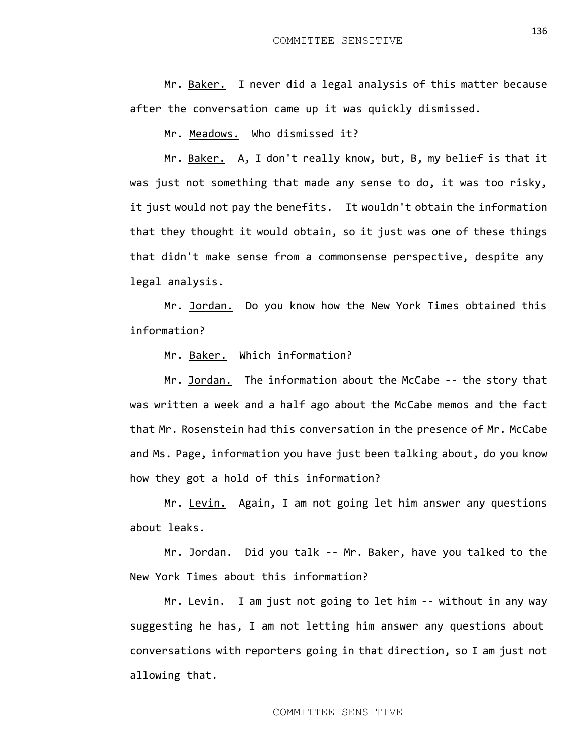Mr. Baker. I never did a legal analysis of this matter because after the conversation came up it was quickly dismissed.

Mr. Meadows. Who dismissed it?

Mr. Baker. A, I don't really know, but, B, my belief is that it was just not something that made any sense to do, it was too risky, it just would not pay the benefits. It wouldn't obtain the information that they thought it would obtain, so it just was one of these things that didn't make sense from a commonsense perspective, despite any legal analysis.

Mr. Jordan. Do you know how the New York Times obtained this information?

Mr. Baker. Which information?

Mr. Jordan. The information about the McCabe -- the story that was written a week and a half ago about the McCabe memos and the fact that Mr. Rosenstein had this conversation in the presence of Mr. McCabe and Ms. Page, information you have just been talking about, do you know how they got a hold of this information?

Mr. Levin. Again, I am not going let him answer any questions about leaks.

Mr. Jordan. Did you talk -- Mr. Baker, have you talked to the New York Times about this information?

Mr. Levin. I am just not going to let him -- without in any way suggesting he has, I am not letting him answer any questions about conversations with reporters going in that direction, so I am just not allowing that.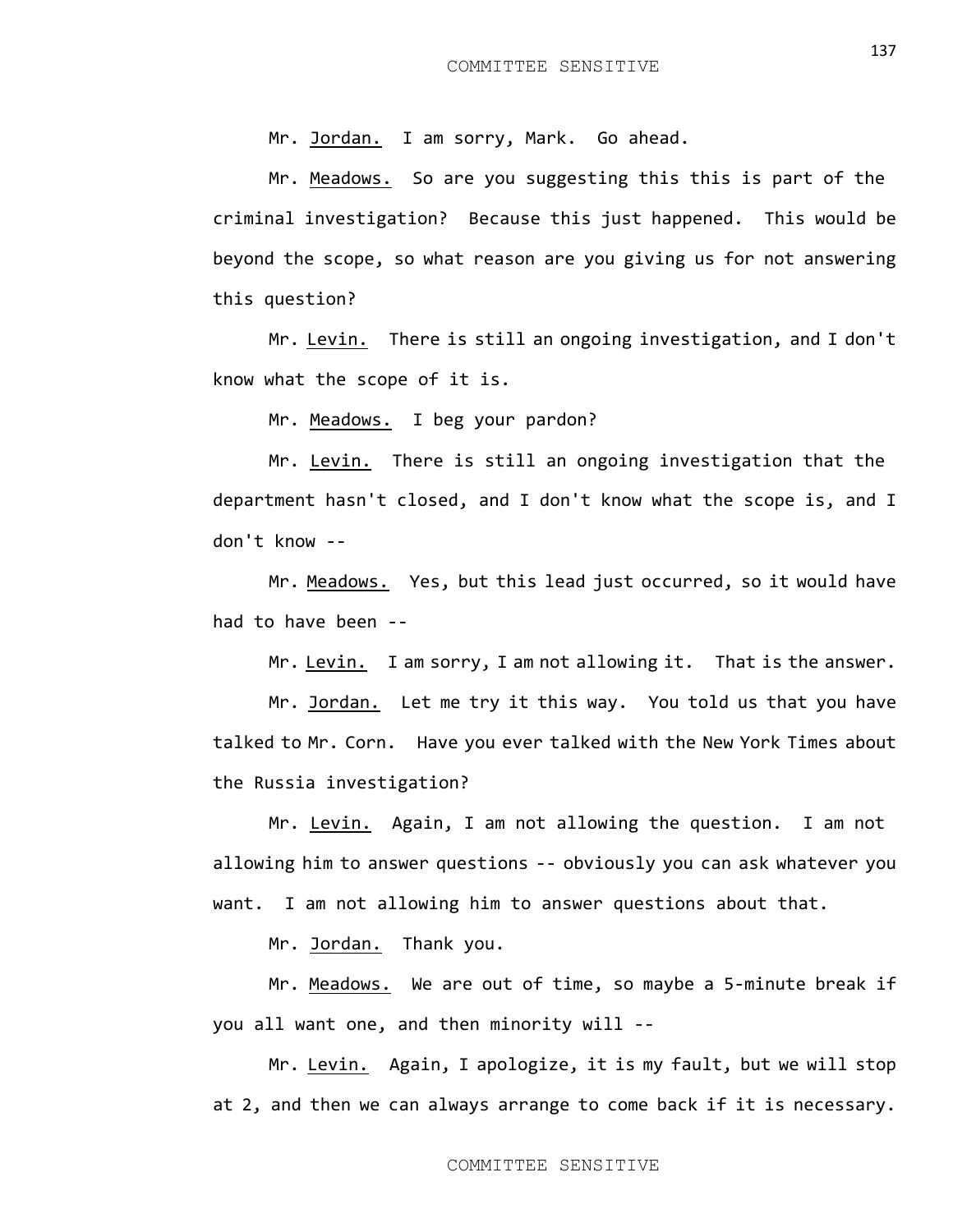Mr. Jordan. I am sorry, Mark. Go ahead.

Mr. Meadows. So are you suggesting this this is part of the criminal investigation? Because this just happened. This would be beyond the scope, so what reason are you giving us for not answering this question?

Mr. Levin. There is still an ongoing investigation, and I don't know what the scope of it is.

Mr. Meadows. I beg your pardon?

Mr. Levin. There is still an ongoing investigation that the department hasn't closed, and I don't know what the scope is, and I don't know --

Mr. Meadows. Yes, but this lead just occurred, so it would have had to have been --

Mr. Levin. I am sorry, I am not allowing it. That is the answer.

Mr. Jordan. Let me try it this way. You told us that you have talked to Mr. Corn. Have you ever talked with the New York Times about the Russia investigation?

Mr. Levin. Again, I am not allowing the question. I am not allowing him to answer questions -- obviously you can ask whatever you want. I am not allowing him to answer questions about that.

Mr. Jordan. Thank you.

Mr. Meadows. We are out of time, so maybe a 5-minute break if you all want one, and then minority will --

Mr. Levin. Again, I apologize, it is my fault, but we will stop at 2, and then we can always arrange to come back if it is necessary.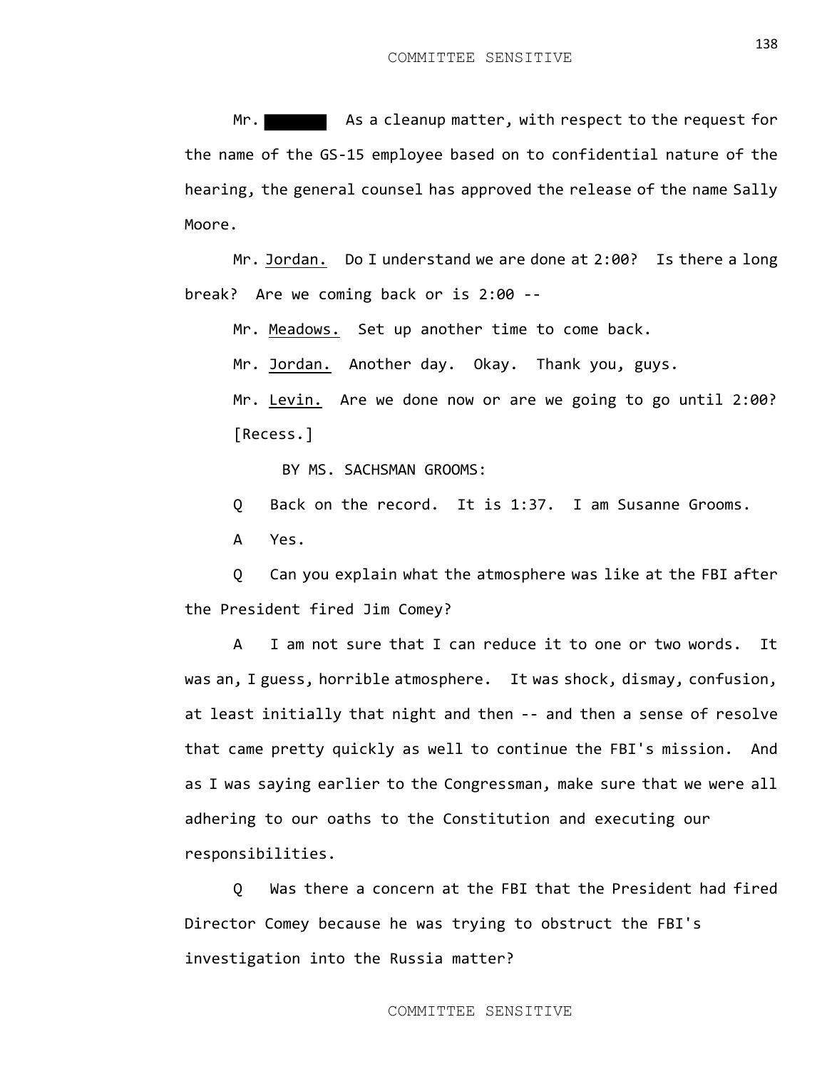Mr. ████ As a cleanup matter, with respect to the request for the name of the GS-15 employee based on to confidential nature of the hearing, the general counsel has approved the release of the name Sally Moore.

Mr. Jordan. Do I understand we are done at 2:00? Is there a long break? Are we coming back or is 2:00 --

Mr. Meadows. Set up another time to come back.

Mr. Jordan. Another day. Okay. Thank you, guys.

Mr. Levin. Are we done now or are we going to go until 2:00?

[Recess.]

BY MS. SACHSMAN GROOMS:

Q Back on the record. It is 1:37. I am Susanne Grooms.

A Yes.

Q Can you explain what the atmosphere was like at the FBI after the President fired Jim Comey?

A I am not sure that I can reduce it to one or two words. It was an, I guess, horrible atmosphere. It was shock, dismay, confusion, at least initially that night and then -- and then a sense of resolve that came pretty quickly as well to continue the FBI's mission. And as I was saying earlier to the Congressman, make sure that we were all adhering to our oaths to the Constitution and executing our responsibilities.

Q Was there a concern at the FBI that the President had fired Director Comey because he was trying to obstruct the FBI's investigation into the Russia matter?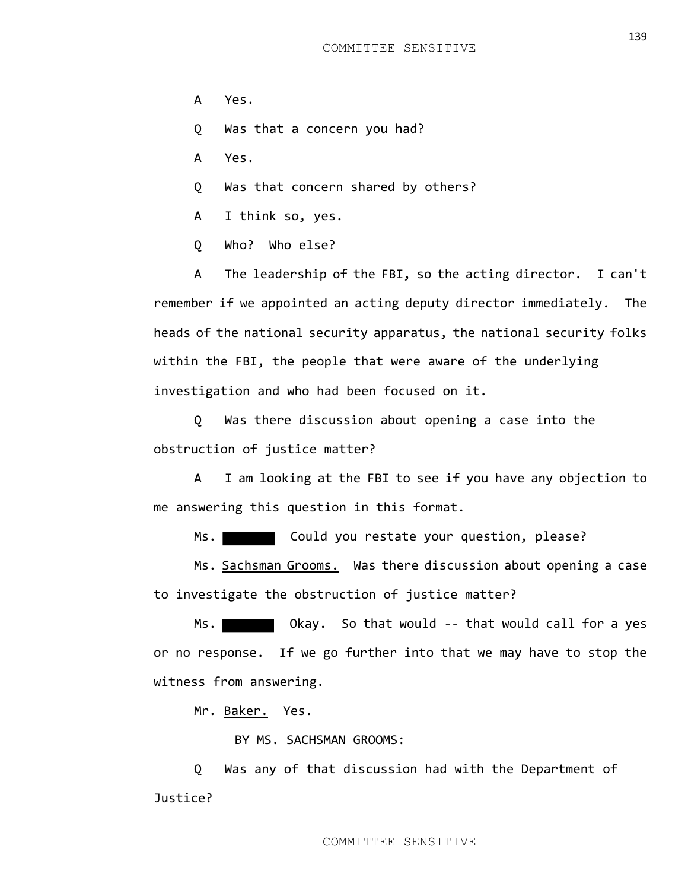A Yes.

Q Was that a concern you had?

A Yes.

Q Was that concern shared by others?

A I think so, yes.

Q Who? Who else?

A The leadership of the FBI, so the acting director. I can't remember if we appointed an acting deputy director immediately. The heads of the national security apparatus, the national security folks within the FBI, the people that were aware of the underlying investigation and who had been focused on it.

Q Was there discussion about opening a case into the obstruction of justice matter?

A I am looking at the FBI to see if you have any objection to me answering this question in this format.

Ms. ████ Could you restate your question, please?

Ms. Sachsman Grooms. Was there discussion about opening a case to investigate the obstruction of justice matter?

Ms. ████ Okay. So that would -- that would call for a yes or no response. If we go further into that we may have to stop the witness from answering.

Mr. Baker. Yes.

BY MS. SACHSMAN GROOMS:

Q Was any of that discussion had with the Department of Justice?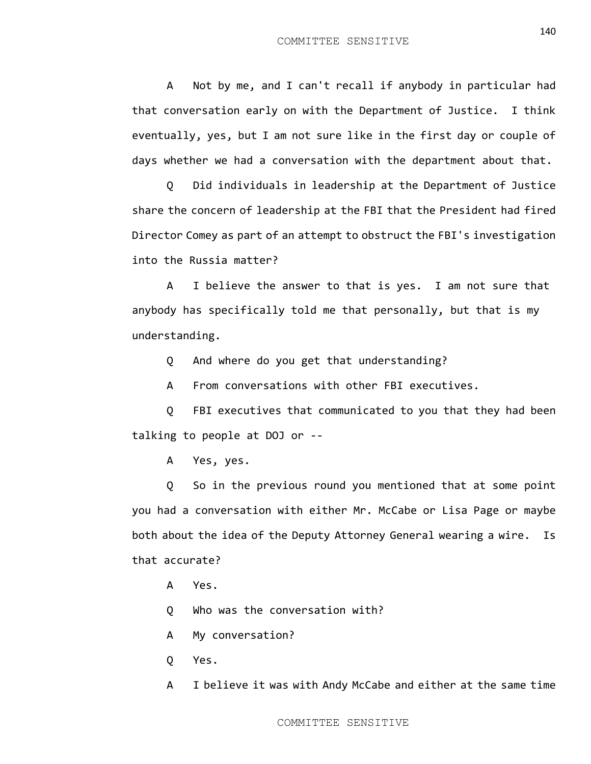A Not by me, and I can't recall if anybody in particular had that conversation early on with the Department of Justice. I think eventually, yes, but I am not sure like in the first day or couple of days whether we had a conversation with the department about that.

Q Did individuals in leadership at the Department of Justice share the concern of leadership at the FBI that the President had fired Director Comey as part of an attempt to obstruct the FBI's investigation into the Russia matter?

A I believe the answer to that is yes. I am not sure that anybody has specifically told me that personally, but that is my understanding.

Q And where do you get that understanding?

A From conversations with other FBI executives.

Q FBI executives that communicated to you that they had been talking to people at DOJ or --

A Yes, yes.

Q So in the previous round you mentioned that at some point you had a conversation with either Mr. McCabe or Lisa Page or maybe both about the idea of the Deputy Attorney General wearing a wire. Is that accurate?

A Yes.

Q Who was the conversation with?

A My conversation?

Q Yes.

A I believe it was with Andy McCabe and either at the same time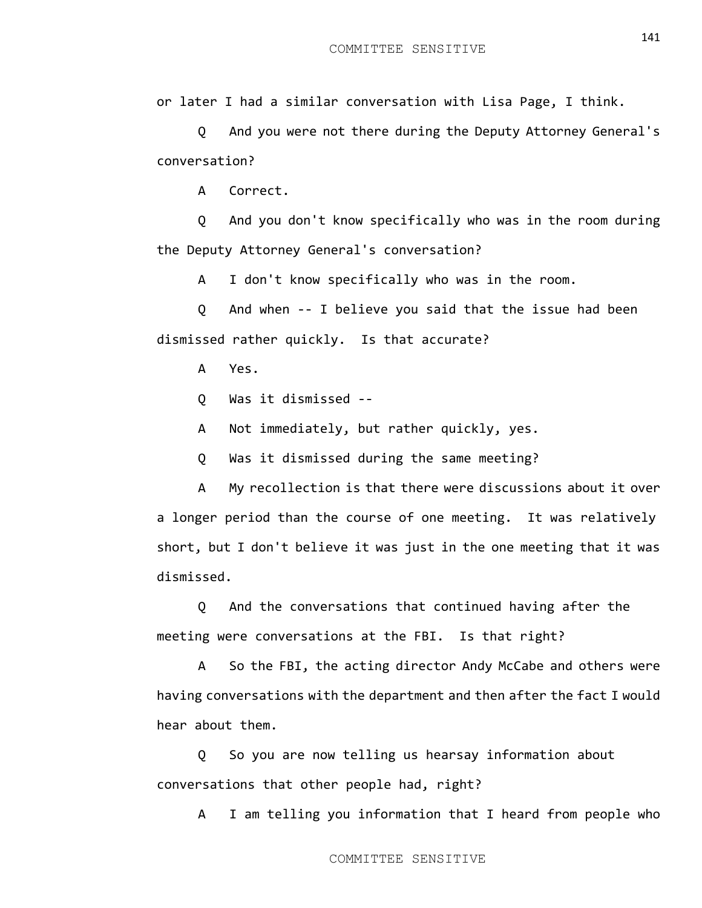or later I had a similar conversation with Lisa Page, I think.

Q And you were not there during the Deputy Attorney General's conversation?

A Correct.

Q And you don't know specifically who was in the room during the Deputy Attorney General's conversation?

A I don't know specifically who was in the room.

Q And when -- I believe you said that the issue had been dismissed rather quickly. Is that accurate?

A Yes.

Q Was it dismissed --

A Not immediately, but rather quickly, yes.

Q Was it dismissed during the same meeting?

A My recollection is that there were discussions about it over a longer period than the course of one meeting. It was relatively short, but I don't believe it was just in the one meeting that it was dismissed.

Q And the conversations that continued having after the meeting were conversations at the FBI. Is that right?

A So the FBI, the acting director Andy McCabe and others were having conversations with the department and then after the fact I would hear about them.

Q So you are now telling us hearsay information about conversations that other people had, right?

A I am telling you information that I heard from people who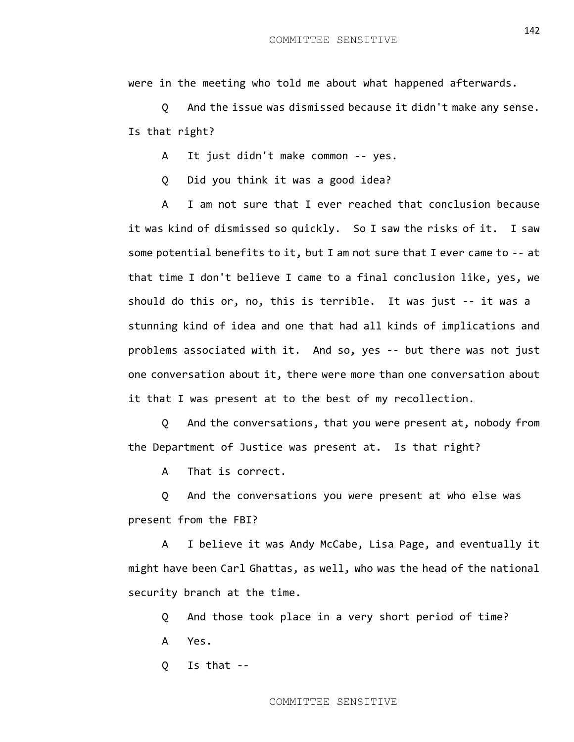were in the meeting who told me about what happened afterwards.

Q And the issue was dismissed because it didn't make any sense. Is that right?

A It just didn't make common -- yes.

Q Did you think it was a good idea?

A I am not sure that I ever reached that conclusion because it was kind of dismissed so quickly. So I saw the risks of it. I saw some potential benefits to it, but I am not sure that I ever came to -- at that time I don't believe I came to a final conclusion like, yes, we should do this or, no, this is terrible. It was just -- it was a stunning kind of idea and one that had all kinds of implications and problems associated with it. And so, yes -- but there was not just one conversation about it, there were more than one conversation about it that I was present at to the best of my recollection.

Q And the conversations, that you were present at, nobody from the Department of Justice was present at. Is that right?

A That is correct.

Q And the conversations you were present at who else was present from the FBI?

A I believe it was Andy McCabe, Lisa Page, and eventually it might have been Carl Ghattas, as well, who was the head of the national security branch at the time.

Q And those took place in a very short period of time?

A Yes.

Q Is that --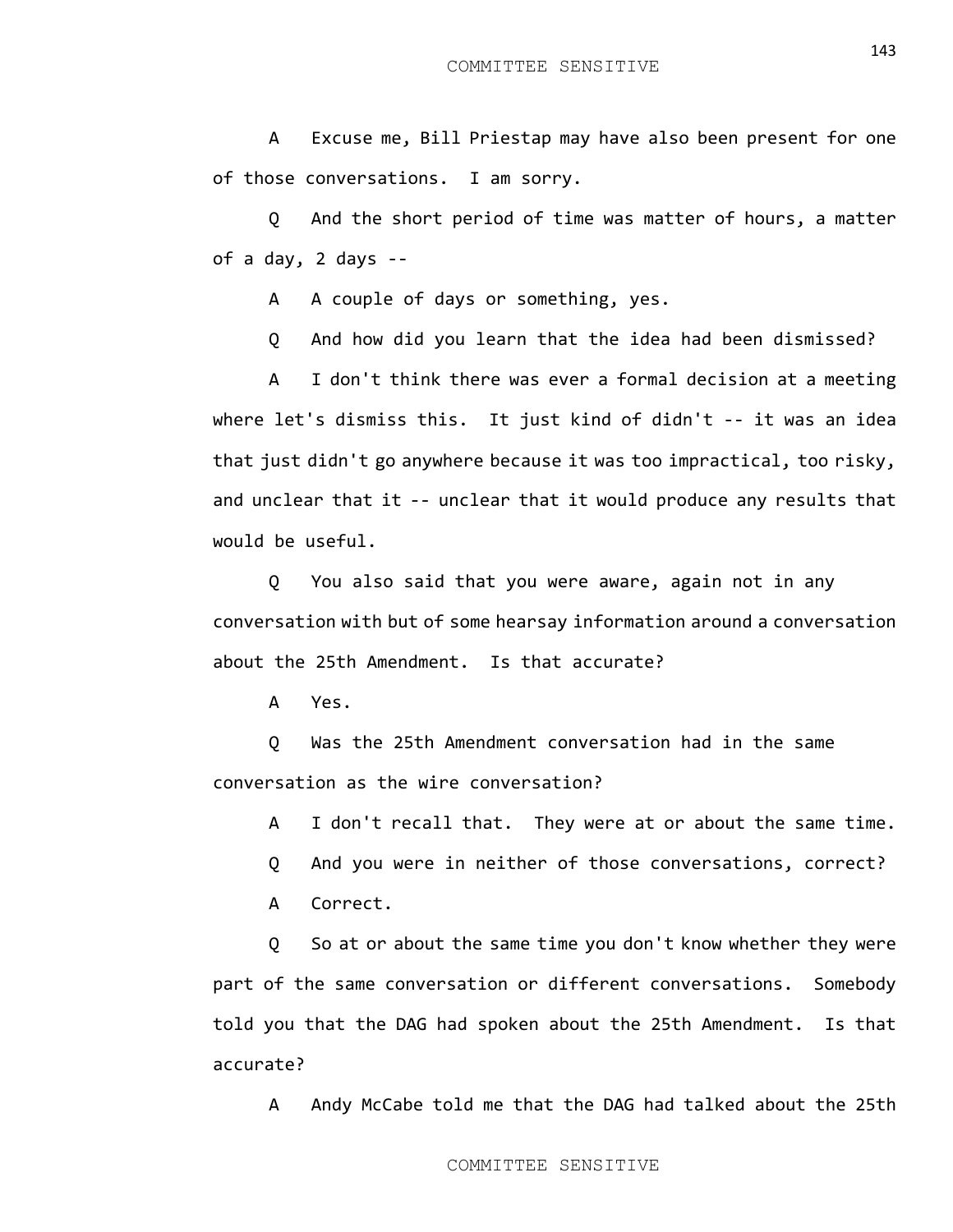A Excuse me, Bill Priestap may have also been present for one of those conversations. I am sorry.

Q And the short period of time was matter of hours, a matter of a day, 2 days --

A A couple of days or something, yes.

Q And how did you learn that the idea had been dismissed?

A I don't think there was ever a formal decision at a meeting where let's dismiss this. It just kind of didn't -- it was an idea that just didn't go anywhere because it was too impractical, too risky, and unclear that it -- unclear that it would produce any results that would be useful.

Q You also said that you were aware, again not in any conversation with but of some hearsay information around a conversation about the 25th Amendment. Is that accurate?

A Yes.

Q Was the 25th Amendment conversation had in the same conversation as the wire conversation?

A I don't recall that. They were at or about the same time.

Q And you were in neither of those conversations, correct?

A Correct.

Q So at or about the same time you don't know whether they were part of the same conversation or different conversations. Somebody told you that the DAG had spoken about the 25th Amendment. Is that accurate?

A Andy McCabe told me that the DAG had talked about the 25th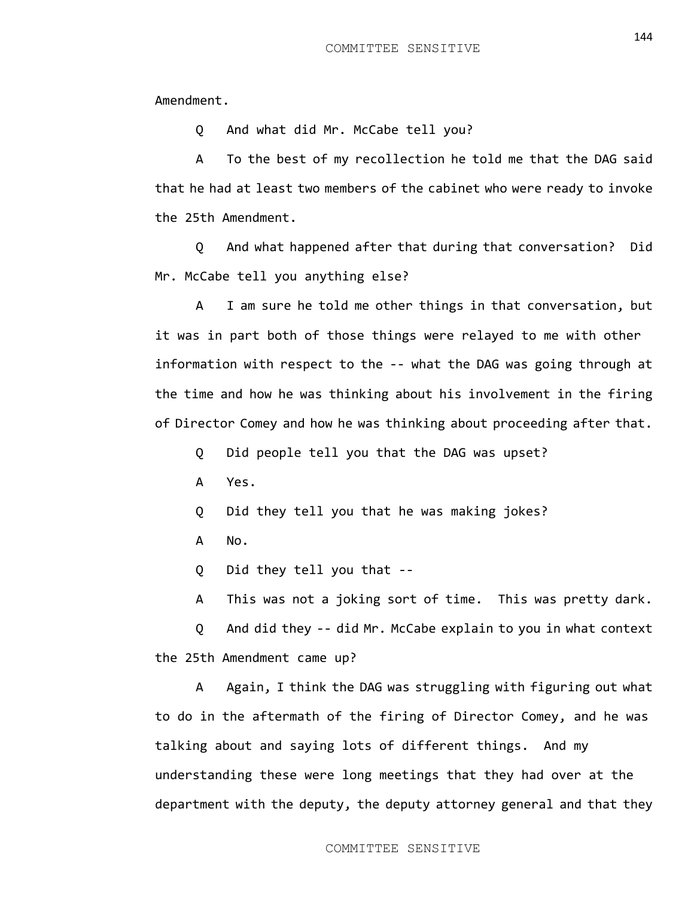Amendment.

Q And what did Mr. McCabe tell you?

A To the best of my recollection he told me that the DAG said that he had at least two members of the cabinet who were ready to invoke the 25th Amendment.

Q And what happened after that during that conversation? Did Mr. McCabe tell you anything else?

A I am sure he told me other things in that conversation, but it was in part both of those things were relayed to me with other information with respect to the -- what the DAG was going through at the time and how he was thinking about his involvement in the firing of Director Comey and how he was thinking about proceeding after that.

Q Did people tell you that the DAG was upset?

A Yes.

Q Did they tell you that he was making jokes?

A No.

Q Did they tell you that --

A This was not a joking sort of time. This was pretty dark.

Q And did they -- did Mr. McCabe explain to you in what context the 25th Amendment came up?

A Again, I think the DAG was struggling with figuring out what to do in the aftermath of the firing of Director Comey, and he was talking about and saying lots of different things. And my understanding these were long meetings that they had over at the department with the deputy, the deputy attorney general and that they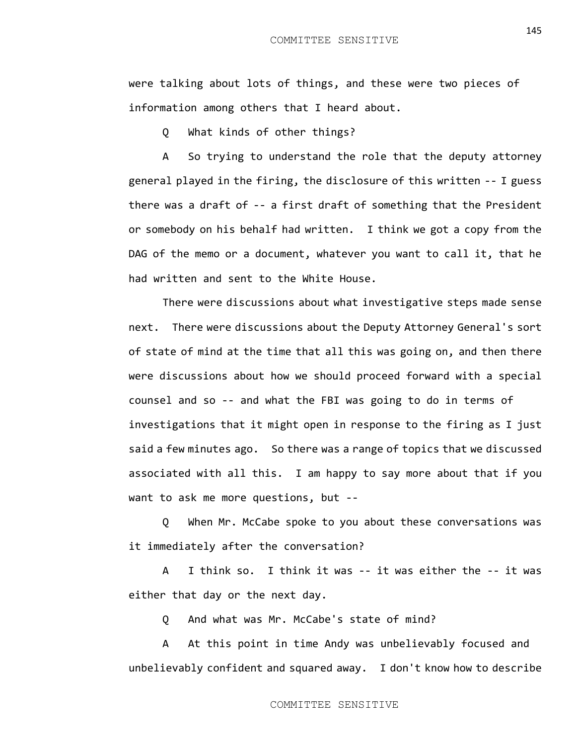were talking about lots of things, and these were two pieces of information among others that I heard about.

Q What kinds of other things?

A So trying to understand the role that the deputy attorney general played in the firing, the disclosure of this written -- I guess there was a draft of -- a first draft of something that the President or somebody on his behalf had written. I think we got a copy from the DAG of the memo or a document, whatever you want to call it, that he had written and sent to the White House.

There were discussions about what investigative steps made sense next. There were discussions about the Deputy Attorney General's sort of state of mind at the time that all this was going on, and then there were discussions about how we should proceed forward with a special counsel and so -- and what the FBI was going to do in terms of investigations that it might open in response to the firing as I just said a few minutes ago. So there was a range of topics that we discussed associated with all this. I am happy to say more about that if you want to ask me more questions, but --

Q When Mr. McCabe spoke to you about these conversations was it immediately after the conversation?

A I think so. I think it was -- it was either the -- it was either that day or the next day.

Q And what was Mr. McCabe's state of mind?

A At this point in time Andy was unbelievably focused and unbelievably confident and squared away. I don't know how to describe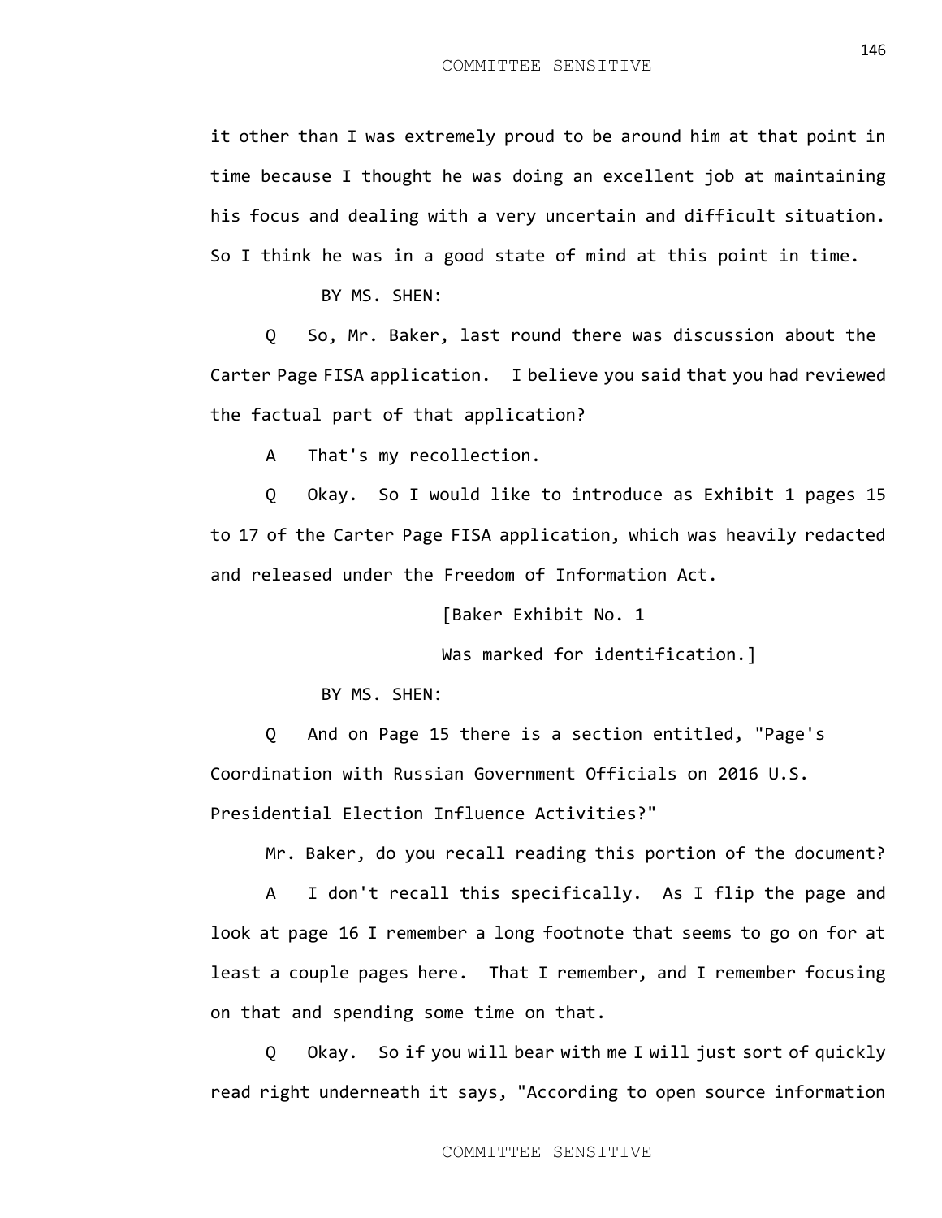it other than I was extremely proud to be around him at that point in time because I thought he was doing an excellent job at maintaining his focus and dealing with a very uncertain and difficult situation. So I think he was in a good state of mind at this point in time.

BY MS. SHEN:

Q So, Mr. Baker, last round there was discussion about the Carter Page FISA application. I believe you said that you had reviewed the factual part of that application?

A That's my recollection.

Q Okay. So I would like to introduce as Exhibit 1 pages 15 to 17 of the Carter Page FISA application, which was heavily redacted and released under the Freedom of Information Act.

[Baker Exhibit No. 1

Was marked for identification.]

BY MS. SHEN:

Q And on Page 15 there is a section entitled, "Page's Coordination with Russian Government Officials on 2016 U.S. Presidential Election Influence Activities?"

Mr. Baker, do you recall reading this portion of the document?

A I don't recall this specifically. As I flip the page and look at page 16 I remember a long footnote that seems to go on for at least a couple pages here. That I remember, and I remember focusing on that and spending some time on that.

Q Okay. So if you will bear with me I will just sort of quickly read right underneath it says, "According to open source information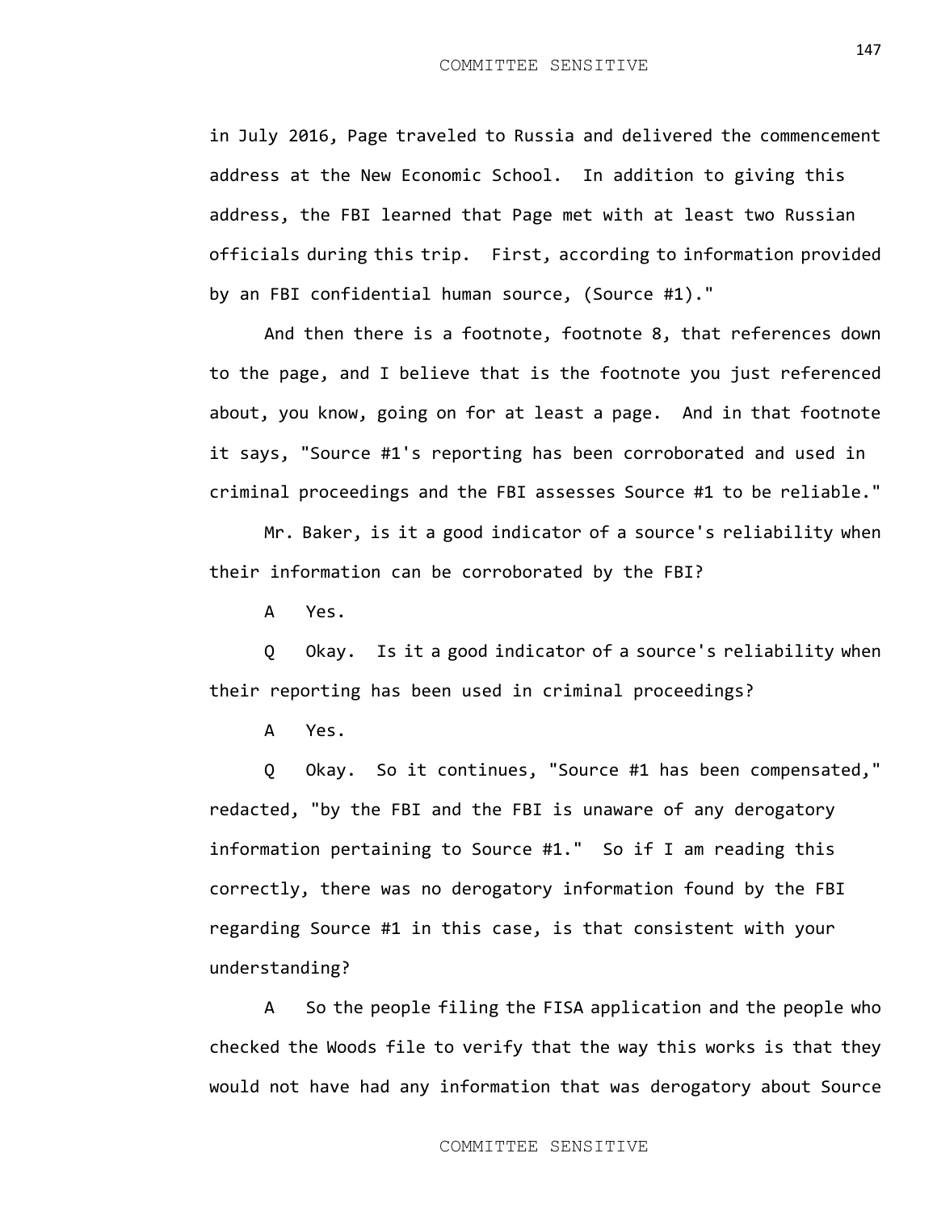in July 2016, Page traveled to Russia and delivered the commencement address at the New Economic School. In addition to giving this address, the FBI learned that Page met with at least two Russian officials during this trip. First, according to information provided by an FBI confidential human source, (Source #1)."

And then there is a footnote, footnote 8, that references down to the page, and I believe that is the footnote you just referenced about, you know, going on for at least a page. And in that footnote it says, "Source #1's reporting has been corroborated and used in criminal proceedings and the FBI assesses Source #1 to be reliable."

Mr. Baker, is it a good indicator of a source's reliability when their information can be corroborated by the FBI?

A Yes.

Q Okay. Is it a good indicator of a source's reliability when their reporting has been used in criminal proceedings?

A Yes.

Q Okay. So it continues, "Source #1 has been compensated," redacted, "by the FBI and the FBI is unaware of any derogatory information pertaining to Source #1." So if I am reading this correctly, there was no derogatory information found by the FBI regarding Source #1 in this case, is that consistent with your understanding?

A So the people filing the FISA application and the people who checked the Woods file to verify that the way this works is that they would not have had any information that was derogatory about Source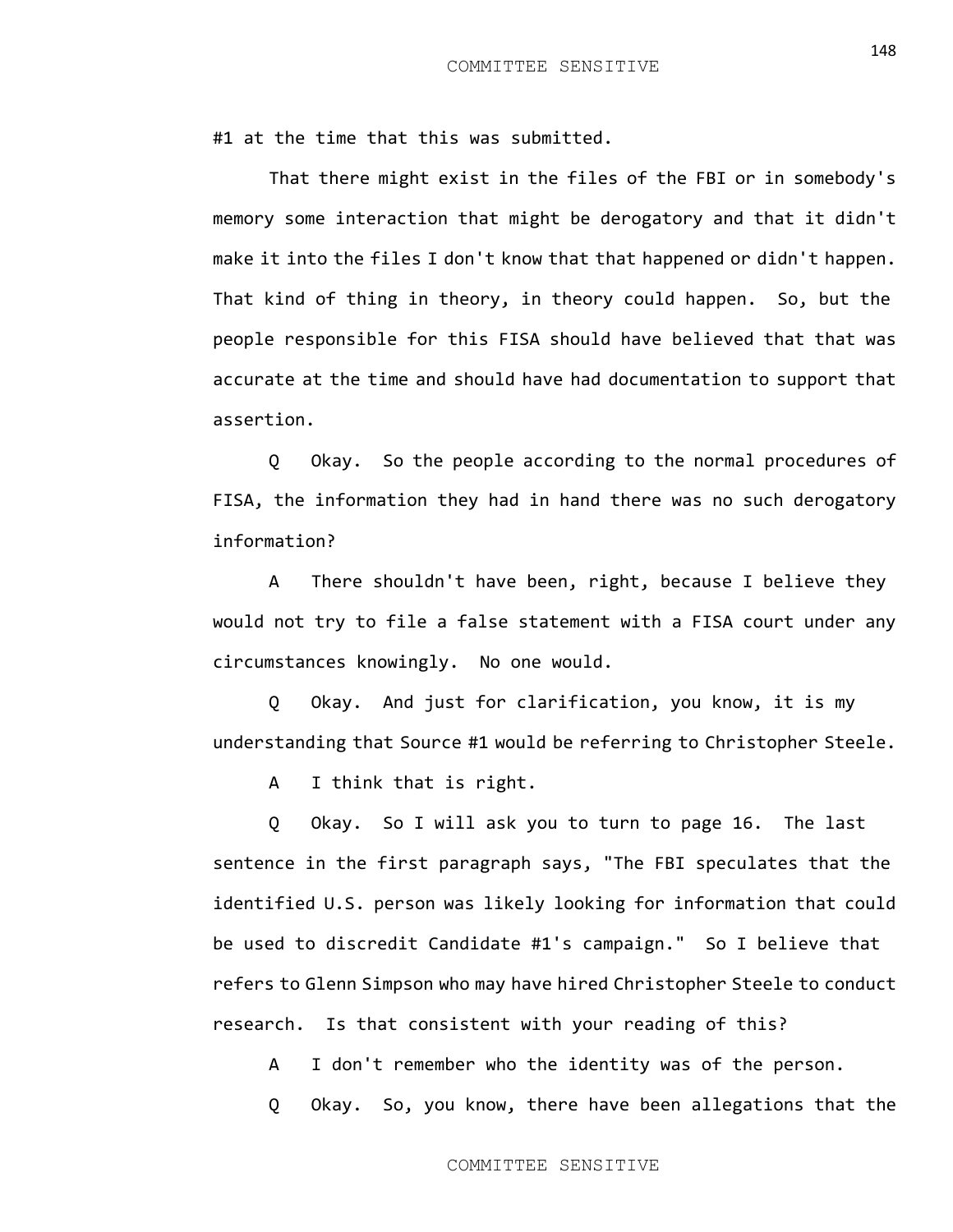#1 at the time that this was submitted.

That there might exist in the files of the FBI or in somebody's memory some interaction that might be derogatory and that it didn't make it into the files I don't know that that happened or didn't happen. That kind of thing in theory, in theory could happen. So, but the people responsible for this FISA should have believed that that was accurate at the time and should have had documentation to support that assertion.

Q Okay. So the people according to the normal procedures of FISA, the information they had in hand there was no such derogatory information?

A There shouldn't have been, right, because I believe they would not try to file a false statement with a FISA court under any circumstances knowingly. No one would.

Q Okay. And just for clarification, you know, it is my understanding that Source #1 would be referring to Christopher Steele.

A I think that is right.

Q Okay. So I will ask you to turn to page 16. The last sentence in the first paragraph says, "The FBI speculates that the identified U.S. person was likely looking for information that could be used to discredit Candidate #1's campaign." So I believe that refers to Glenn Simpson who may have hired Christopher Steele to conduct research. Is that consistent with your reading of this?

A I don't remember who the identity was of the person.

Q Okay. So, you know, there have been allegations that the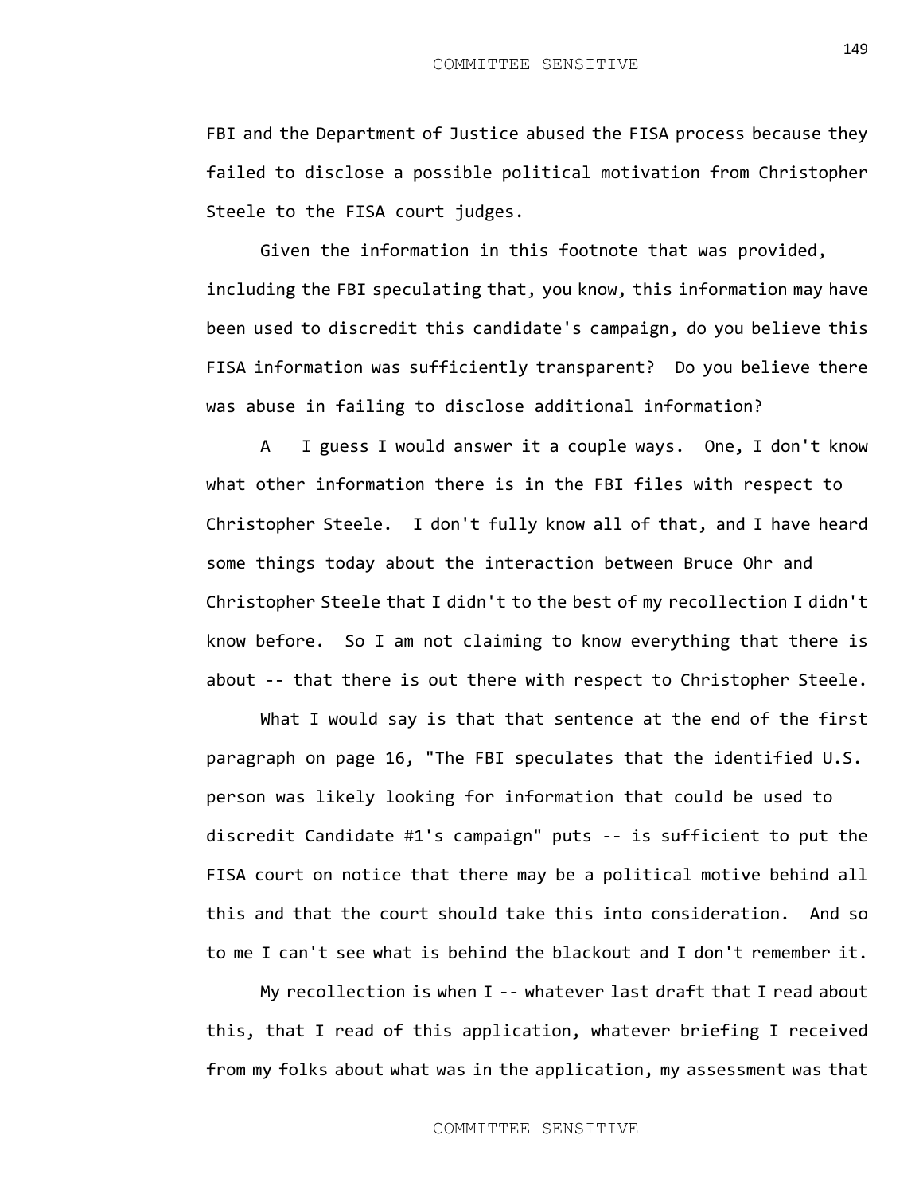FBI and the Department of Justice abused the FISA process because they failed to disclose a possible political motivation from Christopher Steele to the FISA court judges.

Given the information in this footnote that was provided, including the FBI speculating that, you know, this information may have been used to discredit this candidate's campaign, do you believe this FISA information was sufficiently transparent? Do you believe there was abuse in failing to disclose additional information?

A I guess I would answer it a couple ways. One, I don't know what other information there is in the FBI files with respect to Christopher Steele. I don't fully know all of that, and I have heard some things today about the interaction between Bruce Ohr and Christopher Steele that I didn't to the best of my recollection I didn't know before. So I am not claiming to know everything that there is about -- that there is out there with respect to Christopher Steele.

What I would say is that that sentence at the end of the first paragraph on page 16, "The FBI speculates that the identified U.S. person was likely looking for information that could be used to discredit Candidate #1's campaign" puts -- is sufficient to put the FISA court on notice that there may be a political motive behind all this and that the court should take this into consideration. And so to me I can't see what is behind the blackout and I don't remember it.

My recollection is when I -- whatever last draft that I read about this, that I read of this application, whatever briefing I received from my folks about what was in the application, my assessment was that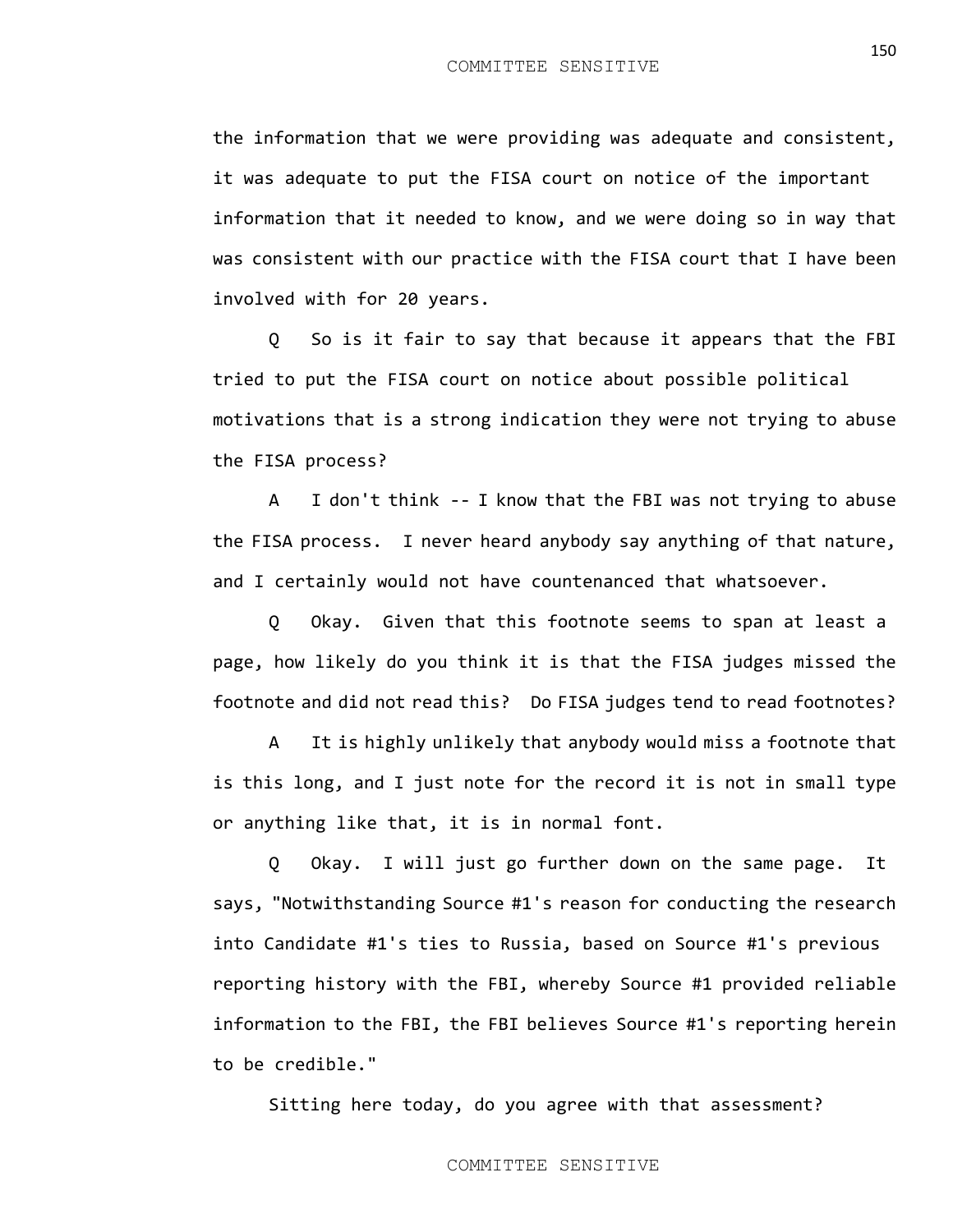the information that we were providing was adequate and consistent, it was adequate to put the FISA court on notice of the important information that it needed to know, and we were doing so in way that was consistent with our practice with the FISA court that I have been involved with for 20 years.

Q So is it fair to say that because it appears that the FBI tried to put the FISA court on notice about possible political motivations that is a strong indication they were not trying to abuse the FISA process?

A I don't think -- I know that the FBI was not trying to abuse the FISA process. I never heard anybody say anything of that nature, and I certainly would not have countenanced that whatsoever.

Q Okay. Given that this footnote seems to span at least a page, how likely do you think it is that the FISA judges missed the footnote and did not read this? Do FISA judges tend to read footnotes?

A It is highly unlikely that anybody would miss a footnote that is this long, and I just note for the record it is not in small type or anything like that, it is in normal font.

Q Okay. I will just go further down on the same page. It says, "Notwithstanding Source #1's reason for conducting the research into Candidate #1's ties to Russia, based on Source #1's previous reporting history with the FBI, whereby Source #1 provided reliable information to the FBI, the FBI believes Source #1's reporting herein to be credible."

Sitting here today, do you agree with that assessment?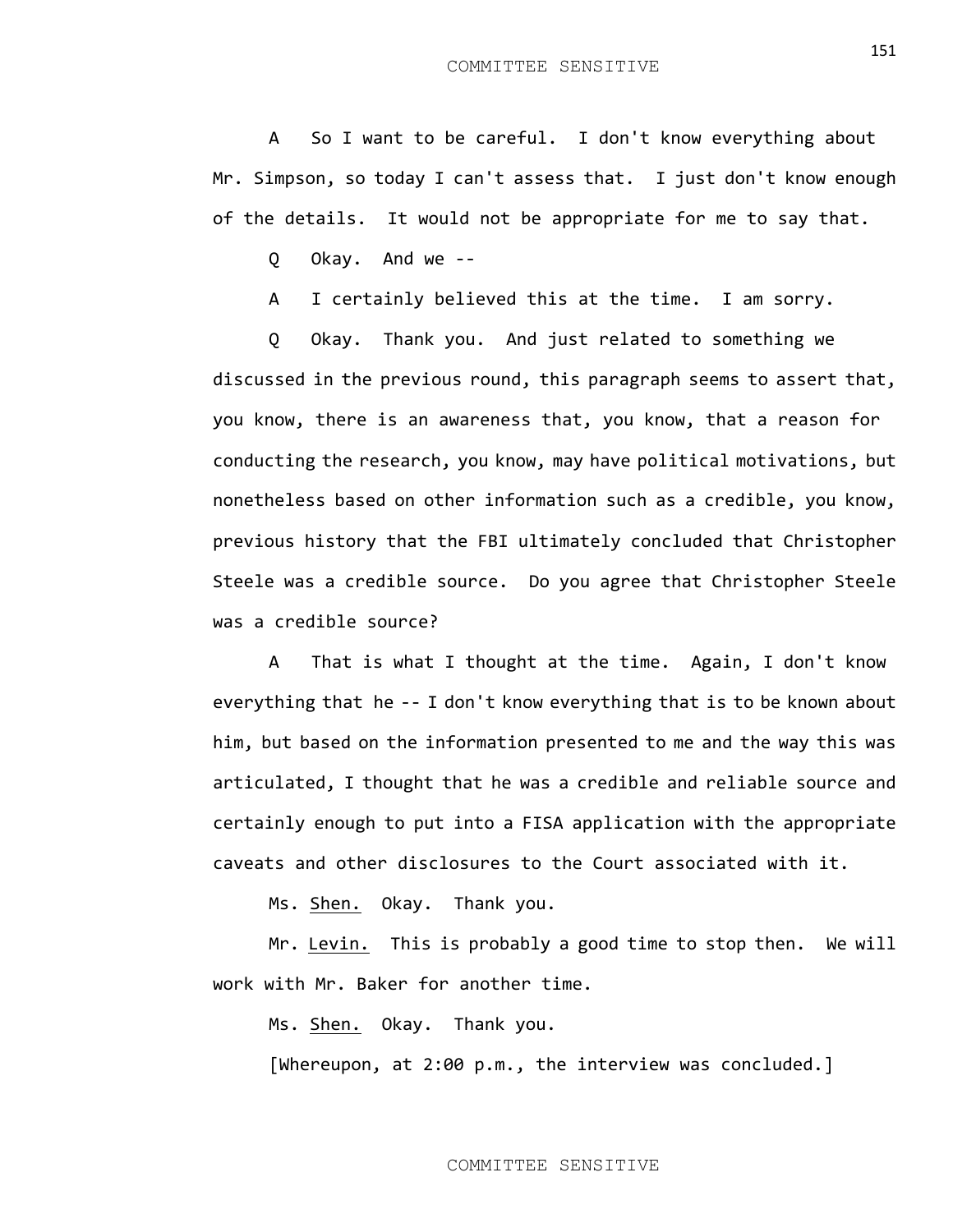A So I want to be careful. I don't know everything about Mr. Simpson, so today I can't assess that. I just don't know enough of the details. It would not be appropriate for me to say that.

Q Okay. And we --

A I certainly believed this at the time. I am sorry.

Q Okay. Thank you. And just related to something we discussed in the previous round, this paragraph seems to assert that, you know, there is an awareness that, you know, that a reason for conducting the research, you know, may have political motivations, but nonetheless based on other information such as a credible, you know, previous history that the FBI ultimately concluded that Christopher Steele was a credible source. Do you agree that Christopher Steele was a credible source?

A That is what I thought at the time. Again, I don't know everything that he -- I don't know everything that is to be known about him, but based on the information presented to me and the way this was articulated, I thought that he was a credible and reliable source and certainly enough to put into a FISA application with the appropriate caveats and other disclosures to the Court associated with it.

Ms. Shen. Okay. Thank you.

Mr. Levin. This is probably a good time to stop then. We will work with Mr. Baker for another time.

Ms. Shen. Okay. Thank you.

[Whereupon, at 2:00 p.m., the interview was concluded.]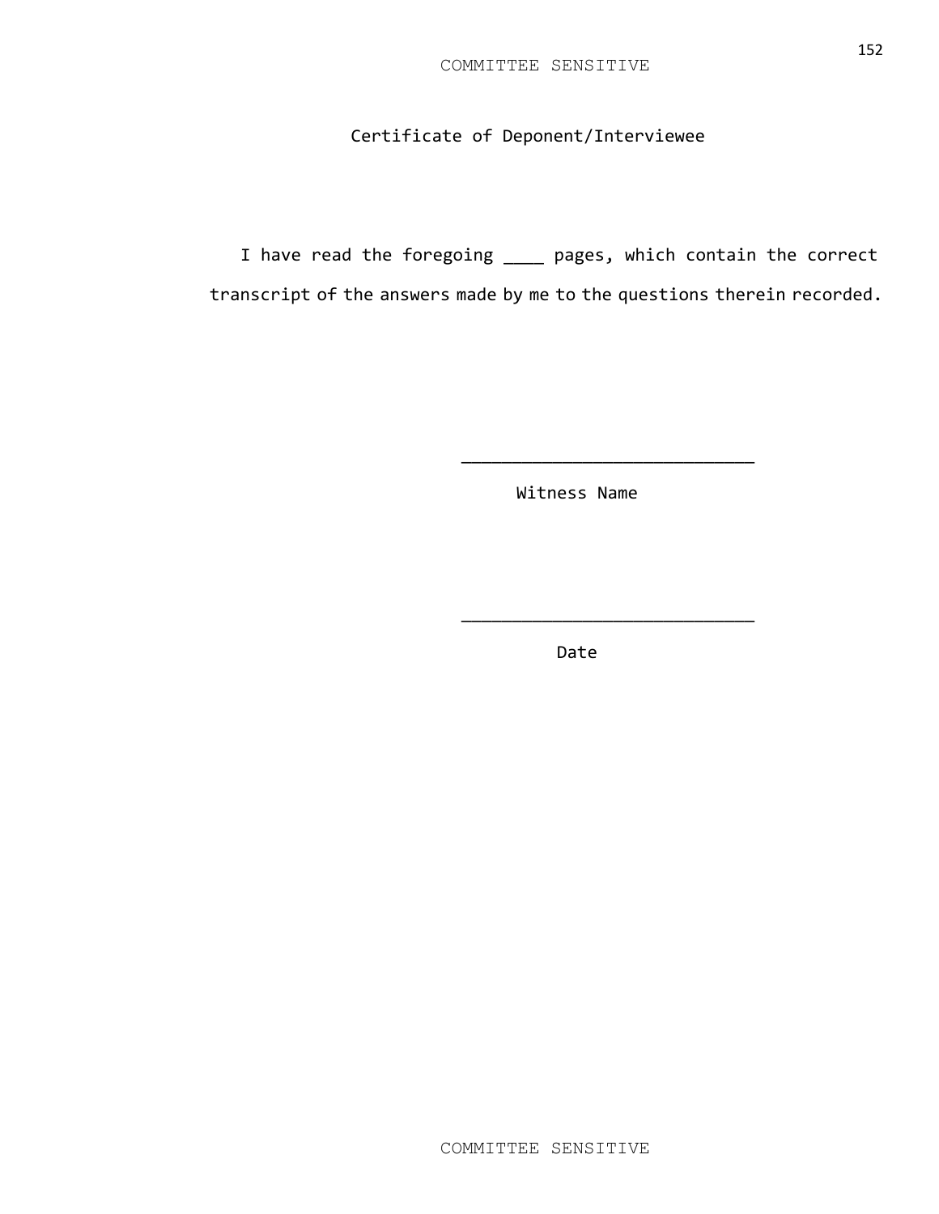Certificate of Deponent/Interviewee

I have read the foregoing ____ pages, which contain the correct transcript of the answers made by me to the questions therein recorded.

_____________________________

Witness Name

_____________________________

Date